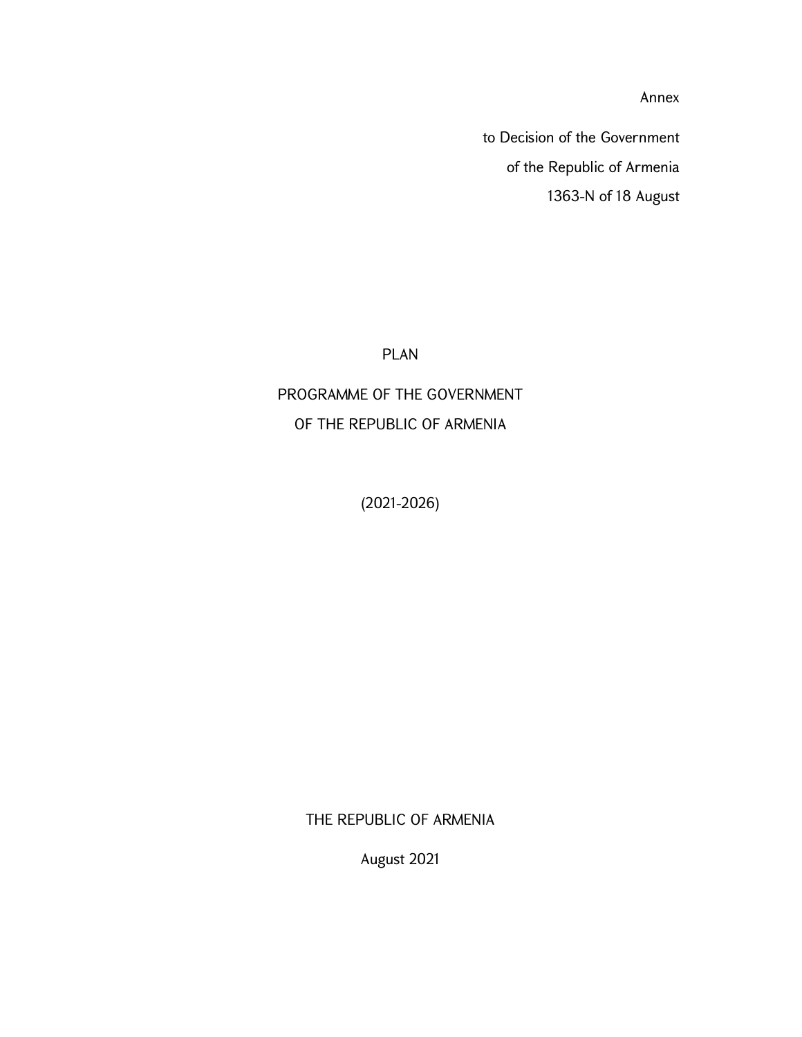Annex

to Decision of the Government

of the Republic of Armenia

1363-N of 18 August

# PLAN

# PROGRAMME OF THE GOVERNMENT OF THE REPUBLIC OF ARMENIA

(2021-2026)

THE REPUBLIC OF ARMENIA

August 2021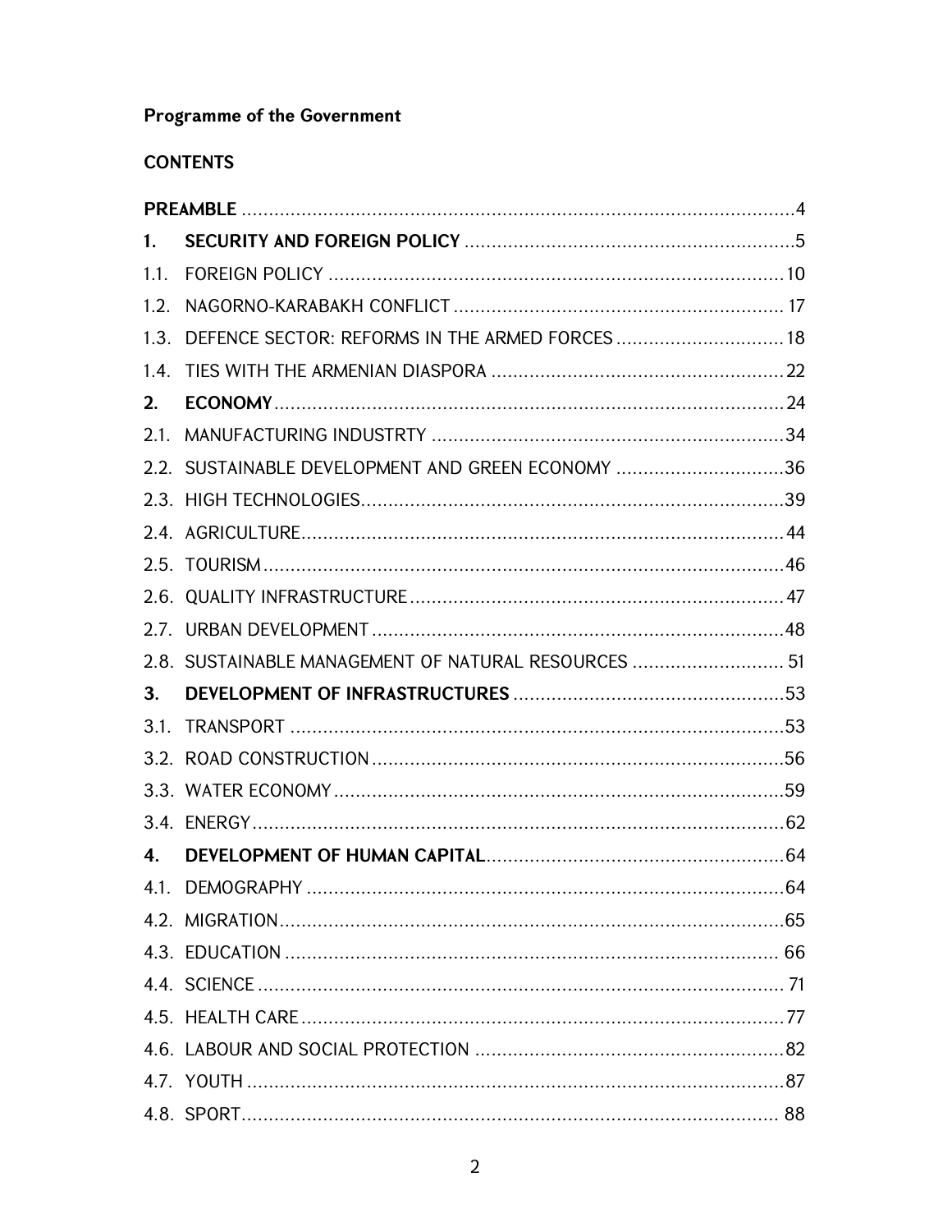**Programme of the Government**

**CONTENTS**

**PREAMBLE** .......... 4

1. **SECURITY AND FOREIGN POLICY** .......... 5

1.1. FOREIGN POLICY .......... 10

1.2. NAGORNO-KARABAKH CONFLICT .......... 17

1.3. DEFENCE SECTOR: REFORMS IN THE ARMED FORCES .......... 18

1.4. TIES WITH THE ARMENIAN DIASPORA .......... 22

2. **ECONOMY** .......... 24

2.1. MANUFACTURING INDUSTRTY .......... 34

2.2. SUSTAINABLE DEVELOPMENT AND GREEN ECONOMY .......... 36

2.3. HIGH TECHNOLOGIES .......... 39

2.4. AGRICULTURE .......... 44

2.5. TOURISM .......... 46

2.6. QUALITY INFRASTRUCTURE .......... 47

2.7. URBAN DEVELOPMENT .......... 48

2.8. SUSTAINABLE MANAGEMENT OF NATURAL RESOURCES .......... 51

3. **DEVELOPMENT OF INFRASTRUCTURES** .......... 53

3.1. TRANSPORT .......... 53

3.2. ROAD CONSTRUCTION .......... 56

3.3. WATER ECONOMY .......... 59

3.4. ENERGY .......... 62

4. **DEVELOPMENT OF HUMAN CAPITAL** .......... 64

4.1. DEMOGRAPHY .......... 64

4.2. MIGRATION .......... 65

4.3. EDUCATION .......... 66

4.4. SCIENCE .......... 71

4.5. HEALTH CARE .......... 77

4.6. LABOUR AND SOCIAL PROTECTION .......... 82

4.7. YOUTH .......... 87

4.8. SPORT .......... 88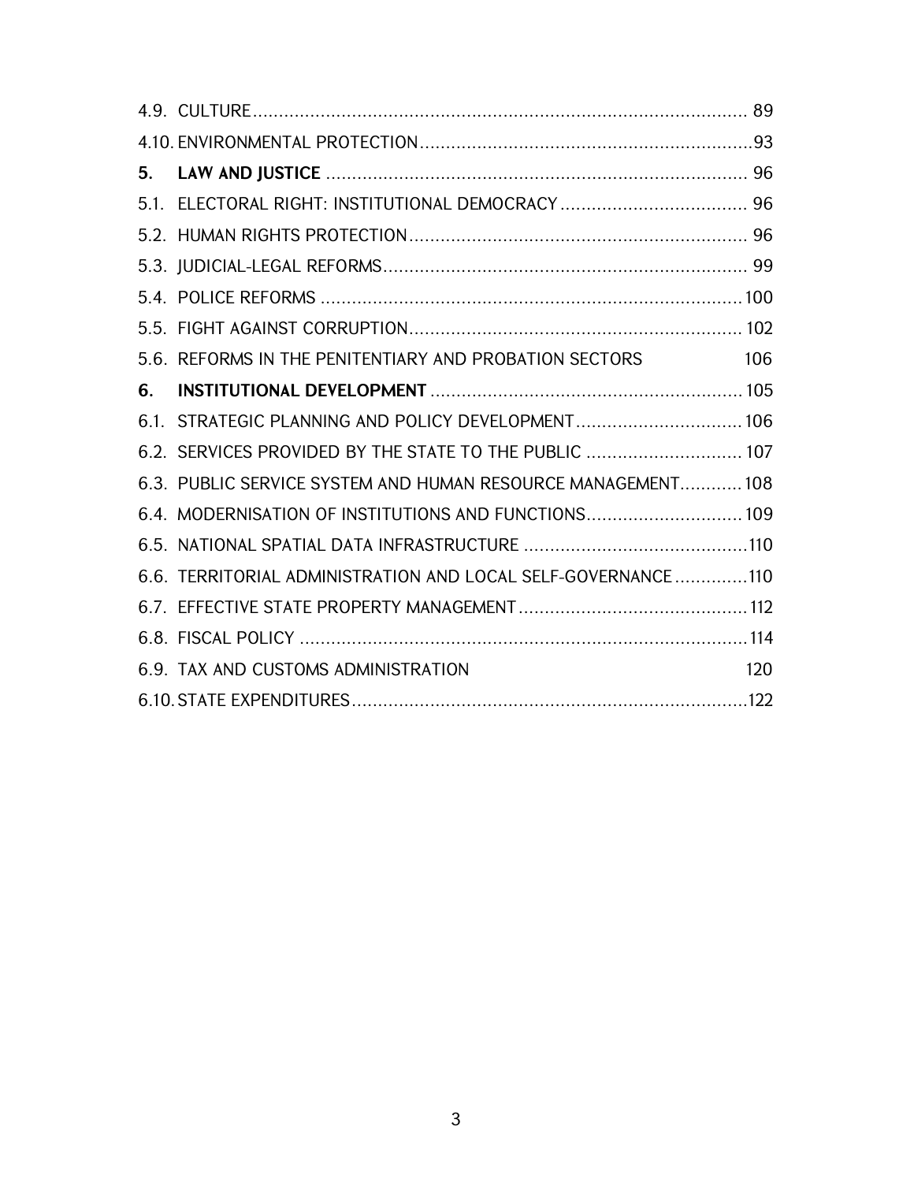4.9. CULTURE ........................................................................................... 89

4.10. ENVIRONMENTAL PROTECTION ................................................................93

**5. LAW AND JUSTICE** ................................................................................. 96

5.1. ELECTORAL RIGHT: INSTITUTIONAL DEMOCRACY .................................... 96

5.2. HUMAN RIGHTS PROTECTION ................................................................. 96

5.3. JUDICIAL-LEGAL REFORMS ...................................................................... 99

5.4. POLICE REFORMS .................................................................................. 100

5.5. FIGHT AGAINST CORRUPTION ................................................................ 102

5.6. REFORMS IN THE PENITENTIARY AND PROBATION SECTORS 106

**6. INSTITUTIONAL DEVELOPMENT** ............................................................ 105

6.1. STRATEGIC PLANNING AND POLICY DEVELOPMENT ................................ 106

6.2. SERVICES PROVIDED BY THE STATE TO THE PUBLIC .............................. 107

6.3. PUBLIC SERVICE SYSTEM AND HUMAN RESOURCE MANAGEMENT ............ 108

6.4. MODERNISATION OF INSTITUTIONS AND FUNCTIONS .............................. 109

6.5. NATIONAL SPATIAL DATA INFRASTRUCTURE ...........................................110

6.6. TERRITORIAL ADMINISTRATION AND LOCAL SELF-GOVERNANCE ..............110

6.7. EFFECTIVE STATE PROPERTY MANAGEMENT ............................................112

6.8. FISCAL POLICY .......................................................................................114

6.9. TAX AND CUSTOMS ADMINISTRATION 120

6.10. STATE EXPENDITURES ............................................................................122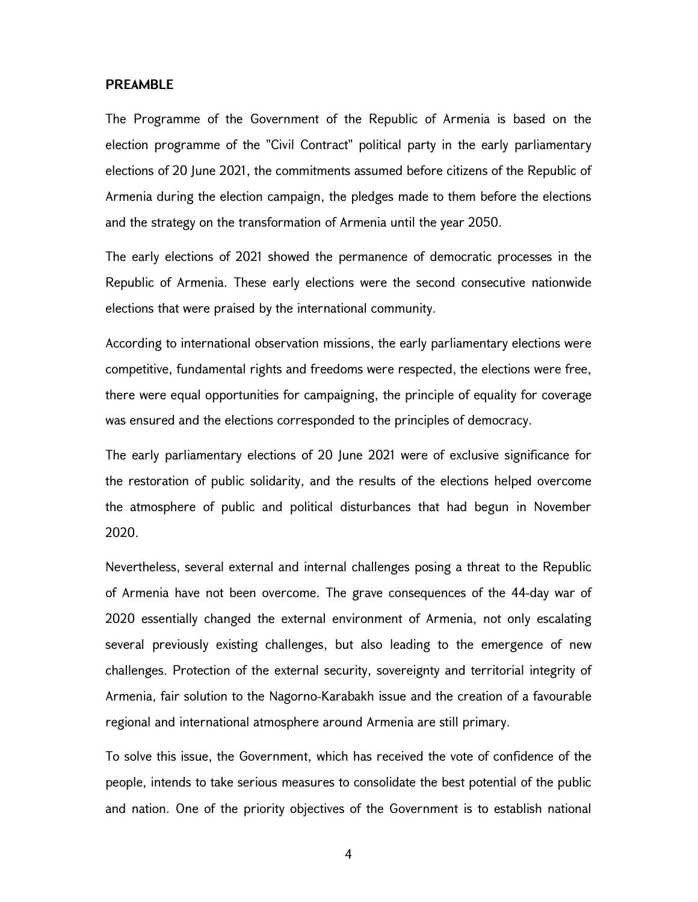## PREAMBLE

The Programme of the Government of the Republic of Armenia is based on the election programme of the "Civil Contract" political party in the early parliamentary elections of 20 June 2021, the commitments assumed before citizens of the Republic of Armenia during the election campaign, the pledges made to them before the elections and the strategy on the transformation of Armenia until the year 2050.

The early elections of 2021 showed the permanence of democratic processes in the Republic of Armenia. These early elections were the second consecutive nationwide elections that were praised by the international community.

According to international observation missions, the early parliamentary elections were competitive, fundamental rights and freedoms were respected, the elections were free, there were equal opportunities for campaigning, the principle of equality for coverage was ensured and the elections corresponded to the principles of democracy.

The early parliamentary elections of 20 June 2021 were of exclusive significance for the restoration of public solidarity, and the results of the elections helped overcome the atmosphere of public and political disturbances that had begun in November 2020.

Nevertheless, several external and internal challenges posing a threat to the Republic of Armenia have not been overcome. The grave consequences of the 44-day war of 2020 essentially changed the external environment of Armenia, not only escalating several previously existing challenges, but also leading to the emergence of new challenges. Protection of the external security, sovereignty and territorial integrity of Armenia, fair solution to the Nagorno-Karabakh issue and the creation of a favourable regional and international atmosphere around Armenia are still primary.

To solve this issue, the Government, which has received the vote of confidence of the people, intends to take serious measures to consolidate the best potential of the public and nation. One of the priority objectives of the Government is to establish national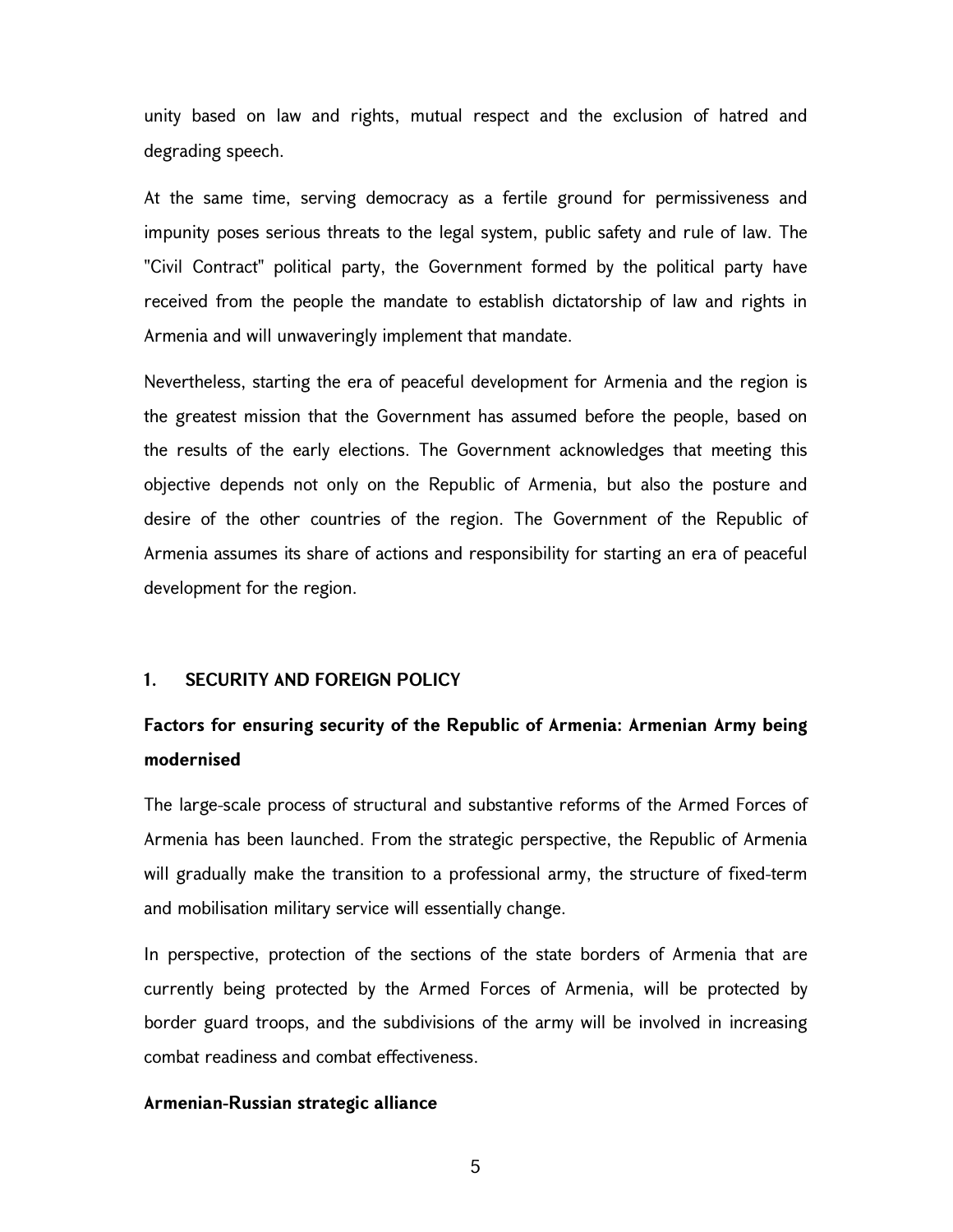unity based on law and rights, mutual respect and the exclusion of hatred and degrading speech.

At the same time, serving democracy as a fertile ground for permissiveness and impunity poses serious threats to the legal system, public safety and rule of law. The "Civil Contract" political party, the Government formed by the political party have received from the people the mandate to establish dictatorship of law and rights in Armenia and will unwaveringly implement that mandate.

Nevertheless, starting the era of peaceful development for Armenia and the region is the greatest mission that the Government has assumed before the people, based on the results of the early elections. The Government acknowledges that meeting this objective depends not only on the Republic of Armenia, but also the posture and desire of the other countries of the region. The Government of the Republic of Armenia assumes its share of actions and responsibility for starting an era of peaceful development for the region.

## 1. SECURITY AND FOREIGN POLICY

### Factors for ensuring security of the Republic of Armenia: Armenian Army being modernised

The large-scale process of structural and substantive reforms of the Armed Forces of Armenia has been launched. From the strategic perspective, the Republic of Armenia will gradually make the transition to a professional army, the structure of fixed-term and mobilisation military service will essentially change.

In perspective, protection of the sections of the state borders of Armenia that are currently being protected by the Armed Forces of Armenia, will be protected by border guard troops, and the subdivisions of the army will be involved in increasing combat readiness and combat effectiveness.

#### Armenian-Russian strategic alliance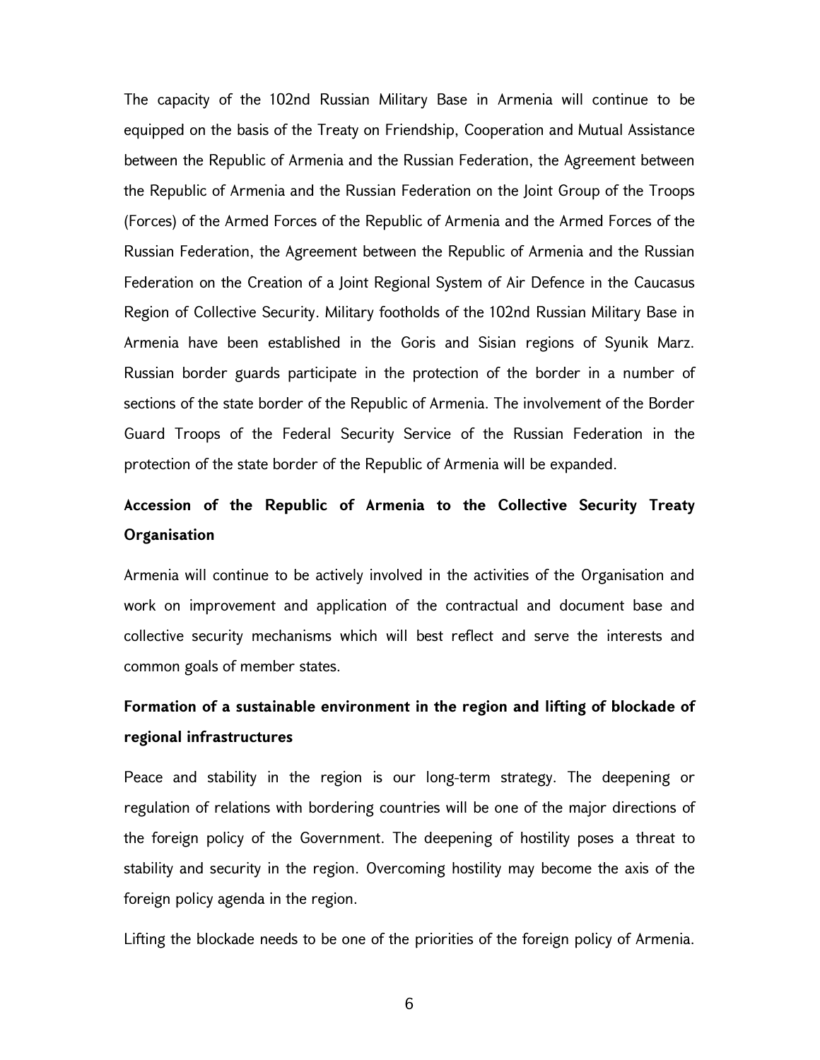The capacity of the 102nd Russian Military Base in Armenia will continue to be equipped on the basis of the Treaty on Friendship, Cooperation and Mutual Assistance between the Republic of Armenia and the Russian Federation, the Agreement between the Republic of Armenia and the Russian Federation on the Joint Group of the Troops (Forces) of the Armed Forces of the Republic of Armenia and the Armed Forces of the Russian Federation, the Agreement between the Republic of Armenia and the Russian Federation on the Creation of a Joint Regional System of Air Defence in the Caucasus Region of Collective Security. Military footholds of the 102nd Russian Military Base in Armenia have been established in the Goris and Sisian regions of Syunik Marz. Russian border guards participate in the protection of the border in a number of sections of the state border of the Republic of Armenia. The involvement of the Border Guard Troops of the Federal Security Service of the Russian Federation in the protection of the state border of the Republic of Armenia will be expanded.

### Accession of the Republic of Armenia to the Collective Security Treaty Organisation

Armenia will continue to be actively involved in the activities of the Organisation and work on improvement and application of the contractual and document base and collective security mechanisms which will best reflect and serve the interests and common goals of member states.

### Formation of a sustainable environment in the region and lifting of blockade of regional infrastructures

Peace and stability in the region is our long-term strategy. The deepening or regulation of relations with bordering countries will be one of the major directions of the foreign policy of the Government. The deepening of hostility poses a threat to stability and security in the region. Overcoming hostility may become the axis of the foreign policy agenda in the region.

Lifting the blockade needs to be one of the priorities of the foreign policy of Armenia.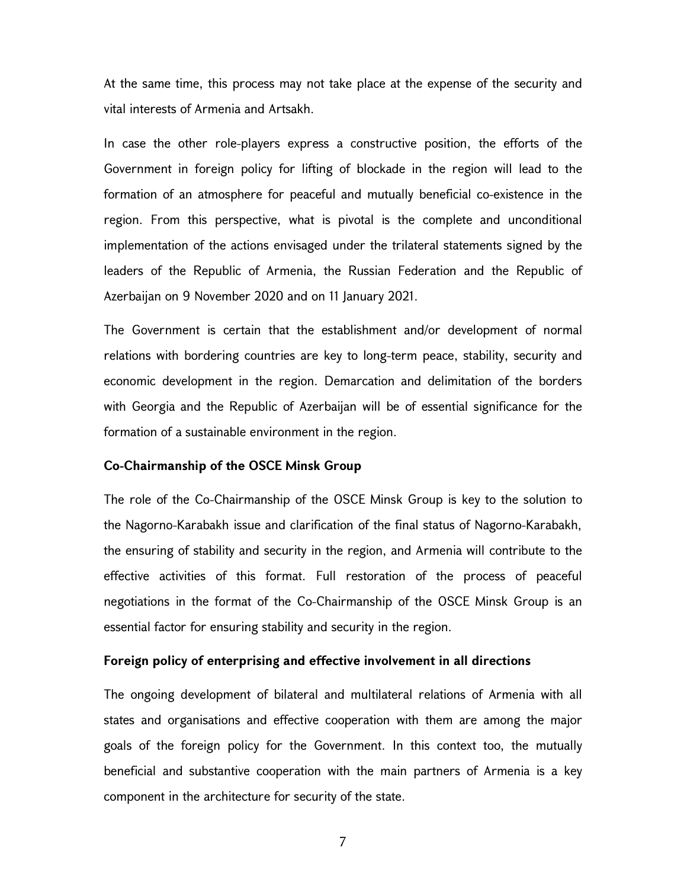At the same time, this process may not take place at the expense of the security and vital interests of Armenia and Artsakh.

In case the other role-players express a constructive position, the efforts of the Government in foreign policy for lifting of blockade in the region will lead to the formation of an atmosphere for peaceful and mutually beneficial co-existence in the region. From this perspective, what is pivotal is the complete and unconditional implementation of the actions envisaged under the trilateral statements signed by the leaders of the Republic of Armenia, the Russian Federation and the Republic of Azerbaijan on 9 November 2020 and on 11 January 2021.

The Government is certain that the establishment and/or development of normal relations with bordering countries are key to long-term peace, stability, security and economic development in the region. Demarcation and delimitation of the borders with Georgia and the Republic of Azerbaijan will be of essential significance for the formation of a sustainable environment in the region.

**Co-Chairmanship of the OSCE Minsk Group**

The role of the Co-Chairmanship of the OSCE Minsk Group is key to the solution to the Nagorno-Karabakh issue and clarification of the final status of Nagorno-Karabakh, the ensuring of stability and security in the region, and Armenia will contribute to the effective activities of this format. Full restoration of the process of peaceful negotiations in the format of the Co-Chairmanship of the OSCE Minsk Group is an essential factor for ensuring stability and security in the region.

**Foreign policy of enterprising and effective involvement in all directions**

The ongoing development of bilateral and multilateral relations of Armenia with all states and organisations and effective cooperation with them are among the major goals of the foreign policy for the Government. In this context too, the mutually beneficial and substantive cooperation with the main partners of Armenia is a key component in the architecture for security of the state.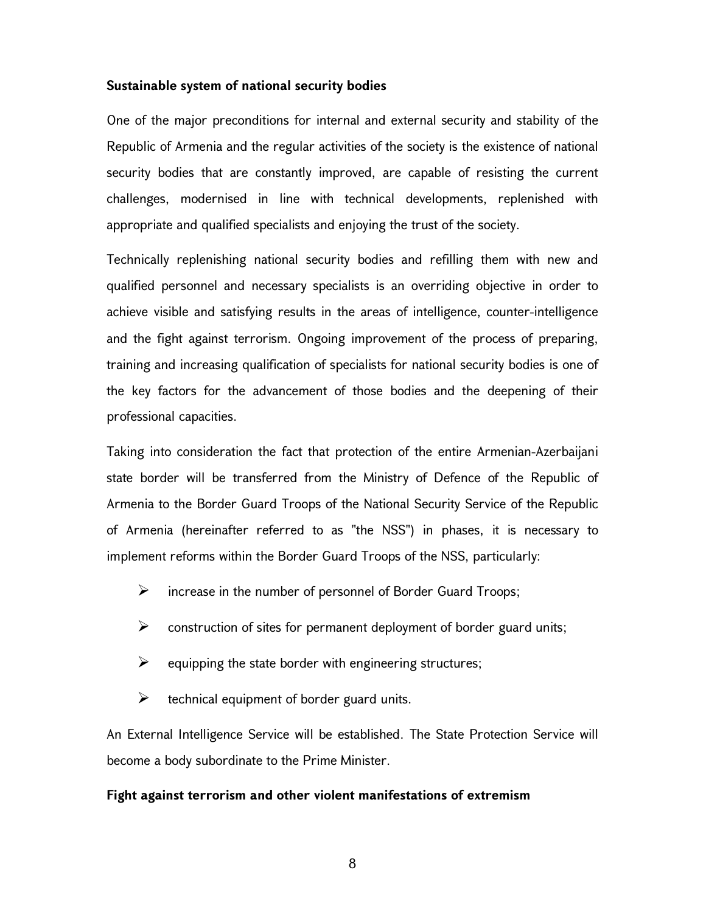**Sustainable system of national security bodies**

One of the major preconditions for internal and external security and stability of the Republic of Armenia and the regular activities of the society is the existence of national security bodies that are constantly improved, are capable of resisting the current challenges, modernised in line with technical developments, replenished with appropriate and qualified specialists and enjoying the trust of the society.

Technically replenishing national security bodies and refilling them with new and qualified personnel and necessary specialists is an overriding objective in order to achieve visible and satisfying results in the areas of intelligence, counter-intelligence and the fight against terrorism. Ongoing improvement of the process of preparing, training and increasing qualification of specialists for national security bodies is one of the key factors for the advancement of those bodies and the deepening of their professional capacities.

Taking into consideration the fact that protection of the entire Armenian-Azerbaijani state border will be transferred from the Ministry of Defence of the Republic of Armenia to the Border Guard Troops of the National Security Service of the Republic of Armenia (hereinafter referred to as "the NSS") in phases, it is necessary to implement reforms within the Border Guard Troops of the NSS, particularly:

- increase in the number of personnel of Border Guard Troops;
- construction of sites for permanent deployment of border guard units;
- equipping the state border with engineering structures;
- technical equipment of border guard units.

An External Intelligence Service will be established. The State Protection Service will become a body subordinate to the Prime Minister.

**Fight against terrorism and other violent manifestations of extremism**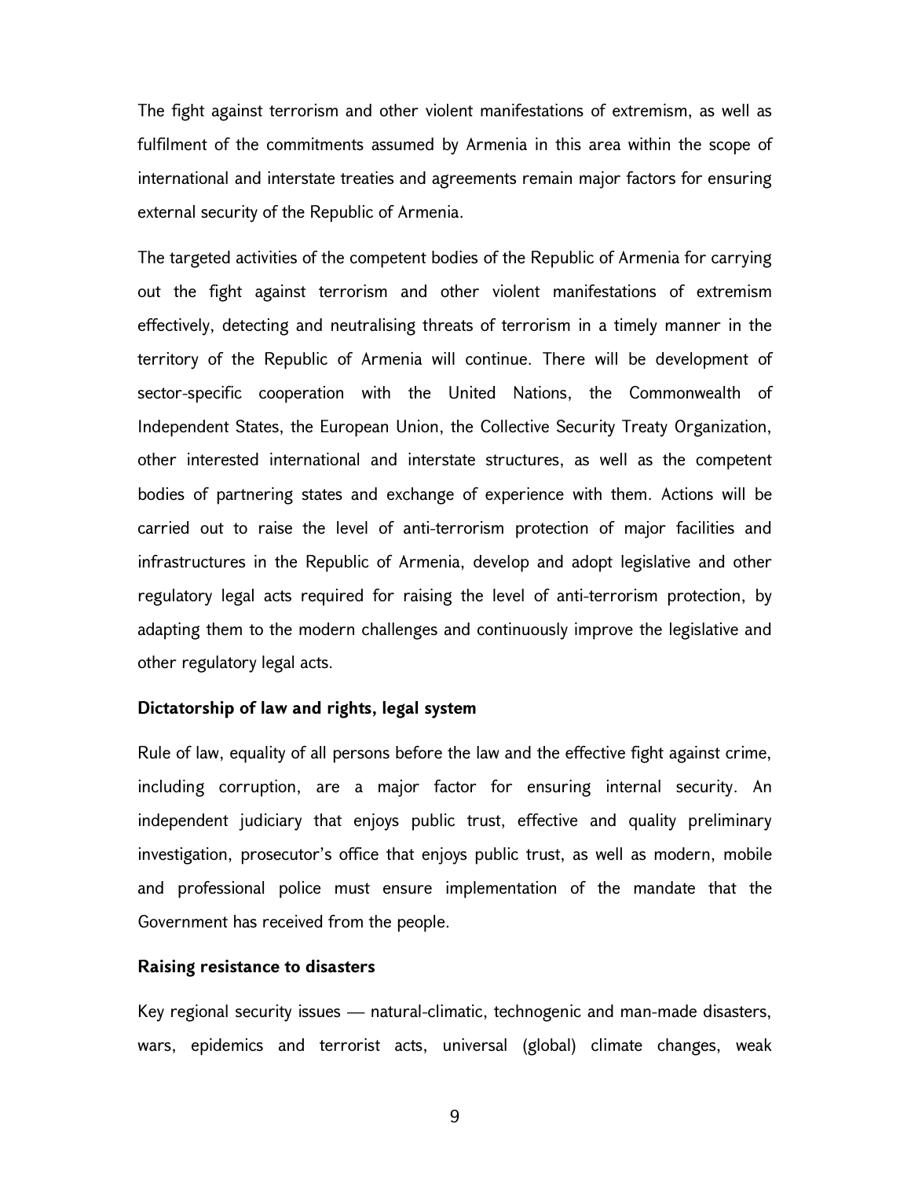The fight against terrorism and other violent manifestations of extremism, as well as fulfilment of the commitments assumed by Armenia in this area within the scope of international and interstate treaties and agreements remain major factors for ensuring external security of the Republic of Armenia.

The targeted activities of the competent bodies of the Republic of Armenia for carrying out the fight against terrorism and other violent manifestations of extremism effectively, detecting and neutralising threats of terrorism in a timely manner in the territory of the Republic of Armenia will continue. There will be development of sector-specific cooperation with the United Nations, the Commonwealth of Independent States, the European Union, the Collective Security Treaty Organization, other interested international and interstate structures, as well as the competent bodies of partnering states and exchange of experience with them. Actions will be carried out to raise the level of anti-terrorism protection of major facilities and infrastructures in the Republic of Armenia, develop and adopt legislative and other regulatory legal acts required for raising the level of anti-terrorism protection, by adapting them to the modern challenges and continuously improve the legislative and other regulatory legal acts.

**Dictatorship of law and rights, legal system**

Rule of law, equality of all persons before the law and the effective fight against crime, including corruption, are a major factor for ensuring internal security. An independent judiciary that enjoys public trust, effective and quality preliminary investigation, prosecutor's office that enjoys public trust, as well as modern, mobile and professional police must ensure implementation of the mandate that the Government has received from the people.

**Raising resistance to disasters**

Key regional security issues — natural-climatic, technogenic and man-made disasters, wars, epidemics and terrorist acts, universal (global) climate changes, weak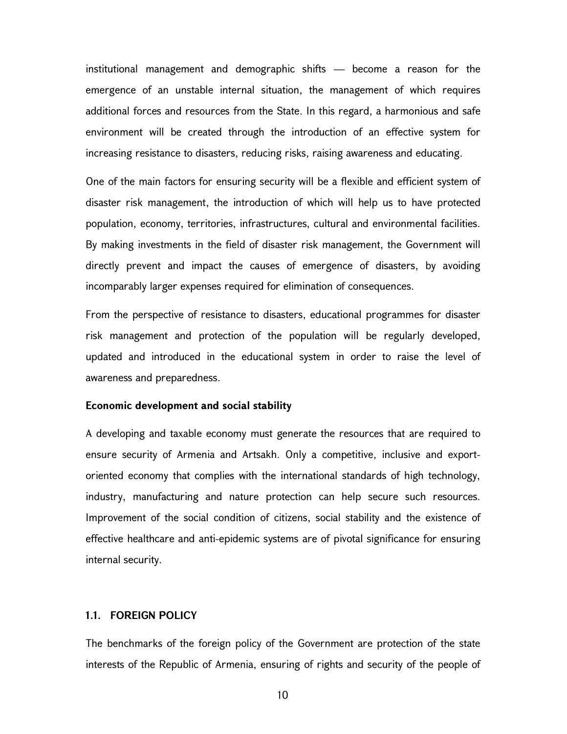institutional management and demographic shifts — become a reason for the emergence of an unstable internal situation, the management of which requires additional forces and resources from the State. In this regard, a harmonious and safe environment will be created through the introduction of an effective system for increasing resistance to disasters, reducing risks, raising awareness and educating.

One of the main factors for ensuring security will be a flexible and efficient system of disaster risk management, the introduction of which will help us to have protected population, economy, territories, infrastructures, cultural and environmental facilities. By making investments in the field of disaster risk management, the Government will directly prevent and impact the causes of emergence of disasters, by avoiding incomparably larger expenses required for elimination of consequences.

From the perspective of resistance to disasters, educational programmes for disaster risk management and protection of the population will be regularly developed, updated and introduced in the educational system in order to raise the level of awareness and preparedness.

**Economic development and social stability**

A developing and taxable economy must generate the resources that are required to ensure security of Armenia and Artsakh. Only a competitive, inclusive and export-oriented economy that complies with the international standards of high technology, industry, manufacturing and nature protection can help secure such resources. Improvement of the social condition of citizens, social stability and the existence of effective healthcare and anti-epidemic systems are of pivotal significance for ensuring internal security.

### 1.1. FOREIGN POLICY

The benchmarks of the foreign policy of the Government are protection of the state interests of the Republic of Armenia, ensuring of rights and security of the people of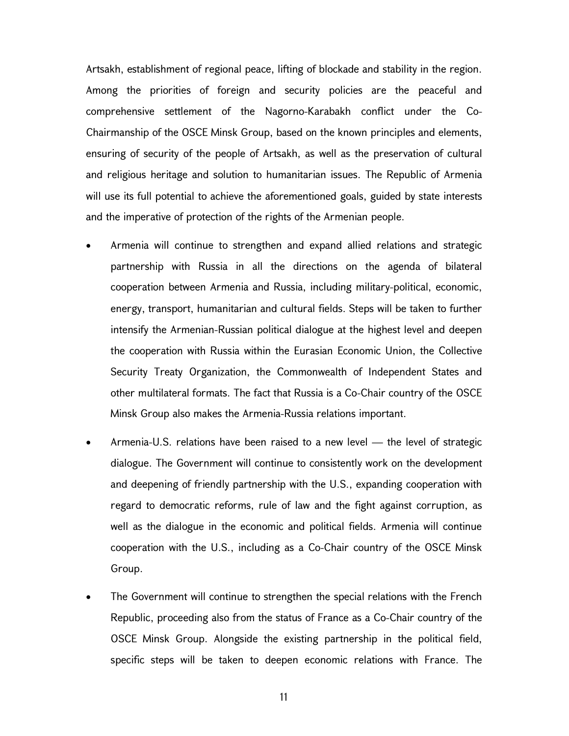Artsakh, establishment of regional peace, lifting of blockade and stability in the region. Among the priorities of foreign and security policies are the peaceful and comprehensive settlement of the Nagorno-Karabakh conflict under the Co-Chairmanship of the OSCE Minsk Group, based on the known principles and elements, ensuring of security of the people of Artsakh, as well as the preservation of cultural and religious heritage and solution to humanitarian issues. The Republic of Armenia will use its full potential to achieve the aforementioned goals, guided by state interests and the imperative of protection of the rights of the Armenian people.

- Armenia will continue to strengthen and expand allied relations and strategic partnership with Russia in all the directions on the agenda of bilateral cooperation between Armenia and Russia, including military-political, economic, energy, transport, humanitarian and cultural fields. Steps will be taken to further intensify the Armenian-Russian political dialogue at the highest level and deepen the cooperation with Russia within the Eurasian Economic Union, the Collective Security Treaty Organization, the Commonwealth of Independent States and other multilateral formats. The fact that Russia is a Co-Chair country of the OSCE Minsk Group also makes the Armenia-Russia relations important.
- Armenia-U.S. relations have been raised to a new level — the level of strategic dialogue. The Government will continue to consistently work on the development and deepening of friendly partnership with the U.S., expanding cooperation with regard to democratic reforms, rule of law and the fight against corruption, as well as the dialogue in the economic and political fields. Armenia will continue cooperation with the U.S., including as a Co-Chair country of the OSCE Minsk Group.
- The Government will continue to strengthen the special relations with the French Republic, proceeding also from the status of France as a Co-Chair country of the OSCE Minsk Group. Alongside the existing partnership in the political field, specific steps will be taken to deepen economic relations with France. The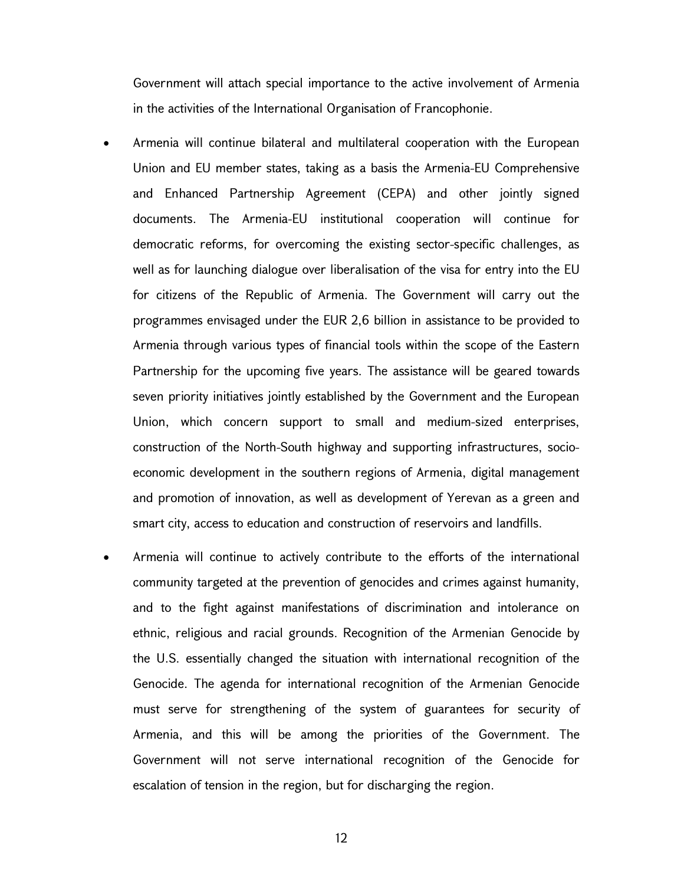Government will attach special importance to the active involvement of Armenia in the activities of the International Organisation of Francophonie.

- Armenia will continue bilateral and multilateral cooperation with the European Union and EU member states, taking as a basis the Armenia-EU Comprehensive and Enhanced Partnership Agreement (CEPA) and other jointly signed documents. The Armenia-EU institutional cooperation will continue for democratic reforms, for overcoming the existing sector-specific challenges, as well as for launching dialogue over liberalisation of the visa for entry into the EU for citizens of the Republic of Armenia. The Government will carry out the programmes envisaged under the EUR 2,6 billion in assistance to be provided to Armenia through various types of financial tools within the scope of the Eastern Partnership for the upcoming five years. The assistance will be geared towards seven priority initiatives jointly established by the Government and the European Union, which concern support to small and medium-sized enterprises, construction of the North-South highway and supporting infrastructures, socio-economic development in the southern regions of Armenia, digital management and promotion of innovation, as well as development of Yerevan as a green and smart city, access to education and construction of reservoirs and landfills.

- Armenia will continue to actively contribute to the efforts of the international community targeted at the prevention of genocides and crimes against humanity, and to the fight against manifestations of discrimination and intolerance on ethnic, religious and racial grounds. Recognition of the Armenian Genocide by the U.S. essentially changed the situation with international recognition of the Genocide. The agenda for international recognition of the Armenian Genocide must serve for strengthening of the system of guarantees for security of Armenia, and this will be among the priorities of the Government. The Government will not serve international recognition of the Genocide for escalation of tension in the region, but for discharging the region.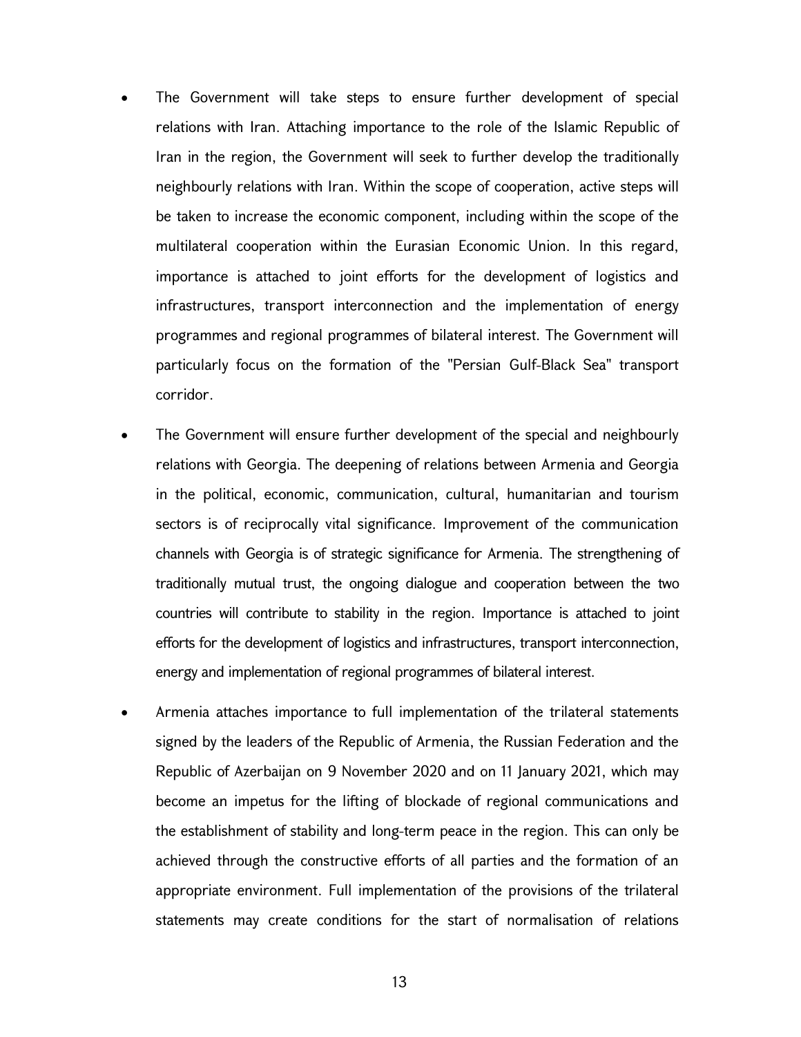- The Government will take steps to ensure further development of special relations with Iran. Attaching importance to the role of the Islamic Republic of Iran in the region, the Government will seek to further develop the traditionally neighbourly relations with Iran. Within the scope of cooperation, active steps will be taken to increase the economic component, including within the scope of the multilateral cooperation within the Eurasian Economic Union. In this regard, importance is attached to joint efforts for the development of logistics and infrastructures, transport interconnection and the implementation of energy programmes and regional programmes of bilateral interest. The Government will particularly focus on the formation of the "Persian Gulf-Black Sea" transport corridor.
- The Government will ensure further development of the special and neighbourly relations with Georgia. The deepening of relations between Armenia and Georgia in the political, economic, communication, cultural, humanitarian and tourism sectors is of reciprocally vital significance. Improvement of the communication channels with Georgia is of strategic significance for Armenia. The strengthening of traditionally mutual trust, the ongoing dialogue and cooperation between the two countries will contribute to stability in the region. Importance is attached to joint efforts for the development of logistics and infrastructures, transport interconnection, energy and implementation of regional programmes of bilateral interest.
- Armenia attaches importance to full implementation of the trilateral statements signed by the leaders of the Republic of Armenia, the Russian Federation and the Republic of Azerbaijan on 9 November 2020 and on 11 January 2021, which may become an impetus for the lifting of blockade of regional communications and the establishment of stability and long-term peace in the region. This can only be achieved through the constructive efforts of all parties and the formation of an appropriate environment. Full implementation of the provisions of the trilateral statements may create conditions for the start of normalisation of relations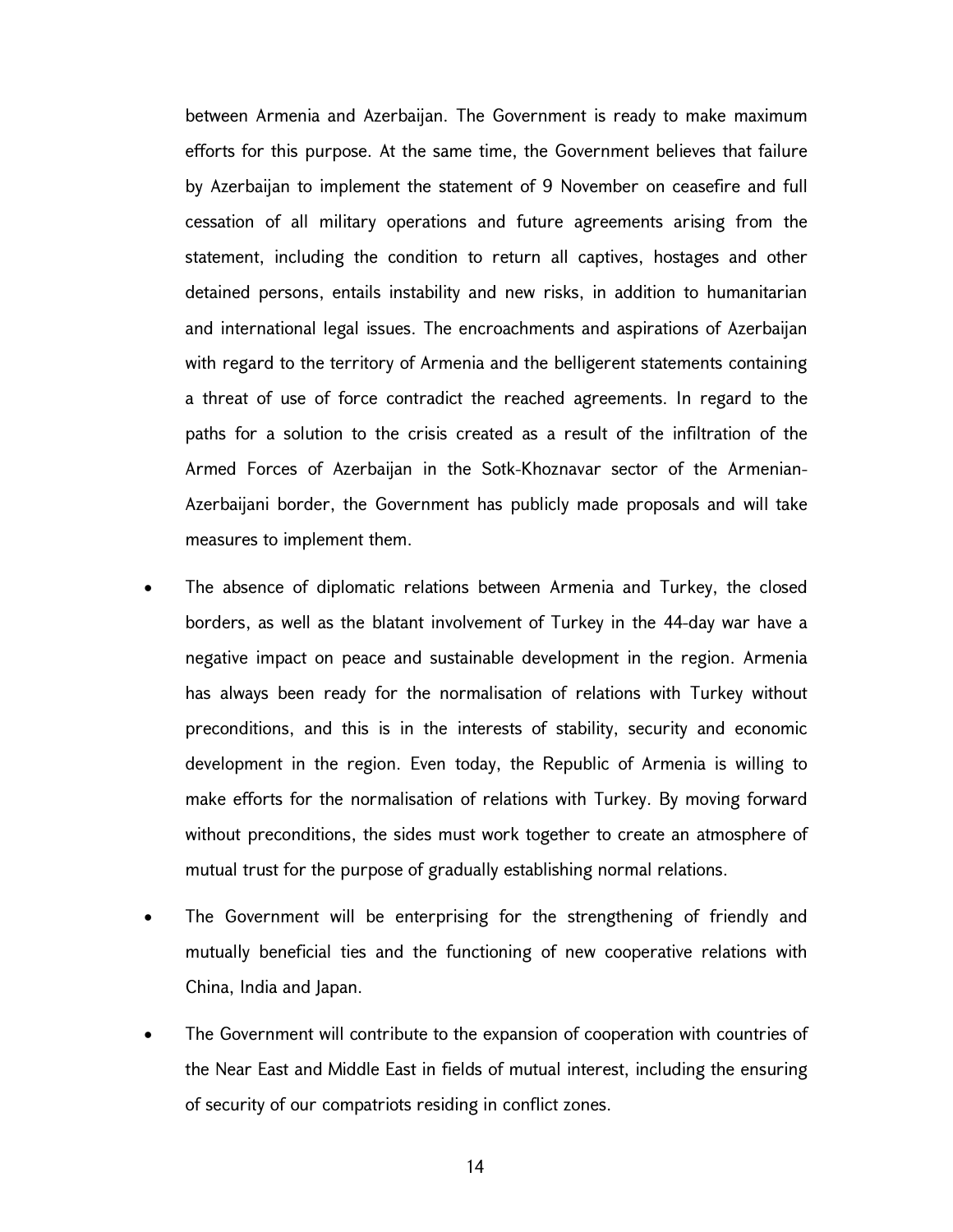between Armenia and Azerbaijan. The Government is ready to make maximum efforts for this purpose. At the same time, the Government believes that failure by Azerbaijan to implement the statement of 9 November on ceasefire and full cessation of all military operations and future agreements arising from the statement, including the condition to return all captives, hostages and other detained persons, entails instability and new risks, in addition to humanitarian and international legal issues. The encroachments and aspirations of Azerbaijan with regard to the territory of Armenia and the belligerent statements containing a threat of use of force contradict the reached agreements. In regard to the paths for a solution to the crisis created as a result of the infiltration of the Armed Forces of Azerbaijan in the Sotk-Khoznavar sector of the Armenian-Azerbaijani border, the Government has publicly made proposals and will take measures to implement them.

- The absence of diplomatic relations between Armenia and Turkey, the closed borders, as well as the blatant involvement of Turkey in the 44-day war have a negative impact on peace and sustainable development in the region. Armenia has always been ready for the normalisation of relations with Turkey without preconditions, and this is in the interests of stability, security and economic development in the region. Even today, the Republic of Armenia is willing to make efforts for the normalisation of relations with Turkey. By moving forward without preconditions, the sides must work together to create an atmosphere of mutual trust for the purpose of gradually establishing normal relations.
- The Government will be enterprising for the strengthening of friendly and mutually beneficial ties and the functioning of new cooperative relations with China, India and Japan.
- The Government will contribute to the expansion of cooperation with countries of the Near East and Middle East in fields of mutual interest, including the ensuring of security of our compatriots residing in conflict zones.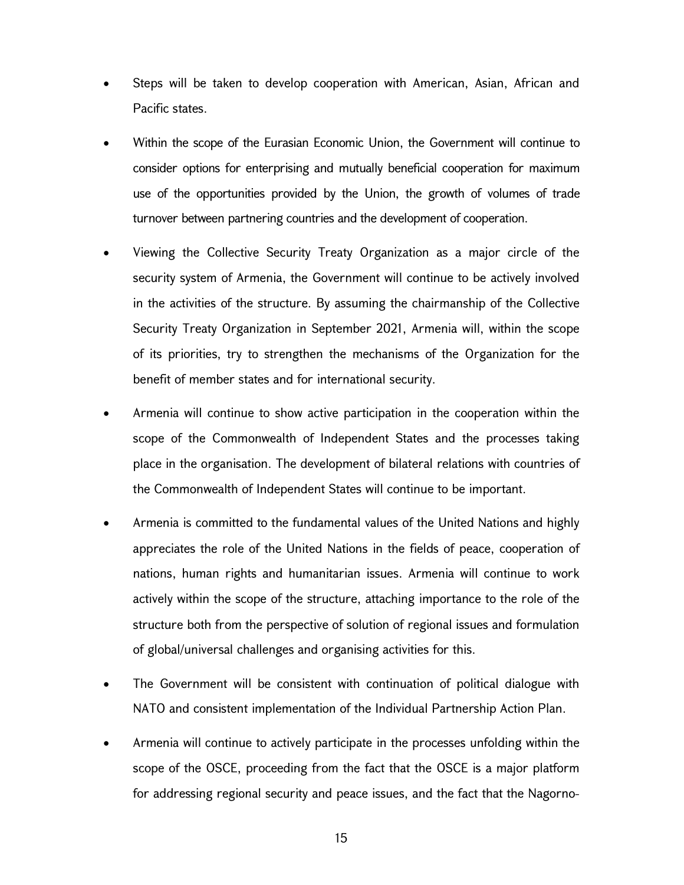- Steps will be taken to develop cooperation with American, Asian, African and Pacific states.
- Within the scope of the Eurasian Economic Union, the Government will continue to consider options for enterprising and mutually beneficial cooperation for maximum use of the opportunities provided by the Union, the growth of volumes of trade turnover between partnering countries and the development of cooperation.
- Viewing the Collective Security Treaty Organization as a major circle of the security system of Armenia, the Government will continue to be actively involved in the activities of the structure. By assuming the chairmanship of the Collective Security Treaty Organization in September 2021, Armenia will, within the scope of its priorities, try to strengthen the mechanisms of the Organization for the benefit of member states and for international security.
- Armenia will continue to show active participation in the cooperation within the scope of the Commonwealth of Independent States and the processes taking place in the organisation. The development of bilateral relations with countries of the Commonwealth of Independent States will continue to be important.
- Armenia is committed to the fundamental values of the United Nations and highly appreciates the role of the United Nations in the fields of peace, cooperation of nations, human rights and humanitarian issues. Armenia will continue to work actively within the scope of the structure, attaching importance to the role of the structure both from the perspective of solution of regional issues and formulation of global/universal challenges and organising activities for this.
- The Government will be consistent with continuation of political dialogue with NATO and consistent implementation of the Individual Partnership Action Plan.
- Armenia will continue to actively participate in the processes unfolding within the scope of the OSCE, proceeding from the fact that the OSCE is a major platform for addressing regional security and peace issues, and the fact that the Nagorno-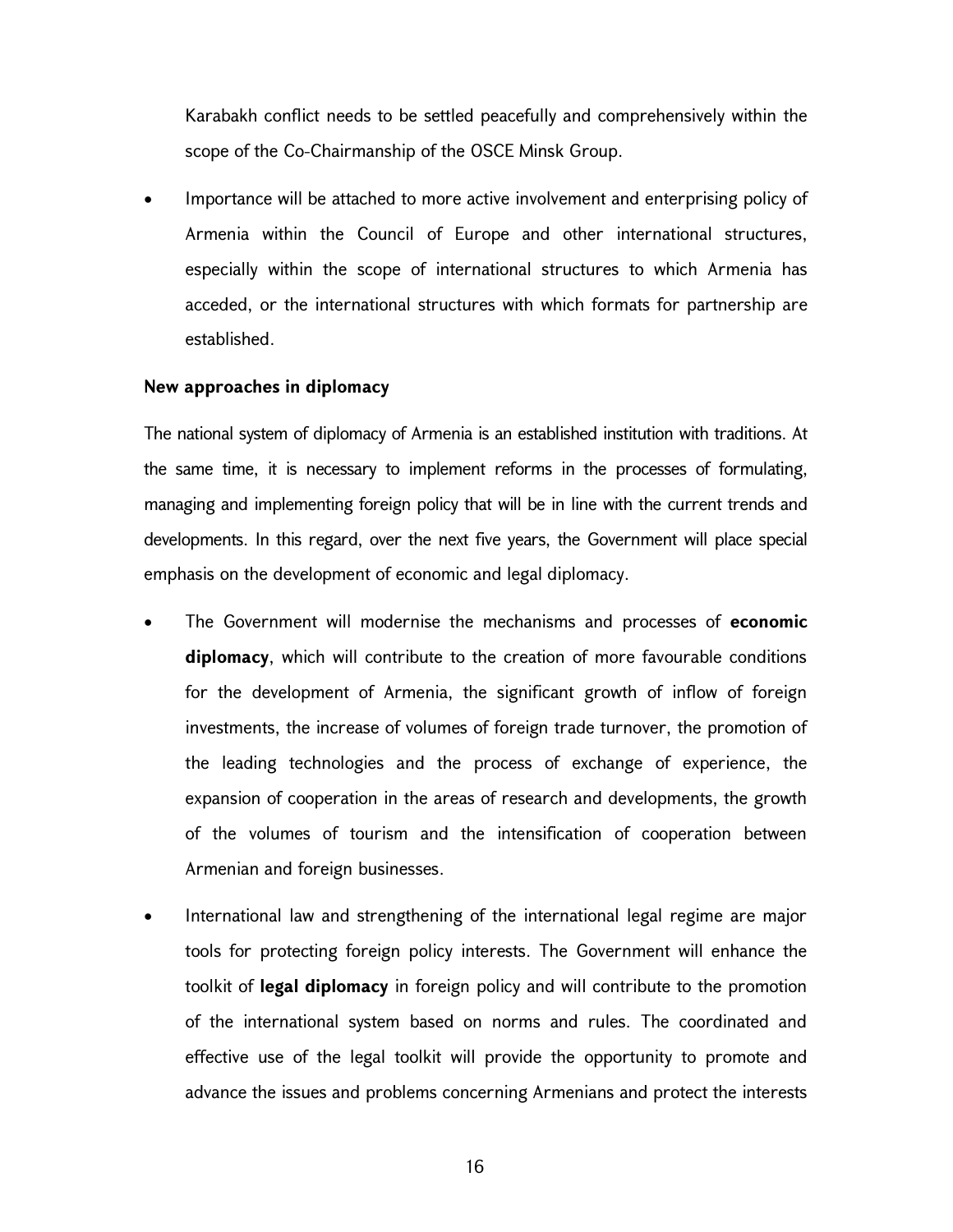Karabakh conflict needs to be settled peacefully and comprehensively within the scope of the Co-Chairmanship of the OSCE Minsk Group.

- Importance will be attached to more active involvement and enterprising policy of Armenia within the Council of Europe and other international structures, especially within the scope of international structures to which Armenia has acceded, or the international structures with which formats for partnership are established.

**New approaches in diplomacy**

The national system of diplomacy of Armenia is an established institution with traditions. At the same time, it is necessary to implement reforms in the processes of formulating, managing and implementing foreign policy that will be in line with the current trends and developments. In this regard, over the next five years, the Government will place special emphasis on the development of economic and legal diplomacy.

- The Government will modernise the mechanisms and processes of **economic diplomacy**, which will contribute to the creation of more favourable conditions for the development of Armenia, the significant growth of inflow of foreign investments, the increase of volumes of foreign trade turnover, the promotion of the leading technologies and the process of exchange of experience, the expansion of cooperation in the areas of research and developments, the growth of the volumes of tourism and the intensification of cooperation between Armenian and foreign businesses.
- International law and strengthening of the international legal regime are major tools for protecting foreign policy interests. The Government will enhance the toolkit of **legal diplomacy** in foreign policy and will contribute to the promotion of the international system based on norms and rules. The coordinated and effective use of the legal toolkit will provide the opportunity to promote and advance the issues and problems concerning Armenians and protect the interests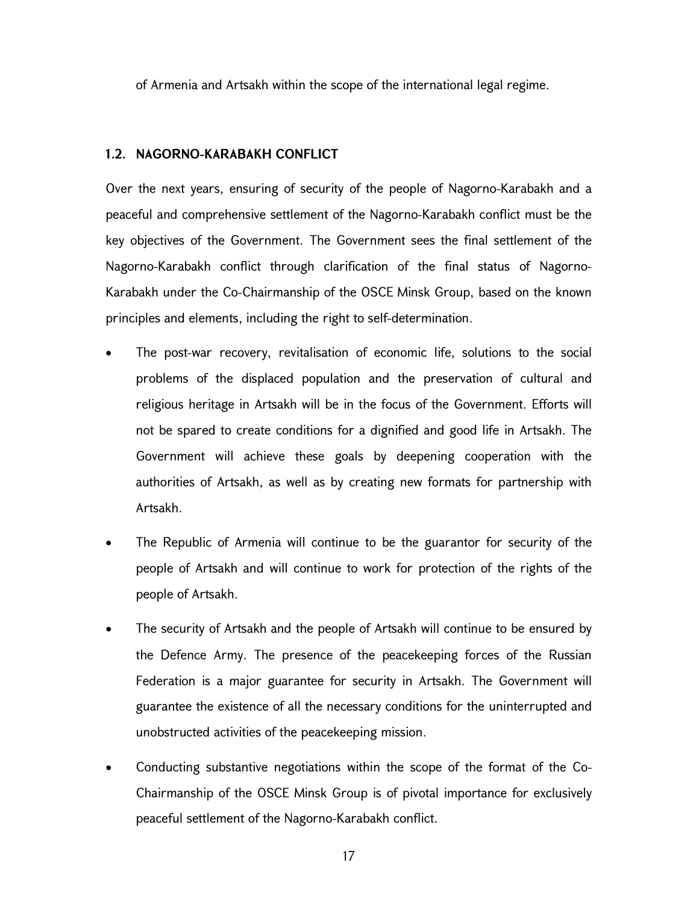of Armenia and Artsakh within the scope of the international legal regime.

### 1.2. NAGORNO-KARABAKH CONFLICT

Over the next years, ensuring of security of the people of Nagorno-Karabakh and a peaceful and comprehensive settlement of the Nagorno-Karabakh conflict must be the key objectives of the Government. The Government sees the final settlement of the Nagorno-Karabakh conflict through clarification of the final status of Nagorno-Karabakh under the Co-Chairmanship of the OSCE Minsk Group, based on the known principles and elements, including the right to self-determination.

- The post-war recovery, revitalisation of economic life, solutions to the social problems of the displaced population and the preservation of cultural and religious heritage in Artsakh will be in the focus of the Government. Efforts will not be spared to create conditions for a dignified and good life in Artsakh. The Government will achieve these goals by deepening cooperation with the authorities of Artsakh, as well as by creating new formats for partnership with Artsakh.
- The Republic of Armenia will continue to be the guarantor for security of the people of Artsakh and will continue to work for protection of the rights of the people of Artsakh.
- The security of Artsakh and the people of Artsakh will continue to be ensured by the Defence Army. The presence of the peacekeeping forces of the Russian Federation is a major guarantee for security in Artsakh. The Government will guarantee the existence of all the necessary conditions for the uninterrupted and unobstructed activities of the peacekeeping mission.
- Conducting substantive negotiations within the scope of the format of the Co-Chairmanship of the OSCE Minsk Group is of pivotal importance for exclusively peaceful settlement of the Nagorno-Karabakh conflict.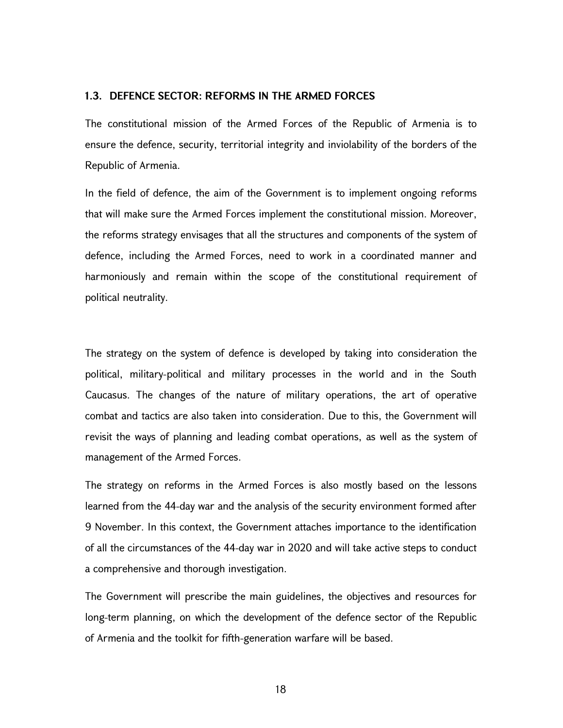### 1.3. DEFENCE SECTOR: REFORMS IN THE ARMED FORCES

The constitutional mission of the Armed Forces of the Republic of Armenia is to ensure the defence, security, territorial integrity and inviolability of the borders of the Republic of Armenia.

In the field of defence, the aim of the Government is to implement ongoing reforms that will make sure the Armed Forces implement the constitutional mission. Moreover, the reforms strategy envisages that all the structures and components of the system of defence, including the Armed Forces, need to work in a coordinated manner and harmoniously and remain within the scope of the constitutional requirement of political neutrality.

The strategy on the system of defence is developed by taking into consideration the political, military-political and military processes in the world and in the South Caucasus. The changes of the nature of military operations, the art of operative combat and tactics are also taken into consideration. Due to this, the Government will revisit the ways of planning and leading combat operations, as well as the system of management of the Armed Forces.

The strategy on reforms in the Armed Forces is also mostly based on the lessons learned from the 44-day war and the analysis of the security environment formed after 9 November. In this context, the Government attaches importance to the identification of all the circumstances of the 44-day war in 2020 and will take active steps to conduct a comprehensive and thorough investigation.

The Government will prescribe the main guidelines, the objectives and resources for long-term planning, on which the development of the defence sector of the Republic of Armenia and the toolkit for fifth-generation warfare will be based.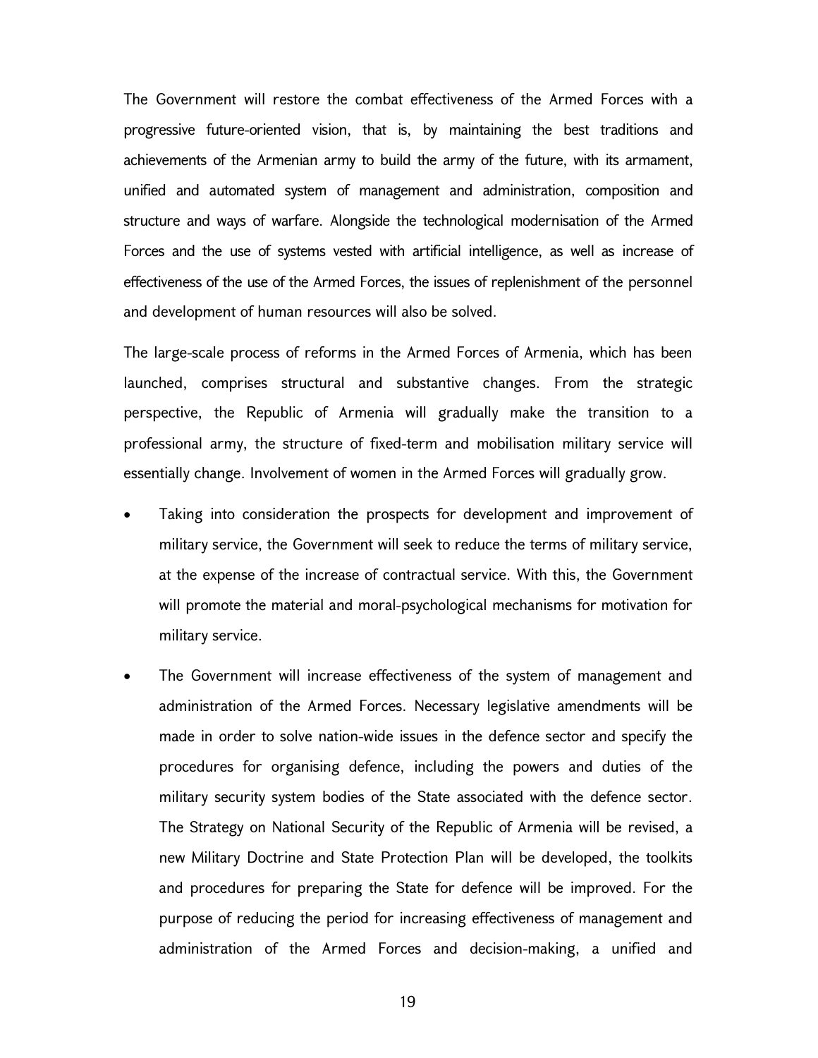The Government will restore the combat effectiveness of the Armed Forces with a progressive future-oriented vision, that is, by maintaining the best traditions and achievements of the Armenian army to build the army of the future, with its armament, unified and automated system of management and administration, composition and structure and ways of warfare. Alongside the technological modernisation of the Armed Forces and the use of systems vested with artificial intelligence, as well as increase of effectiveness of the use of the Armed Forces, the issues of replenishment of the personnel and development of human resources will also be solved.

The large-scale process of reforms in the Armed Forces of Armenia, which has been launched, comprises structural and substantive changes. From the strategic perspective, the Republic of Armenia will gradually make the transition to a professional army, the structure of fixed-term and mobilisation military service will essentially change. Involvement of women in the Armed Forces will gradually grow.

- Taking into consideration the prospects for development and improvement of military service, the Government will seek to reduce the terms of military service, at the expense of the increase of contractual service. With this, the Government will promote the material and moral-psychological mechanisms for motivation for military service.
- The Government will increase effectiveness of the system of management and administration of the Armed Forces. Necessary legislative amendments will be made in order to solve nation-wide issues in the defence sector and specify the procedures for organising defence, including the powers and duties of the military security system bodies of the State associated with the defence sector. The Strategy on National Security of the Republic of Armenia will be revised, a new Military Doctrine and State Protection Plan will be developed, the toolkits and procedures for preparing the State for defence will be improved. For the purpose of reducing the period for increasing effectiveness of management and administration of the Armed Forces and decision-making, a unified and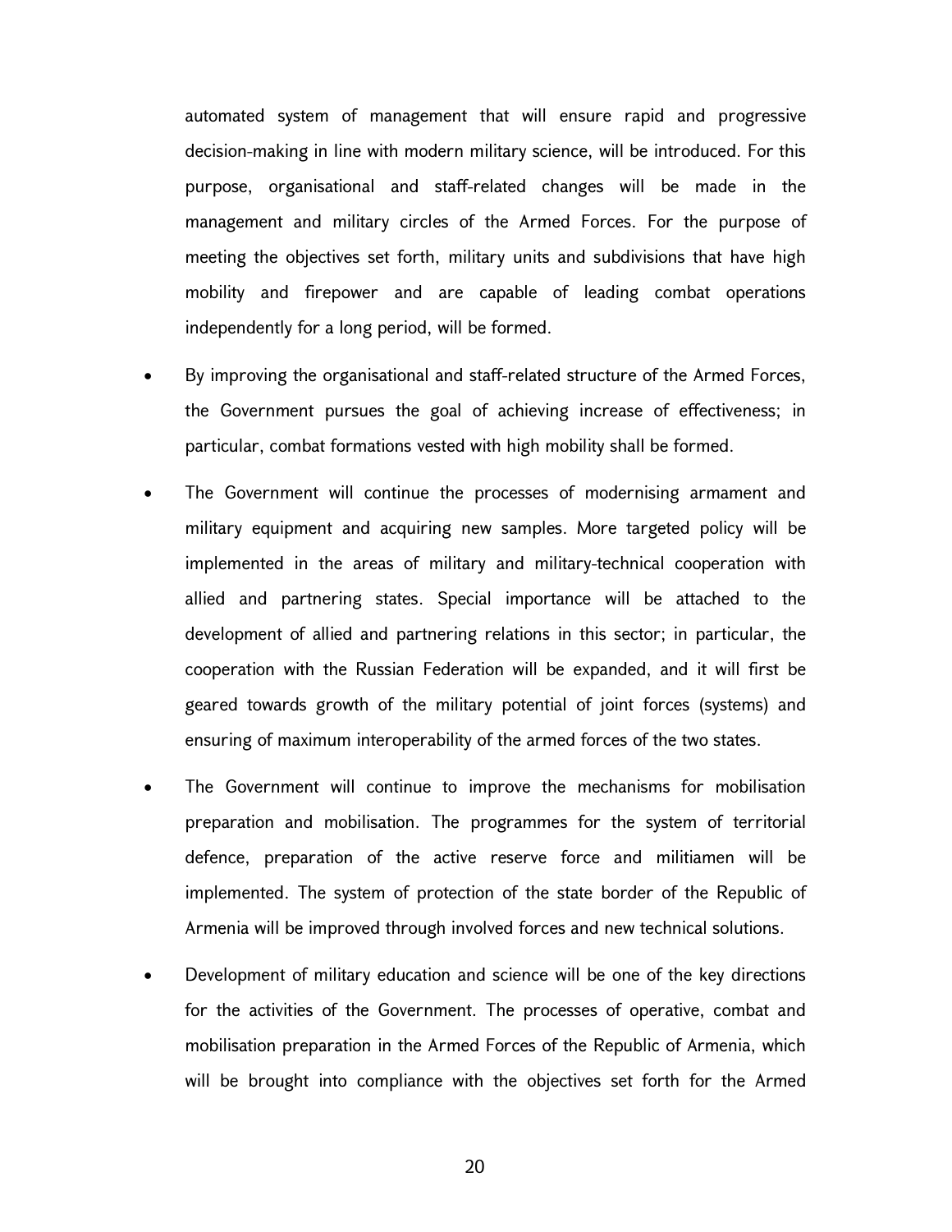automated system of management that will ensure rapid and progressive decision-making in line with modern military science, will be introduced. For this purpose, organisational and staff-related changes will be made in the management and military circles of the Armed Forces. For the purpose of meeting the objectives set forth, military units and subdivisions that have high mobility and firepower and are capable of leading combat operations independently for a long period, will be formed.

- By improving the organisational and staff-related structure of the Armed Forces, the Government pursues the goal of achieving increase of effectiveness; in particular, combat formations vested with high mobility shall be formed.
- The Government will continue the processes of modernising armament and military equipment and acquiring new samples. More targeted policy will be implemented in the areas of military and military-technical cooperation with allied and partnering states. Special importance will be attached to the development of allied and partnering relations in this sector; in particular, the cooperation with the Russian Federation will be expanded, and it will first be geared towards growth of the military potential of joint forces (systems) and ensuring of maximum interoperability of the armed forces of the two states.
- The Government will continue to improve the mechanisms for mobilisation preparation and mobilisation. The programmes for the system of territorial defence, preparation of the active reserve force and militiamen will be implemented. The system of protection of the state border of the Republic of Armenia will be improved through involved forces and new technical solutions.
- Development of military education and science will be one of the key directions for the activities of the Government. The processes of operative, combat and mobilisation preparation in the Armed Forces of the Republic of Armenia, which will be brought into compliance with the objectives set forth for the Armed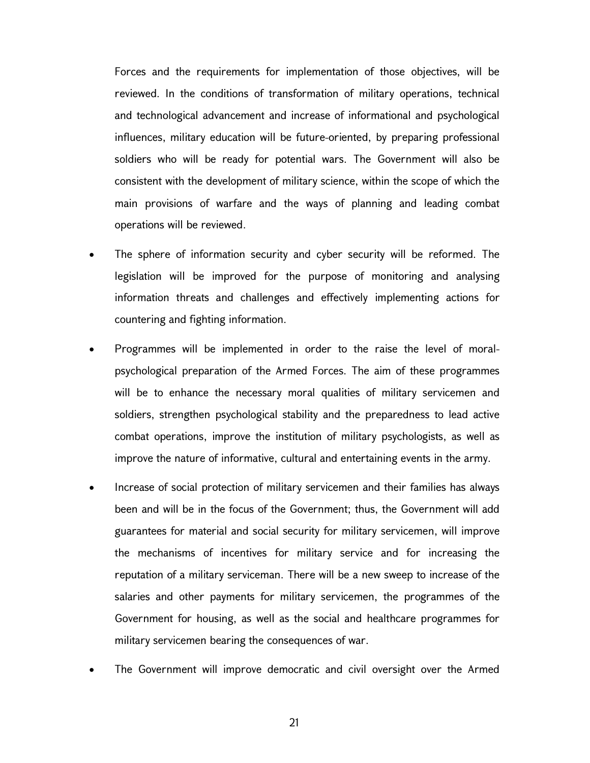Forces and the requirements for implementation of those objectives, will be reviewed. In the conditions of transformation of military operations, technical and technological advancement and increase of informational and psychological influences, military education will be future-oriented, by preparing professional soldiers who will be ready for potential wars. The Government will also be consistent with the development of military science, within the scope of which the main provisions of warfare and the ways of planning and leading combat operations will be reviewed.

- The sphere of information security and cyber security will be reformed. The legislation will be improved for the purpose of monitoring and analysing information threats and challenges and effectively implementing actions for countering and fighting information.
- Programmes will be implemented in order to the raise the level of moral-psychological preparation of the Armed Forces. The aim of these programmes will be to enhance the necessary moral qualities of military servicemen and soldiers, strengthen psychological stability and the preparedness to lead active combat operations, improve the institution of military psychologists, as well as improve the nature of informative, cultural and entertaining events in the army.
- Increase of social protection of military servicemen and their families has always been and will be in the focus of the Government; thus, the Government will add guarantees for material and social security for military servicemen, will improve the mechanisms of incentives for military service and for increasing the reputation of a military serviceman. There will be a new sweep to increase of the salaries and other payments for military servicemen, the programmes of the Government for housing, as well as the social and healthcare programmes for military servicemen bearing the consequences of war.
- The Government will improve democratic and civil oversight over the Armed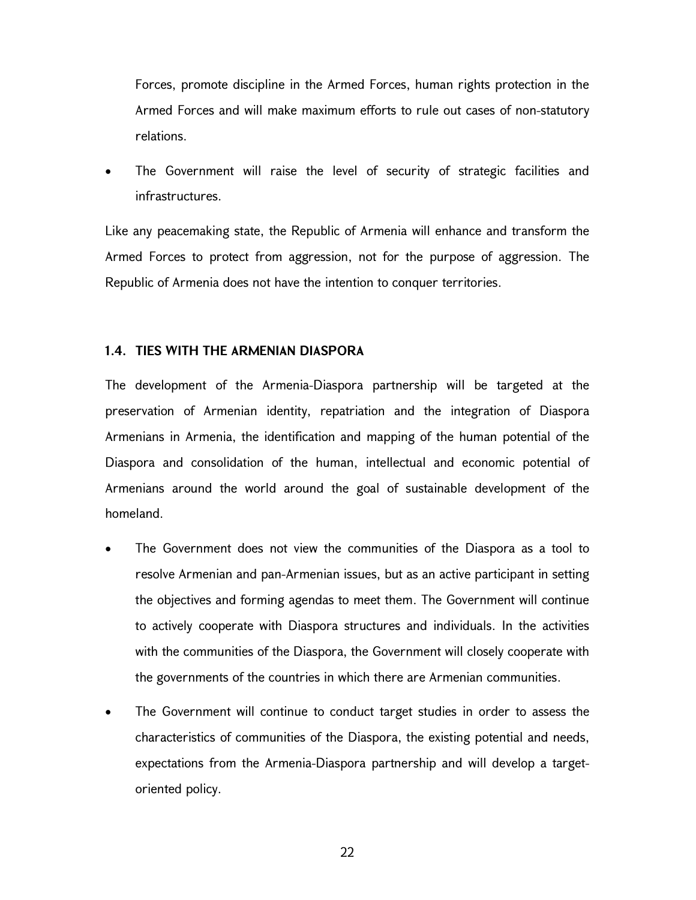Forces, promote discipline in the Armed Forces, human rights protection in the Armed Forces and will make maximum efforts to rule out cases of non-statutory relations.

- The Government will raise the level of security of strategic facilities and infrastructures.

Like any peacemaking state, the Republic of Armenia will enhance and transform the Armed Forces to protect from aggression, not for the purpose of aggression. The Republic of Armenia does not have the intention to conquer territories.

### 1.4. TIES WITH THE ARMENIAN DIASPORA

The development of the Armenia-Diaspora partnership will be targeted at the preservation of Armenian identity, repatriation and the integration of Diaspora Armenians in Armenia, the identification and mapping of the human potential of the Diaspora and consolidation of the human, intellectual and economic potential of Armenians around the world around the goal of sustainable development of the homeland.

- The Government does not view the communities of the Diaspora as a tool to resolve Armenian and pan-Armenian issues, but as an active participant in setting the objectives and forming agendas to meet them. The Government will continue to actively cooperate with Diaspora structures and individuals. In the activities with the communities of the Diaspora, the Government will closely cooperate with the governments of the countries in which there are Armenian communities.

- The Government will continue to conduct target studies in order to assess the characteristics of communities of the Diaspora, the existing potential and needs, expectations from the Armenia-Diaspora partnership and will develop a target-oriented policy.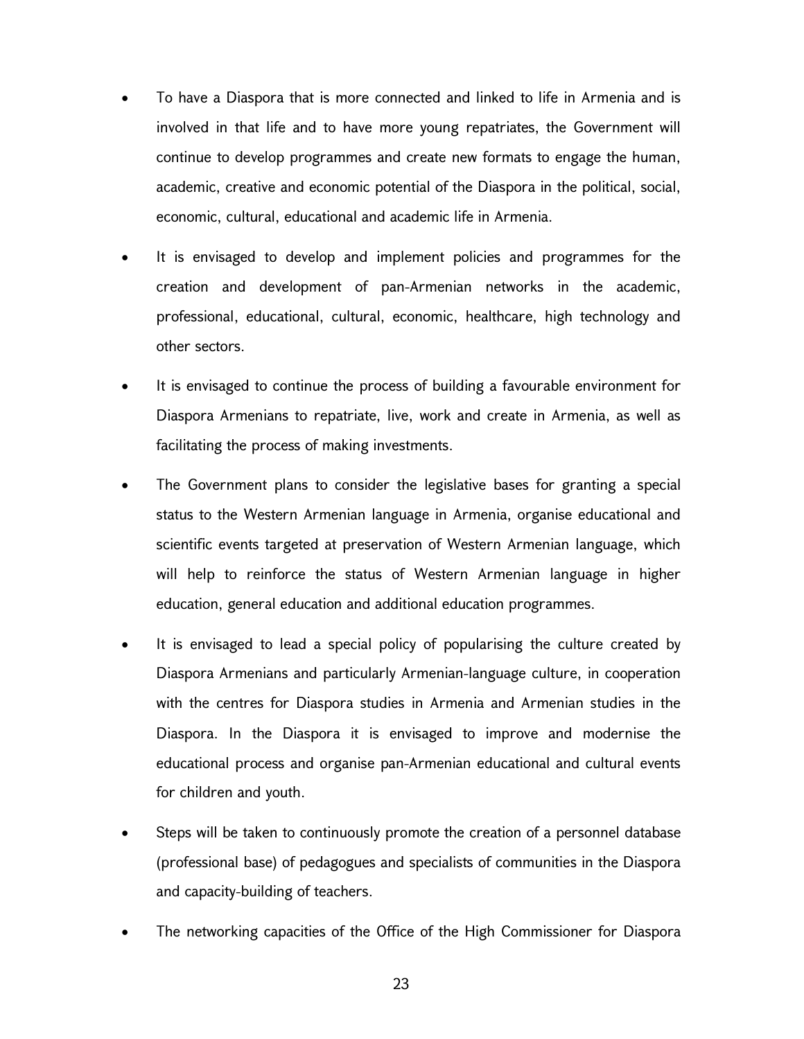- To have a Diaspora that is more connected and linked to life in Armenia and is involved in that life and to have more young repatriates, the Government will continue to develop programmes and create new formats to engage the human, academic, creative and economic potential of the Diaspora in the political, social, economic, cultural, educational and academic life in Armenia.
- It is envisaged to develop and implement policies and programmes for the creation and development of pan-Armenian networks in the academic, professional, educational, cultural, economic, healthcare, high technology and other sectors.
- It is envisaged to continue the process of building a favourable environment for Diaspora Armenians to repatriate, live, work and create in Armenia, as well as facilitating the process of making investments.
- The Government plans to consider the legislative bases for granting a special status to the Western Armenian language in Armenia, organise educational and scientific events targeted at preservation of Western Armenian language, which will help to reinforce the status of Western Armenian language in higher education, general education and additional education programmes.
- It is envisaged to lead a special policy of popularising the culture created by Diaspora Armenians and particularly Armenian-language culture, in cooperation with the centres for Diaspora studies in Armenia and Armenian studies in the Diaspora. In the Diaspora it is envisaged to improve and modernise the educational process and organise pan-Armenian educational and cultural events for children and youth.
- Steps will be taken to continuously promote the creation of a personnel database (professional base) of pedagogues and specialists of communities in the Diaspora and capacity-building of teachers.
- The networking capacities of the Office of the High Commissioner for Diaspora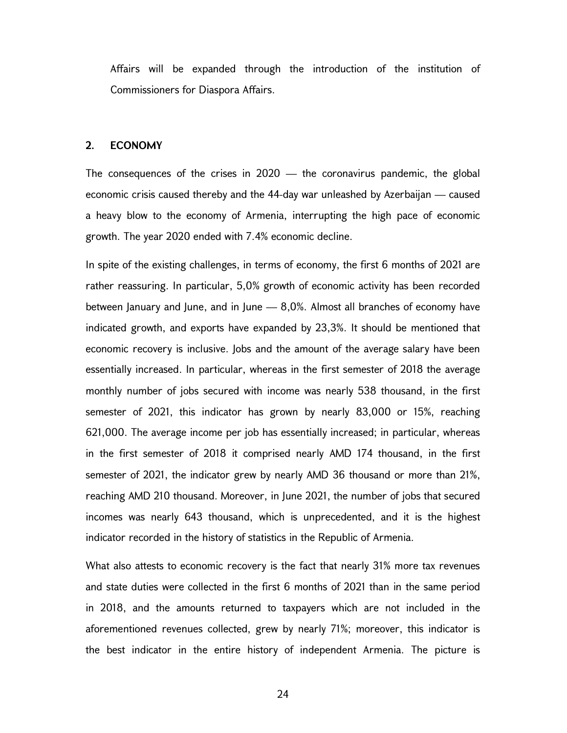Affairs will be expanded through the introduction of the institution of Commissioners for Diaspora Affairs.

## 2. ECONOMY

The consequences of the crises in 2020 — the coronavirus pandemic, the global economic crisis caused thereby and the 44-day war unleashed by Azerbaijan — caused a heavy blow to the economy of Armenia, interrupting the high pace of economic growth. The year 2020 ended with 7.4% economic decline.

In spite of the existing challenges, in terms of economy, the first 6 months of 2021 are rather reassuring. In particular, 5,0% growth of economic activity has been recorded between January and June, and in June — 8,0%. Almost all branches of economy have indicated growth, and exports have expanded by 23,3%. It should be mentioned that economic recovery is inclusive. Jobs and the amount of the average salary have been essentially increased. In particular, whereas in the first semester of 2018 the average monthly number of jobs secured with income was nearly 538 thousand, in the first semester of 2021, this indicator has grown by nearly 83,000 or 15%, reaching 621,000. The average income per job has essentially increased; in particular, whereas in the first semester of 2018 it comprised nearly AMD 174 thousand, in the first semester of 2021, the indicator grew by nearly AMD 36 thousand or more than 21%, reaching AMD 210 thousand. Moreover, in June 2021, the number of jobs that secured incomes was nearly 643 thousand, which is unprecedented, and it is the highest indicator recorded in the history of statistics in the Republic of Armenia.

What also attests to economic recovery is the fact that nearly 31% more tax revenues and state duties were collected in the first 6 months of 2021 than in the same period in 2018, and the amounts returned to taxpayers which are not included in the aforementioned revenues collected, grew by nearly 71%; moreover, this indicator is the best indicator in the entire history of independent Armenia. The picture is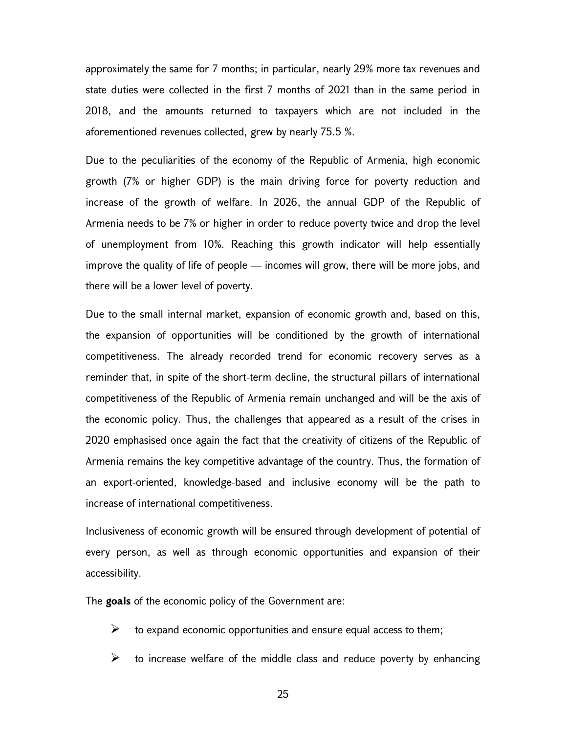approximately the same for 7 months; in particular, nearly 29% more tax revenues and state duties were collected in the first 7 months of 2021 than in the same period in 2018, and the amounts returned to taxpayers which are not included in the aforementioned revenues collected, grew by nearly 75.5 %.

Due to the peculiarities of the economy of the Republic of Armenia, high economic growth (7% or higher GDP) is the main driving force for poverty reduction and increase of the growth of welfare. In 2026, the annual GDP of the Republic of Armenia needs to be 7% or higher in order to reduce poverty twice and drop the level of unemployment from 10%. Reaching this growth indicator will help essentially improve the quality of life of people — incomes will grow, there will be more jobs, and there will be a lower level of poverty.

Due to the small internal market, expansion of economic growth and, based on this, the expansion of opportunities will be conditioned by the growth of international competitiveness. The already recorded trend for economic recovery serves as a reminder that, in spite of the short-term decline, the structural pillars of international competitiveness of the Republic of Armenia remain unchanged and will be the axis of the economic policy. Thus, the challenges that appeared as a result of the crises in 2020 emphasised once again the fact that the creativity of citizens of the Republic of Armenia remains the key competitive advantage of the country. Thus, the formation of an export-oriented, knowledge-based and inclusive economy will be the path to increase of international competitiveness.

Inclusiveness of economic growth will be ensured through development of potential of every person, as well as through economic opportunities and expansion of their accessibility.

The **goals** of the economic policy of the Government are:

- to expand economic opportunities and ensure equal access to them;
- to increase welfare of the middle class and reduce poverty by enhancing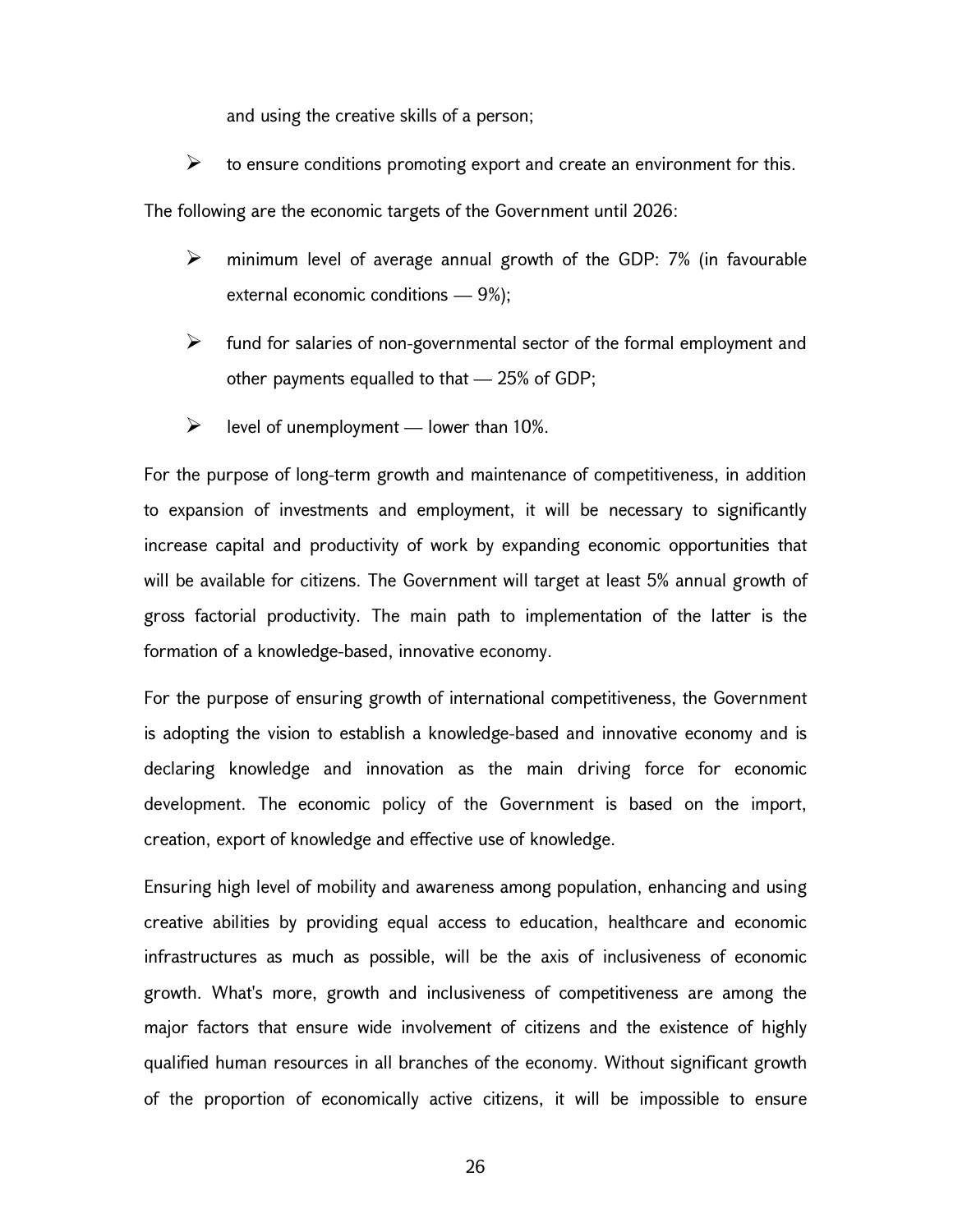and using the creative skills of a person;

- to ensure conditions promoting export and create an environment for this.

The following are the economic targets of the Government until 2026:

- minimum level of average annual growth of the GDP: 7% (in favourable external economic conditions — 9%);
- fund for salaries of non-governmental sector of the formal employment and other payments equalled to that — 25% of GDP;
- level of unemployment — lower than 10%.

For the purpose of long-term growth and maintenance of competitiveness, in addition to expansion of investments and employment, it will be necessary to significantly increase capital and productivity of work by expanding economic opportunities that will be available for citizens. The Government will target at least 5% annual growth of gross factorial productivity. The main path to implementation of the latter is the formation of a knowledge-based, innovative economy.

For the purpose of ensuring growth of international competitiveness, the Government is adopting the vision to establish a knowledge-based and innovative economy and is declaring knowledge and innovation as the main driving force for economic development. The economic policy of the Government is based on the import, creation, export of knowledge and effective use of knowledge.

Ensuring high level of mobility and awareness among population, enhancing and using creative abilities by providing equal access to education, healthcare and economic infrastructures as much as possible, will be the axis of inclusiveness of economic growth. What's more, growth and inclusiveness of competitiveness are among the major factors that ensure wide involvement of citizens and the existence of highly qualified human resources in all branches of the economy. Without significant growth of the proportion of economically active citizens, it will be impossible to ensure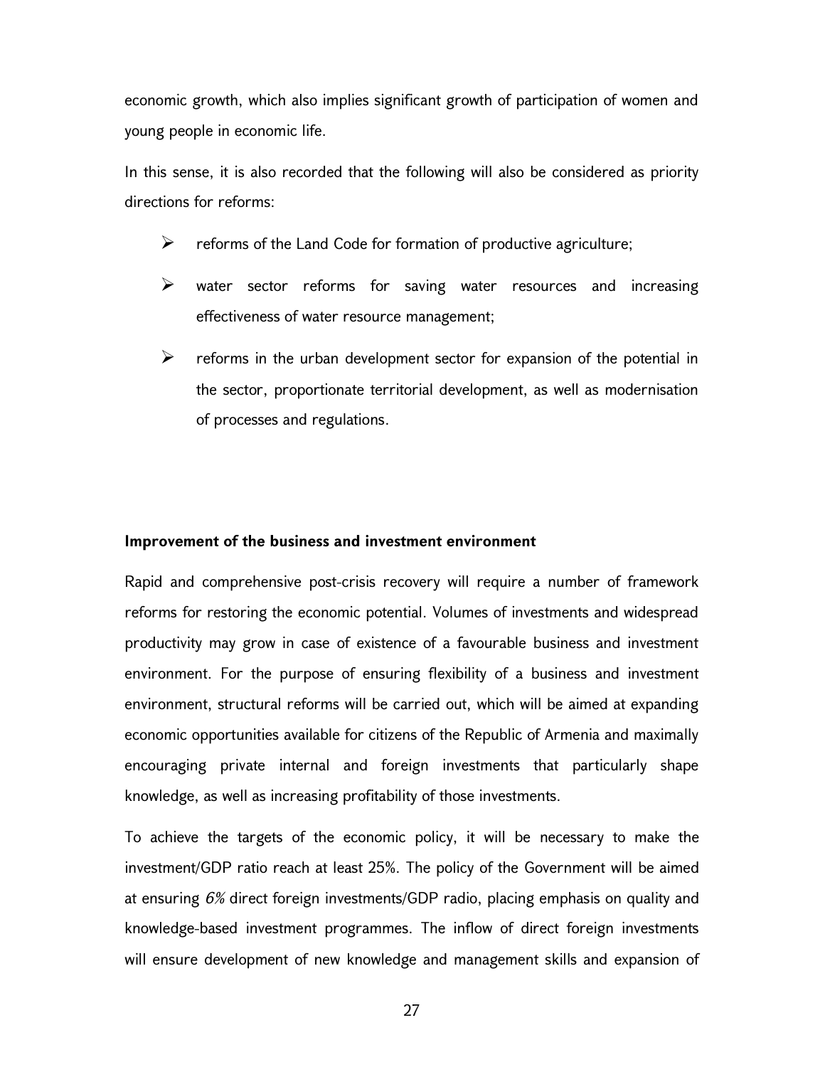economic growth, which also implies significant growth of participation of women and young people in economic life.

In this sense, it is also recorded that the following will also be considered as priority directions for reforms:

- reforms of the Land Code for formation of productive agriculture;
- water sector reforms for saving water resources and increasing effectiveness of water resource management;
- reforms in the urban development sector for expansion of the potential in the sector, proportionate territorial development, as well as modernisation of processes and regulations.

**Improvement of the business and investment environment**

Rapid and comprehensive post-crisis recovery will require a number of framework reforms for restoring the economic potential. Volumes of investments and widespread productivity may grow in case of existence of a favourable business and investment environment. For the purpose of ensuring flexibility of a business and investment environment, structural reforms will be carried out, which will be aimed at expanding economic opportunities available for citizens of the Republic of Armenia and maximally encouraging private internal and foreign investments that particularly shape knowledge, as well as increasing profitability of those investments.

To achieve the targets of the economic policy, it will be necessary to make the investment/GDP ratio reach at least 25%. The policy of the Government will be aimed at ensuring *6%* direct foreign investments/GDP radio, placing emphasis on quality and knowledge-based investment programmes. The inflow of direct foreign investments will ensure development of new knowledge and management skills and expansion of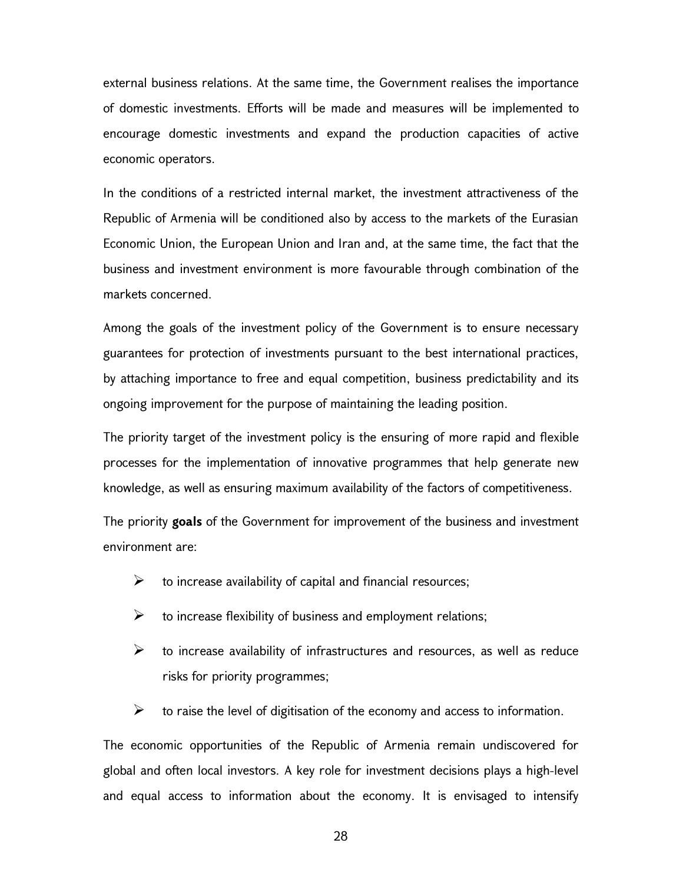external business relations. At the same time, the Government realises the importance of domestic investments. Efforts will be made and measures will be implemented to encourage domestic investments and expand the production capacities of active economic operators.

In the conditions of a restricted internal market, the investment attractiveness of the Republic of Armenia will be conditioned also by access to the markets of the Eurasian Economic Union, the European Union and Iran and, at the same time, the fact that the business and investment environment is more favourable through combination of the markets concerned.

Among the goals of the investment policy of the Government is to ensure necessary guarantees for protection of investments pursuant to the best international practices, by attaching importance to free and equal competition, business predictability and its ongoing improvement for the purpose of maintaining the leading position.

The priority target of the investment policy is the ensuring of more rapid and flexible processes for the implementation of innovative programmes that help generate new knowledge, as well as ensuring maximum availability of the factors of competitiveness.

The priority **goals** of the Government for improvement of the business and investment environment are:

- to increase availability of capital and financial resources;
- to increase flexibility of business and employment relations;
- to increase availability of infrastructures and resources, as well as reduce risks for priority programmes;
- to raise the level of digitisation of the economy and access to information.

The economic opportunities of the Republic of Armenia remain undiscovered for global and often local investors. A key role for investment decisions plays a high-level and equal access to information about the economy. It is envisaged to intensify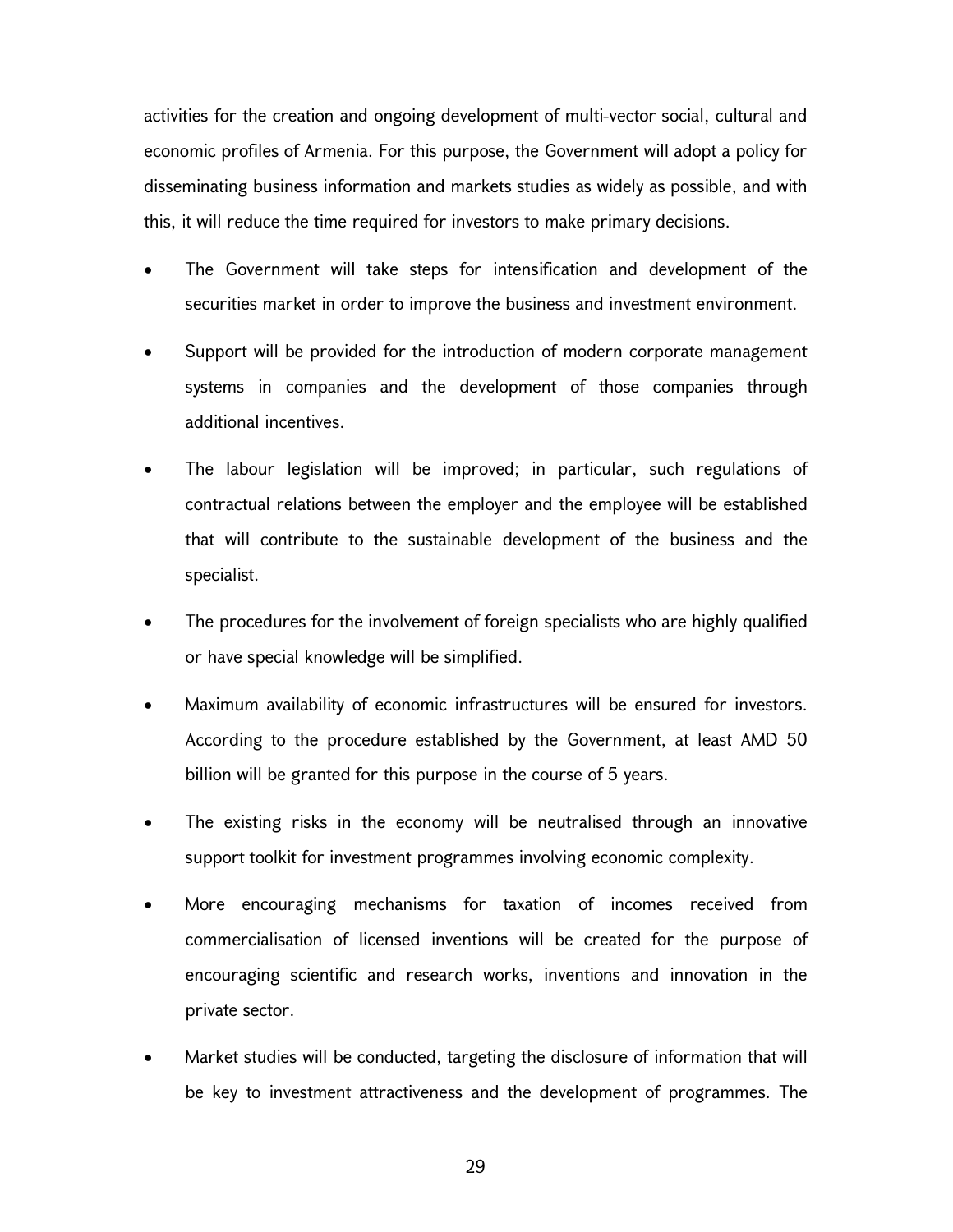activities for the creation and ongoing development of multi-vector social, cultural and economic profiles of Armenia. For this purpose, the Government will adopt a policy for disseminating business information and markets studies as widely as possible, and with this, it will reduce the time required for investors to make primary decisions.

- The Government will take steps for intensification and development of the securities market in order to improve the business and investment environment.
- Support will be provided for the introduction of modern corporate management systems in companies and the development of those companies through additional incentives.
- The labour legislation will be improved; in particular, such regulations of contractual relations between the employer and the employee will be established that will contribute to the sustainable development of the business and the specialist.
- The procedures for the involvement of foreign specialists who are highly qualified or have special knowledge will be simplified.
- Maximum availability of economic infrastructures will be ensured for investors. According to the procedure established by the Government, at least AMD 50 billion will be granted for this purpose in the course of 5 years.
- The existing risks in the economy will be neutralised through an innovative support toolkit for investment programmes involving economic complexity.
- More encouraging mechanisms for taxation of incomes received from commercialisation of licensed inventions will be created for the purpose of encouraging scientific and research works, inventions and innovation in the private sector.
- Market studies will be conducted, targeting the disclosure of information that will be key to investment attractiveness and the development of programmes. The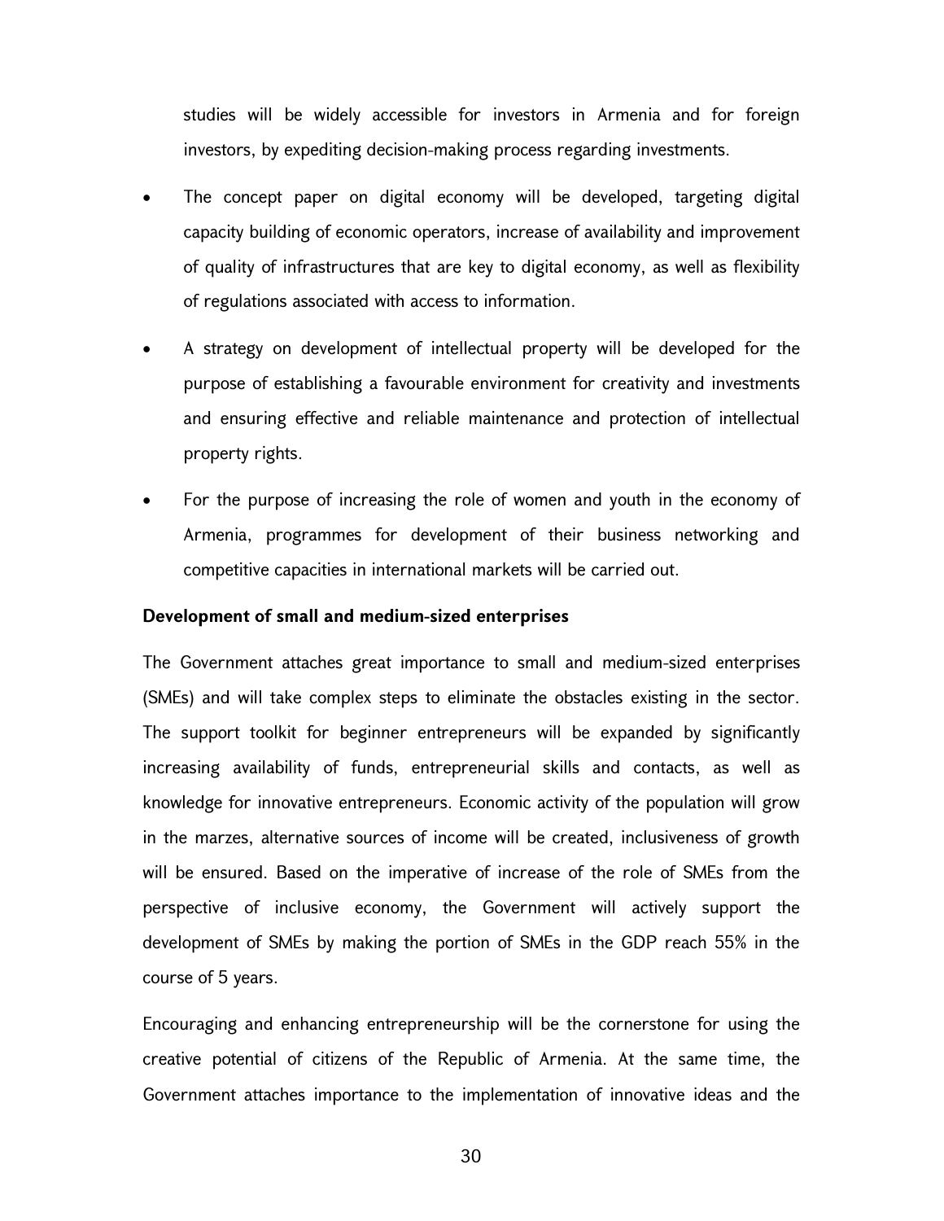studies will be widely accessible for investors in Armenia and for foreign investors, by expediting decision-making process regarding investments.

- The concept paper on digital economy will be developed, targeting digital capacity building of economic operators, increase of availability and improvement of quality of infrastructures that are key to digital economy, as well as flexibility of regulations associated with access to information.
- A strategy on development of intellectual property will be developed for the purpose of establishing a favourable environment for creativity and investments and ensuring effective and reliable maintenance and protection of intellectual property rights.
- For the purpose of increasing the role of women and youth in the economy of Armenia, programmes for development of their business networking and competitive capacities in international markets will be carried out.

**Development of small and medium-sized enterprises**

The Government attaches great importance to small and medium-sized enterprises (SMEs) and will take complex steps to eliminate the obstacles existing in the sector. The support toolkit for beginner entrepreneurs will be expanded by significantly increasing availability of funds, entrepreneurial skills and contacts, as well as knowledge for innovative entrepreneurs. Economic activity of the population will grow in the marzes, alternative sources of income will be created, inclusiveness of growth will be ensured. Based on the imperative of increase of the role of SMEs from the perspective of inclusive economy, the Government will actively support the development of SMEs by making the portion of SMEs in the GDP reach 55% in the course of 5 years.

Encouraging and enhancing entrepreneurship will be the cornerstone for using the creative potential of citizens of the Republic of Armenia. At the same time, the Government attaches importance to the implementation of innovative ideas and the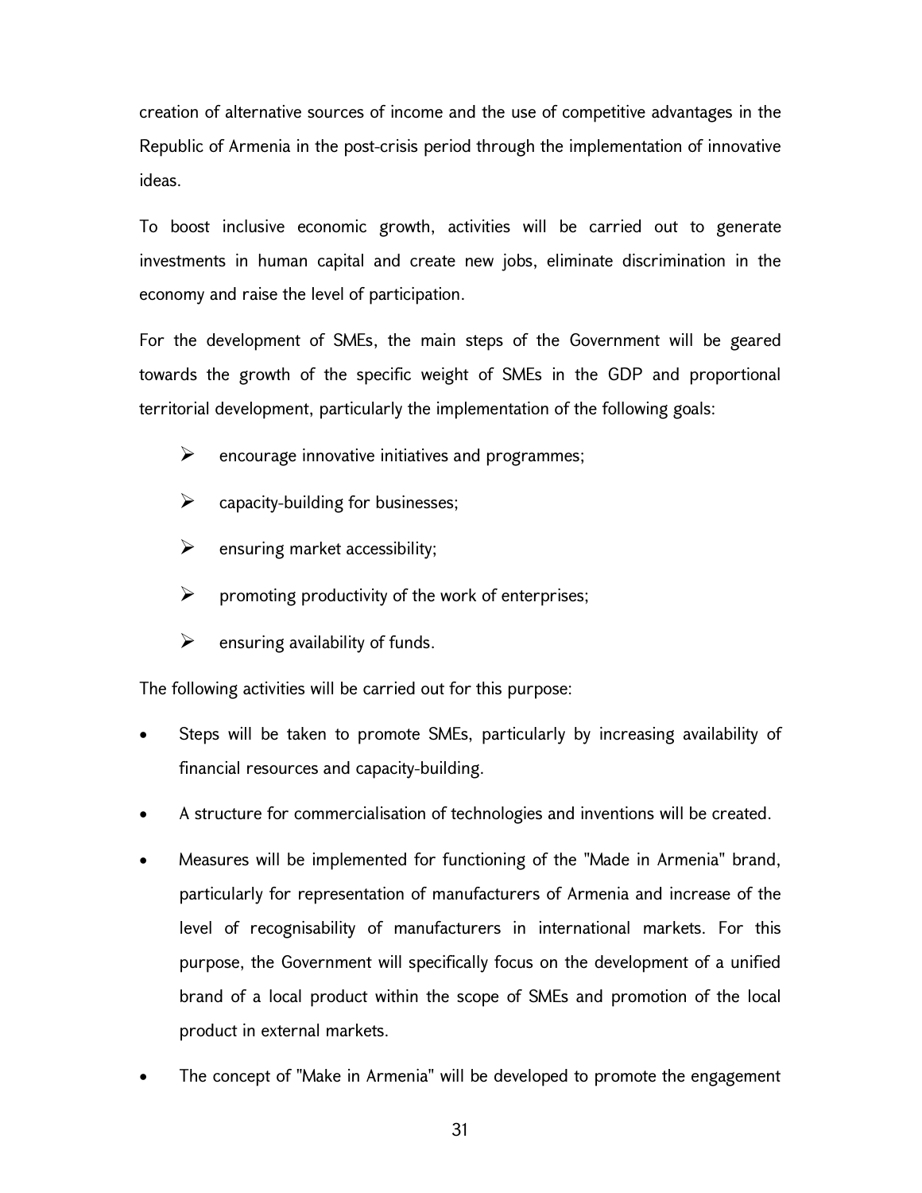creation of alternative sources of income and the use of competitive advantages in the Republic of Armenia in the post-crisis period through the implementation of innovative ideas.

To boost inclusive economic growth, activities will be carried out to generate investments in human capital and create new jobs, eliminate discrimination in the economy and raise the level of participation.

For the development of SMEs, the main steps of the Government will be geared towards the growth of the specific weight of SMEs in the GDP and proportional territorial development, particularly the implementation of the following goals:

- encourage innovative initiatives and programmes;
- capacity-building for businesses;
- ensuring market accessibility;
- promoting productivity of the work of enterprises;
- ensuring availability of funds.

The following activities will be carried out for this purpose:

- Steps will be taken to promote SMEs, particularly by increasing availability of financial resources and capacity-building.
- A structure for commercialisation of technologies and inventions will be created.
- Measures will be implemented for functioning of the "Made in Armenia" brand, particularly for representation of manufacturers of Armenia and increase of the level of recognisability of manufacturers in international markets. For this purpose, the Government will specifically focus on the development of a unified brand of a local product within the scope of SMEs and promotion of the local product in external markets.
- The concept of "Make in Armenia" will be developed to promote the engagement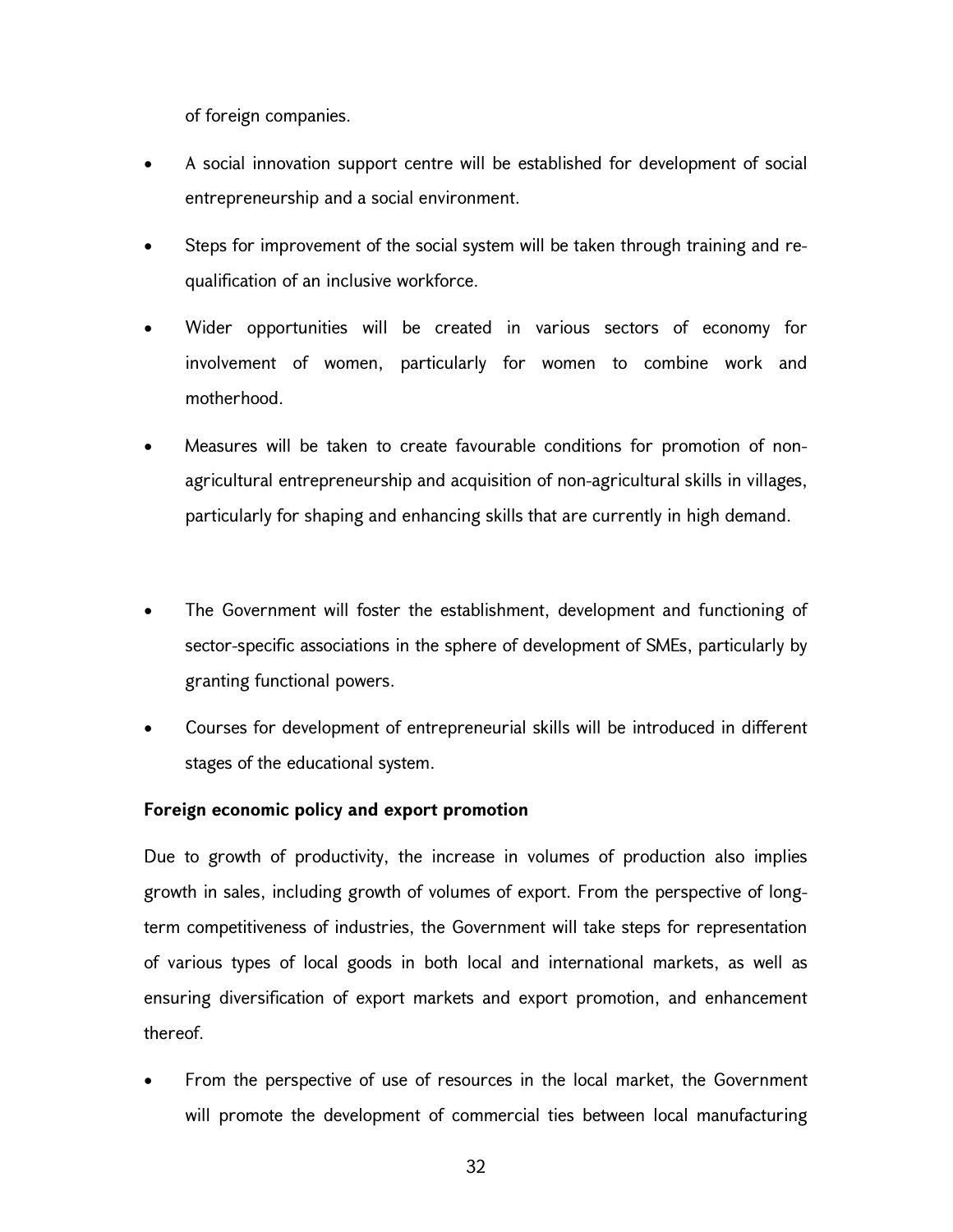of foreign companies.

- A social innovation support centre will be established for development of social entrepreneurship and a social environment.
- Steps for improvement of the social system will be taken through training and re-qualification of an inclusive workforce.
- Wider opportunities will be created in various sectors of economy for involvement of women, particularly for women to combine work and motherhood.
- Measures will be taken to create favourable conditions for promotion of non-agricultural entrepreneurship and acquisition of non-agricultural skills in villages, particularly for shaping and enhancing skills that are currently in high demand.
- The Government will foster the establishment, development and functioning of sector-specific associations in the sphere of development of SMEs, particularly by granting functional powers.
- Courses for development of entrepreneurial skills will be introduced in different stages of the educational system.

**Foreign economic policy and export promotion**

Due to growth of productivity, the increase in volumes of production also implies growth in sales, including growth of volumes of export. From the perspective of long-term competitiveness of industries, the Government will take steps for representation of various types of local goods in both local and international markets, as well as ensuring diversification of export markets and export promotion, and enhancement thereof.

- From the perspective of use of resources in the local market, the Government will promote the development of commercial ties between local manufacturing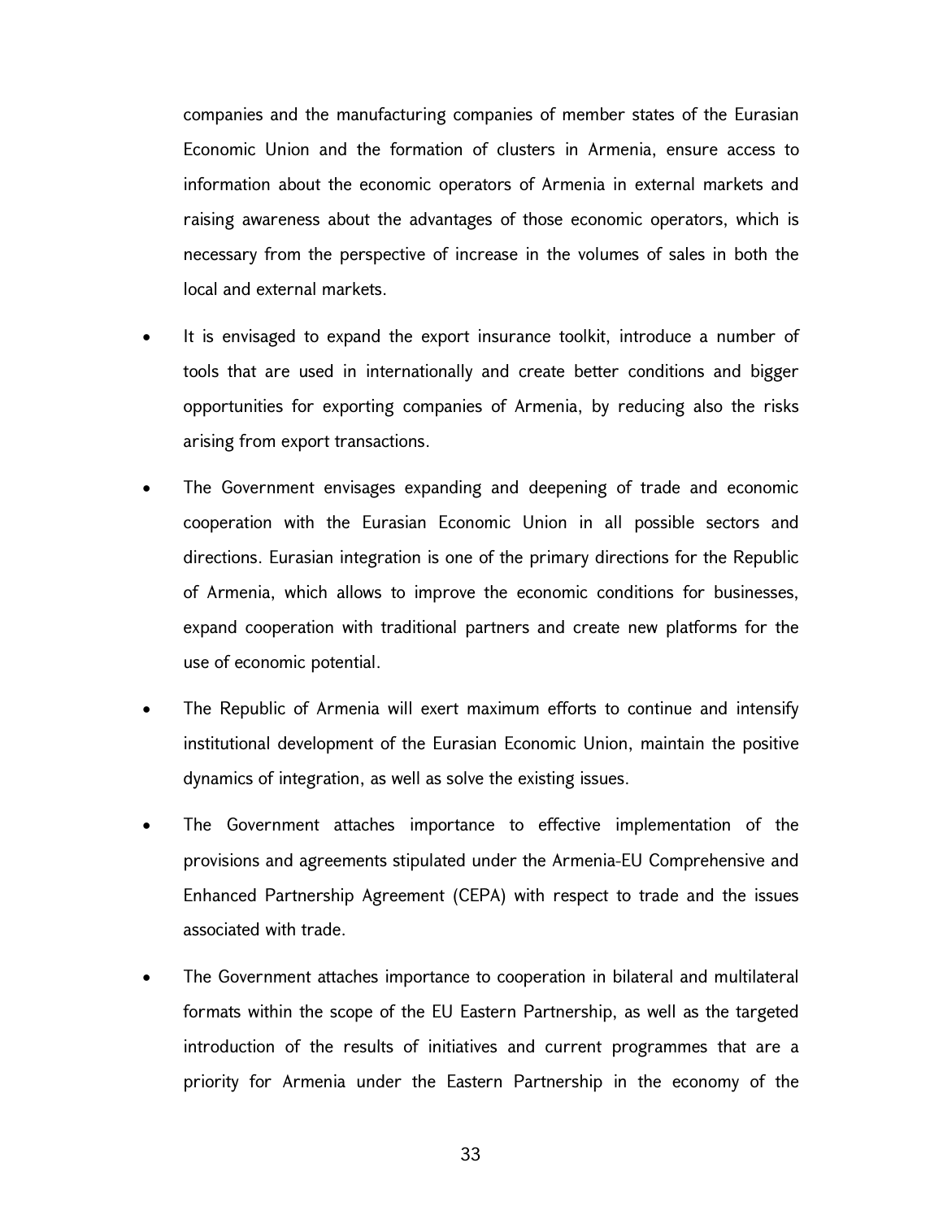companies and the manufacturing companies of member states of the Eurasian Economic Union and the formation of clusters in Armenia, ensure access to information about the economic operators of Armenia in external markets and raising awareness about the advantages of those economic operators, which is necessary from the perspective of increase in the volumes of sales in both the local and external markets.

- It is envisaged to expand the export insurance toolkit, introduce a number of tools that are used in internationally and create better conditions and bigger opportunities for exporting companies of Armenia, by reducing also the risks arising from export transactions.
- The Government envisages expanding and deepening of trade and economic cooperation with the Eurasian Economic Union in all possible sectors and directions. Eurasian integration is one of the primary directions for the Republic of Armenia, which allows to improve the economic conditions for businesses, expand cooperation with traditional partners and create new platforms for the use of economic potential.
- The Republic of Armenia will exert maximum efforts to continue and intensify institutional development of the Eurasian Economic Union, maintain the positive dynamics of integration, as well as solve the existing issues.
- The Government attaches importance to effective implementation of the provisions and agreements stipulated under the Armenia-EU Comprehensive and Enhanced Partnership Agreement (CEPA) with respect to trade and the issues associated with trade.
- The Government attaches importance to cooperation in bilateral and multilateral formats within the scope of the EU Eastern Partnership, as well as the targeted introduction of the results of initiatives and current programmes that are a priority for Armenia under the Eastern Partnership in the economy of the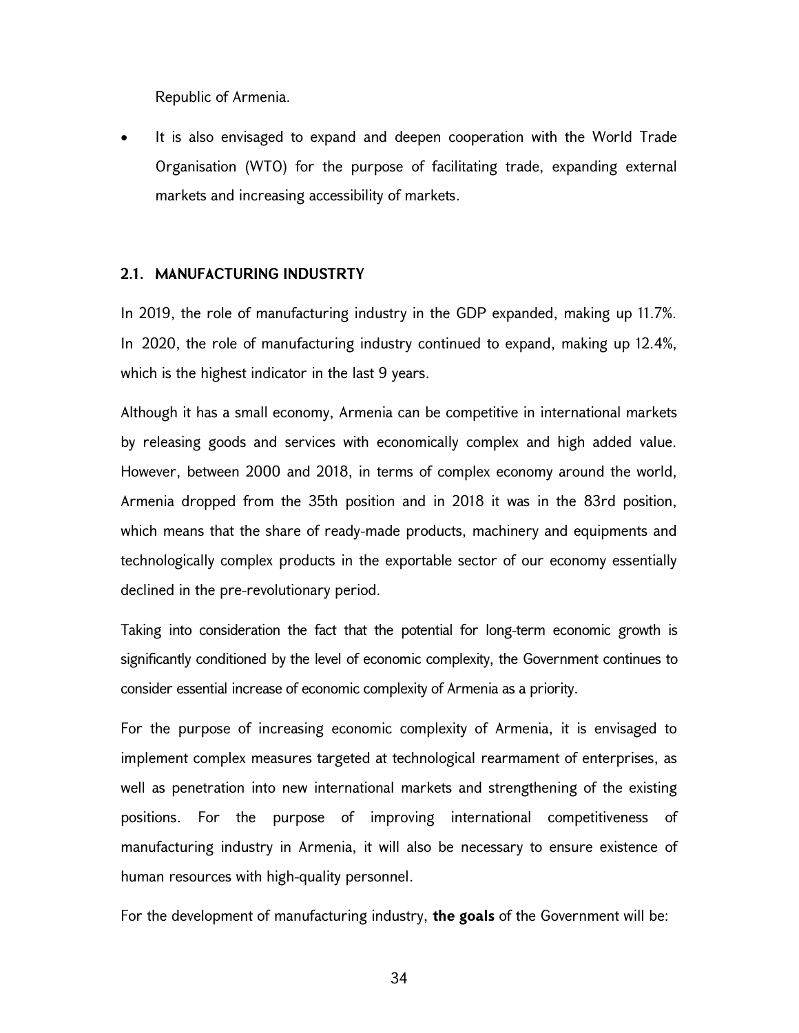Republic of Armenia.

- It is also envisaged to expand and deepen cooperation with the World Trade Organisation (WTO) for the purpose of facilitating trade, expanding external markets and increasing accessibility of markets.

### 2.1. MANUFACTURING INDUSTRTY

In 2019, the role of manufacturing industry in the GDP expanded, making up 11.7%. In 2020, the role of manufacturing industry continued to expand, making up 12.4%, which is the highest indicator in the last 9 years.

Although it has a small economy, Armenia can be competitive in international markets by releasing goods and services with economically complex and high added value. However, between 2000 and 2018, in terms of complex economy around the world, Armenia dropped from the 35th position and in 2018 it was in the 83rd position, which means that the share of ready-made products, machinery and equipments and technologically complex products in the exportable sector of our economy essentially declined in the pre-revolutionary period.

Taking into consideration the fact that the potential for long-term economic growth is significantly conditioned by the level of economic complexity, the Government continues to consider essential increase of economic complexity of Armenia as a priority.

For the purpose of increasing economic complexity of Armenia, it is envisaged to implement complex measures targeted at technological rearmament of enterprises, as well as penetration into new international markets and strengthening of the existing positions. For the purpose of improving international competitiveness of manufacturing industry in Armenia, it will also be necessary to ensure existence of human resources with high-quality personnel.

For the development of manufacturing industry, **the goals** of the Government will be: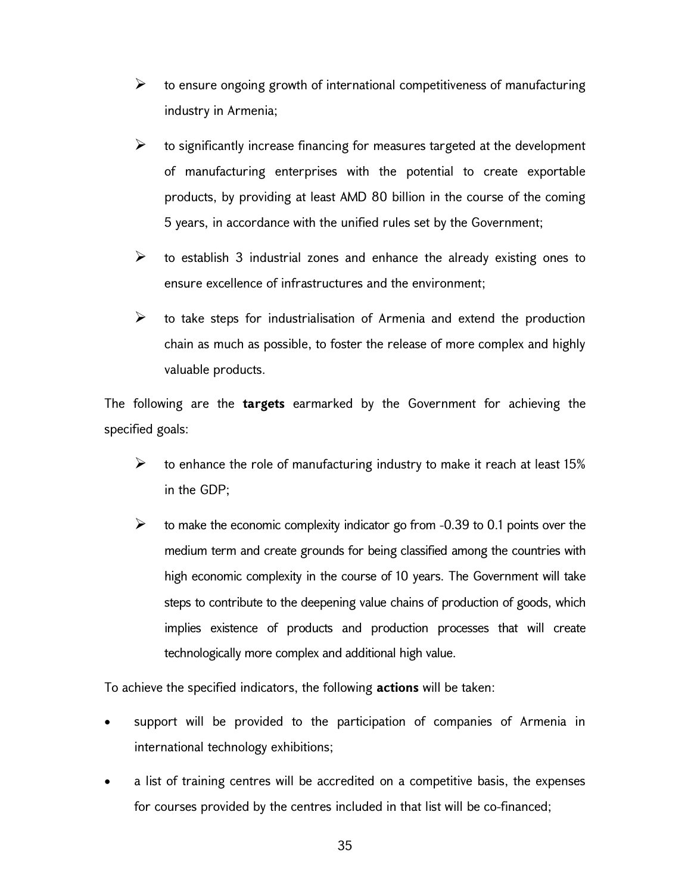- to ensure ongoing growth of international competitiveness of manufacturing industry in Armenia;
- to significantly increase financing for measures targeted at the development of manufacturing enterprises with the potential to create exportable products, by providing at least AMD 80 billion in the course of the coming 5 years, in accordance with the unified rules set by the Government;
- to establish 3 industrial zones and enhance the already existing ones to ensure excellence of infrastructures and the environment;
- to take steps for industrialisation of Armenia and extend the production chain as much as possible, to foster the release of more complex and highly valuable products.

The following are the **targets** earmarked by the Government for achieving the specified goals:

- to enhance the role of manufacturing industry to make it reach at least 15% in the GDP;
- to make the economic complexity indicator go from -0.39 to 0.1 points over the medium term and create grounds for being classified among the countries with high economic complexity in the course of 10 years. The Government will take steps to contribute to the deepening value chains of production of goods, which implies existence of products and production processes that will create technologically more complex and additional high value.

To achieve the specified indicators, the following **actions** will be taken:

- support will be provided to the participation of companies of Armenia in international technology exhibitions;
- a list of training centres will be accredited on a competitive basis, the expenses for courses provided by the centres included in that list will be co-financed;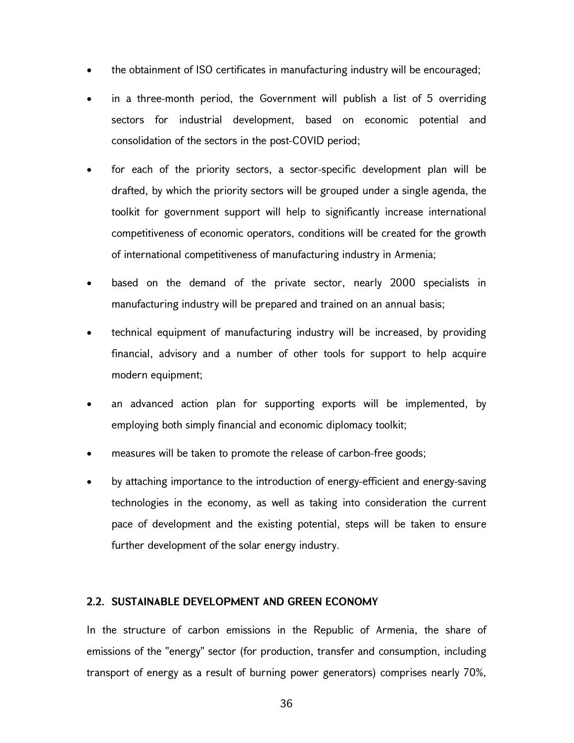- the obtainment of ISO certificates in manufacturing industry will be encouraged;
- in a three-month period, the Government will publish a list of 5 overriding sectors for industrial development, based on economic potential and consolidation of the sectors in the post-COVID period;
- for each of the priority sectors, a sector-specific development plan will be drafted, by which the priority sectors will be grouped under a single agenda, the toolkit for government support will help to significantly increase international competitiveness of economic operators, conditions will be created for the growth of international competitiveness of manufacturing industry in Armenia;
- based on the demand of the private sector, nearly 2000 specialists in manufacturing industry will be prepared and trained on an annual basis;
- technical equipment of manufacturing industry will be increased, by providing financial, advisory and a number of other tools for support to help acquire modern equipment;
- an advanced action plan for supporting exports will be implemented, by employing both simply financial and economic diplomacy toolkit;
- measures will be taken to promote the release of carbon-free goods;
- by attaching importance to the introduction of energy-efficient and energy-saving technologies in the economy, as well as taking into consideration the current pace of development and the existing potential, steps will be taken to ensure further development of the solar energy industry.

## 2.2. SUSTAINABLE DEVELOPMENT AND GREEN ECONOMY

In the structure of carbon emissions in the Republic of Armenia, the share of emissions of the "energy" sector (for production, transfer and consumption, including transport of energy as a result of burning power generators) comprises nearly 70%,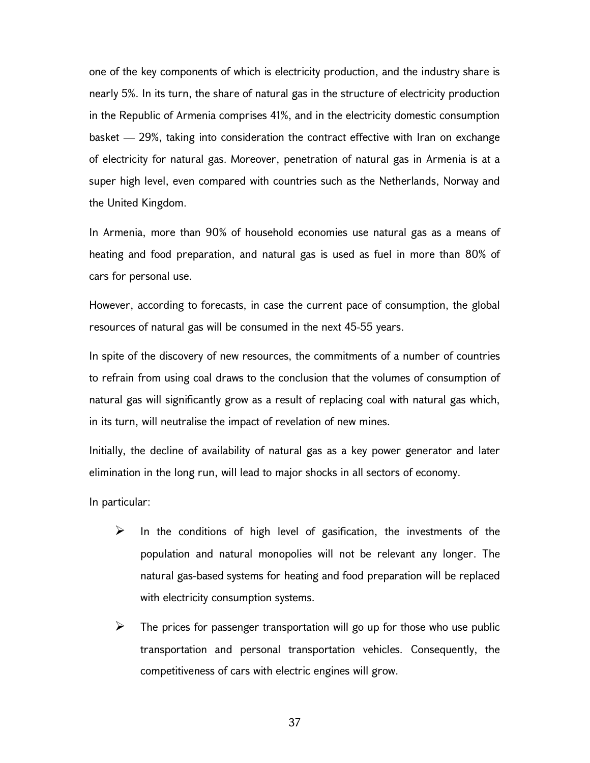one of the key components of which is electricity production, and the industry share is nearly 5%. In its turn, the share of natural gas in the structure of electricity production in the Republic of Armenia comprises 41%, and in the electricity domestic consumption basket — 29%, taking into consideration the contract effective with Iran on exchange of electricity for natural gas. Moreover, penetration of natural gas in Armenia is at a super high level, even compared with countries such as the Netherlands, Norway and the United Kingdom.

In Armenia, more than 90% of household economies use natural gas as a means of heating and food preparation, and natural gas is used as fuel in more than 80% of cars for personal use.

However, according to forecasts, in case the current pace of consumption, the global resources of natural gas will be consumed in the next 45-55 years.

In spite of the discovery of new resources, the commitments of a number of countries to refrain from using coal draws to the conclusion that the volumes of consumption of natural gas will significantly grow as a result of replacing coal with natural gas which, in its turn, will neutralise the impact of revelation of new mines.

Initially, the decline of availability of natural gas as a key power generator and later elimination in the long run, will lead to major shocks in all sectors of economy.

In particular:

- In the conditions of high level of gasification, the investments of the population and natural monopolies will not be relevant any longer. The natural gas-based systems for heating and food preparation will be replaced with electricity consumption systems.
- The prices for passenger transportation will go up for those who use public transportation and personal transportation vehicles. Consequently, the competitiveness of cars with electric engines will grow.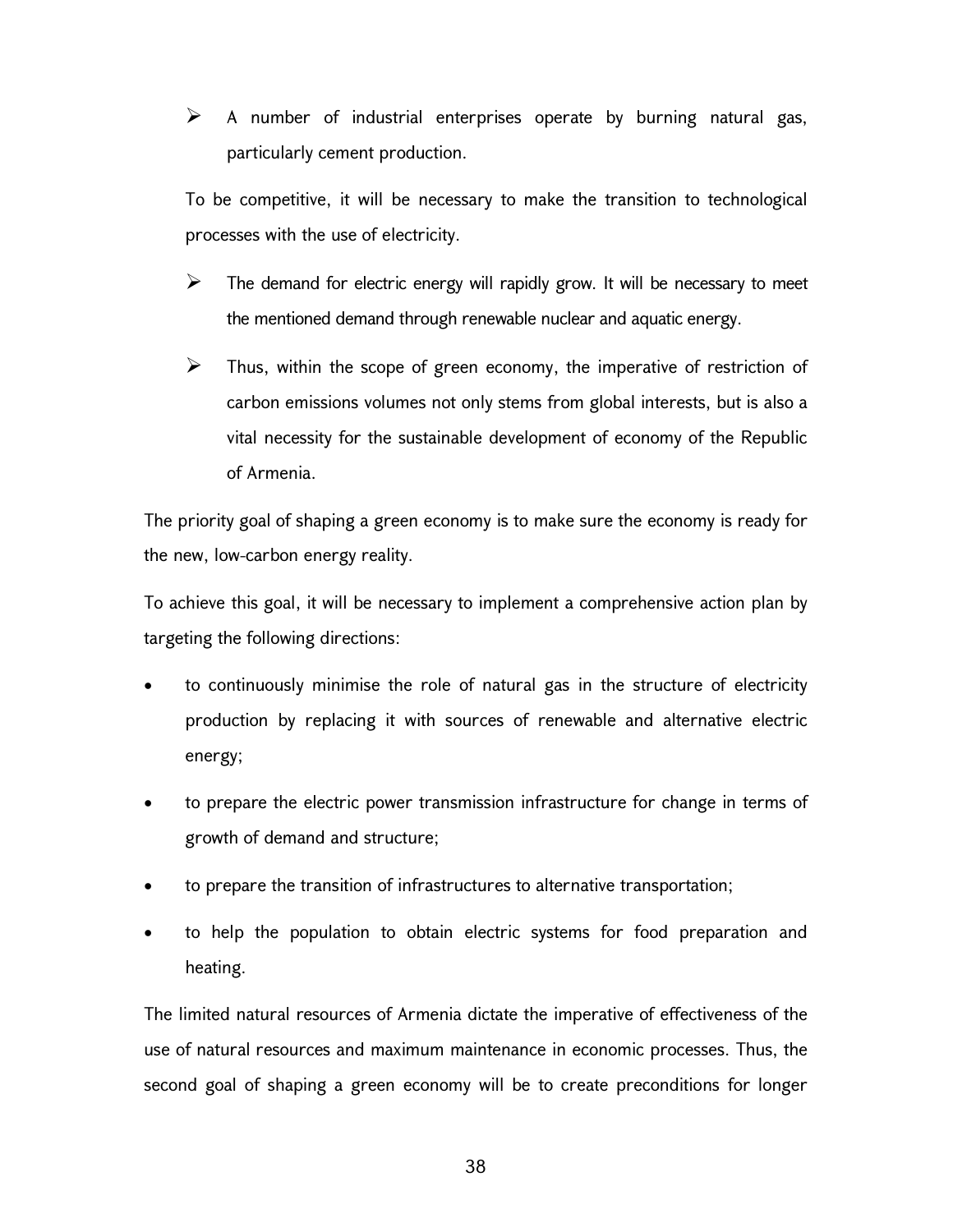- A number of industrial enterprises operate by burning natural gas, particularly cement production.

  To be competitive, it will be necessary to make the transition to technological processes with the use of electricity.

- The demand for electric energy will rapidly grow. It will be necessary to meet the mentioned demand through renewable nuclear and aquatic energy.

- Thus, within the scope of green economy, the imperative of restriction of carbon emissions volumes not only stems from global interests, but is also a vital necessity for the sustainable development of economy of the Republic of Armenia.

The priority goal of shaping a green economy is to make sure the economy is ready for the new, low-carbon energy reality.

To achieve this goal, it will be necessary to implement a comprehensive action plan by targeting the following directions:

- to continuously minimise the role of natural gas in the structure of electricity production by replacing it with sources of renewable and alternative electric energy;
- to prepare the electric power transmission infrastructure for change in terms of growth of demand and structure;
- to prepare the transition of infrastructures to alternative transportation;
- to help the population to obtain electric systems for food preparation and heating.

The limited natural resources of Armenia dictate the imperative of effectiveness of the use of natural resources and maximum maintenance in economic processes. Thus, the second goal of shaping a green economy will be to create preconditions for longer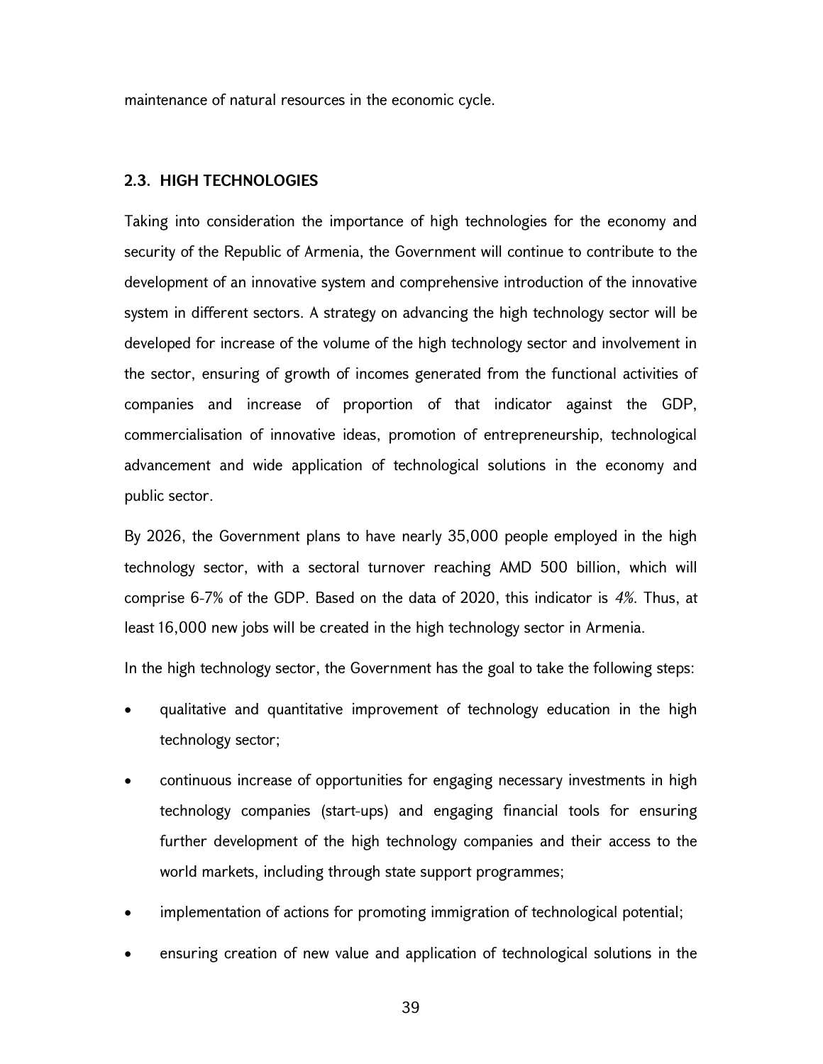maintenance of natural resources in the economic cycle.

### 2.3. HIGH TECHNOLOGIES

Taking into consideration the importance of high technologies for the economy and security of the Republic of Armenia, the Government will continue to contribute to the development of an innovative system and comprehensive introduction of the innovative system in different sectors. A strategy on advancing the high technology sector will be developed for increase of the volume of the high technology sector and involvement in the sector, ensuring of growth of incomes generated from the functional activities of companies and increase of proportion of that indicator against the GDP, commercialisation of innovative ideas, promotion of entrepreneurship, technological advancement and wide application of technological solutions in the economy and public sector.

By 2026, the Government plans to have nearly 35,000 people employed in the high technology sector, with a sectoral turnover reaching AMD 500 billion, which will comprise 6-7% of the GDP. Based on the data of 2020, this indicator is *4%*. Thus, at least 16,000 new jobs will be created in the high technology sector in Armenia.

In the high technology sector, the Government has the goal to take the following steps:

- qualitative and quantitative improvement of technology education in the high technology sector;
- continuous increase of opportunities for engaging necessary investments in high technology companies (start-ups) and engaging financial tools for ensuring further development of the high technology companies and their access to the world markets, including through state support programmes;
- implementation of actions for promoting immigration of technological potential;
- ensuring creation of new value and application of technological solutions in the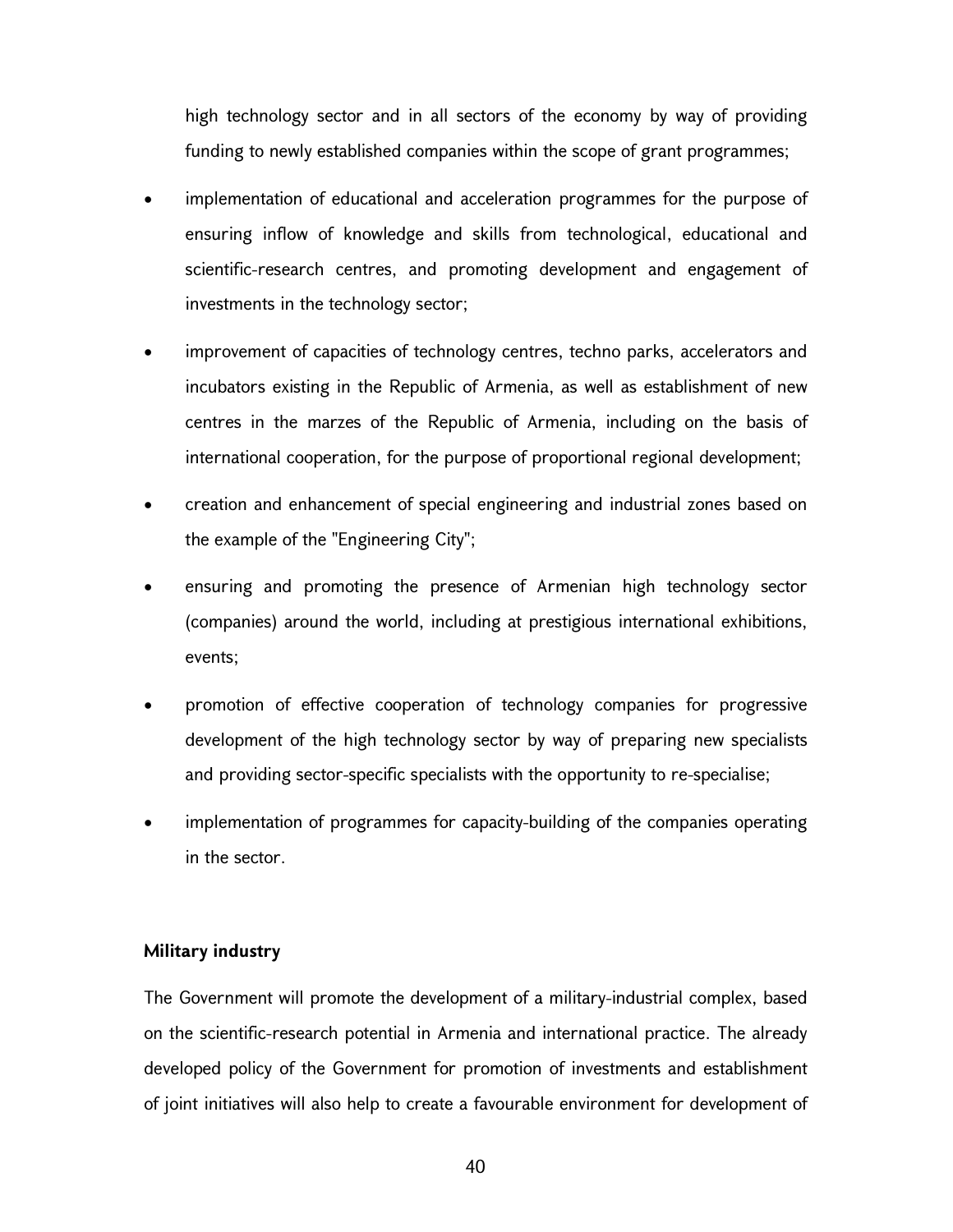high technology sector and in all sectors of the economy by way of providing funding to newly established companies within the scope of grant programmes;

- implementation of educational and acceleration programmes for the purpose of ensuring inflow of knowledge and skills from technological, educational and scientific-research centres, and promoting development and engagement of investments in the technology sector;
- improvement of capacities of technology centres, techno parks, accelerators and incubators existing in the Republic of Armenia, as well as establishment of new centres in the marzes of the Republic of Armenia, including on the basis of international cooperation, for the purpose of proportional regional development;
- creation and enhancement of special engineering and industrial zones based on the example of the "Engineering City";
- ensuring and promoting the presence of Armenian high technology sector (companies) around the world, including at prestigious international exhibitions, events;
- promotion of effective cooperation of technology companies for progressive development of the high technology sector by way of preparing new specialists and providing sector-specific specialists with the opportunity to re-specialise;
- implementation of programmes for capacity-building of the companies operating in the sector.

**Military industry**

The Government will promote the development of a military-industrial complex, based on the scientific-research potential in Armenia and international practice. The already developed policy of the Government for promotion of investments and establishment of joint initiatives will also help to create a favourable environment for development of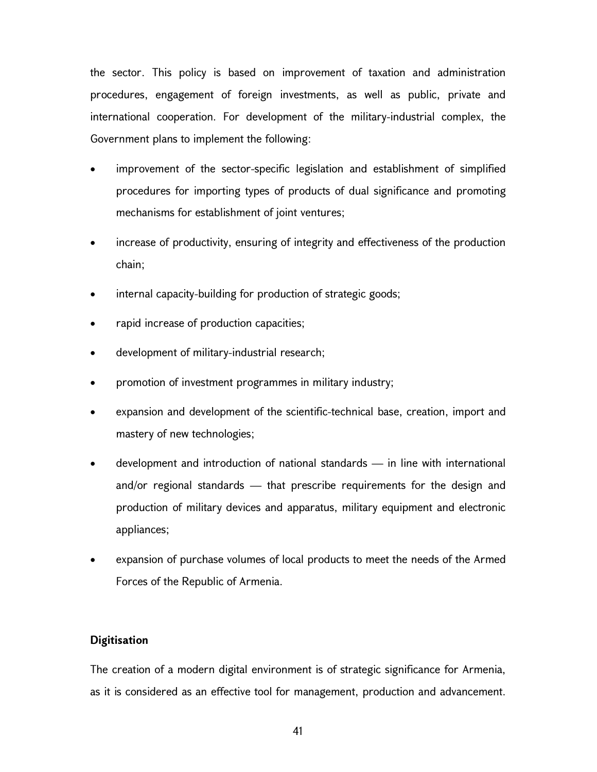the sector. This policy is based on improvement of taxation and administration procedures, engagement of foreign investments, as well as public, private and international cooperation. For development of the military-industrial complex, the Government plans to implement the following:

- improvement of the sector-specific legislation and establishment of simplified procedures for importing types of products of dual significance and promoting mechanisms for establishment of joint ventures;
- increase of productivity, ensuring of integrity and effectiveness of the production chain;
- internal capacity-building for production of strategic goods;
- rapid increase of production capacities;
- development of military-industrial research;
- promotion of investment programmes in military industry;
- expansion and development of the scientific-technical base, creation, import and mastery of new technologies;
- development and introduction of national standards — in line with international and/or regional standards — that prescribe requirements for the design and production of military devices and apparatus, military equipment and electronic appliances;
- expansion of purchase volumes of local products to meet the needs of the Armed Forces of the Republic of Armenia.

**Digitisation**

The creation of a modern digital environment is of strategic significance for Armenia, as it is considered as an effective tool for management, production and advancement.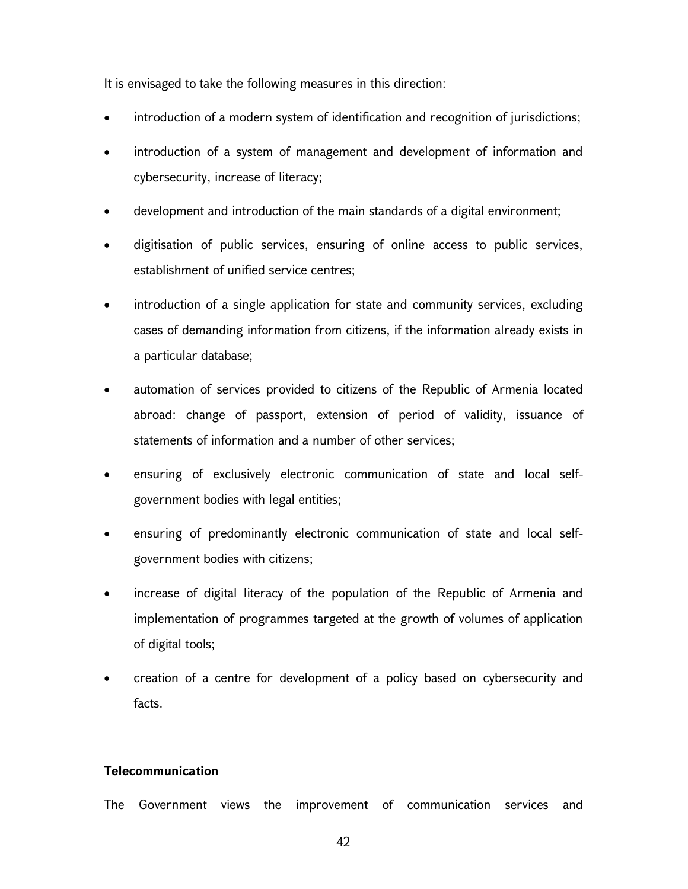It is envisaged to take the following measures in this direction:

- introduction of a modern system of identification and recognition of jurisdictions;
- introduction of a system of management and development of information and cybersecurity, increase of literacy;
- development and introduction of the main standards of a digital environment;
- digitisation of public services, ensuring of online access to public services, establishment of unified service centres;
- introduction of a single application for state and community services, excluding cases of demanding information from citizens, if the information already exists in a particular database;
- automation of services provided to citizens of the Republic of Armenia located abroad: change of passport, extension of period of validity, issuance of statements of information and a number of other services;
- ensuring of exclusively electronic communication of state and local self-government bodies with legal entities;
- ensuring of predominantly electronic communication of state and local self-government bodies with citizens;
- increase of digital literacy of the population of the Republic of Armenia and implementation of programmes targeted at the growth of volumes of application of digital tools;
- creation of a centre for development of a policy based on cybersecurity and facts.

**Telecommunication**

The Government views the improvement of communication services and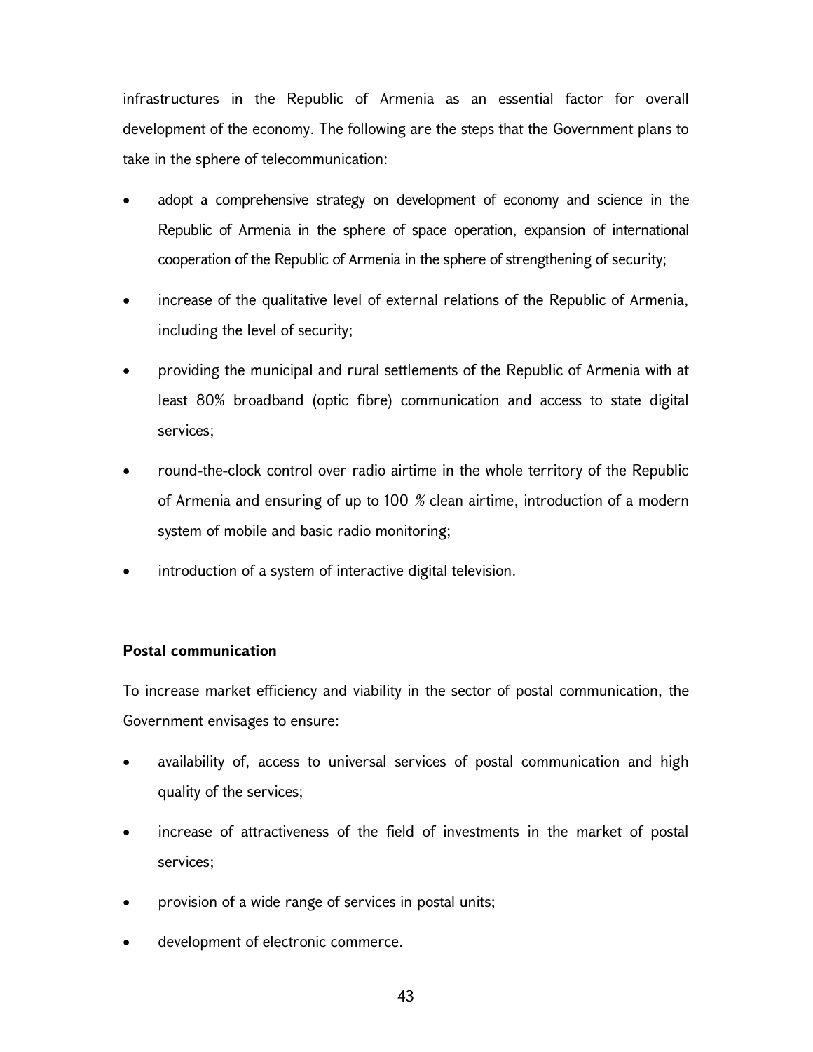infrastructures in the Republic of Armenia as an essential factor for overall development of the economy. The following are the steps that the Government plans to take in the sphere of telecommunication:

- adopt a comprehensive strategy on development of economy and science in the Republic of Armenia in the sphere of space operation, expansion of international cooperation of the Republic of Armenia in the sphere of strengthening of security;
- increase of the qualitative level of external relations of the Republic of Armenia, including the level of security;
- providing the municipal and rural settlements of the Republic of Armenia with at least 80% broadband (optic fibre) communication and access to state digital services;
- round-the-clock control over radio airtime in the whole territory of the Republic of Armenia and ensuring of up to 100 % clean airtime, introduction of a modern system of mobile and basic radio monitoring;
- introduction of a system of interactive digital television.

**Postal communication**

To increase market efficiency and viability in the sector of postal communication, the Government envisages to ensure:

- availability of, access to universal services of postal communication and high quality of the services;
- increase of attractiveness of the field of investments in the market of postal services;
- provision of a wide range of services in postal units;
- development of electronic commerce.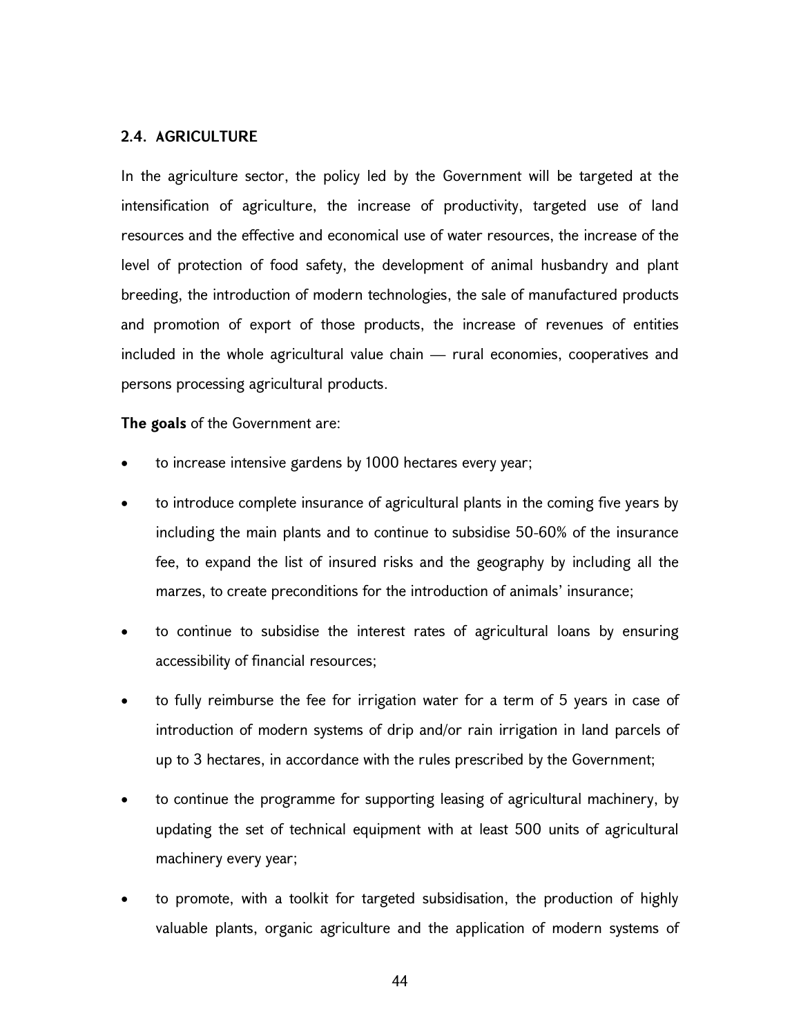## 2.4. AGRICULTURE

In the agriculture sector, the policy led by the Government will be targeted at the intensification of agriculture, the increase of productivity, targeted use of land resources and the effective and economical use of water resources, the increase of the level of protection of food safety, the development of animal husbandry and plant breeding, the introduction of modern technologies, the sale of manufactured products and promotion of export of those products, the increase of revenues of entities included in the whole agricultural value chain — rural economies, cooperatives and persons processing agricultural products.

**The goals** of the Government are:

- to increase intensive gardens by 1000 hectares every year;
- to introduce complete insurance of agricultural plants in the coming five years by including the main plants and to continue to subsidise 50-60% of the insurance fee, to expand the list of insured risks and the geography by including all the marzes, to create preconditions for the introduction of animals' insurance;
- to continue to subsidise the interest rates of agricultural loans by ensuring accessibility of financial resources;
- to fully reimburse the fee for irrigation water for a term of 5 years in case of introduction of modern systems of drip and/or rain irrigation in land parcels of up to 3 hectares, in accordance with the rules prescribed by the Government;
- to continue the programme for supporting leasing of agricultural machinery, by updating the set of technical equipment with at least 500 units of agricultural machinery every year;
- to promote, with a toolkit for targeted subsidisation, the production of highly valuable plants, organic agriculture and the application of modern systems of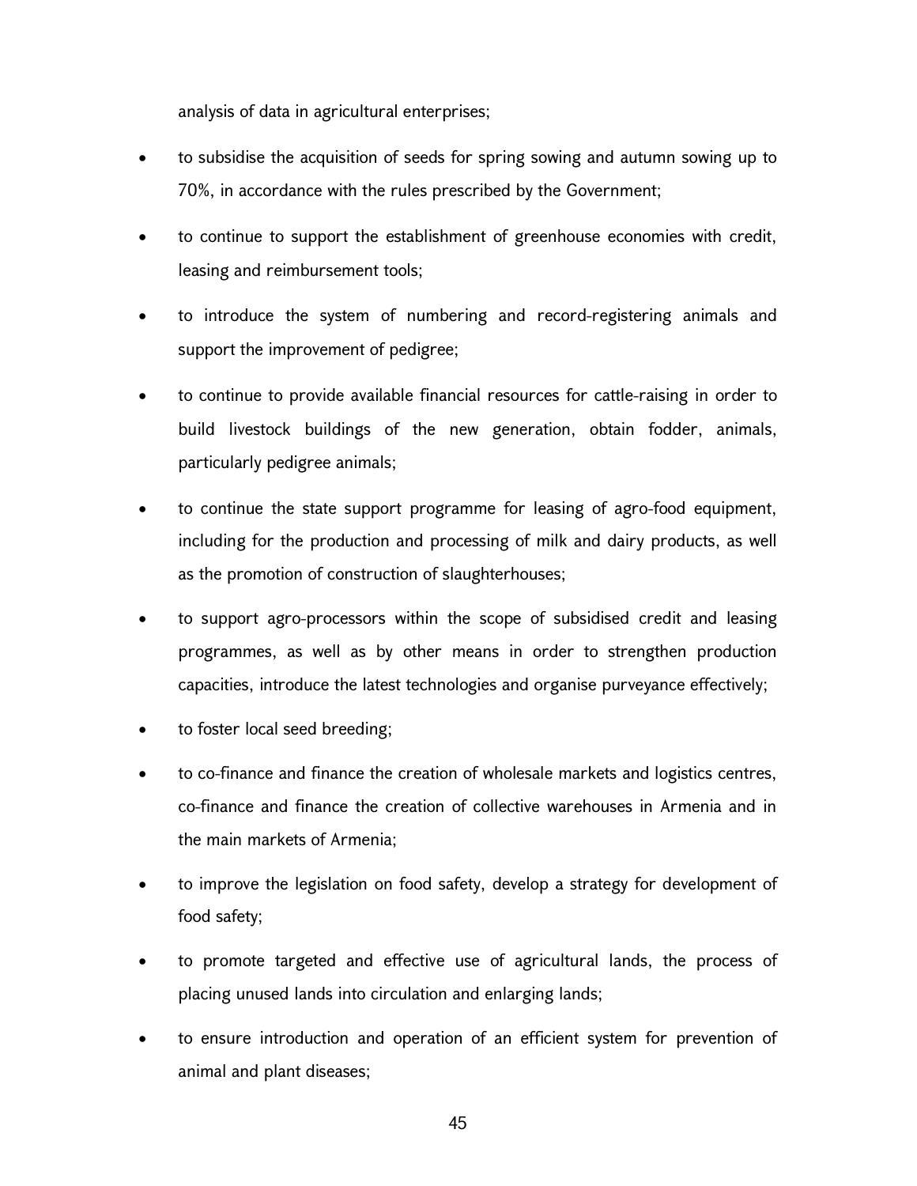analysis of data in agricultural enterprises;

- to subsidise the acquisition of seeds for spring sowing and autumn sowing up to 70%, in accordance with the rules prescribed by the Government;
- to continue to support the establishment of greenhouse economies with credit, leasing and reimbursement tools;
- to introduce the system of numbering and record-registering animals and support the improvement of pedigree;
- to continue to provide available financial resources for cattle-raising in order to build livestock buildings of the new generation, obtain fodder, animals, particularly pedigree animals;
- to continue the state support programme for leasing of agro-food equipment, including for the production and processing of milk and dairy products, as well as the promotion of construction of slaughterhouses;
- to support agro-processors within the scope of subsidised credit and leasing programmes, as well as by other means in order to strengthen production capacities, introduce the latest technologies and organise purveyance effectively;
- to foster local seed breeding;
- to co-finance and finance the creation of wholesale markets and logistics centres, co-finance and finance the creation of collective warehouses in Armenia and in the main markets of Armenia;
- to improve the legislation on food safety, develop a strategy for development of food safety;
- to promote targeted and effective use of agricultural lands, the process of placing unused lands into circulation and enlarging lands;
- to ensure introduction and operation of an efficient system for prevention of animal and plant diseases;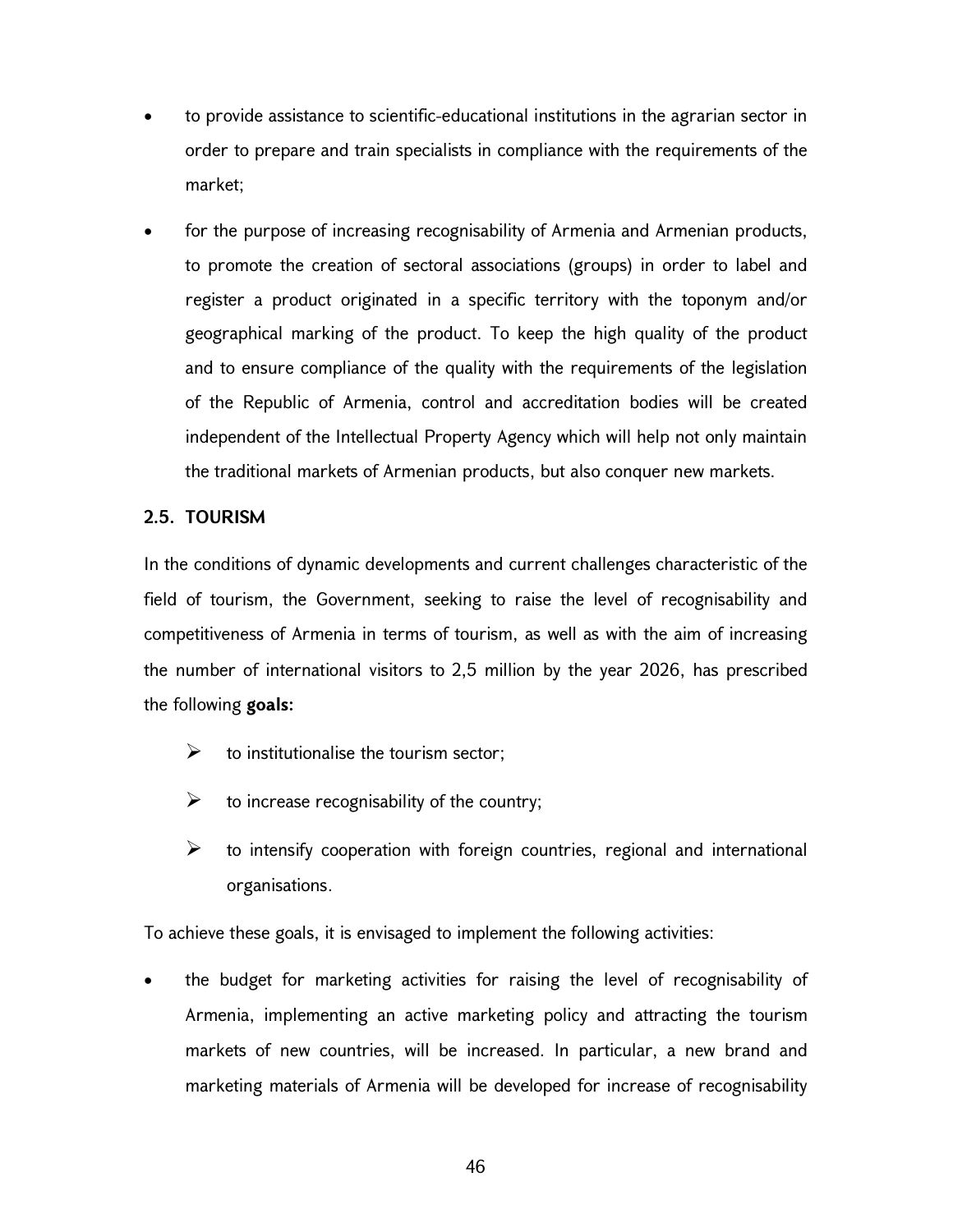- to provide assistance to scientific-educational institutions in the agrarian sector in order to prepare and train specialists in compliance with the requirements of the market;
- for the purpose of increasing recognisability of Armenia and Armenian products, to promote the creation of sectoral associations (groups) in order to label and register a product originated in a specific territory with the toponym and/or geographical marking of the product. To keep the high quality of the product and to ensure compliance of the quality with the requirements of the legislation of the Republic of Armenia, control and accreditation bodies will be created independent of the Intellectual Property Agency which will help not only maintain the traditional markets of Armenian products, but also conquer new markets.

## 2.5. TOURISM

In the conditions of dynamic developments and current challenges characteristic of the field of tourism, the Government, seeking to raise the level of recognisability and competitiveness of Armenia in terms of tourism, as well as with the aim of increasing the number of international visitors to 2,5 million by the year 2026, has prescribed the following **goals:**

- to institutionalise the tourism sector;
- to increase recognisability of the country;
- to intensify cooperation with foreign countries, regional and international organisations.

To achieve these goals, it is envisaged to implement the following activities:

- the budget for marketing activities for raising the level of recognisability of Armenia, implementing an active marketing policy and attracting the tourism markets of new countries, will be increased. In particular, a new brand and marketing materials of Armenia will be developed for increase of recognisability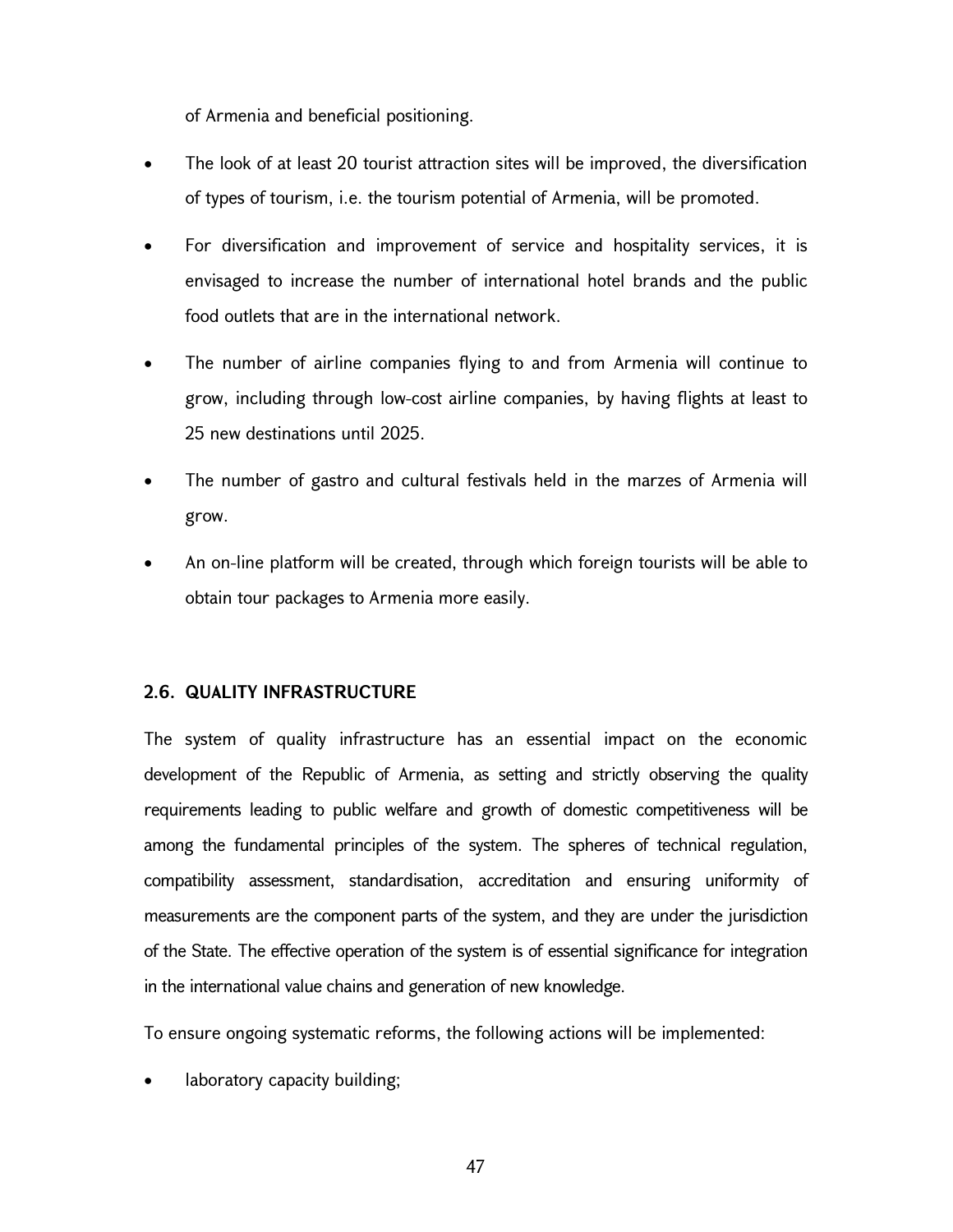of Armenia and beneficial positioning.

- The look of at least 20 tourist attraction sites will be improved, the diversification of types of tourism, i.e. the tourism potential of Armenia, will be promoted.
- For diversification and improvement of service and hospitality services, it is envisaged to increase the number of international hotel brands and the public food outlets that are in the international network.
- The number of airline companies flying to and from Armenia will continue to grow, including through low-cost airline companies, by having flights at least to 25 new destinations until 2025.
- The number of gastro and cultural festivals held in the marzes of Armenia will grow.
- An on-line platform will be created, through which foreign tourists will be able to obtain tour packages to Armenia more easily.

### 2.6. QUALITY INFRASTRUCTURE

The system of quality infrastructure has an essential impact on the economic development of the Republic of Armenia, as setting and strictly observing the quality requirements leading to public welfare and growth of domestic competitiveness will be among the fundamental principles of the system. The spheres of technical regulation, compatibility assessment, standardisation, accreditation and ensuring uniformity of measurements are the component parts of the system, and they are under the jurisdiction of the State. The effective operation of the system is of essential significance for integration in the international value chains and generation of new knowledge.

To ensure ongoing systematic reforms, the following actions will be implemented:

- laboratory capacity building;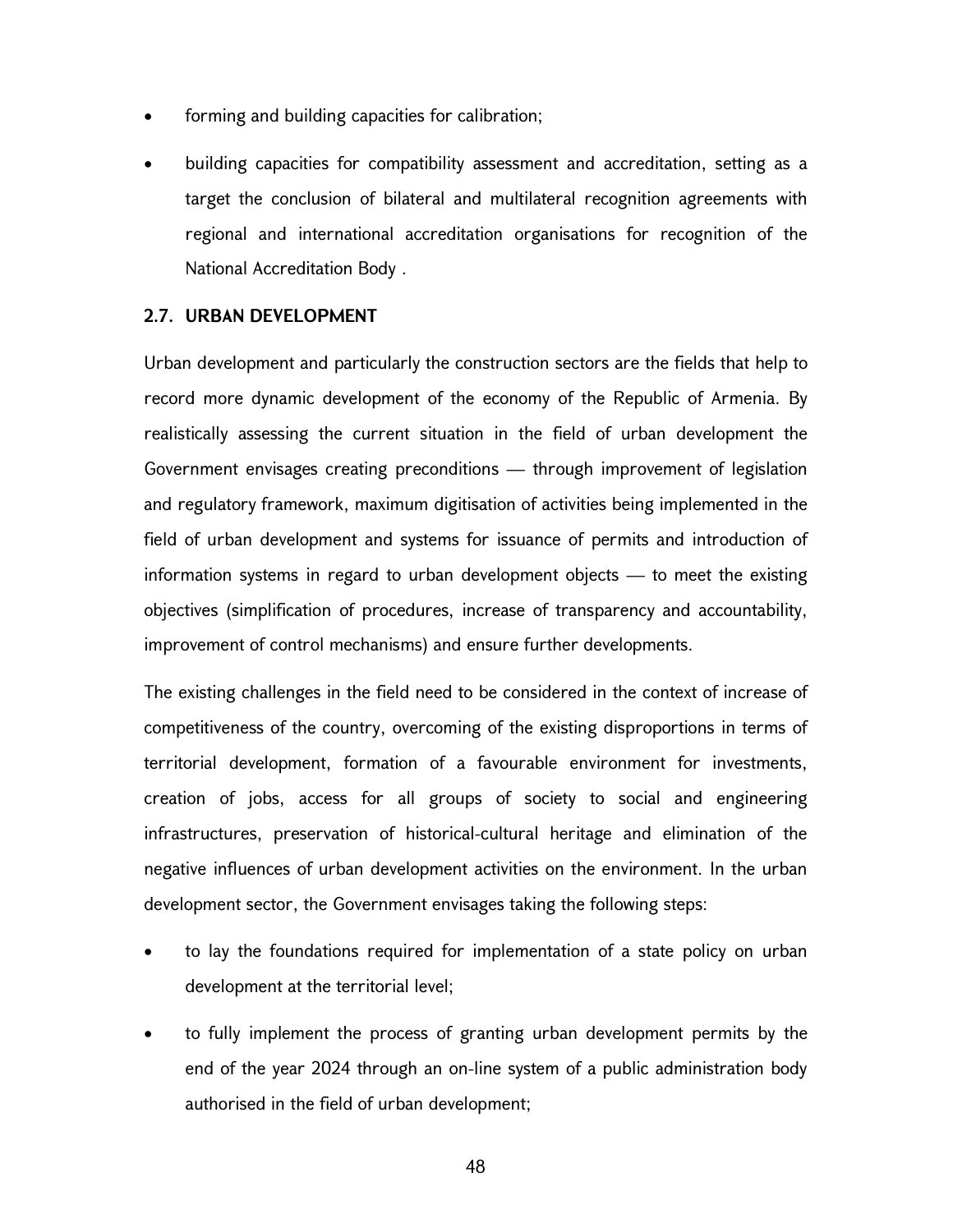- forming and building capacities for calibration;
- building capacities for compatibility assessment and accreditation, setting as a target the conclusion of bilateral and multilateral recognition agreements with regional and international accreditation organisations for recognition of the National Accreditation Body .

## 2.7. URBAN DEVELOPMENT

Urban development and particularly the construction sectors are the fields that help to record more dynamic development of the economy of the Republic of Armenia. By realistically assessing the current situation in the field of urban development the Government envisages creating preconditions — through improvement of legislation and regulatory framework, maximum digitisation of activities being implemented in the field of urban development and systems for issuance of permits and introduction of information systems in regard to urban development objects — to meet the existing objectives (simplification of procedures, increase of transparency and accountability, improvement of control mechanisms) and ensure further developments.

The existing challenges in the field need to be considered in the context of increase of competitiveness of the country, overcoming of the existing disproportions in terms of territorial development, formation of a favourable environment for investments, creation of jobs, access for all groups of society to social and engineering infrastructures, preservation of historical-cultural heritage and elimination of the negative influences of urban development activities on the environment. In the urban development sector, the Government envisages taking the following steps:

- to lay the foundations required for implementation of a state policy on urban development at the territorial level;
- to fully implement the process of granting urban development permits by the end of the year 2024 through an on-line system of a public administration body authorised in the field of urban development;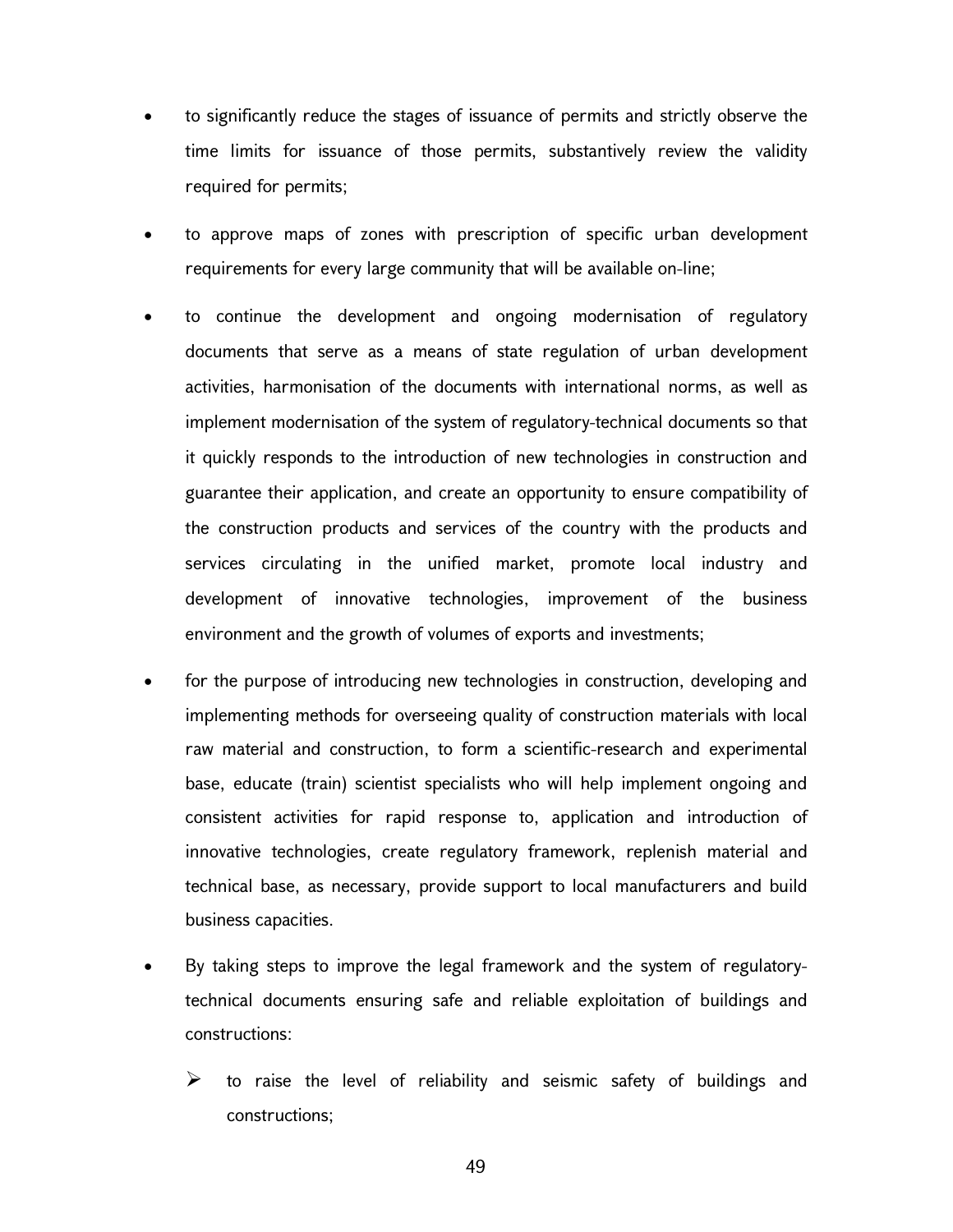- to significantly reduce the stages of issuance of permits and strictly observe the time limits for issuance of those permits, substantively review the validity required for permits;
- to approve maps of zones with prescription of specific urban development requirements for every large community that will be available on-line;
- to continue the development and ongoing modernisation of regulatory documents that serve as a means of state regulation of urban development activities, harmonisation of the documents with international norms, as well as implement modernisation of the system of regulatory-technical documents so that it quickly responds to the introduction of new technologies in construction and guarantee their application, and create an opportunity to ensure compatibility of the construction products and services of the country with the products and services circulating in the unified market, promote local industry and development of innovative technologies, improvement of the business environment and the growth of volumes of exports and investments;
- for the purpose of introducing new technologies in construction, developing and implementing methods for overseeing quality of construction materials with local raw material and construction, to form a scientific-research and experimental base, educate (train) scientist specialists who will help implement ongoing and consistent activities for rapid response to, application and introduction of innovative technologies, create regulatory framework, replenish material and technical base, as necessary, provide support to local manufacturers and build business capacities.
- By taking steps to improve the legal framework and the system of regulatory-technical documents ensuring safe and reliable exploitation of buildings and constructions:
  - to raise the level of reliability and seismic safety of buildings and constructions;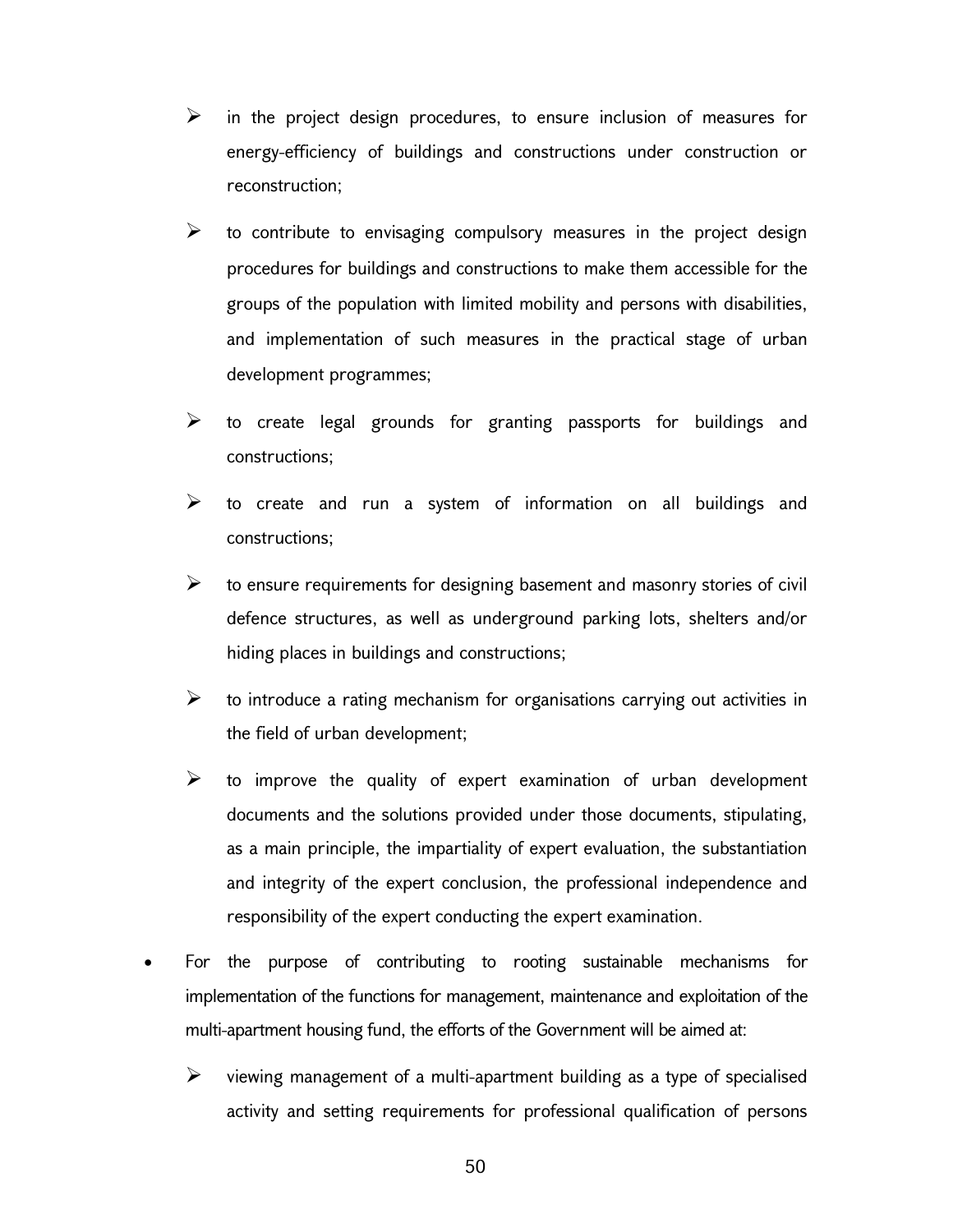- in the project design procedures, to ensure inclusion of measures for energy-efficiency of buildings and constructions under construction or reconstruction;
  - to contribute to envisaging compulsory measures in the project design procedures for buildings and constructions to make them accessible for the groups of the population with limited mobility and persons with disabilities, and implementation of such measures in the practical stage of urban development programmes;
  - to create legal grounds for granting passports for buildings and constructions;
  - to create and run a system of information on all buildings and constructions;
  - to ensure requirements for designing basement and masonry stories of civil defence structures, as well as underground parking lots, shelters and/or hiding places in buildings and constructions;
  - to introduce a rating mechanism for organisations carrying out activities in the field of urban development;
  - to improve the quality of expert examination of urban development documents and the solutions provided under those documents, stipulating, as a main principle, the impartiality of expert evaluation, the substantiation and integrity of the expert conclusion, the professional independence and responsibility of the expert conducting the expert examination.

- For the purpose of contributing to rooting sustainable mechanisms for implementation of the functions for management, maintenance and exploitation of the multi-apartment housing fund, the efforts of the Government will be aimed at:

  - viewing management of a multi-apartment building as a type of specialised activity and setting requirements for professional qualification of persons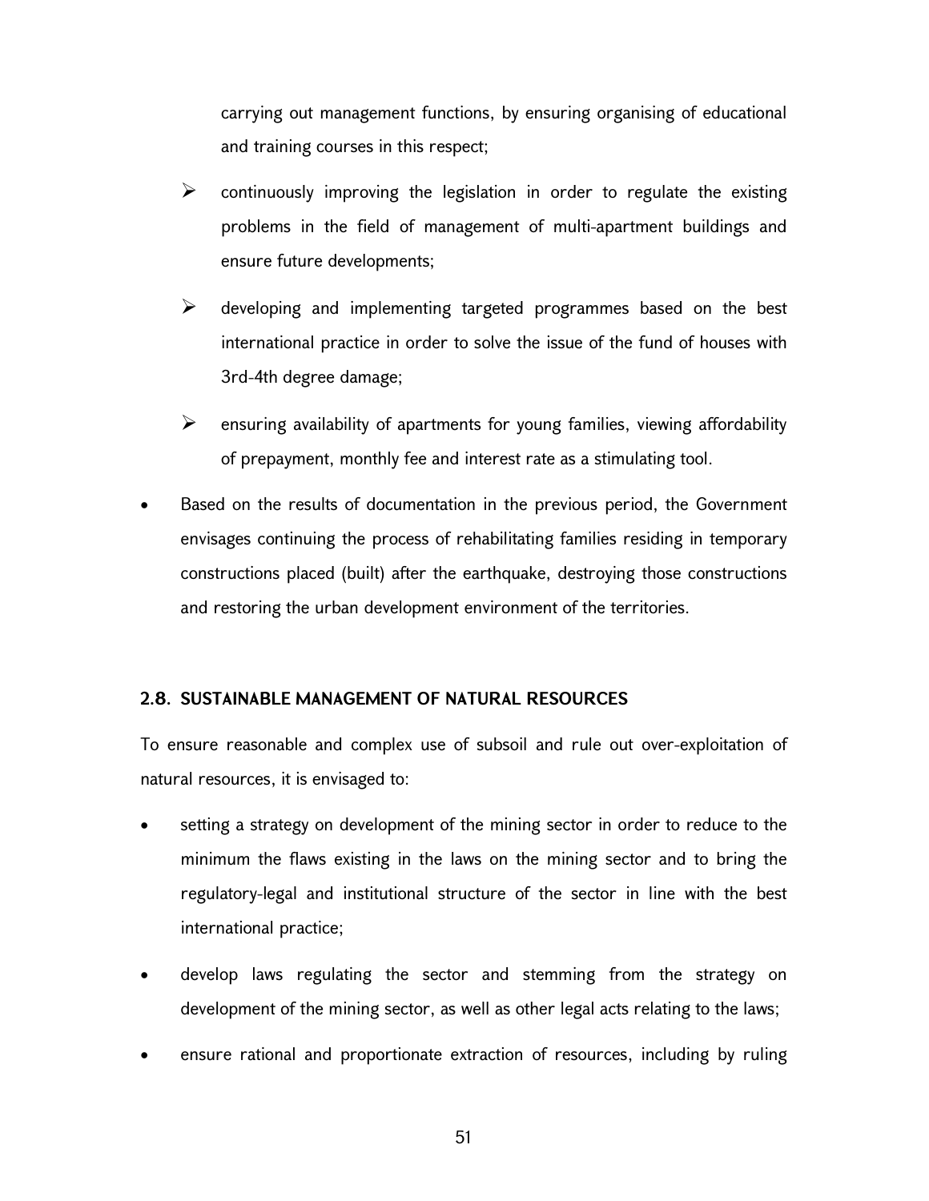carrying out management functions, by ensuring organising of educational and training courses in this respect;

- continuously improving the legislation in order to regulate the existing problems in the field of management of multi-apartment buildings and ensure future developments;
- developing and implementing targeted programmes based on the best international practice in order to solve the issue of the fund of houses with 3rd-4th degree damage;
- ensuring availability of apartments for young families, viewing affordability of prepayment, monthly fee and interest rate as a stimulating tool.

- Based on the results of documentation in the previous period, the Government envisages continuing the process of rehabilitating families residing in temporary constructions placed (built) after the earthquake, destroying those constructions and restoring the urban development environment of the territories.

## 2.8. SUSTAINABLE MANAGEMENT OF NATURAL RESOURCES

To ensure reasonable and complex use of subsoil and rule out over-exploitation of natural resources, it is envisaged to:

- setting a strategy on development of the mining sector in order to reduce to the minimum the flaws existing in the laws on the mining sector and to bring the regulatory-legal and institutional structure of the sector in line with the best international practice;
- develop laws regulating the sector and stemming from the strategy on development of the mining sector, as well as other legal acts relating to the laws;
- ensure rational and proportionate extraction of resources, including by ruling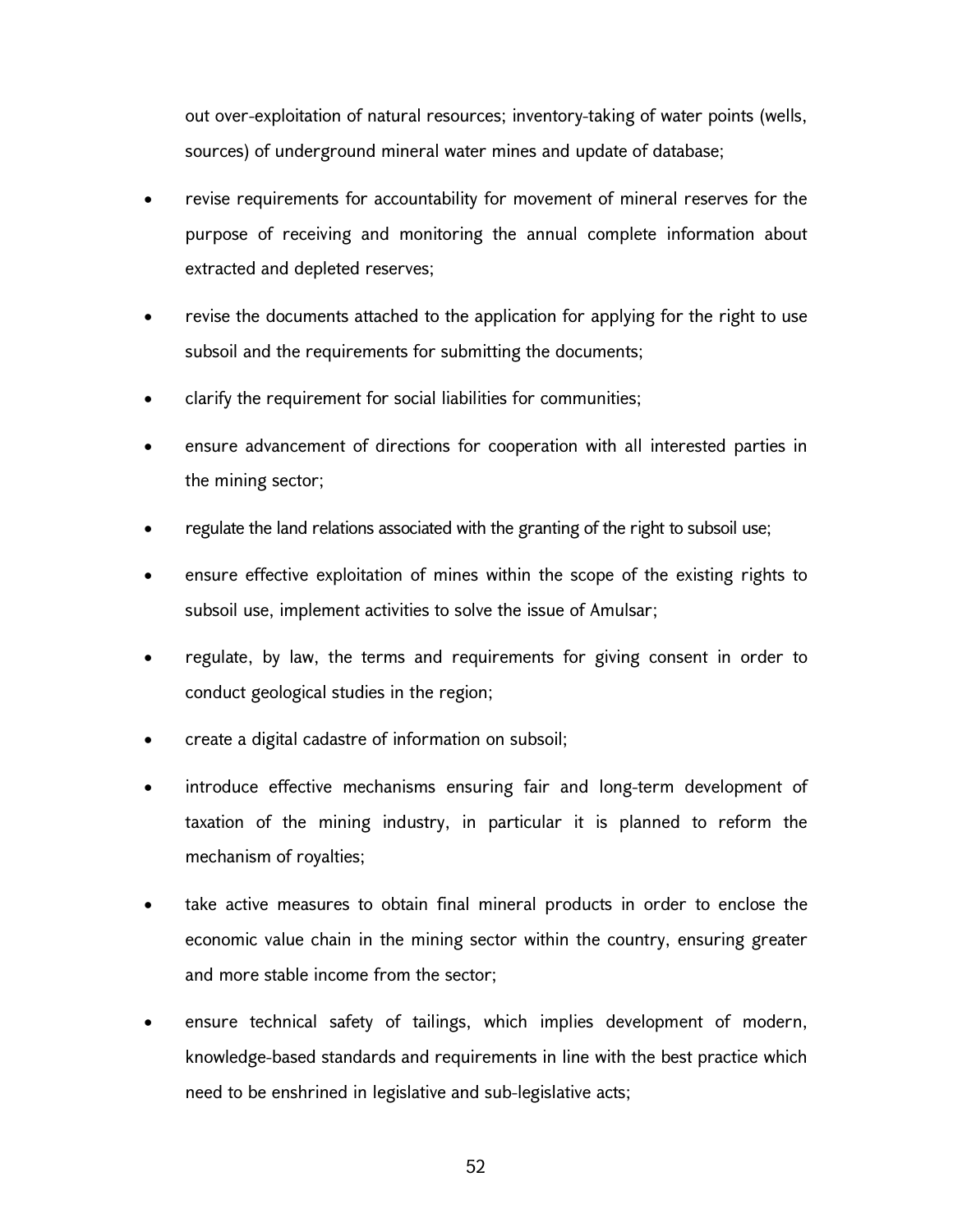out over-exploitation of natural resources; inventory-taking of water points (wells, sources) of underground mineral water mines and update of database;

- revise requirements for accountability for movement of mineral reserves for the purpose of receiving and monitoring the annual complete information about extracted and depleted reserves;
- revise the documents attached to the application for applying for the right to use subsoil and the requirements for submitting the documents;
- clarify the requirement for social liabilities for communities;
- ensure advancement of directions for cooperation with all interested parties in the mining sector;
- regulate the land relations associated with the granting of the right to subsoil use;
- ensure effective exploitation of mines within the scope of the existing rights to subsoil use, implement activities to solve the issue of Amulsar;
- regulate, by law, the terms and requirements for giving consent in order to conduct geological studies in the region;
- create a digital cadastre of information on subsoil;
- introduce effective mechanisms ensuring fair and long-term development of taxation of the mining industry, in particular it is planned to reform the mechanism of royalties;
- take active measures to obtain final mineral products in order to enclose the economic value chain in the mining sector within the country, ensuring greater and more stable income from the sector;
- ensure technical safety of tailings, which implies development of modern, knowledge-based standards and requirements in line with the best practice which need to be enshrined in legislative and sub-legislative acts;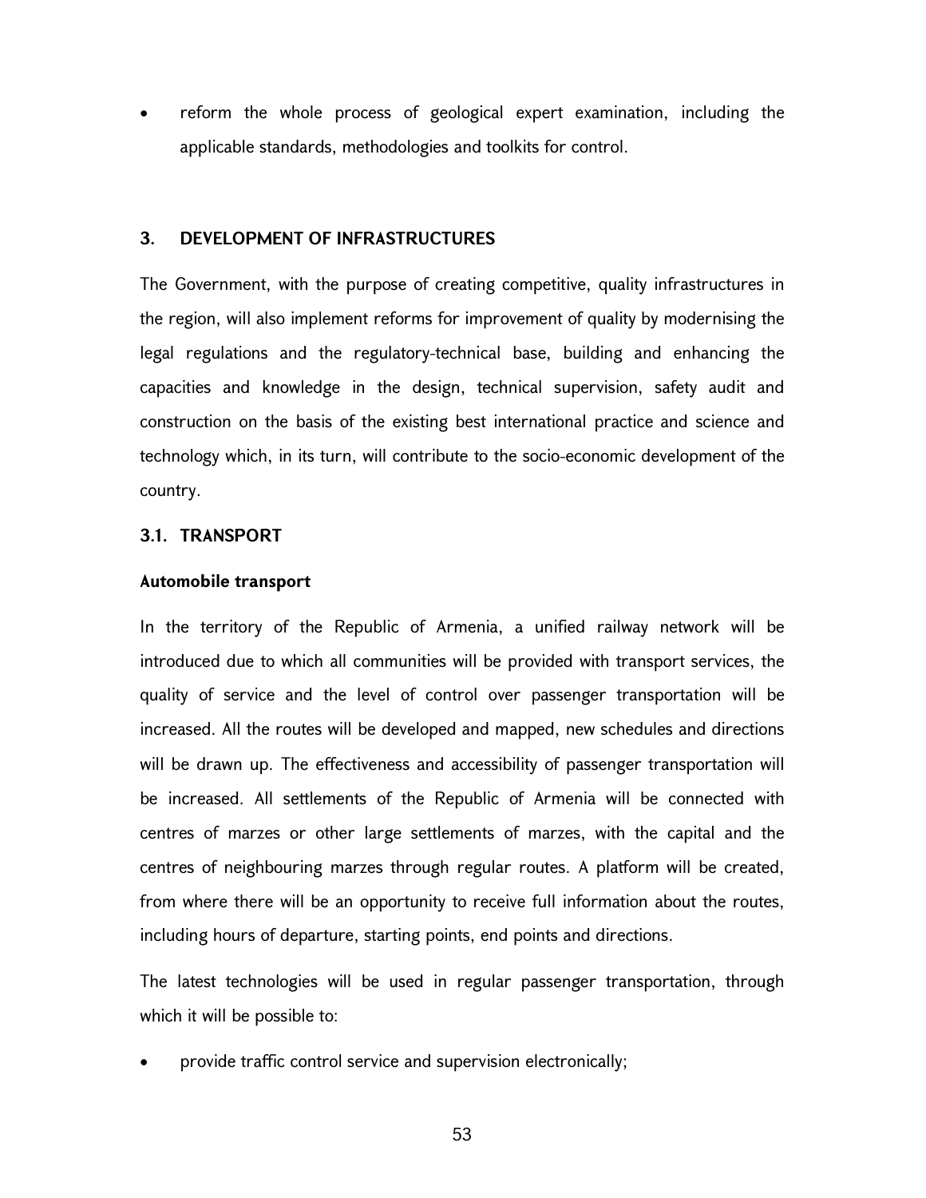- reform the whole process of geological expert examination, including the applicable standards, methodologies and toolkits for control.

## 3. DEVELOPMENT OF INFRASTRUCTURES

The Government, with the purpose of creating competitive, quality infrastructures in the region, will also implement reforms for improvement of quality by modernising the legal regulations and the regulatory-technical base, building and enhancing the capacities and knowledge in the design, technical supervision, safety audit and construction on the basis of the existing best international practice and science and technology which, in its turn, will contribute to the socio-economic development of the country.

### 3.1. TRANSPORT

**Automobile transport**

In the territory of the Republic of Armenia, a unified railway network will be introduced due to which all communities will be provided with transport services, the quality of service and the level of control over passenger transportation will be increased. All the routes will be developed and mapped, new schedules and directions will be drawn up. The effectiveness and accessibility of passenger transportation will be increased. All settlements of the Republic of Armenia will be connected with centres of marzes or other large settlements of marzes, with the capital and the centres of neighbouring marzes through regular routes. A platform will be created, from where there will be an opportunity to receive full information about the routes, including hours of departure, starting points, end points and directions.

The latest technologies will be used in regular passenger transportation, through which it will be possible to:

- provide traffic control service and supervision electronically;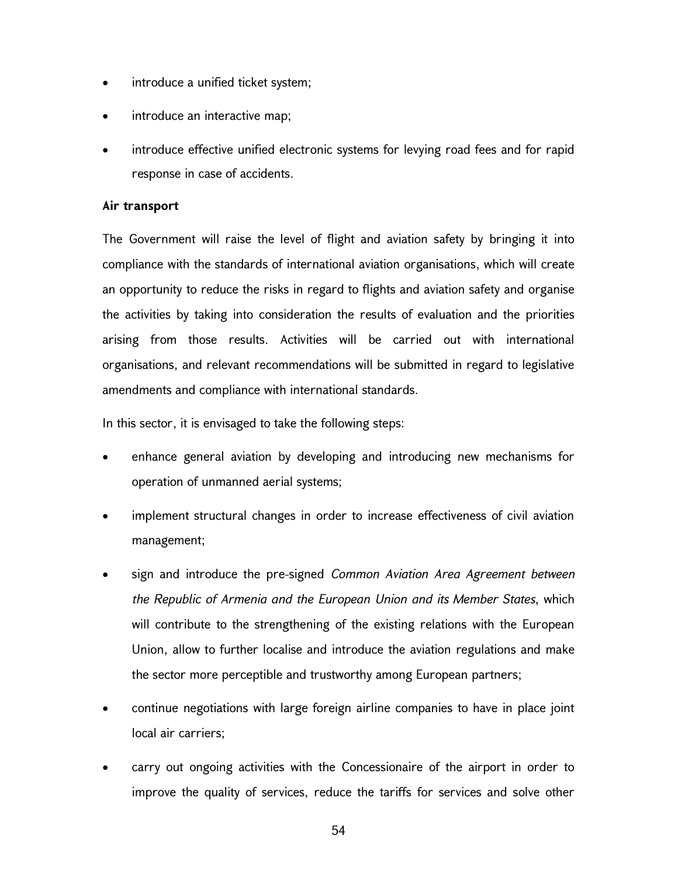- introduce a unified ticket system;
- introduce an interactive map;
- introduce effective unified electronic systems for levying road fees and for rapid response in case of accidents.

**Air transport**

The Government will raise the level of flight and aviation safety by bringing it into compliance with the standards of international aviation organisations, which will create an opportunity to reduce the risks in regard to flights and aviation safety and organise the activities by taking into consideration the results of evaluation and the priorities arising from those results. Activities will be carried out with international organisations, and relevant recommendations will be submitted in regard to legislative amendments and compliance with international standards.

In this sector, it is envisaged to take the following steps:

- enhance general aviation by developing and introducing new mechanisms for operation of unmanned aerial systems;
- implement structural changes in order to increase effectiveness of civil aviation management;
- sign and introduce the pre-signed *Common Aviation Area Agreement between the Republic of Armenia and the European Union and its Member States*, which will contribute to the strengthening of the existing relations with the European Union, allow to further localise and introduce the aviation regulations and make the sector more perceptible and trustworthy among European partners;
- continue negotiations with large foreign airline companies to have in place joint local air carriers;
- carry out ongoing activities with the Concessionaire of the airport in order to improve the quality of services, reduce the tariffs for services and solve other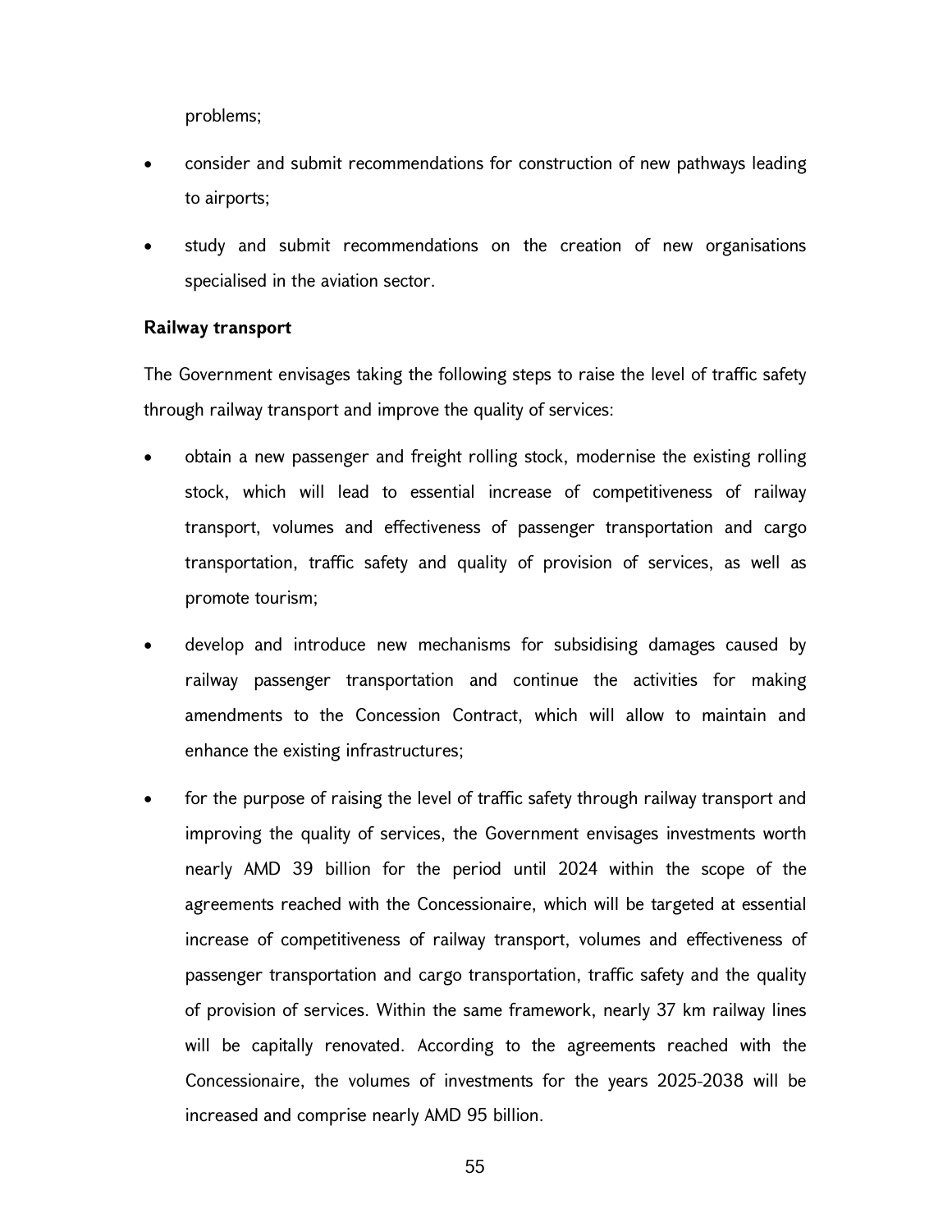problems;

- consider and submit recommendations for construction of new pathways leading to airports;
- study and submit recommendations on the creation of new organisations specialised in the aviation sector.

**Railway transport**

The Government envisages taking the following steps to raise the level of traffic safety through railway transport and improve the quality of services:

- obtain a new passenger and freight rolling stock, modernise the existing rolling stock, which will lead to essential increase of competitiveness of railway transport, volumes and effectiveness of passenger transportation and cargo transportation, traffic safety and quality of provision of services, as well as promote tourism;
- develop and introduce new mechanisms for subsidising damages caused by railway passenger transportation and continue the activities for making amendments to the Concession Contract, which will allow to maintain and enhance the existing infrastructures;
- for the purpose of raising the level of traffic safety through railway transport and improving the quality of services, the Government envisages investments worth nearly AMD 39 billion for the period until 2024 within the scope of the agreements reached with the Concessionaire, which will be targeted at essential increase of competitiveness of railway transport, volumes and effectiveness of passenger transportation and cargo transportation, traffic safety and the quality of provision of services. Within the same framework, nearly 37 km railway lines will be capitally renovated. According to the agreements reached with the Concessionaire, the volumes of investments for the years 2025-2038 will be increased and comprise nearly AMD 95 billion.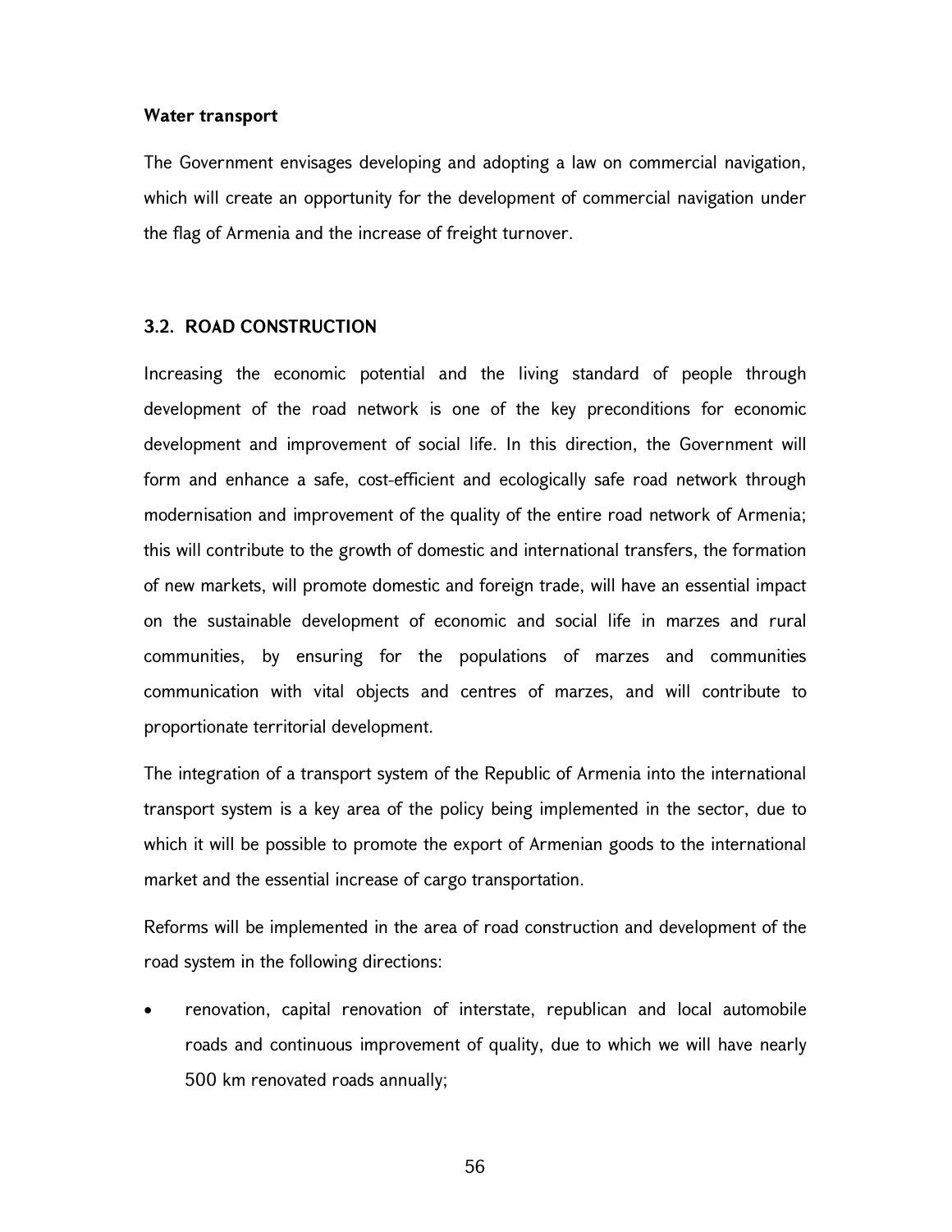**Water transport**

The Government envisages developing and adopting a law on commercial navigation, which will create an opportunity for the development of commercial navigation under the flag of Armenia and the increase of freight turnover.

### 3.2. ROAD CONSTRUCTION

Increasing the economic potential and the living standard of people through development of the road network is one of the key preconditions for economic development and improvement of social life. In this direction, the Government will form and enhance a safe, cost-efficient and ecologically safe road network through modernisation and improvement of the quality of the entire road network of Armenia; this will contribute to the growth of domestic and international transfers, the formation of new markets, will promote domestic and foreign trade, will have an essential impact on the sustainable development of economic and social life in marzes and rural communities, by ensuring for the populations of marzes and communities communication with vital objects and centres of marzes, and will contribute to proportionate territorial development.

The integration of a transport system of the Republic of Armenia into the international transport system is a key area of the policy being implemented in the sector, due to which it will be possible to promote the export of Armenian goods to the international market and the essential increase of cargo transportation.

Reforms will be implemented in the area of road construction and development of the road system in the following directions:

- renovation, capital renovation of interstate, republican and local automobile roads and continuous improvement of quality, due to which we will have nearly 500 km renovated roads annually;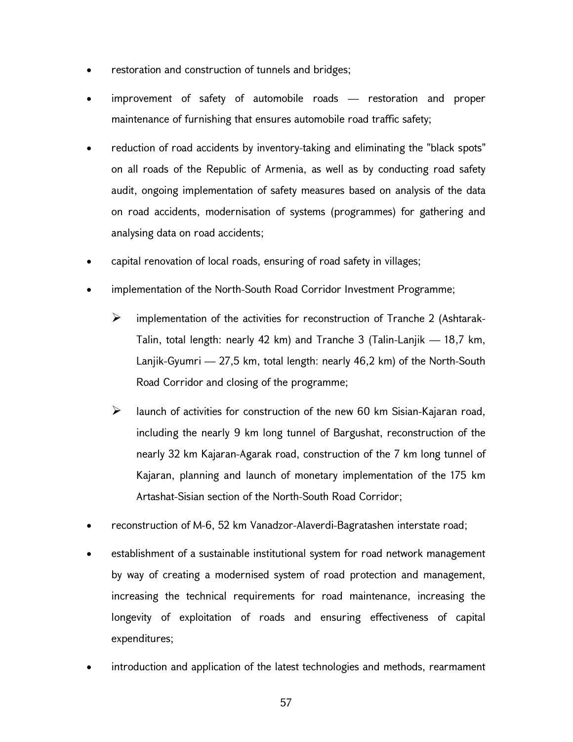- restoration and construction of tunnels and bridges;
- improvement of safety of automobile roads — restoration and proper maintenance of furnishing that ensures automobile road traffic safety;
- reduction of road accidents by inventory-taking and eliminating the "black spots" on all roads of the Republic of Armenia, as well as by conducting road safety audit, ongoing implementation of safety measures based on analysis of the data on road accidents, modernisation of systems (programmes) for gathering and analysing data on road accidents;
- capital renovation of local roads, ensuring of road safety in villages;
- implementation of the North-South Road Corridor Investment Programme;
  - implementation of the activities for reconstruction of Tranche 2 (Ashtarak-Talin, total length: nearly 42 km) and Tranche 3 (Talin-Lanjik — 18,7 km, Lanjik-Gyumri — 27,5 km, total length: nearly 46,2 km) of the North-South Road Corridor and closing of the programme;
  - launch of activities for construction of the new 60 km Sisian-Kajaran road, including the nearly 9 km long tunnel of Bargushat, reconstruction of the nearly 32 km Kajaran-Agarak road, construction of the 7 km long tunnel of Kajaran, planning and launch of monetary implementation of the 175 km Artashat-Sisian section of the North-South Road Corridor;
- reconstruction of M-6, 52 km Vanadzor-Alaverdi-Bagratashen interstate road;
- establishment of a sustainable institutional system for road network management by way of creating a modernised system of road protection and management, increasing the technical requirements for road maintenance, increasing the longevity of exploitation of roads and ensuring effectiveness of capital expenditures;
- introduction and application of the latest technologies and methods, rearmament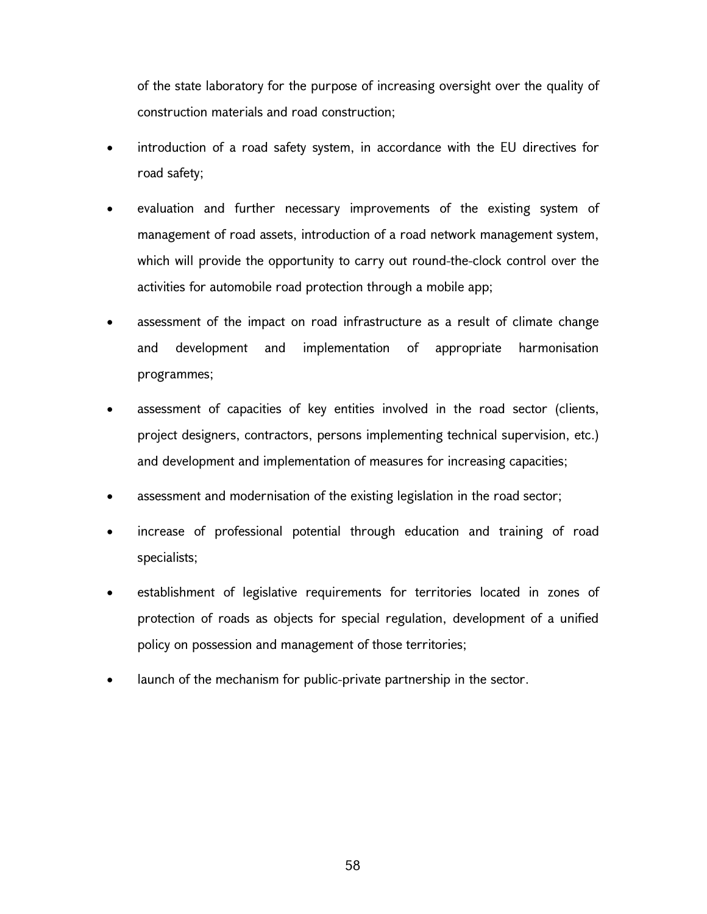of the state laboratory for the purpose of increasing oversight over the quality of construction materials and road construction;

- introduction of a road safety system, in accordance with the EU directives for road safety;
- evaluation and further necessary improvements of the existing system of management of road assets, introduction of a road network management system, which will provide the opportunity to carry out round-the-clock control over the activities for automobile road protection through a mobile app;
- assessment of the impact on road infrastructure as a result of climate change and development and implementation of appropriate harmonisation programmes;
- assessment of capacities of key entities involved in the road sector (clients, project designers, contractors, persons implementing technical supervision, etc.) and development and implementation of measures for increasing capacities;
- assessment and modernisation of the existing legislation in the road sector;
- increase of professional potential through education and training of road specialists;
- establishment of legislative requirements for territories located in zones of protection of roads as objects for special regulation, development of a unified policy on possession and management of those territories;
- launch of the mechanism for public-private partnership in the sector.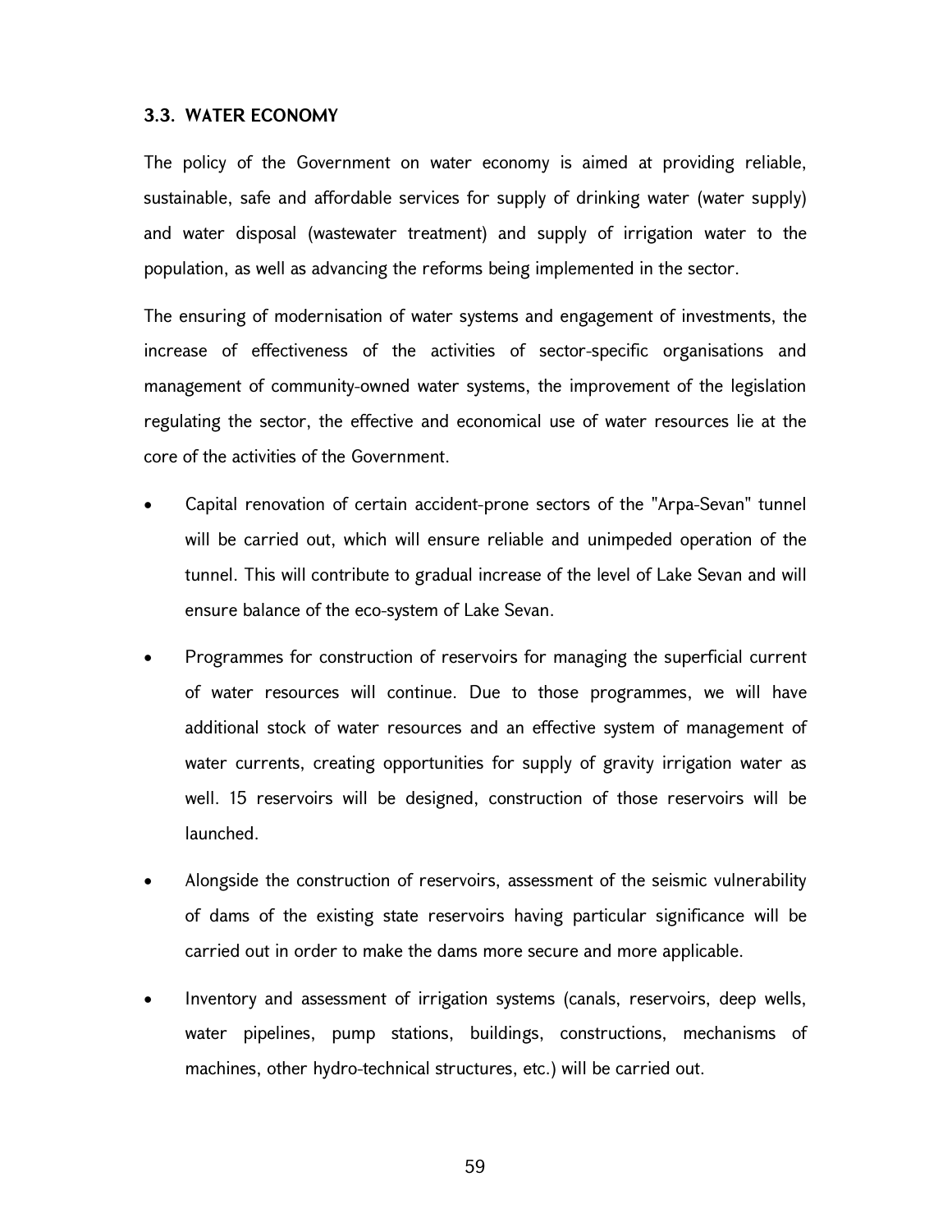### 3.3. WATER ECONOMY

The policy of the Government on water economy is aimed at providing reliable, sustainable, safe and affordable services for supply of drinking water (water supply) and water disposal (wastewater treatment) and supply of irrigation water to the population, as well as advancing the reforms being implemented in the sector.

The ensuring of modernisation of water systems and engagement of investments, the increase of effectiveness of the activities of sector-specific organisations and management of community-owned water systems, the improvement of the legislation regulating the sector, the effective and economical use of water resources lie at the core of the activities of the Government.

- Capital renovation of certain accident-prone sectors of the "Arpa-Sevan" tunnel will be carried out, which will ensure reliable and unimpeded operation of the tunnel. This will contribute to gradual increase of the level of Lake Sevan and will ensure balance of the eco-system of Lake Sevan.
- Programmes for construction of reservoirs for managing the superficial current of water resources will continue. Due to those programmes, we will have additional stock of water resources and an effective system of management of water currents, creating opportunities for supply of gravity irrigation water as well. 15 reservoirs will be designed, construction of those reservoirs will be launched.
- Alongside the construction of reservoirs, assessment of the seismic vulnerability of dams of the existing state reservoirs having particular significance will be carried out in order to make the dams more secure and more applicable.
- Inventory and assessment of irrigation systems (canals, reservoirs, deep wells, water pipelines, pump stations, buildings, constructions, mechanisms of machines, other hydro-technical structures, etc.) will be carried out.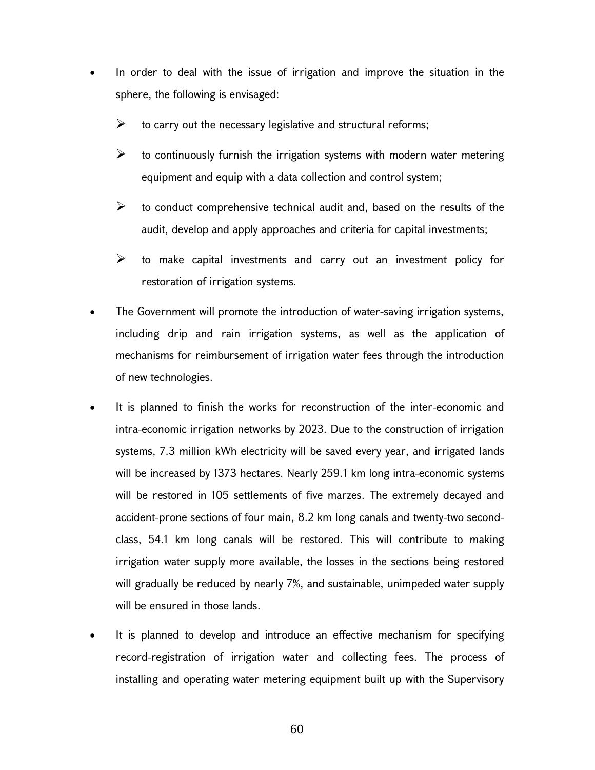- In order to deal with the issue of irrigation and improve the situation in the sphere, the following is envisaged:

    - to carry out the necessary legislative and structural reforms;
    - to continuously furnish the irrigation systems with modern water metering equipment and equip with a data collection and control system;
    - to conduct comprehensive technical audit and, based on the results of the audit, develop and apply approaches and criteria for capital investments;
    - to make capital investments and carry out an investment policy for restoration of irrigation systems.

- The Government will promote the introduction of water-saving irrigation systems, including drip and rain irrigation systems, as well as the application of mechanisms for reimbursement of irrigation water fees through the introduction of new technologies.

- It is planned to finish the works for reconstruction of the inter-economic and intra-economic irrigation networks by 2023. Due to the construction of irrigation systems, 7.3 million kWh electricity will be saved every year, and irrigated lands will be increased by 1373 hectares. Nearly 259.1 km long intra-economic systems will be restored in 105 settlements of five marzes. The extremely decayed and accident-prone sections of four main, 8.2 km long canals and twenty-two second-class, 54.1 km long canals will be restored. This will contribute to making irrigation water supply more available, the losses in the sections being restored will gradually be reduced by nearly 7%, and sustainable, unimpeded water supply will be ensured in those lands.

- It is planned to develop and introduce an effective mechanism for specifying record-registration of irrigation water and collecting fees. The process of installing and operating water metering equipment built up with the Supervisory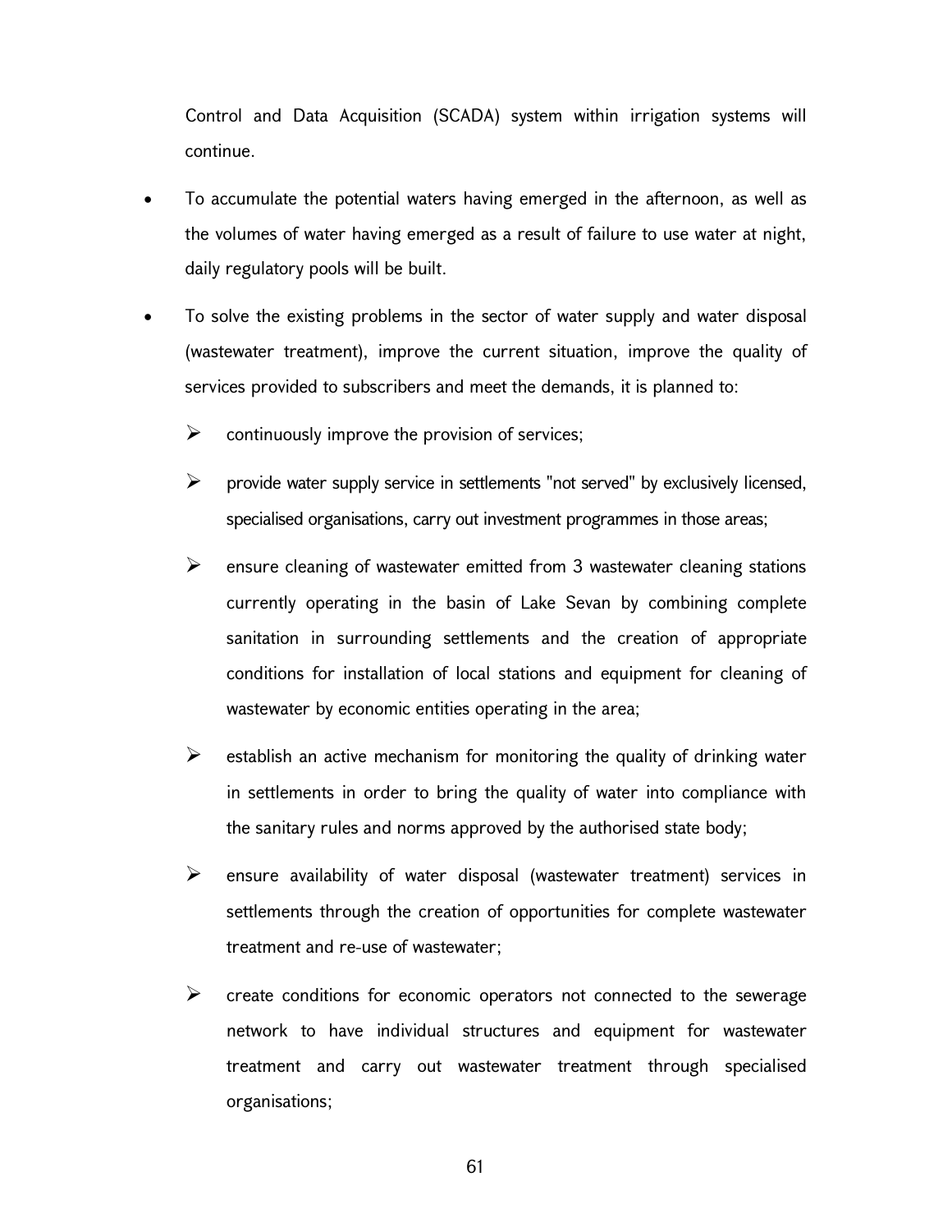Control and Data Acquisition (SCADA) system within irrigation systems will continue.

- To accumulate the potential waters having emerged in the afternoon, as well as the volumes of water having emerged as a result of failure to use water at night, daily regulatory pools will be built.
- To solve the existing problems in the sector of water supply and water disposal (wastewater treatment), improve the current situation, improve the quality of services provided to subscribers and meet the demands, it is planned to:
  - continuously improve the provision of services;
  - provide water supply service in settlements "not served" by exclusively licensed, specialised organisations, carry out investment programmes in those areas;
  - ensure cleaning of wastewater emitted from 3 wastewater cleaning stations currently operating in the basin of Lake Sevan by combining complete sanitation in surrounding settlements and the creation of appropriate conditions for installation of local stations and equipment for cleaning of wastewater by economic entities operating in the area;
  - establish an active mechanism for monitoring the quality of drinking water in settlements in order to bring the quality of water into compliance with the sanitary rules and norms approved by the authorised state body;
  - ensure availability of water disposal (wastewater treatment) services in settlements through the creation of opportunities for complete wastewater treatment and re-use of wastewater;
  - create conditions for economic operators not connected to the sewerage network to have individual structures and equipment for wastewater treatment and carry out wastewater treatment through specialised organisations;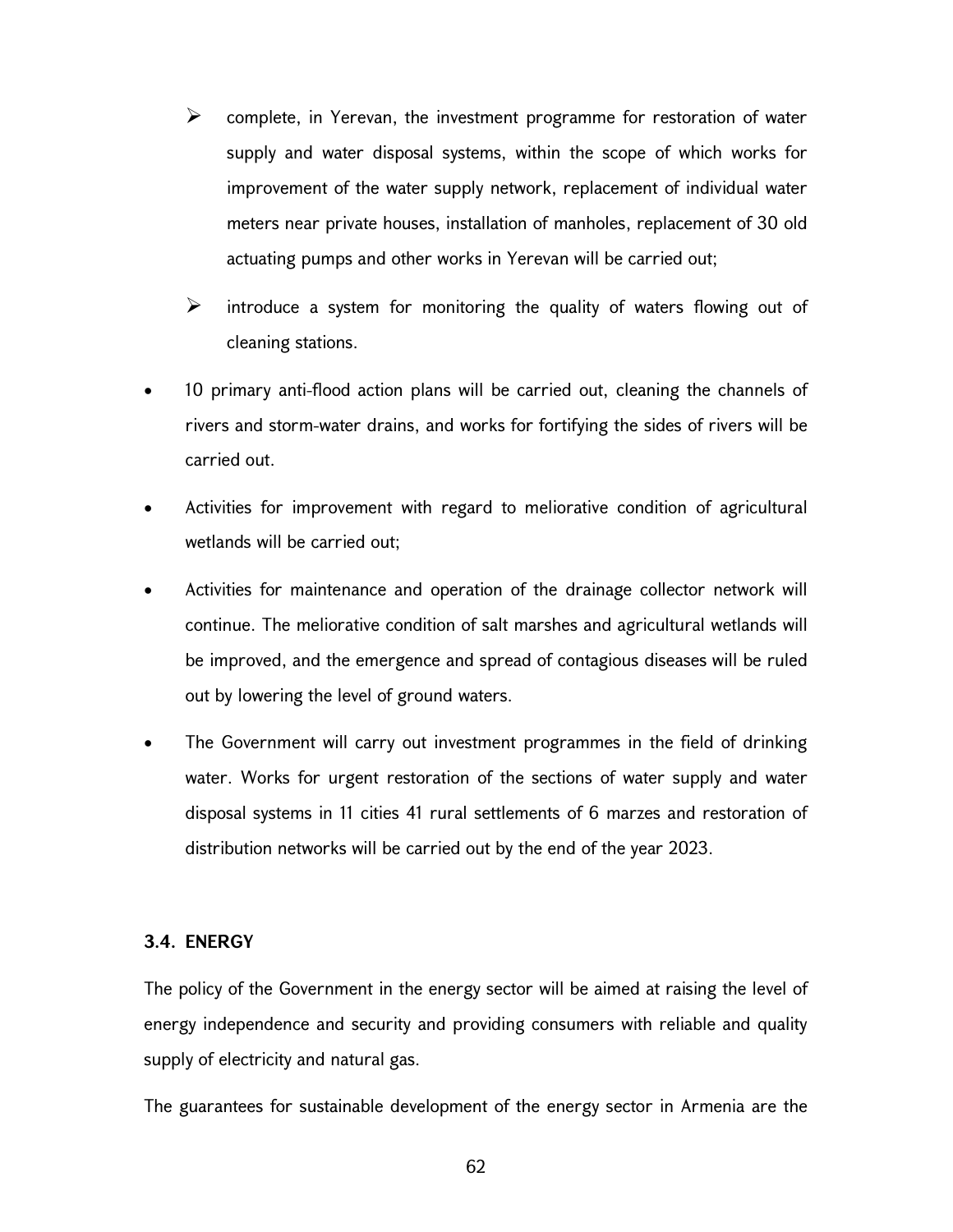- complete, in Yerevan, the investment programme for restoration of water supply and water disposal systems, within the scope of which works for improvement of the water supply network, replacement of individual water meters near private houses, installation of manholes, replacement of 30 old actuating pumps and other works in Yerevan will be carried out;
- introduce a system for monitoring the quality of waters flowing out of cleaning stations.

- 10 primary anti-flood action plans will be carried out, cleaning the channels of rivers and storm-water drains, and works for fortifying the sides of rivers will be carried out.
- Activities for improvement with regard to meliorative condition of agricultural wetlands will be carried out;
- Activities for maintenance and operation of the drainage collector network will continue. The meliorative condition of salt marshes and agricultural wetlands will be improved, and the emergence and spread of contagious diseases will be ruled out by lowering the level of ground waters.
- The Government will carry out investment programmes in the field of drinking water. Works for urgent restoration of the sections of water supply and water disposal systems in 11 cities 41 rural settlements of 6 marzes and restoration of distribution networks will be carried out by the end of the year 2023.

### 3.4. ENERGY

The policy of the Government in the energy sector will be aimed at raising the level of energy independence and security and providing consumers with reliable and quality supply of electricity and natural gas.

The guarantees for sustainable development of the energy sector in Armenia are the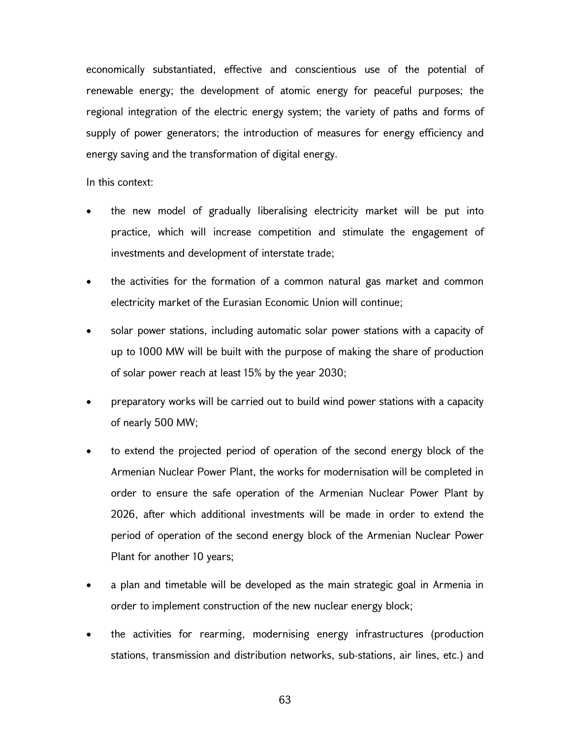economically substantiated, effective and conscientious use of the potential of renewable energy; the development of atomic energy for peaceful purposes; the regional integration of the electric energy system; the variety of paths and forms of supply of power generators; the introduction of measures for energy efficiency and energy saving and the transformation of digital energy.

In this context:

- the new model of gradually liberalising electricity market will be put into practice, which will increase competition and stimulate the engagement of investments and development of interstate trade;
- the activities for the formation of a common natural gas market and common electricity market of the Eurasian Economic Union will continue;
- solar power stations, including automatic solar power stations with a capacity of up to 1000 MW will be built with the purpose of making the share of production of solar power reach at least 15% by the year 2030;
- preparatory works will be carried out to build wind power stations with a capacity of nearly 500 MW;
- to extend the projected period of operation of the second energy block of the Armenian Nuclear Power Plant, the works for modernisation will be completed in order to ensure the safe operation of the Armenian Nuclear Power Plant by 2026, after which additional investments will be made in order to extend the period of operation of the second energy block of the Armenian Nuclear Power Plant for another 10 years;
- a plan and timetable will be developed as the main strategic goal in Armenia in order to implement construction of the new nuclear energy block;
- the activities for rearming, modernising energy infrastructures (production stations, transmission and distribution networks, sub-stations, air lines, etc.) and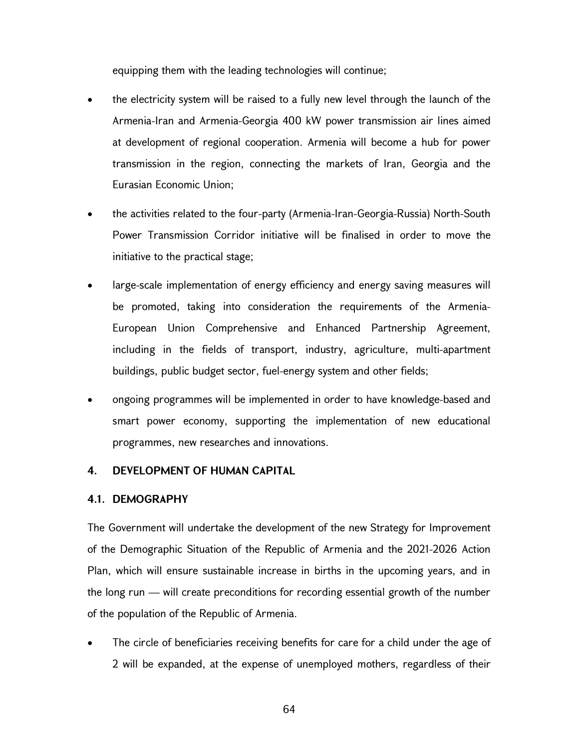equipping them with the leading technologies will continue;

- the electricity system will be raised to a fully new level through the launch of the Armenia-Iran and Armenia-Georgia 400 kW power transmission air lines aimed at development of regional cooperation. Armenia will become a hub for power transmission in the region, connecting the markets of Iran, Georgia and the Eurasian Economic Union;
- the activities related to the four-party (Armenia-Iran-Georgia-Russia) North-South Power Transmission Corridor initiative will be finalised in order to move the initiative to the practical stage;
- large-scale implementation of energy efficiency and energy saving measures will be promoted, taking into consideration the requirements of the Armenia-European Union Comprehensive and Enhanced Partnership Agreement, including in the fields of transport, industry, agriculture, multi-apartment buildings, public budget sector, fuel-energy system and other fields;
- ongoing programmes will be implemented in order to have knowledge-based and smart power economy, supporting the implementation of new educational programmes, new researches and innovations.

## 4. DEVELOPMENT OF HUMAN CAPITAL

### 4.1. DEMOGRAPHY

The Government will undertake the development of the new Strategy for Improvement of the Demographic Situation of the Republic of Armenia and the 2021-2026 Action Plan, which will ensure sustainable increase in births in the upcoming years, and in the long run — will create preconditions for recording essential growth of the number of the population of the Republic of Armenia.

- The circle of beneficiaries receiving benefits for care for a child under the age of 2 will be expanded, at the expense of unemployed mothers, regardless of their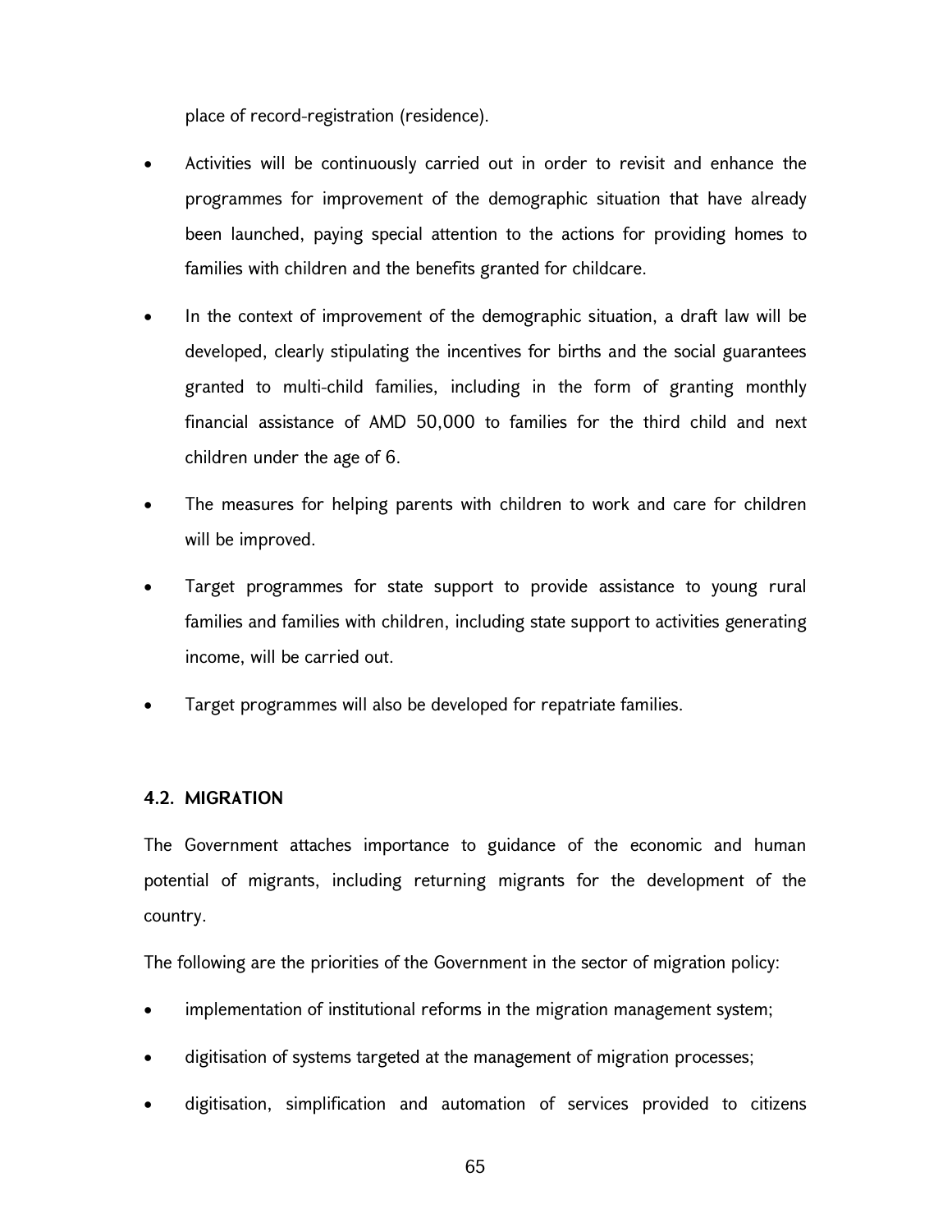place of record-registration (residence).

- Activities will be continuously carried out in order to revisit and enhance the programmes for improvement of the demographic situation that have already been launched, paying special attention to the actions for providing homes to families with children and the benefits granted for childcare.
- In the context of improvement of the demographic situation, a draft law will be developed, clearly stipulating the incentives for births and the social guarantees granted to multi-child families, including in the form of granting monthly financial assistance of AMD 50,000 to families for the third child and next children under the age of 6.
- The measures for helping parents with children to work and care for children will be improved.
- Target programmes for state support to provide assistance to young rural families and families with children, including state support to activities generating income, will be carried out.
- Target programmes will also be developed for repatriate families.

### 4.2. MIGRATION

The Government attaches importance to guidance of the economic and human potential of migrants, including returning migrants for the development of the country.

The following are the priorities of the Government in the sector of migration policy:

- implementation of institutional reforms in the migration management system;
- digitisation of systems targeted at the management of migration processes;
- digitisation, simplification and automation of services provided to citizens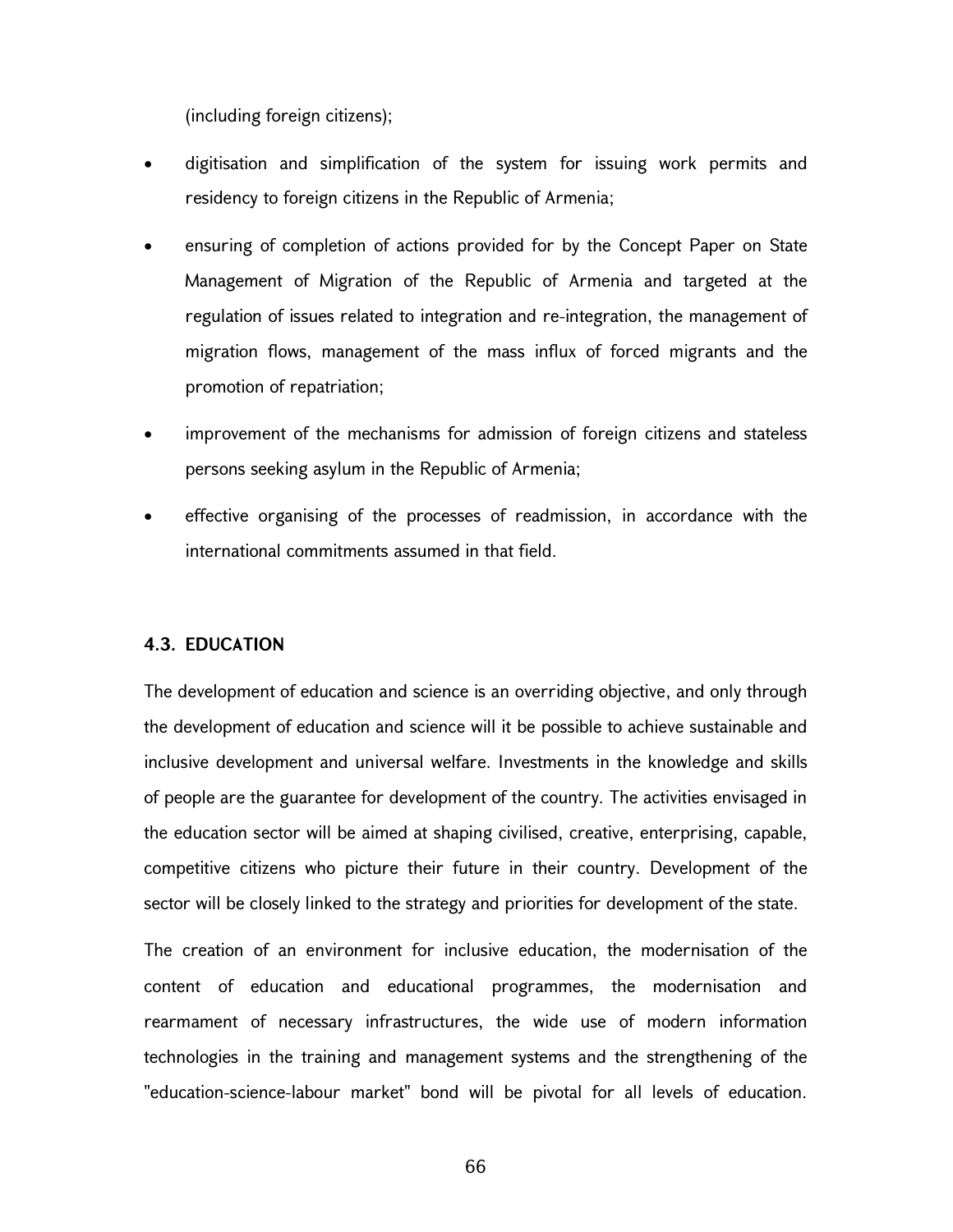(including foreign citizens);

- digitisation and simplification of the system for issuing work permits and residency to foreign citizens in the Republic of Armenia;
- ensuring of completion of actions provided for by the Concept Paper on State Management of Migration of the Republic of Armenia and targeted at the regulation of issues related to integration and re-integration, the management of migration flows, management of the mass influx of forced migrants and the promotion of repatriation;
- improvement of the mechanisms for admission of foreign citizens and stateless persons seeking asylum in the Republic of Armenia;
- effective organising of the processes of readmission, in accordance with the international commitments assumed in that field.

### 4.3. EDUCATION

The development of education and science is an overriding objective, and only through the development of education and science will it be possible to achieve sustainable and inclusive development and universal welfare. Investments in the knowledge and skills of people are the guarantee for development of the country. The activities envisaged in the education sector will be aimed at shaping civilised, creative, enterprising, capable, competitive citizens who picture their future in their country. Development of the sector will be closely linked to the strategy and priorities for development of the state.

The creation of an environment for inclusive education, the modernisation of the content of education and educational programmes, the modernisation and rearmament of necessary infrastructures, the wide use of modern information technologies in the training and management systems and the strengthening of the "education-science-labour market" bond will be pivotal for all levels of education.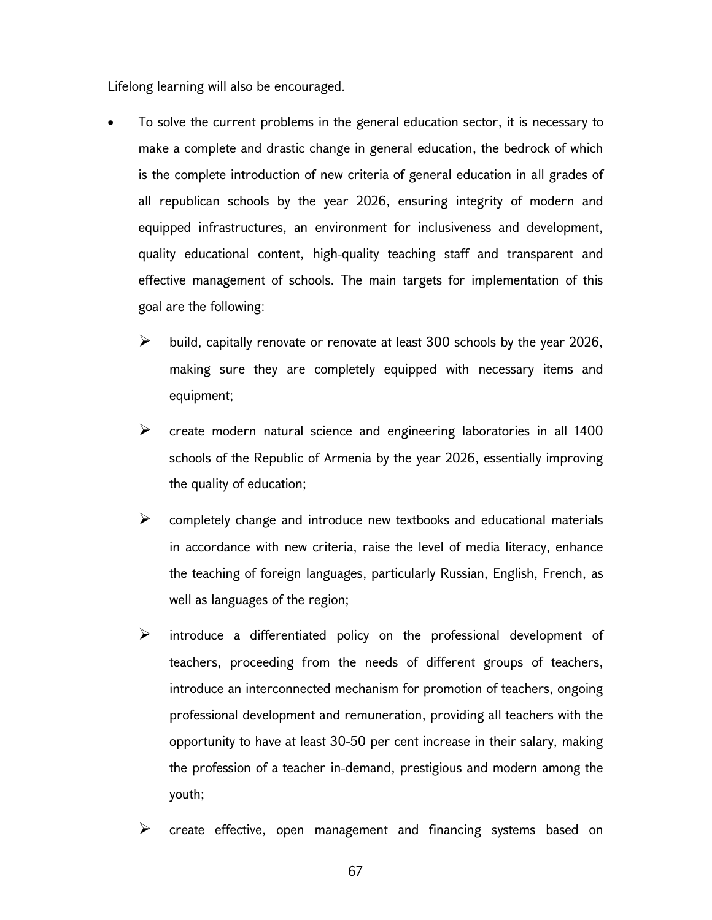Lifelong learning will also be encouraged.

- To solve the current problems in the general education sector, it is necessary to make a complete and drastic change in general education, the bedrock of which is the complete introduction of new criteria of general education in all grades of all republican schools by the year 2026, ensuring integrity of modern and equipped infrastructures, an environment for inclusiveness and development, quality educational content, high-quality teaching staff and transparent and effective management of schools. The main targets for implementation of this goal are the following:
  - build, capitally renovate or renovate at least 300 schools by the year 2026, making sure they are completely equipped with necessary items and equipment;
  - create modern natural science and engineering laboratories in all 1400 schools of the Republic of Armenia by the year 2026, essentially improving the quality of education;
  - completely change and introduce new textbooks and educational materials in accordance with new criteria, raise the level of media literacy, enhance the teaching of foreign languages, particularly Russian, English, French, as well as languages of the region;
  - introduce a differentiated policy on the professional development of teachers, proceeding from the needs of different groups of teachers, introduce an interconnected mechanism for promotion of teachers, ongoing professional development and remuneration, providing all teachers with the opportunity to have at least 30-50 per cent increase in their salary, making the profession of a teacher in-demand, prestigious and modern among the youth;
  - create effective, open management and financing systems based on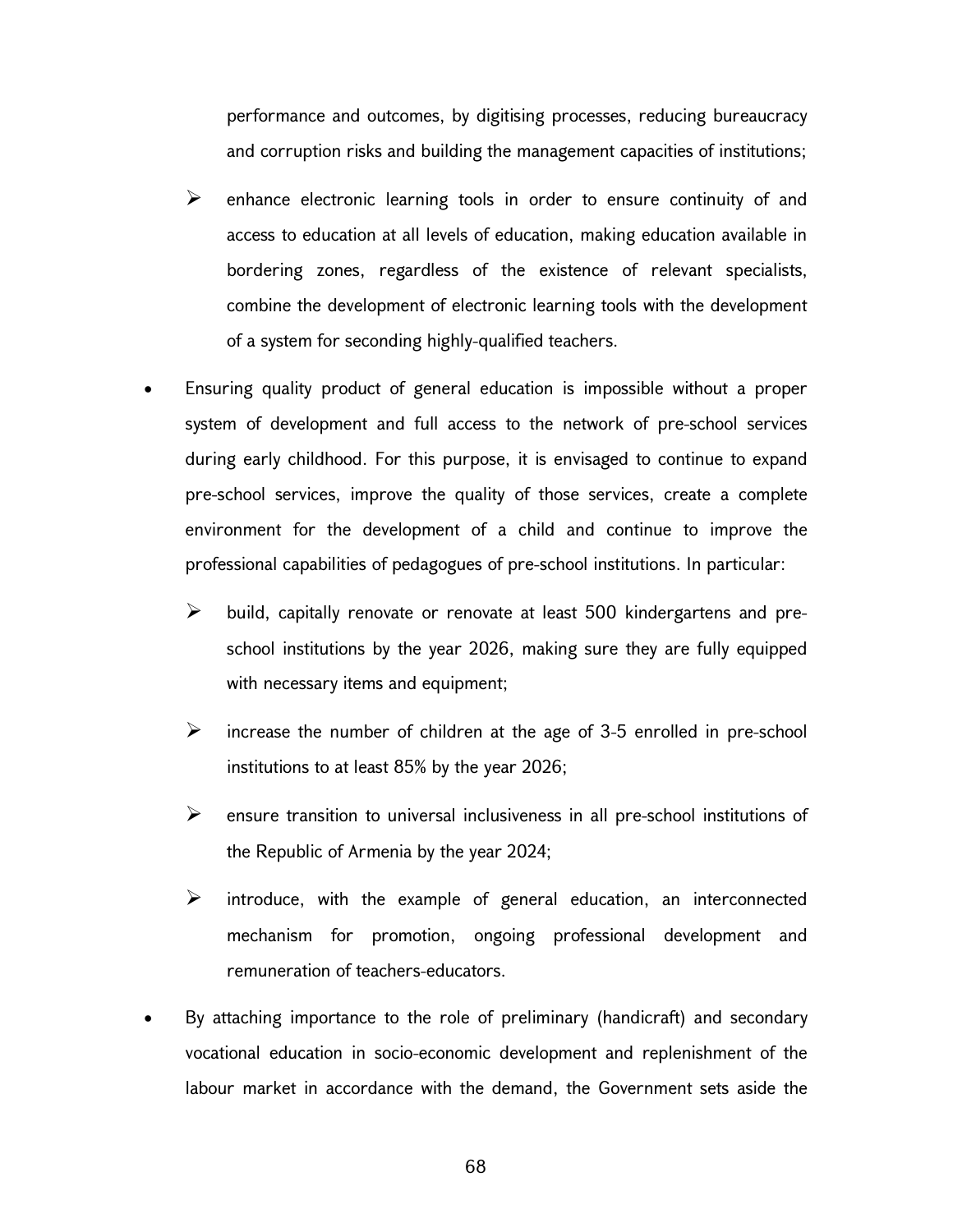performance and outcomes, by digitising processes, reducing bureaucracy and corruption risks and building the management capacities of institutions;

- enhance electronic learning tools in order to ensure continuity of and access to education at all levels of education, making education available in bordering zones, regardless of the existence of relevant specialists, combine the development of electronic learning tools with the development of a system for seconding highly-qualified teachers.

- Ensuring quality product of general education is impossible without a proper system of development and full access to the network of pre-school services during early childhood. For this purpose, it is envisaged to continue to expand pre-school services, improve the quality of those services, create a complete environment for the development of a child and continue to improve the professional capabilities of pedagogues of pre-school institutions. In particular:
  - build, capitally renovate or renovate at least 500 kindergartens and pre-school institutions by the year 2026, making sure they are fully equipped with necessary items and equipment;
  - increase the number of children at the age of 3-5 enrolled in pre-school institutions to at least 85% by the year 2026;
  - ensure transition to universal inclusiveness in all pre-school institutions of the Republic of Armenia by the year 2024;
  - introduce, with the example of general education, an interconnected mechanism for promotion, ongoing professional development and remuneration of teachers-educators.

- By attaching importance to the role of preliminary (handicraft) and secondary vocational education in socio-economic development and replenishment of the labour market in accordance with the demand, the Government sets aside the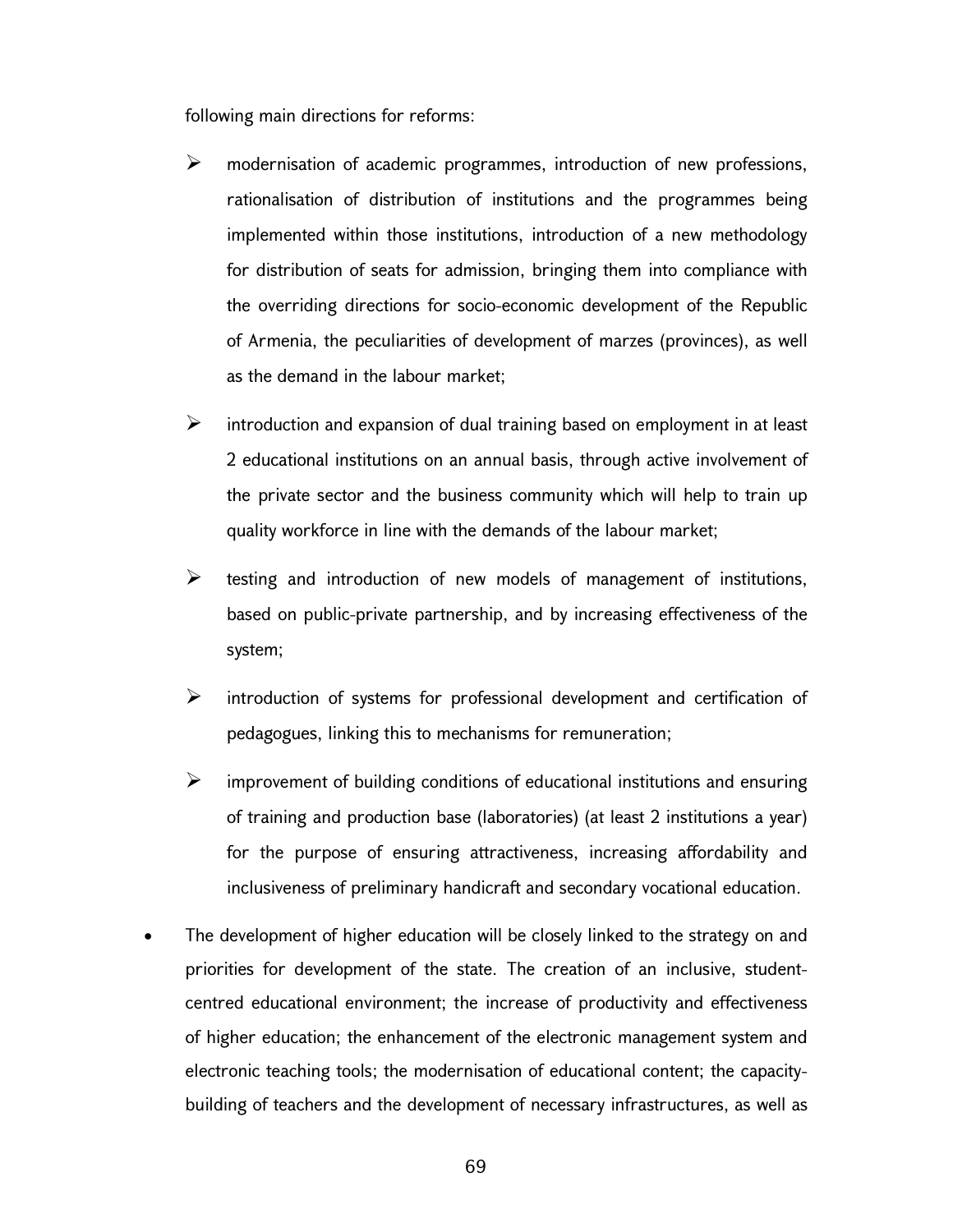following main directions for reforms:

- modernisation of academic programmes, introduction of new professions, rationalisation of distribution of institutions and the programmes being implemented within those institutions, introduction of a new methodology for distribution of seats for admission, bringing them into compliance with the overriding directions for socio-economic development of the Republic of Armenia, the peculiarities of development of marzes (provinces), as well as the demand in the labour market;
- introduction and expansion of dual training based on employment in at least 2 educational institutions on an annual basis, through active involvement of the private sector and the business community which will help to train up quality workforce in line with the demands of the labour market;
- testing and introduction of new models of management of institutions, based on public-private partnership, and by increasing effectiveness of the system;
- introduction of systems for professional development and certification of pedagogues, linking this to mechanisms for remuneration;
- improvement of building conditions of educational institutions and ensuring of training and production base (laboratories) (at least 2 institutions a year) for the purpose of ensuring attractiveness, increasing affordability and inclusiveness of preliminary handicraft and secondary vocational education.

- The development of higher education will be closely linked to the strategy on and priorities for development of the state. The creation of an inclusive, student-centred educational environment; the increase of productivity and effectiveness of higher education; the enhancement of the electronic management system and electronic teaching tools; the modernisation of educational content; the capacity-building of teachers and the development of necessary infrastructures, as well as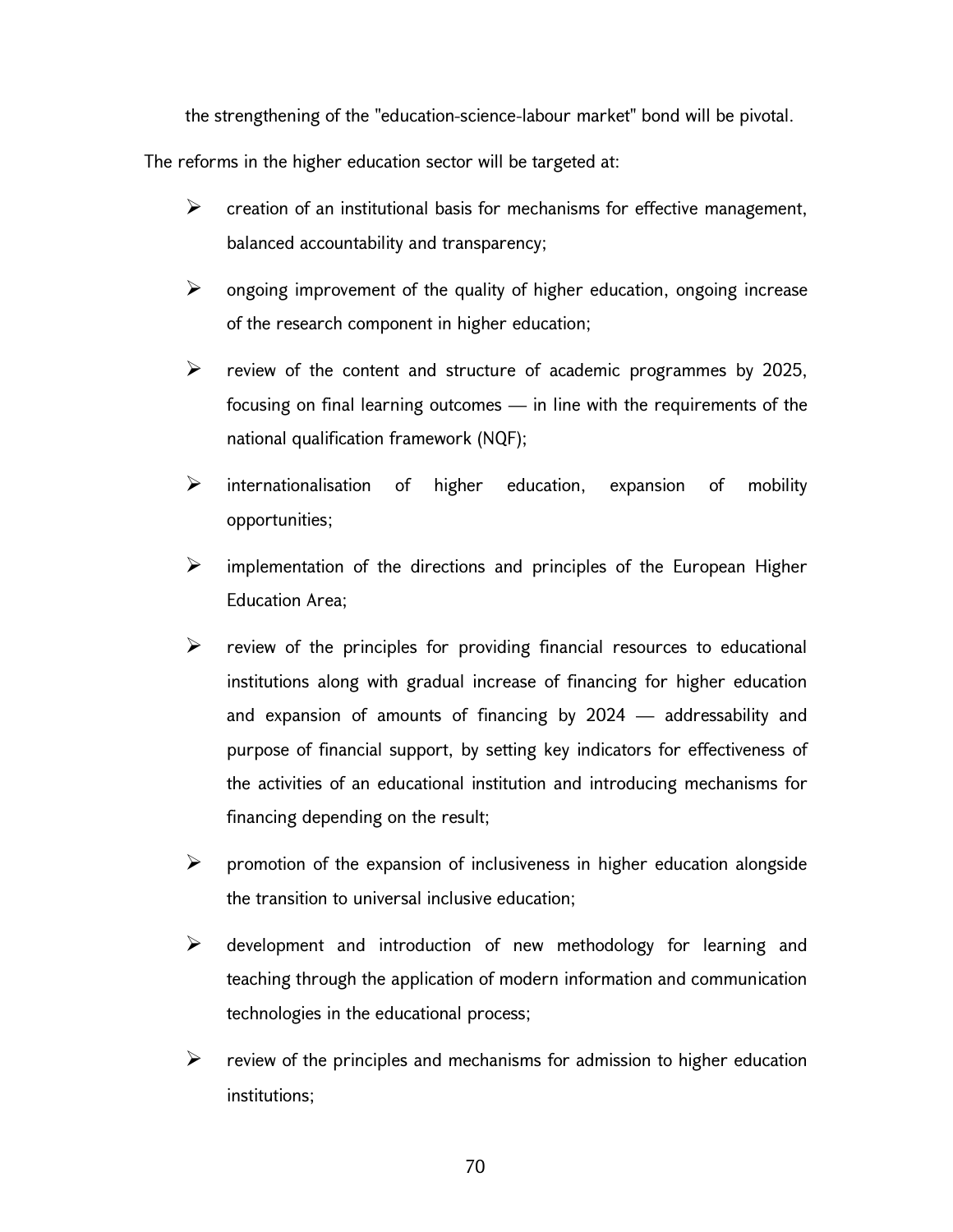the strengthening of the "education-science-labour market" bond will be pivotal.

The reforms in the higher education sector will be targeted at:

- creation of an institutional basis for mechanisms for effective management, balanced accountability and transparency;
- ongoing improvement of the quality of higher education, ongoing increase of the research component in higher education;
- review of the content and structure of academic programmes by 2025, focusing on final learning outcomes — in line with the requirements of the national qualification framework (NQF);
- internationalisation of higher education, expansion of mobility opportunities;
- implementation of the directions and principles of the European Higher Education Area;
- review of the principles for providing financial resources to educational institutions along with gradual increase of financing for higher education and expansion of amounts of financing by 2024 — addressability and purpose of financial support, by setting key indicators for effectiveness of the activities of an educational institution and introducing mechanisms for financing depending on the result;
- promotion of the expansion of inclusiveness in higher education alongside the transition to universal inclusive education;
- development and introduction of new methodology for learning and teaching through the application of modern information and communication technologies in the educational process;
- review of the principles and mechanisms for admission to higher education institutions;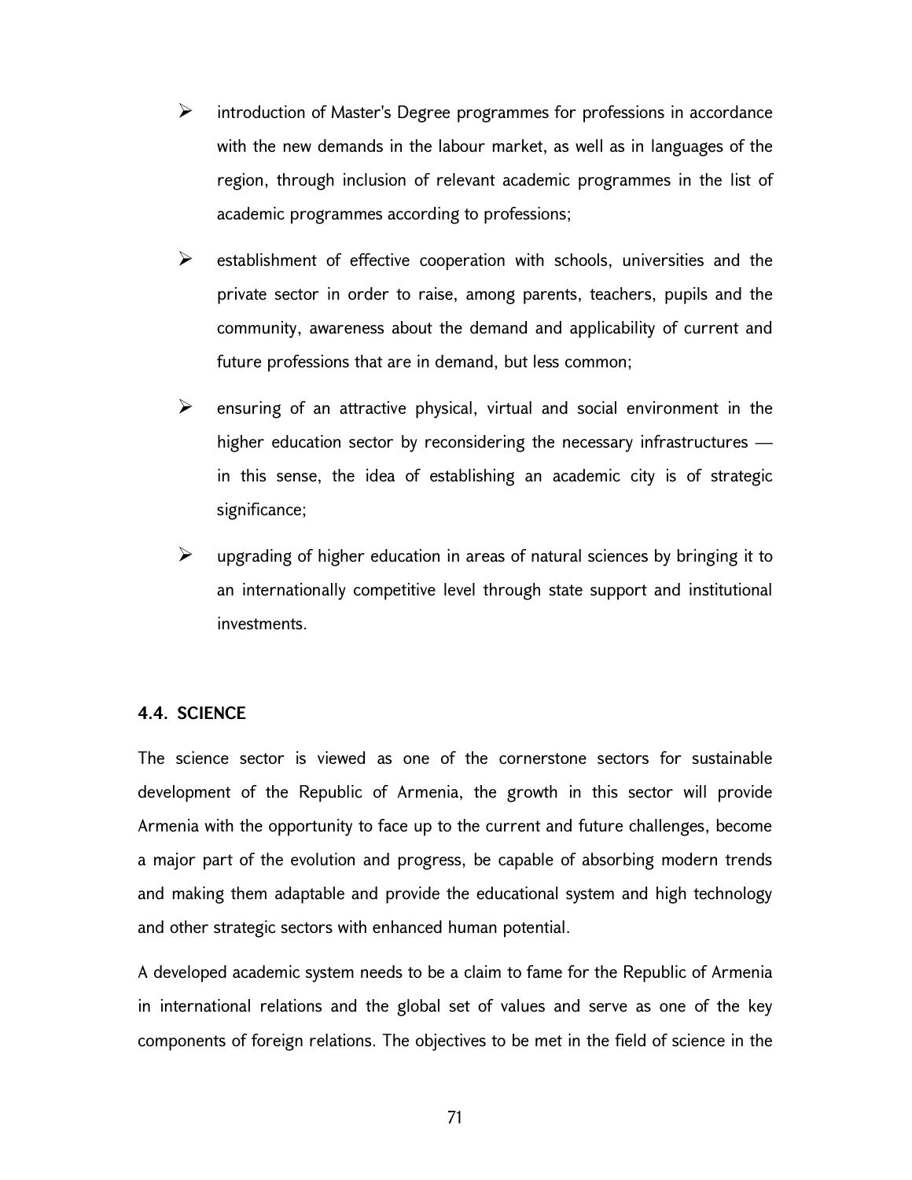- introduction of Master's Degree programmes for professions in accordance with the new demands in the labour market, as well as in languages of the region, through inclusion of relevant academic programmes in the list of academic programmes according to professions;
- establishment of effective cooperation with schools, universities and the private sector in order to raise, among parents, teachers, pupils and the community, awareness about the demand and applicability of current and future professions that are in demand, but less common;
- ensuring of an attractive physical, virtual and social environment in the higher education sector by reconsidering the necessary infrastructures — in this sense, the idea of establishing an academic city is of strategic significance;
- upgrading of higher education in areas of natural sciences by bringing it to an internationally competitive level through state support and institutional investments.

### 4.4. SCIENCE

The science sector is viewed as one of the cornerstone sectors for sustainable development of the Republic of Armenia, the growth in this sector will provide Armenia with the opportunity to face up to the current and future challenges, become a major part of the evolution and progress, be capable of absorbing modern trends and making them adaptable and provide the educational system and high technology and other strategic sectors with enhanced human potential.

A developed academic system needs to be a claim to fame for the Republic of Armenia in international relations and the global set of values and serve as one of the key components of foreign relations. The objectives to be met in the field of science in the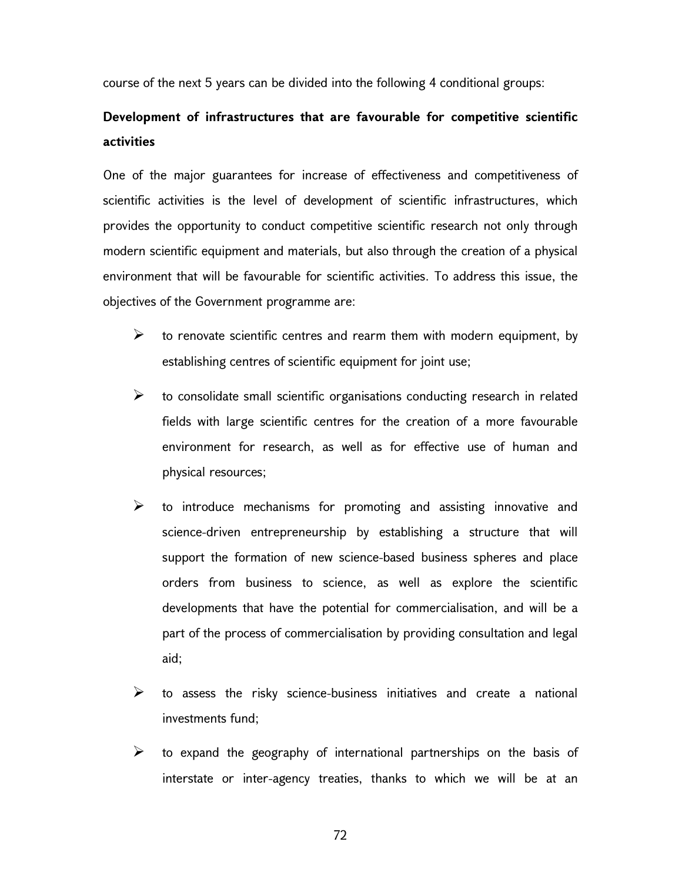course of the next 5 years can be divided into the following 4 conditional groups:

**Development of infrastructures that are favourable for competitive scientific activities**

One of the major guarantees for increase of effectiveness and competitiveness of scientific activities is the level of development of scientific infrastructures, which provides the opportunity to conduct competitive scientific research not only through modern scientific equipment and materials, but also through the creation of a physical environment that will be favourable for scientific activities. To address this issue, the objectives of the Government programme are:

- to renovate scientific centres and rearm them with modern equipment, by establishing centres of scientific equipment for joint use;
- to consolidate small scientific organisations conducting research in related fields with large scientific centres for the creation of a more favourable environment for research, as well as for effective use of human and physical resources;
- to introduce mechanisms for promoting and assisting innovative and science-driven entrepreneurship by establishing a structure that will support the formation of new science-based business spheres and place orders from business to science, as well as explore the scientific developments that have the potential for commercialisation, and will be a part of the process of commercialisation by providing consultation and legal aid;
- to assess the risky science-business initiatives and create a national investments fund;
- to expand the geography of international partnerships on the basis of interstate or inter-agency treaties, thanks to which we will be at an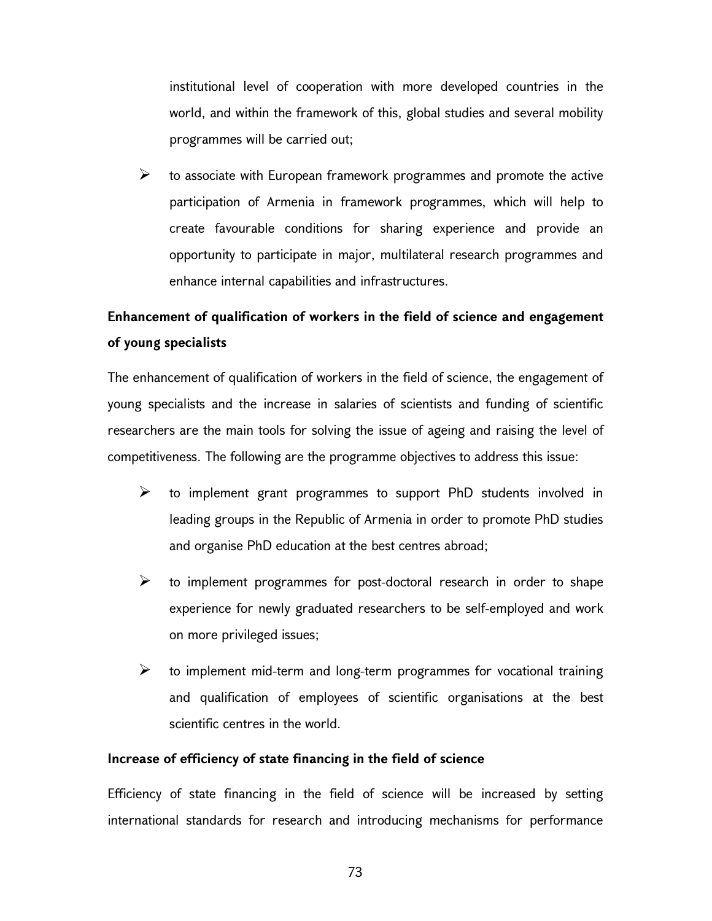institutional level of cooperation with more developed countries in the world, and within the framework of this, global studies and several mobility programmes will be carried out;

- to associate with European framework programmes and promote the active participation of Armenia in framework programmes, which will help to create favourable conditions for sharing experience and provide an opportunity to participate in major, multilateral research programmes and enhance internal capabilities and infrastructures.

**Enhancement of qualification of workers in the field of science and engagement of young specialists**

The enhancement of qualification of workers in the field of science, the engagement of young specialists and the increase in salaries of scientists and funding of scientific researchers are the main tools for solving the issue of ageing and raising the level of competitiveness. The following are the programme objectives to address this issue:

- to implement grant programmes to support PhD students involved in leading groups in the Republic of Armenia in order to promote PhD studies and organise PhD education at the best centres abroad;
- to implement programmes for post-doctoral research in order to shape experience for newly graduated researchers to be self-employed and work on more privileged issues;
- to implement mid-term and long-term programmes for vocational training and qualification of employees of scientific organisations at the best scientific centres in the world.

**Increase of efficiency of state financing in the field of science**

Efficiency of state financing in the field of science will be increased by setting international standards for research and introducing mechanisms for performance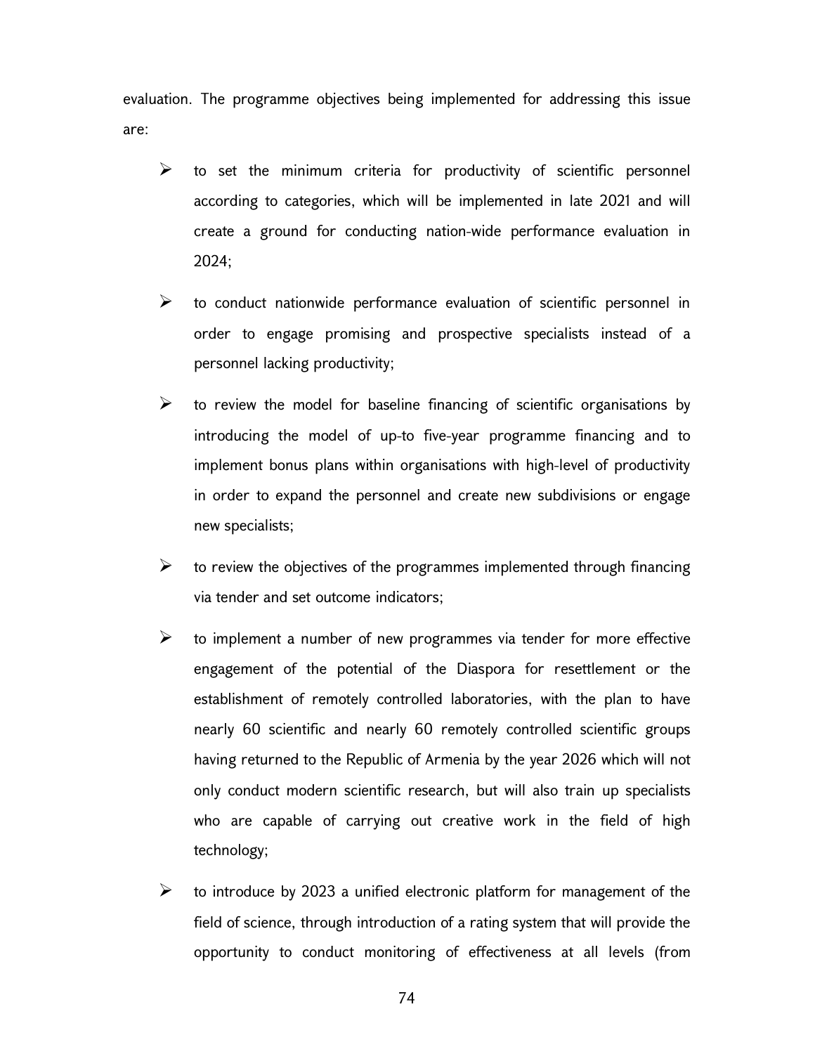evaluation. The programme objectives being implemented for addressing this issue are:

- to set the minimum criteria for productivity of scientific personnel according to categories, which will be implemented in late 2021 and will create a ground for conducting nation-wide performance evaluation in 2024;
- to conduct nationwide performance evaluation of scientific personnel in order to engage promising and prospective specialists instead of a personnel lacking productivity;
- to review the model for baseline financing of scientific organisations by introducing the model of up-to five-year programme financing and to implement bonus plans within organisations with high-level of productivity in order to expand the personnel and create new subdivisions or engage new specialists;
- to review the objectives of the programmes implemented through financing via tender and set outcome indicators;
- to implement a number of new programmes via tender for more effective engagement of the potential of the Diaspora for resettlement or the establishment of remotely controlled laboratories, with the plan to have nearly 60 scientific and nearly 60 remotely controlled scientific groups having returned to the Republic of Armenia by the year 2026 which will not only conduct modern scientific research, but will also train up specialists who are capable of carrying out creative work in the field of high technology;
- to introduce by 2023 a unified electronic platform for management of the field of science, through introduction of a rating system that will provide the opportunity to conduct monitoring of effectiveness at all levels (from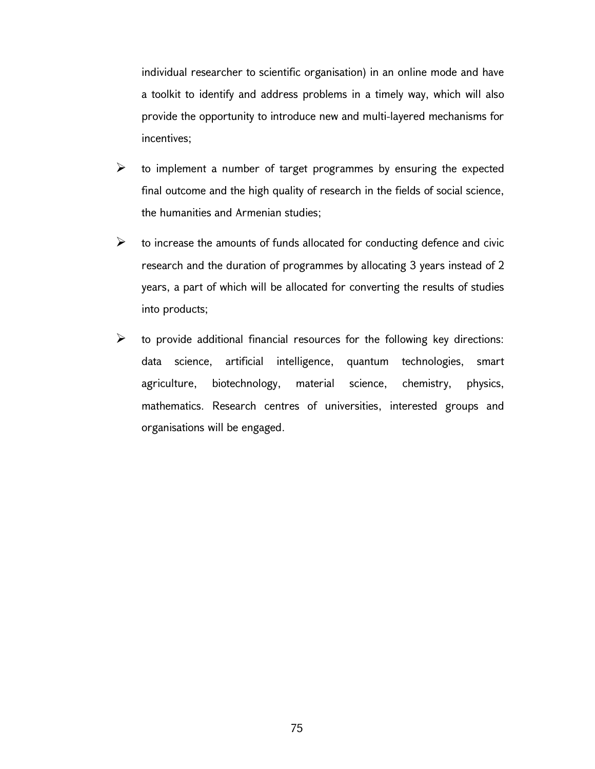individual researcher to scientific organisation) in an online mode and have a toolkit to identify and address problems in a timely way, which will also provide the opportunity to introduce new and multi-layered mechanisms for incentives;

- to implement a number of target programmes by ensuring the expected final outcome and the high quality of research in the fields of social science, the humanities and Armenian studies;
- to increase the amounts of funds allocated for conducting defence and civic research and the duration of programmes by allocating 3 years instead of 2 years, a part of which will be allocated for converting the results of studies into products;
- to provide additional financial resources for the following key directions: data science, artificial intelligence, quantum technologies, smart agriculture, biotechnology, material science, chemistry, physics, mathematics. Research centres of universities, interested groups and organisations will be engaged.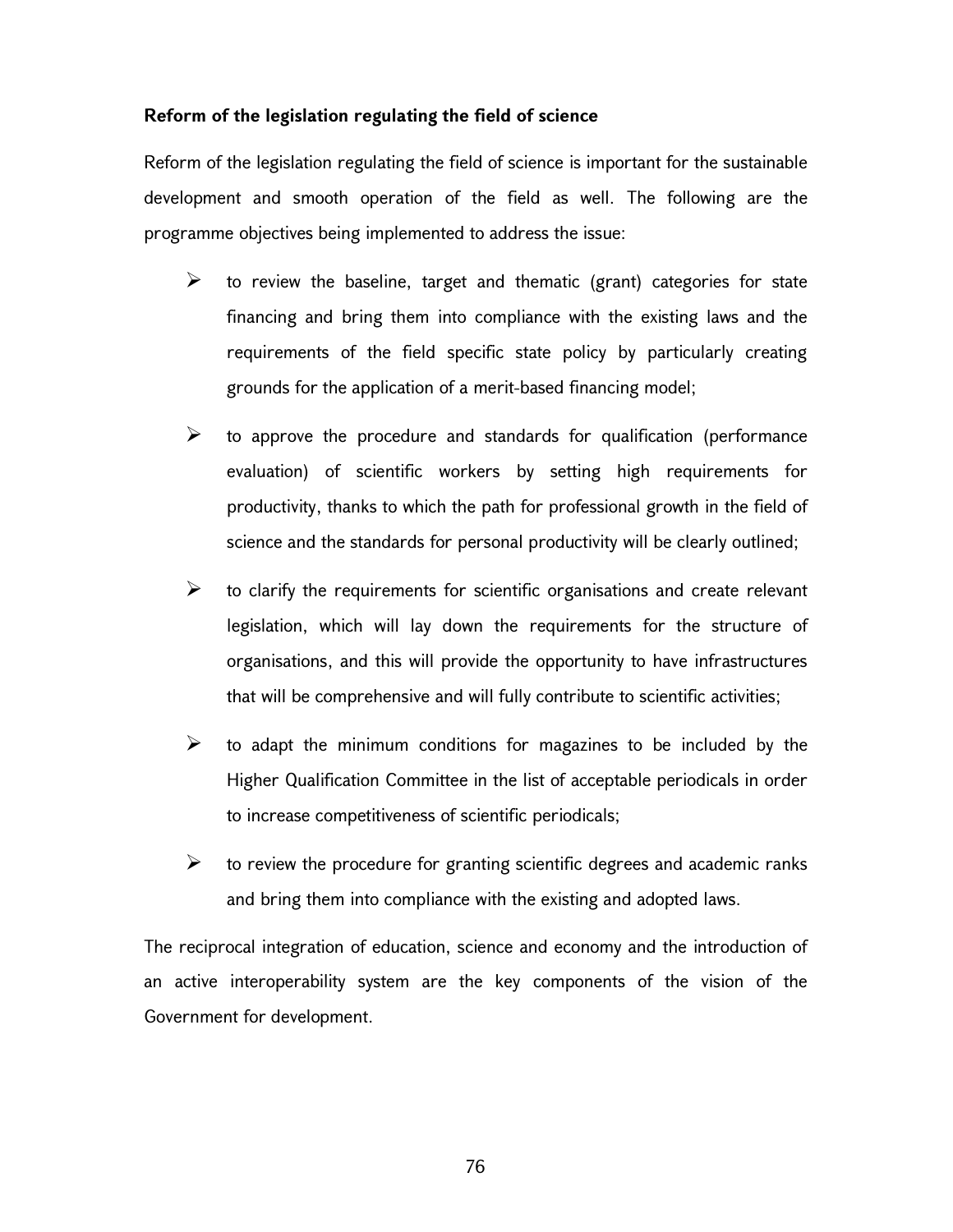**Reform of the legislation regulating the field of science**

Reform of the legislation regulating the field of science is important for the sustainable development and smooth operation of the field as well. The following are the programme objectives being implemented to address the issue:

- to review the baseline, target and thematic (grant) categories for state financing and bring them into compliance with the existing laws and the requirements of the field specific state policy by particularly creating grounds for the application of a merit-based financing model;
- to approve the procedure and standards for qualification (performance evaluation) of scientific workers by setting high requirements for productivity, thanks to which the path for professional growth in the field of science and the standards for personal productivity will be clearly outlined;
- to clarify the requirements for scientific organisations and create relevant legislation, which will lay down the requirements for the structure of organisations, and this will provide the opportunity to have infrastructures that will be comprehensive and will fully contribute to scientific activities;
- to adapt the minimum conditions for magazines to be included by the Higher Qualification Committee in the list of acceptable periodicals in order to increase competitiveness of scientific periodicals;
- to review the procedure for granting scientific degrees and academic ranks and bring them into compliance with the existing and adopted laws.

The reciprocal integration of education, science and economy and the introduction of an active interoperability system are the key components of the vision of the Government for development.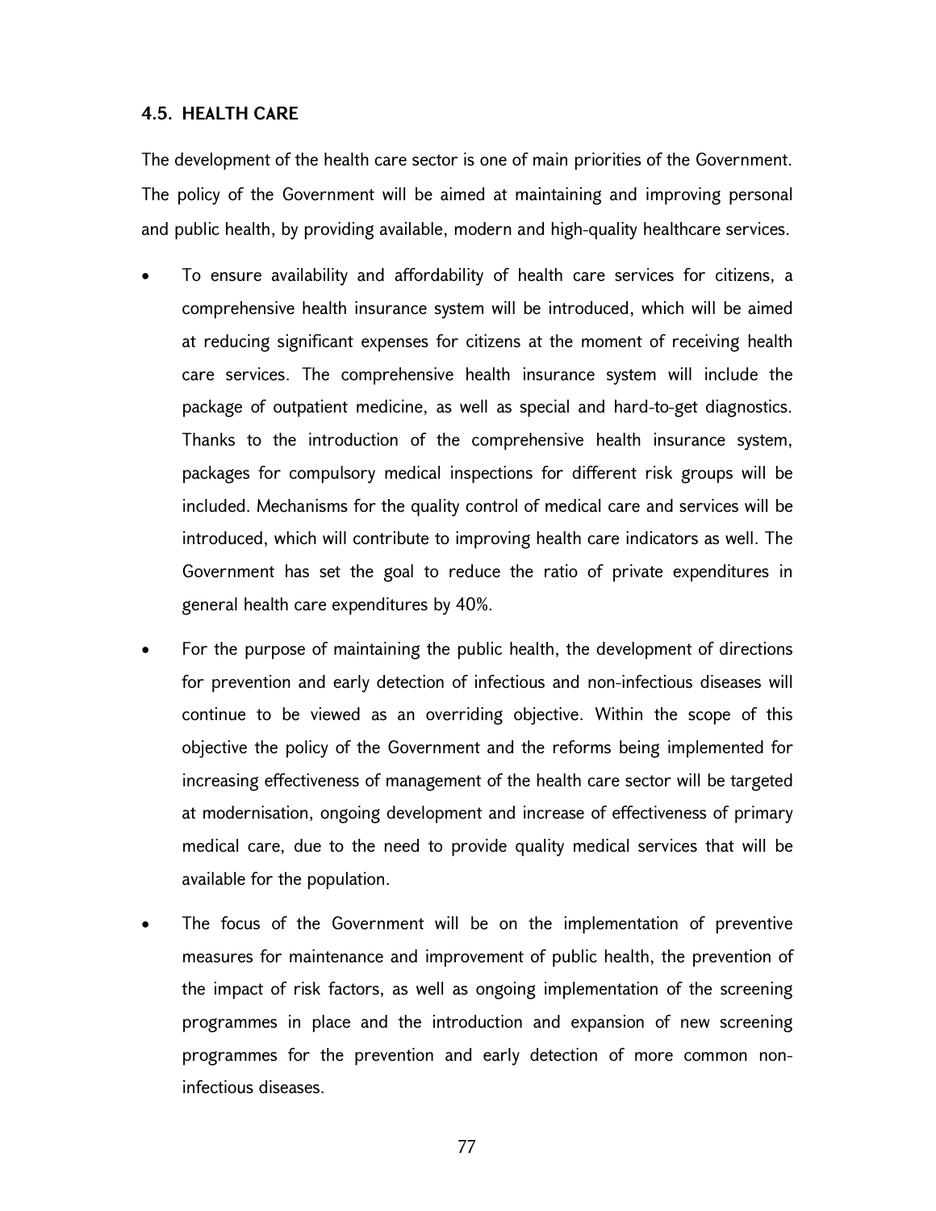### 4.5. HEALTH CARE

The development of the health care sector is one of main priorities of the Government. The policy of the Government will be aimed at maintaining and improving personal and public health, by providing available, modern and high-quality healthcare services.

- To ensure availability and affordability of health care services for citizens, a comprehensive health insurance system will be introduced, which will be aimed at reducing significant expenses for citizens at the moment of receiving health care services. The comprehensive health insurance system will include the package of outpatient medicine, as well as special and hard-to-get diagnostics. Thanks to the introduction of the comprehensive health insurance system, packages for compulsory medical inspections for different risk groups will be included. Mechanisms for the quality control of medical care and services will be introduced, which will contribute to improving health care indicators as well. The Government has set the goal to reduce the ratio of private expenditures in general health care expenditures by 40%.
- For the purpose of maintaining the public health, the development of directions for prevention and early detection of infectious and non-infectious diseases will continue to be viewed as an overriding objective. Within the scope of this objective the policy of the Government and the reforms being implemented for increasing effectiveness of management of the health care sector will be targeted at modernisation, ongoing development and increase of effectiveness of primary medical care, due to the need to provide quality medical services that will be available for the population.
- The focus of the Government will be on the implementation of preventive measures for maintenance and improvement of public health, the prevention of the impact of risk factors, as well as ongoing implementation of the screening programmes in place and the introduction and expansion of new screening programmes for the prevention and early detection of more common non-infectious diseases.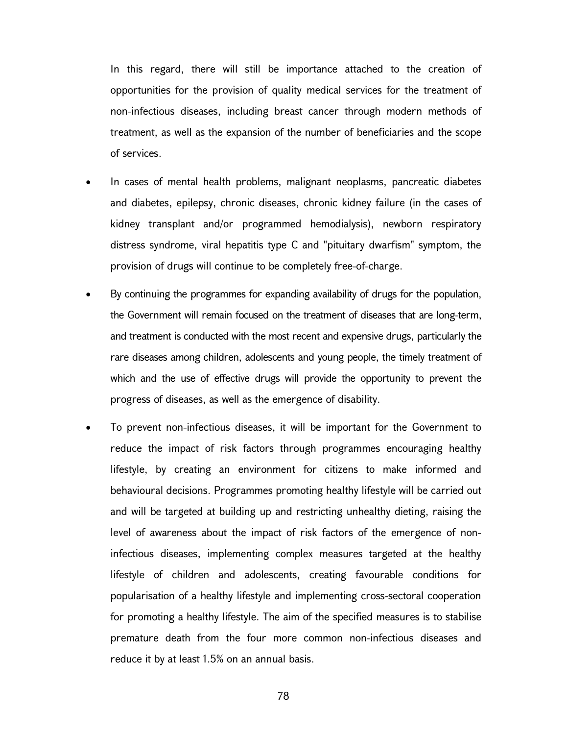In this regard, there will still be importance attached to the creation of opportunities for the provision of quality medical services for the treatment of non-infectious diseases, including breast cancer through modern methods of treatment, as well as the expansion of the number of beneficiaries and the scope of services.

- In cases of mental health problems, malignant neoplasms, pancreatic diabetes and diabetes, epilepsy, chronic diseases, chronic kidney failure (in the cases of kidney transplant and/or programmed hemodialysis), newborn respiratory distress syndrome, viral hepatitis type C and "pituitary dwarfism" symptom, the provision of drugs will continue to be completely free-of-charge.
- By continuing the programmes for expanding availability of drugs for the population, the Government will remain focused on the treatment of diseases that are long-term, and treatment is conducted with the most recent and expensive drugs, particularly the rare diseases among children, adolescents and young people, the timely treatment of which and the use of effective drugs will provide the opportunity to prevent the progress of diseases, as well as the emergence of disability.
- To prevent non-infectious diseases, it will be important for the Government to reduce the impact of risk factors through programmes encouraging healthy lifestyle, by creating an environment for citizens to make informed and behavioural decisions. Programmes promoting healthy lifestyle will be carried out and will be targeted at building up and restricting unhealthy dieting, raising the level of awareness about the impact of risk factors of the emergence of non-infectious diseases, implementing complex measures targeted at the healthy lifestyle of children and adolescents, creating favourable conditions for popularisation of a healthy lifestyle and implementing cross-sectoral cooperation for promoting a healthy lifestyle. The aim of the specified measures is to stabilise premature death from the four more common non-infectious diseases and reduce it by at least 1.5% on an annual basis.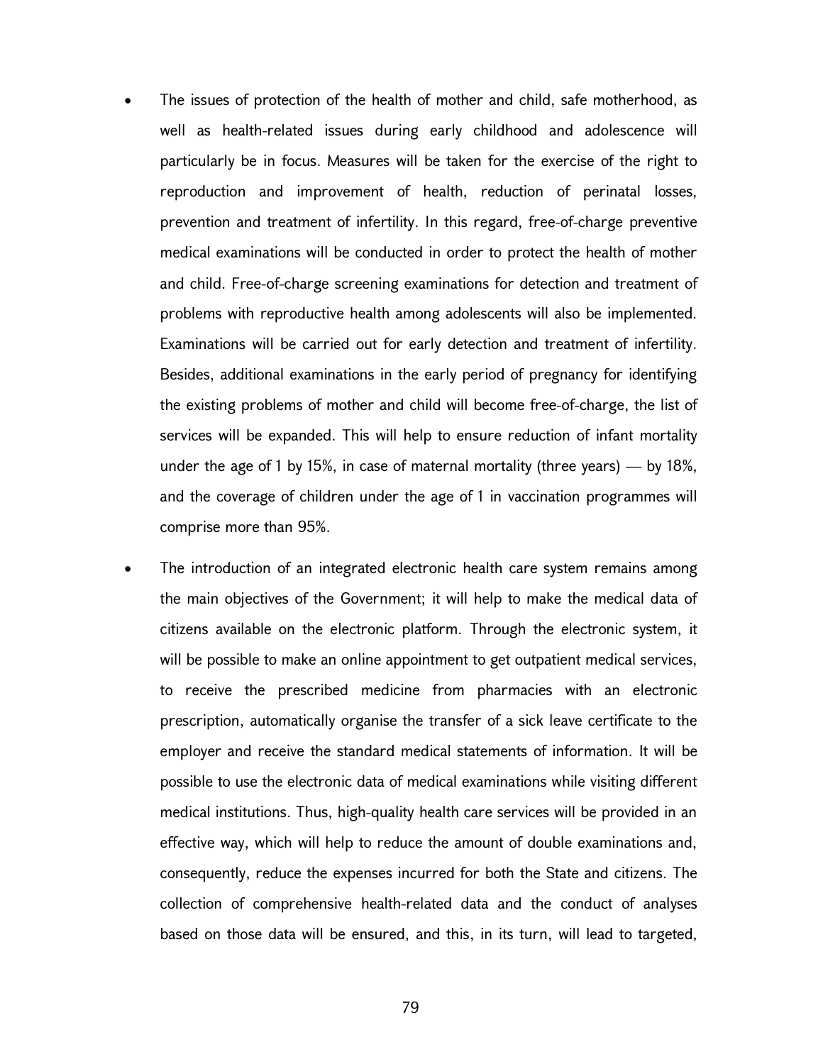- The issues of protection of the health of mother and child, safe motherhood, as well as health-related issues during early childhood and adolescence will particularly be in focus. Measures will be taken for the exercise of the right to reproduction and improvement of health, reduction of perinatal losses, prevention and treatment of infertility. In this regard, free-of-charge preventive medical examinations will be conducted in order to protect the health of mother and child. Free-of-charge screening examinations for detection and treatment of problems with reproductive health among adolescents will also be implemented. Examinations will be carried out for early detection and treatment of infertility. Besides, additional examinations in the early period of pregnancy for identifying the existing problems of mother and child will become free-of-charge, the list of services will be expanded. This will help to ensure reduction of infant mortality under the age of 1 by 15%, in case of maternal mortality (three years) — by 18%, and the coverage of children under the age of 1 in vaccination programmes will comprise more than 95%.

- The introduction of an integrated electronic health care system remains among the main objectives of the Government; it will help to make the medical data of citizens available on the electronic platform. Through the electronic system, it will be possible to make an online appointment to get outpatient medical services, to receive the prescribed medicine from pharmacies with an electronic prescription, automatically organise the transfer of a sick leave certificate to the employer and receive the standard medical statements of information. It will be possible to use the electronic data of medical examinations while visiting different medical institutions. Thus, high-quality health care services will be provided in an effective way, which will help to reduce the amount of double examinations and, consequently, reduce the expenses incurred for both the State and citizens. The collection of comprehensive health-related data and the conduct of analyses based on those data will be ensured, and this, in its turn, will lead to targeted,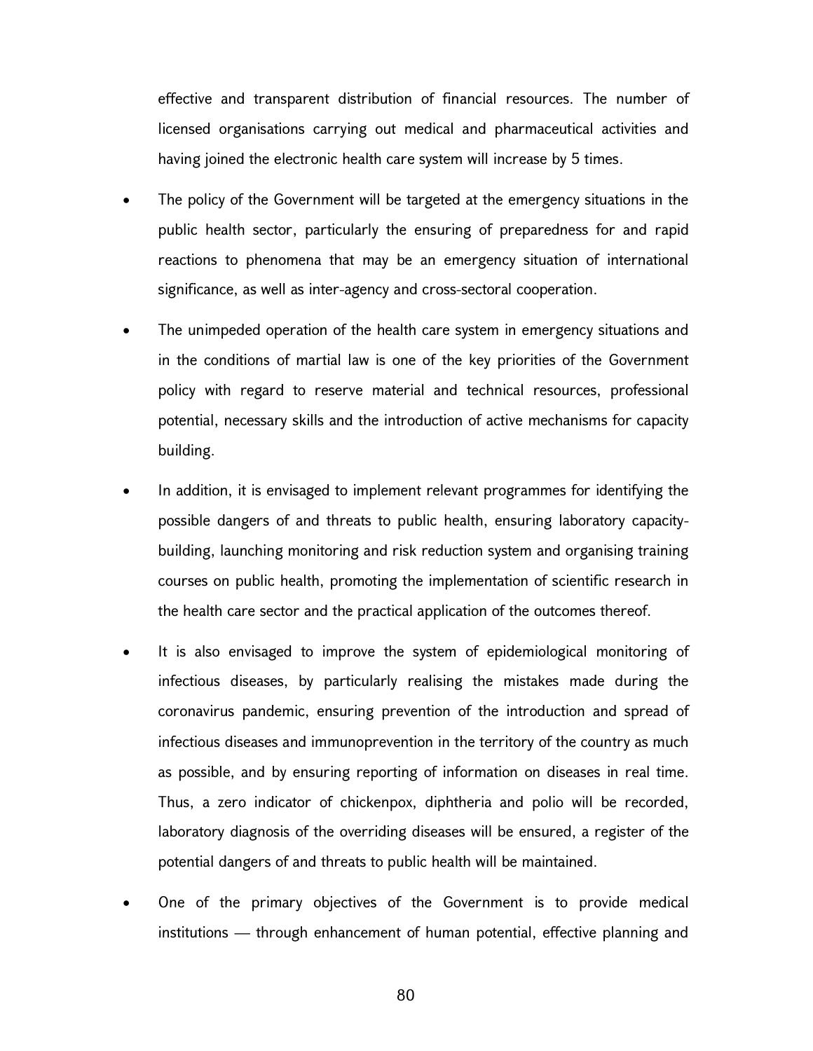effective and transparent distribution of financial resources. The number of licensed organisations carrying out medical and pharmaceutical activities and having joined the electronic health care system will increase by 5 times.

- The policy of the Government will be targeted at the emergency situations in the public health sector, particularly the ensuring of preparedness for and rapid reactions to phenomena that may be an emergency situation of international significance, as well as inter-agency and cross-sectoral cooperation.
- The unimpeded operation of the health care system in emergency situations and in the conditions of martial law is one of the key priorities of the Government policy with regard to reserve material and technical resources, professional potential, necessary skills and the introduction of active mechanisms for capacity building.
- In addition, it is envisaged to implement relevant programmes for identifying the possible dangers of and threats to public health, ensuring laboratory capacity-building, launching monitoring and risk reduction system and organising training courses on public health, promoting the implementation of scientific research in the health care sector and the practical application of the outcomes thereof.
- It is also envisaged to improve the system of epidemiological monitoring of infectious diseases, by particularly realising the mistakes made during the coronavirus pandemic, ensuring prevention of the introduction and spread of infectious diseases and immunoprevention in the territory of the country as much as possible, and by ensuring reporting of information on diseases in real time. Thus, a zero indicator of chickenpox, diphtheria and polio will be recorded, laboratory diagnosis of the overriding diseases will be ensured, a register of the potential dangers of and threats to public health will be maintained.
- One of the primary objectives of the Government is to provide medical institutions — through enhancement of human potential, effective planning and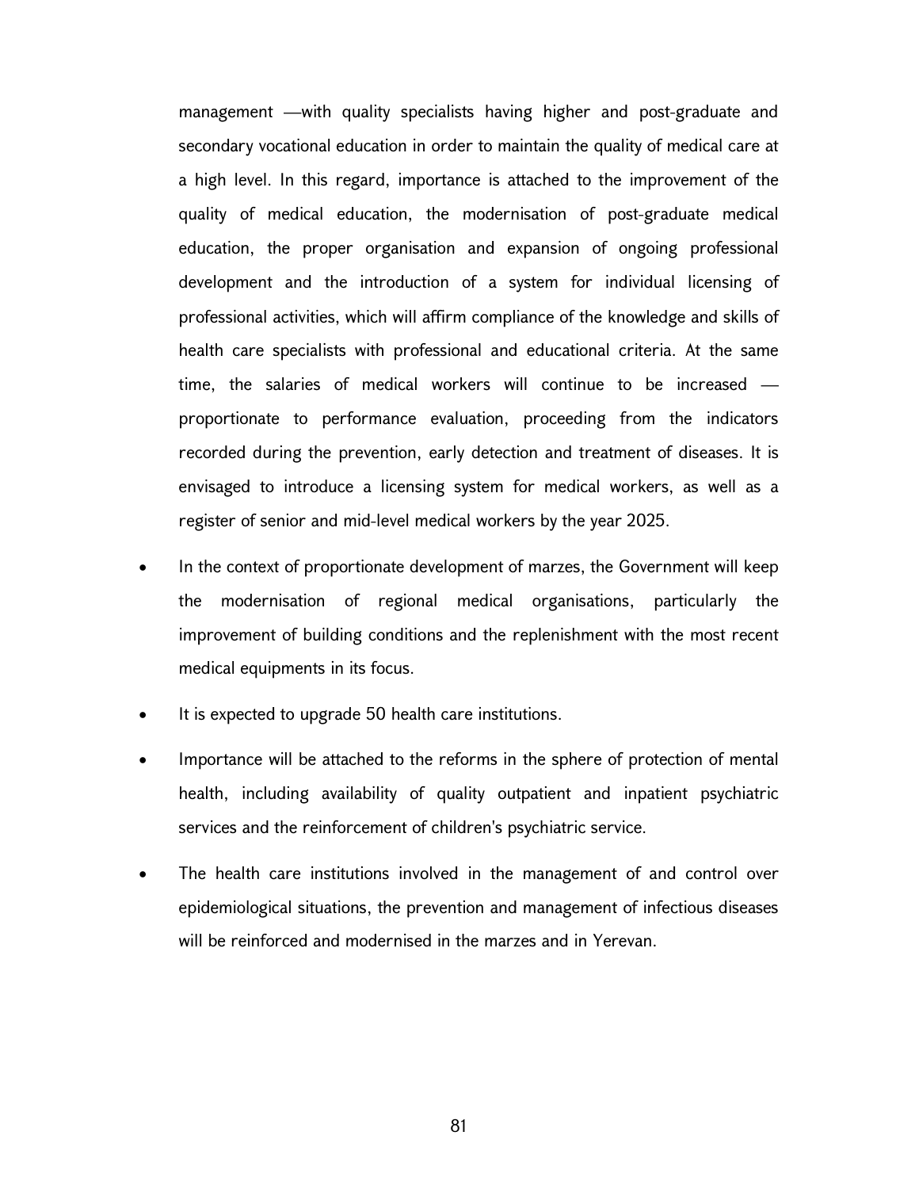management —with quality specialists having higher and post-graduate and secondary vocational education in order to maintain the quality of medical care at a high level. In this regard, importance is attached to the improvement of the quality of medical education, the modernisation of post-graduate medical education, the proper organisation and expansion of ongoing professional development and the introduction of a system for individual licensing of professional activities, which will affirm compliance of the knowledge and skills of health care specialists with professional and educational criteria. At the same time, the salaries of medical workers will continue to be increased — proportionate to performance evaluation, proceeding from the indicators recorded during the prevention, early detection and treatment of diseases. It is envisaged to introduce a licensing system for medical workers, as well as a register of senior and mid-level medical workers by the year 2025.

- In the context of proportionate development of marzes, the Government will keep the modernisation of regional medical organisations, particularly the improvement of building conditions and the replenishment with the most recent medical equipments in its focus.
- It is expected to upgrade 50 health care institutions.
- Importance will be attached to the reforms in the sphere of protection of mental health, including availability of quality outpatient and inpatient psychiatric services and the reinforcement of children's psychiatric service.
- The health care institutions involved in the management of and control over epidemiological situations, the prevention and management of infectious diseases will be reinforced and modernised in the marzes and in Yerevan.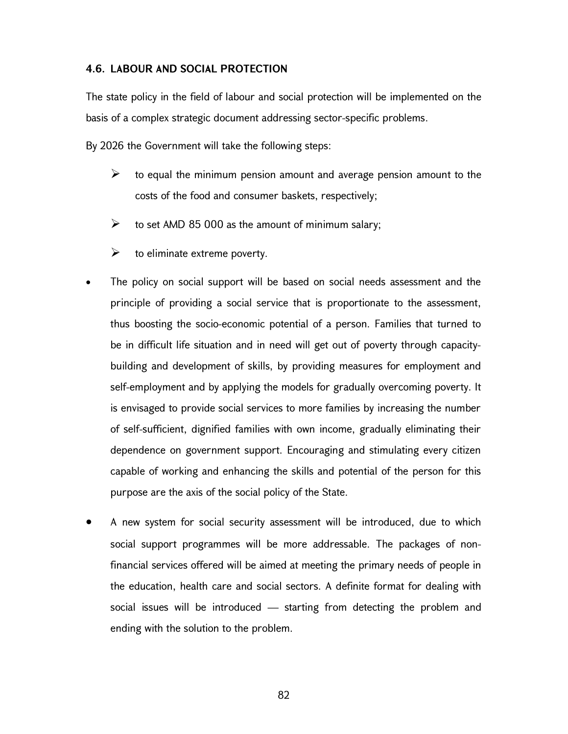### 4.6. LABOUR AND SOCIAL PROTECTION

The state policy in the field of labour and social protection will be implemented on the basis of a complex strategic document addressing sector-specific problems.

By 2026 the Government will take the following steps:

- to equal the minimum pension amount and average pension amount to the costs of the food and consumer baskets, respectively;
- to set AMD 85 000 as the amount of minimum salary;
- to eliminate extreme poverty.

- The policy on social support will be based on social needs assessment and the principle of providing a social service that is proportionate to the assessment, thus boosting the socio-economic potential of a person. Families that turned to be in difficult life situation and in need will get out of poverty through capacity-building and development of skills, by providing measures for employment and self-employment and by applying the models for gradually overcoming poverty. It is envisaged to provide social services to more families by increasing the number of self-sufficient, dignified families with own income, gradually eliminating their dependence on government support. Encouraging and stimulating every citizen capable of working and enhancing the skills and potential of the person for this purpose are the axis of the social policy of the State.
- A new system for social security assessment will be introduced, due to which social support programmes will be more addressable. The packages of non-financial services offered will be aimed at meeting the primary needs of people in the education, health care and social sectors. A definite format for dealing with social issues will be introduced — starting from detecting the problem and ending with the solution to the problem.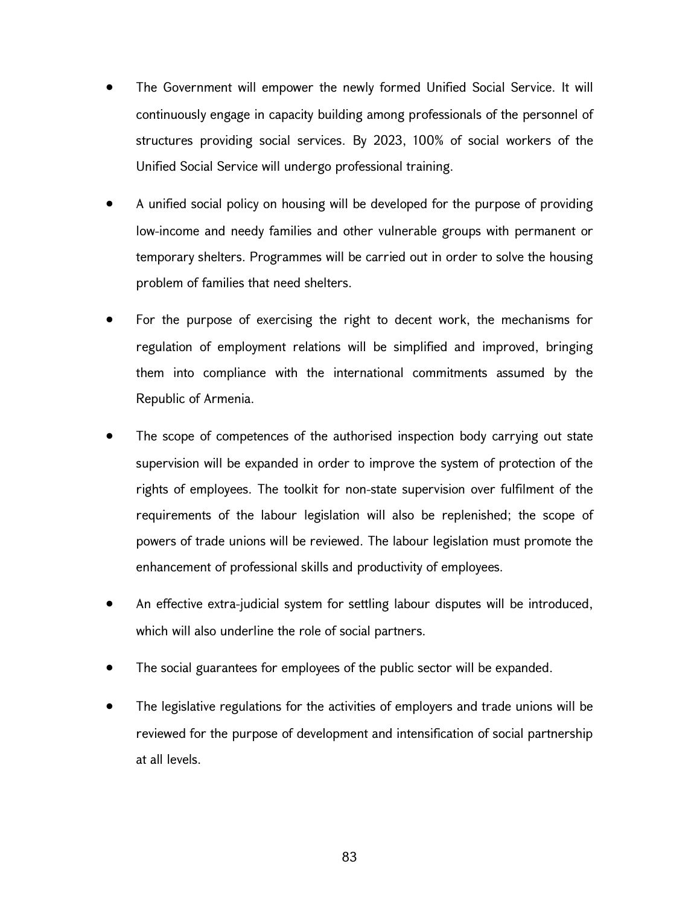- The Government will empower the newly formed Unified Social Service. It will continuously engage in capacity building among professionals of the personnel of structures providing social services. By 2023, 100% of social workers of the Unified Social Service will undergo professional training.

- A unified social policy on housing will be developed for the purpose of providing low-income and needy families and other vulnerable groups with permanent or temporary shelters. Programmes will be carried out in order to solve the housing problem of families that need shelters.

- For the purpose of exercising the right to decent work, the mechanisms for regulation of employment relations will be simplified and improved, bringing them into compliance with the international commitments assumed by the Republic of Armenia.

- The scope of competences of the authorised inspection body carrying out state supervision will be expanded in order to improve the system of protection of the rights of employees. The toolkit for non-state supervision over fulfilment of the requirements of the labour legislation will also be replenished; the scope of powers of trade unions will be reviewed. The labour legislation must promote the enhancement of professional skills and productivity of employees.

- An effective extra-judicial system for settling labour disputes will be introduced, which will also underline the role of social partners.

- The social guarantees for employees of the public sector will be expanded.

- The legislative regulations for the activities of employers and trade unions will be reviewed for the purpose of development and intensification of social partnership at all levels.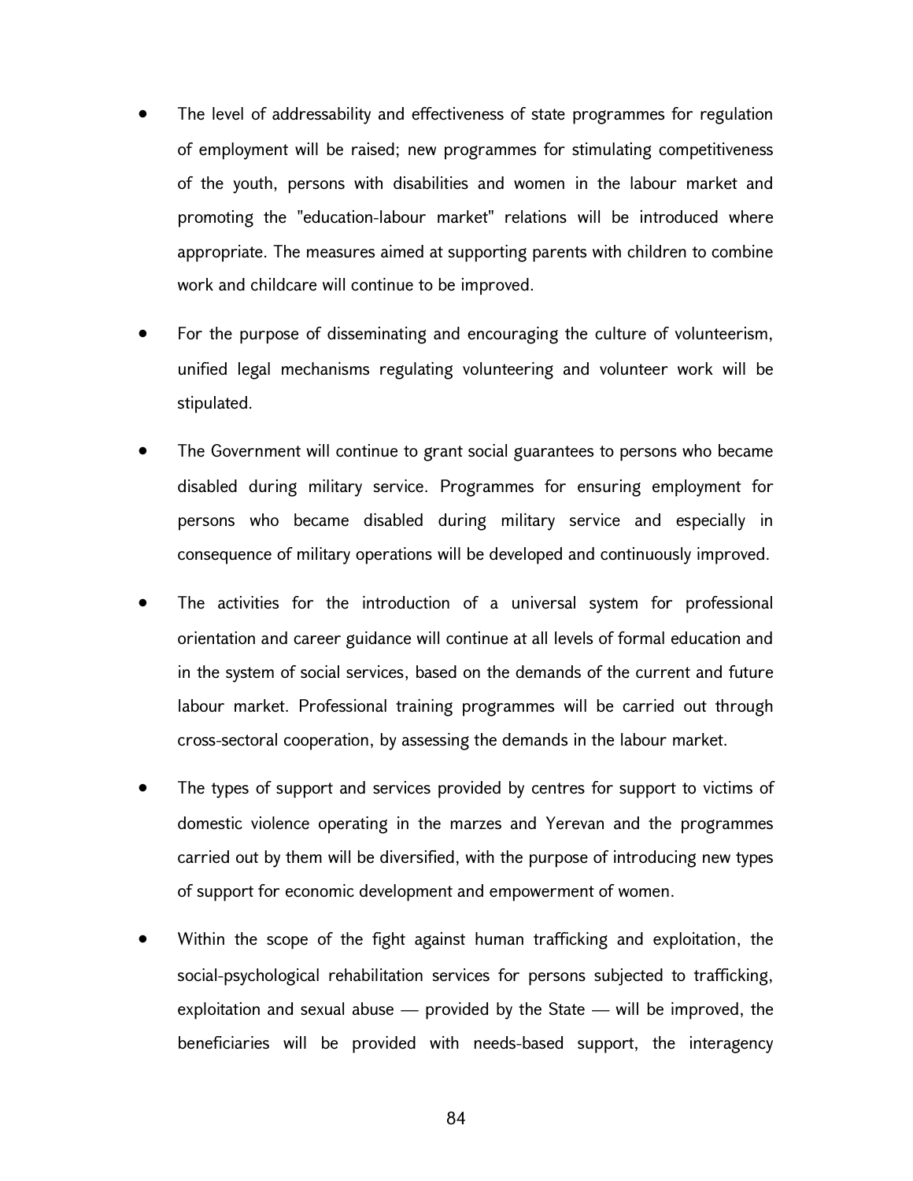- The level of addressability and effectiveness of state programmes for regulation of employment will be raised; new programmes for stimulating competitiveness of the youth, persons with disabilities and women in the labour market and promoting the "education-labour market" relations will be introduced where appropriate. The measures aimed at supporting parents with children to combine work and childcare will continue to be improved.

- For the purpose of disseminating and encouraging the culture of volunteerism, unified legal mechanisms regulating volunteering and volunteer work will be stipulated.

- The Government will continue to grant social guarantees to persons who became disabled during military service. Programmes for ensuring employment for persons who became disabled during military service and especially in consequence of military operations will be developed and continuously improved.

- The activities for the introduction of a universal system for professional orientation and career guidance will continue at all levels of formal education and in the system of social services, based on the demands of the current and future labour market. Professional training programmes will be carried out through cross-sectoral cooperation, by assessing the demands in the labour market.

- The types of support and services provided by centres for support to victims of domestic violence operating in the marzes and Yerevan and the programmes carried out by them will be diversified, with the purpose of introducing new types of support for economic development and empowerment of women.

- Within the scope of the fight against human trafficking and exploitation, the social-psychological rehabilitation services for persons subjected to trafficking, exploitation and sexual abuse — provided by the State — will be improved, the beneficiaries will be provided with needs-based support, the interagency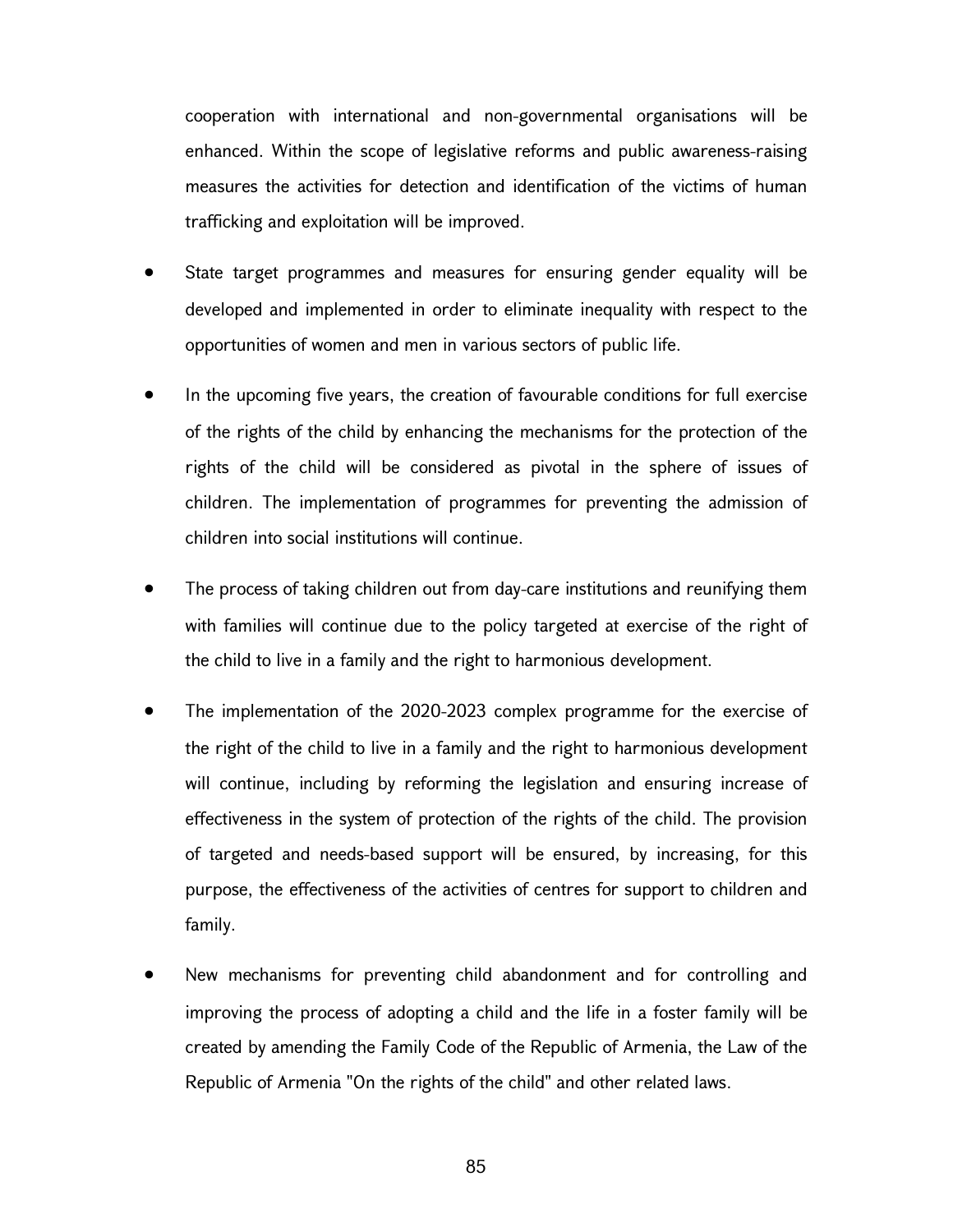cooperation with international and non-governmental organisations will be enhanced. Within the scope of legislative reforms and public awareness-raising measures the activities for detection and identification of the victims of human trafficking and exploitation will be improved.

- State target programmes and measures for ensuring gender equality will be developed and implemented in order to eliminate inequality with respect to the opportunities of women and men in various sectors of public life.

- In the upcoming five years, the creation of favourable conditions for full exercise of the rights of the child by enhancing the mechanisms for the protection of the rights of the child will be considered as pivotal in the sphere of issues of children. The implementation of programmes for preventing the admission of children into social institutions will continue.

- The process of taking children out from day-care institutions and reunifying them with families will continue due to the policy targeted at exercise of the right of the child to live in a family and the right to harmonious development.

- The implementation of the 2020-2023 complex programme for the exercise of the right of the child to live in a family and the right to harmonious development will continue, including by reforming the legislation and ensuring increase of effectiveness in the system of protection of the rights of the child. The provision of targeted and needs-based support will be ensured, by increasing, for this purpose, the effectiveness of the activities of centres for support to children and family.

- New mechanisms for preventing child abandonment and for controlling and improving the process of adopting a child and the life in a foster family will be created by amending the Family Code of the Republic of Armenia, the Law of the Republic of Armenia "On the rights of the child" and other related laws.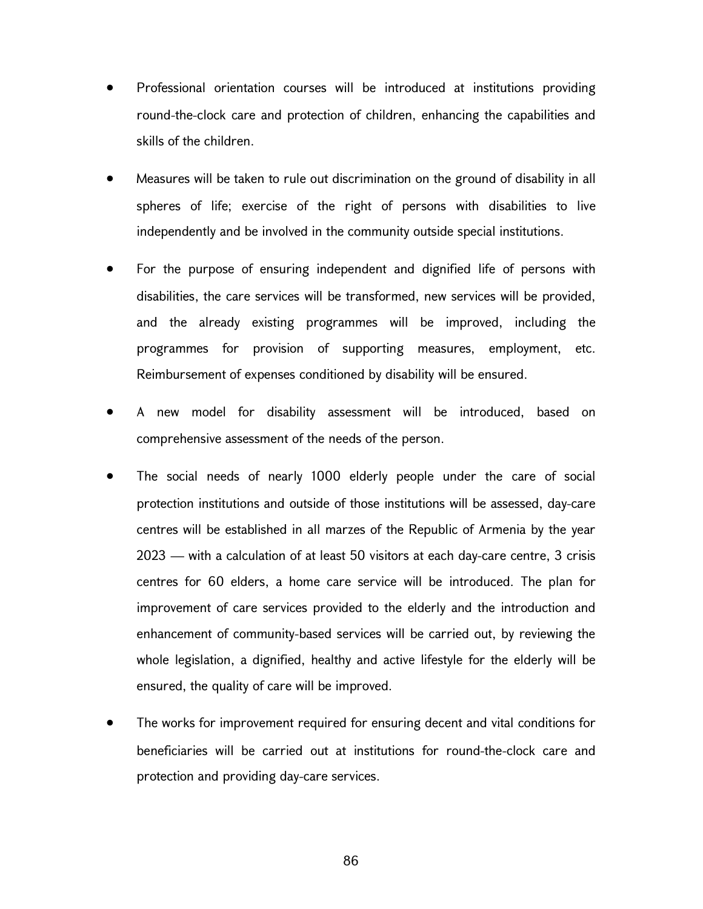- Professional orientation courses will be introduced at institutions providing round-the-clock care and protection of children, enhancing the capabilities and skills of the children.

- Measures will be taken to rule out discrimination on the ground of disability in all spheres of life; exercise of the right of persons with disabilities to live independently and be involved in the community outside special institutions.

- For the purpose of ensuring independent and dignified life of persons with disabilities, the care services will be transformed, new services will be provided, and the already existing programmes will be improved, including the programmes for provision of supporting measures, employment, etc. Reimbursement of expenses conditioned by disability will be ensured.

- A new model for disability assessment will be introduced, based on comprehensive assessment of the needs of the person.

- The social needs of nearly 1000 elderly people under the care of social protection institutions and outside of those institutions will be assessed, day-care centres will be established in all marzes of the Republic of Armenia by the year 2023 — with a calculation of at least 50 visitors at each day-care centre, 3 crisis centres for 60 elders, a home care service will be introduced. The plan for improvement of care services provided to the elderly and the introduction and enhancement of community-based services will be carried out, by reviewing the whole legislation, a dignified, healthy and active lifestyle for the elderly will be ensured, the quality of care will be improved.

- The works for improvement required for ensuring decent and vital conditions for beneficiaries will be carried out at institutions for round-the-clock care and protection and providing day-care services.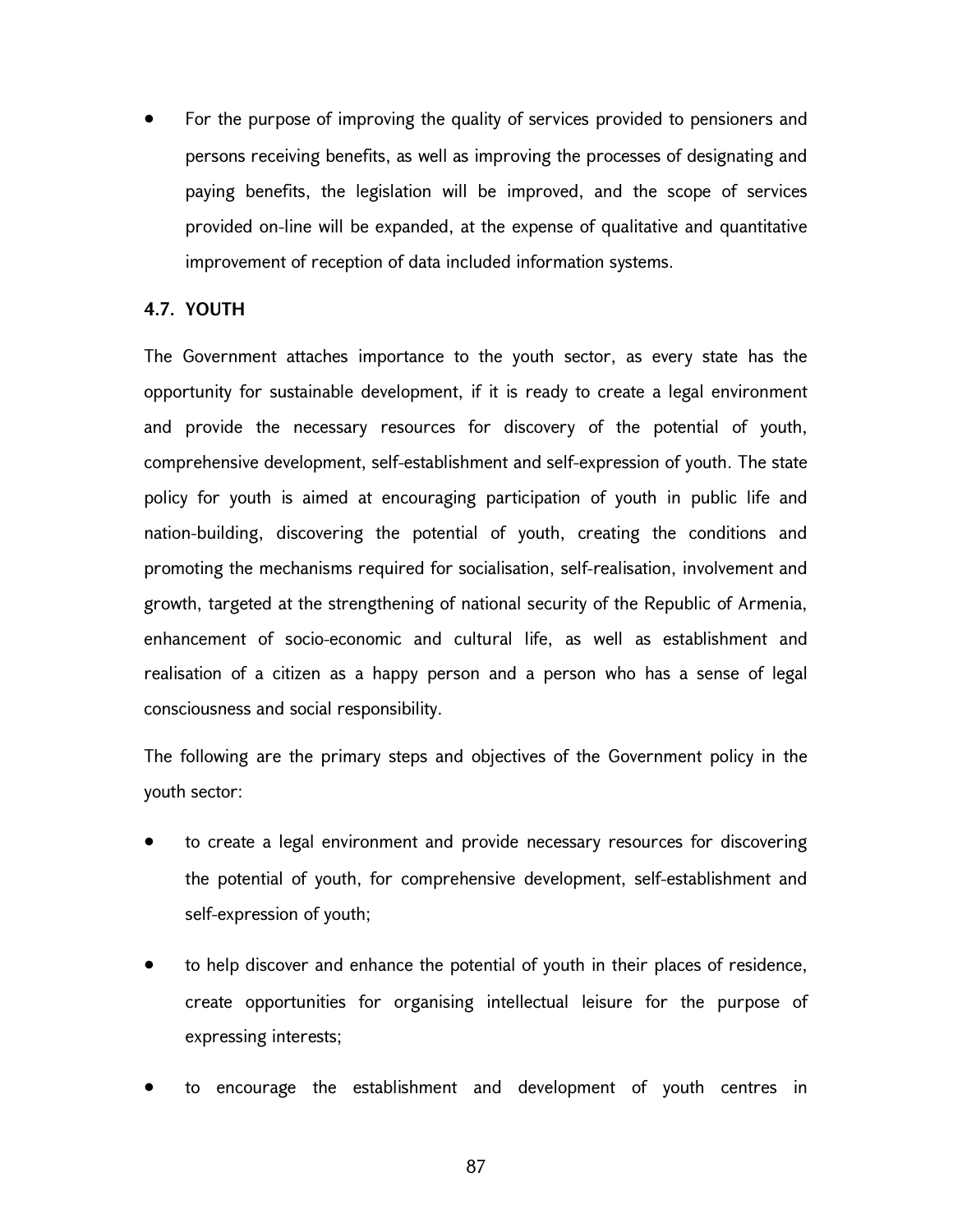- For the purpose of improving the quality of services provided to pensioners and persons receiving benefits, as well as improving the processes of designating and paying benefits, the legislation will be improved, and the scope of services provided on-line will be expanded, at the expense of qualitative and quantitative improvement of reception of data included information systems.

### 4.7. YOUTH

The Government attaches importance to the youth sector, as every state has the opportunity for sustainable development, if it is ready to create a legal environment and provide the necessary resources for discovery of the potential of youth, comprehensive development, self-establishment and self-expression of youth. The state policy for youth is aimed at encouraging participation of youth in public life and nation-building, discovering the potential of youth, creating the conditions and promoting the mechanisms required for socialisation, self-realisation, involvement and growth, targeted at the strengthening of national security of the Republic of Armenia, enhancement of socio-economic and cultural life, as well as establishment and realisation of a citizen as a happy person and a person who has a sense of legal consciousness and social responsibility.

The following are the primary steps and objectives of the Government policy in the youth sector:

- to create a legal environment and provide necessary resources for discovering the potential of youth, for comprehensive development, self-establishment and self-expression of youth;
- to help discover and enhance the potential of youth in their places of residence, create opportunities for organising intellectual leisure for the purpose of expressing interests;
- to encourage the establishment and development of youth centres in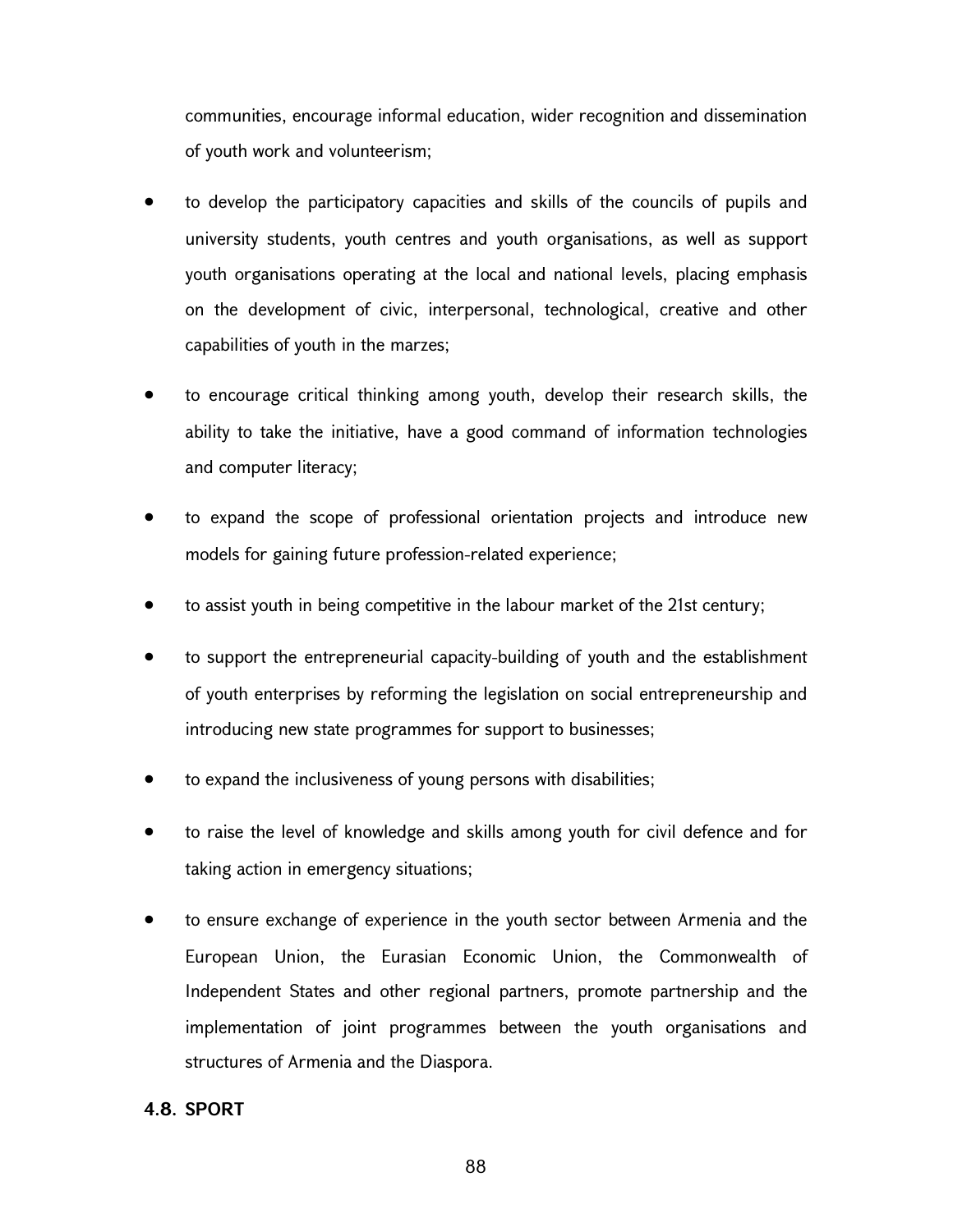communities, encourage informal education, wider recognition and dissemination of youth work and volunteerism;

- to develop the participatory capacities and skills of the councils of pupils and university students, youth centres and youth organisations, as well as support youth organisations operating at the local and national levels, placing emphasis on the development of civic, interpersonal, technological, creative and other capabilities of youth in the marzes;
- to encourage critical thinking among youth, develop their research skills, the ability to take the initiative, have a good command of information technologies and computer literacy;
- to expand the scope of professional orientation projects and introduce new models for gaining future profession-related experience;
- to assist youth in being competitive in the labour market of the 21st century;
- to support the entrepreneurial capacity-building of youth and the establishment of youth enterprises by reforming the legislation on social entrepreneurship and introducing new state programmes for support to businesses;
- to expand the inclusiveness of young persons with disabilities;
- to raise the level of knowledge and skills among youth for civil defence and for taking action in emergency situations;
- to ensure exchange of experience in the youth sector between Armenia and the European Union, the Eurasian Economic Union, the Commonwealth of Independent States and other regional partners, promote partnership and the implementation of joint programmes between the youth organisations and structures of Armenia and the Diaspora.

### 4.8. SPORT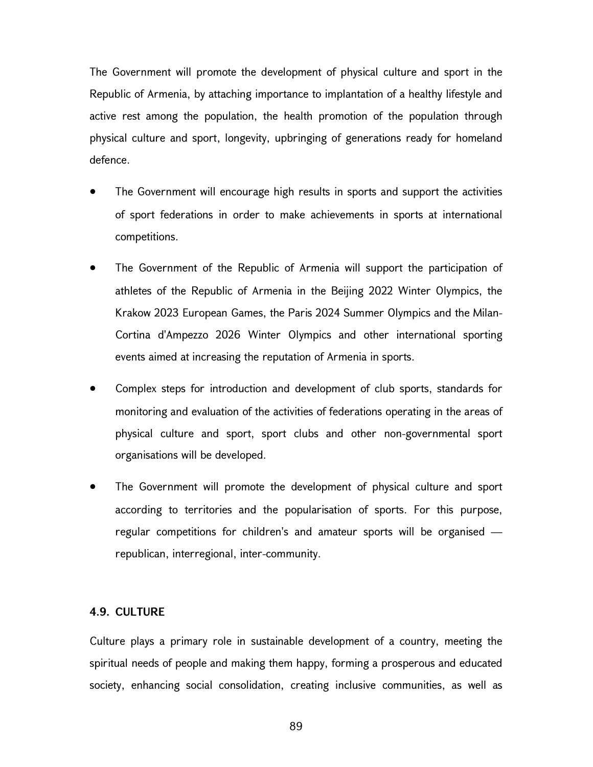The Government will promote the development of physical culture and sport in the Republic of Armenia, by attaching importance to implantation of a healthy lifestyle and active rest among the population, the health promotion of the population through physical culture and sport, longevity, upbringing of generations ready for homeland defence.

- The Government will encourage high results in sports and support the activities of sport federations in order to make achievements in sports at international competitions.
- The Government of the Republic of Armenia will support the participation of athletes of the Republic of Armenia in the Beijing 2022 Winter Olympics, the Krakow 2023 European Games, the Paris 2024 Summer Olympics and the Milan-Cortina d'Ampezzo 2026 Winter Olympics and other international sporting events aimed at increasing the reputation of Armenia in sports.
- Complex steps for introduction and development of club sports, standards for monitoring and evaluation of the activities of federations operating in the areas of physical culture and sport, sport clubs and other non-governmental sport organisations will be developed.
- The Government will promote the development of physical culture and sport according to territories and the popularisation of sports. For this purpose, regular competitions for children's and amateur sports will be organised — republican, interregional, inter-community.

### 4.9. CULTURE

Culture plays a primary role in sustainable development of a country, meeting the spiritual needs of people and making them happy, forming a prosperous and educated society, enhancing social consolidation, creating inclusive communities, as well as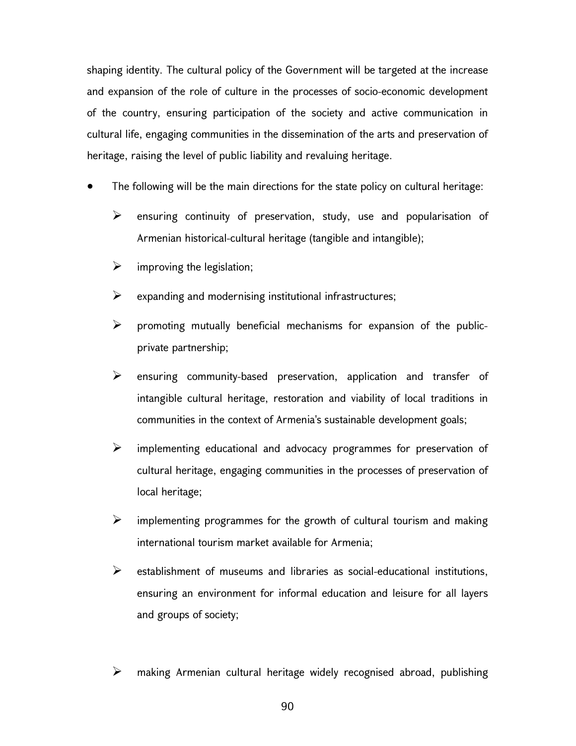shaping identity. The cultural policy of the Government will be targeted at the increase and expansion of the role of culture in the processes of socio-economic development of the country, ensuring participation of the society and active communication in cultural life, engaging communities in the dissemination of the arts and preservation of heritage, raising the level of public liability and revaluing heritage.

- The following will be the main directions for the state policy on cultural heritage:
  - ensuring continuity of preservation, study, use and popularisation of Armenian historical-cultural heritage (tangible and intangible);
  - improving the legislation;
  - expanding and modernising institutional infrastructures;
  - promoting mutually beneficial mechanisms for expansion of the public-private partnership;
  - ensuring community-based preservation, application and transfer of intangible cultural heritage, restoration and viability of local traditions in communities in the context of Armenia's sustainable development goals;
  - implementing educational and advocacy programmes for preservation of cultural heritage, engaging communities in the processes of preservation of local heritage;
  - implementing programmes for the growth of cultural tourism and making international tourism market available for Armenia;
  - establishment of museums and libraries as social-educational institutions, ensuring an environment for informal education and leisure for all layers and groups of society;
  - making Armenian cultural heritage widely recognised abroad, publishing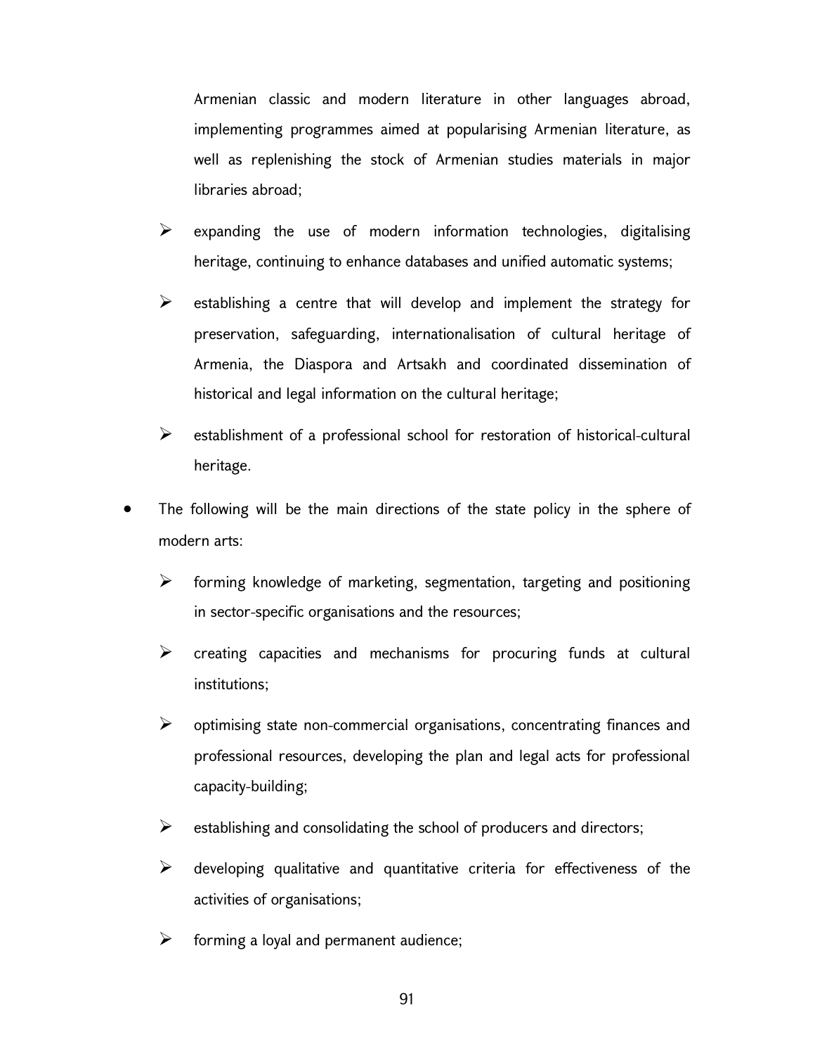Armenian classic and modern literature in other languages abroad, implementing programmes aimed at popularising Armenian literature, as well as replenishing the stock of Armenian studies materials in major libraries abroad;

  - expanding the use of modern information technologies, digitalising heritage, continuing to enhance databases and unified automatic systems;
  - establishing a centre that will develop and implement the strategy for preservation, safeguarding, internationalisation of cultural heritage of Armenia, the Diaspora and Artsakh and coordinated dissemination of historical and legal information on the cultural heritage;
  - establishment of a professional school for restoration of historical-cultural heritage.

- The following will be the main directions of the state policy in the sphere of modern arts:
  - forming knowledge of marketing, segmentation, targeting and positioning in sector-specific organisations and the resources;
  - creating capacities and mechanisms for procuring funds at cultural institutions;
  - optimising state non-commercial organisations, concentrating finances and professional resources, developing the plan and legal acts for professional capacity-building;
  - establishing and consolidating the school of producers and directors;
  - developing qualitative and quantitative criteria for effectiveness of the activities of organisations;
  - forming a loyal and permanent audience;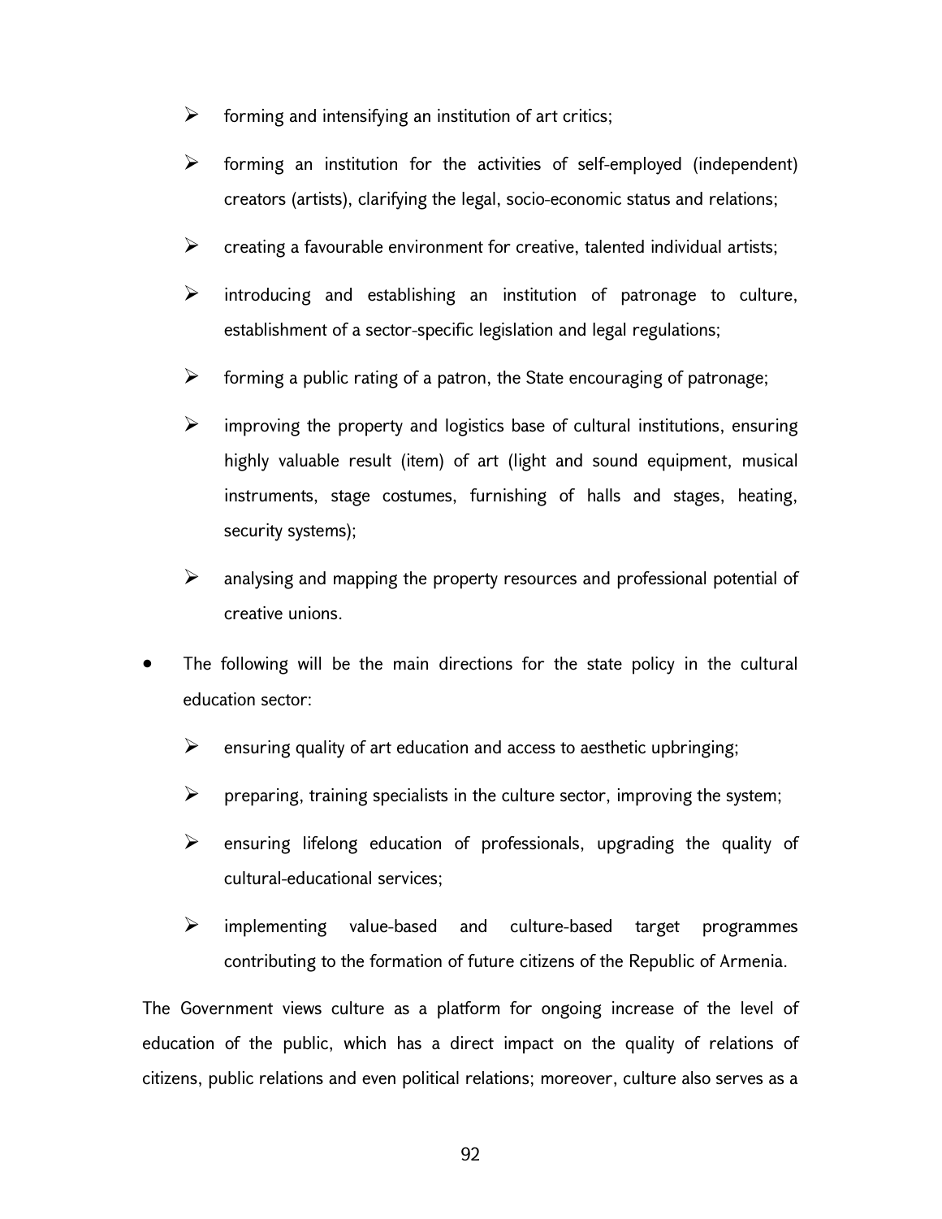- forming and intensifying an institution of art critics;
  - forming an institution for the activities of self-employed (independent) creators (artists), clarifying the legal, socio-economic status and relations;
  - creating a favourable environment for creative, talented individual artists;
  - introducing and establishing an institution of patronage to culture, establishment of a sector-specific legislation and legal regulations;
  - forming a public rating of a patron, the State encouraging of patronage;
  - improving the property and logistics base of cultural institutions, ensuring highly valuable result (item) of art (light and sound equipment, musical instruments, stage costumes, furnishing of halls and stages, heating, security systems);
  - analysing and mapping the property resources and professional potential of creative unions.

- The following will be the main directions for the state policy in the cultural education sector:
  - ensuring quality of art education and access to aesthetic upbringing;
  - preparing, training specialists in the culture sector, improving the system;
  - ensuring lifelong education of professionals, upgrading the quality of cultural-educational services;
  - implementing value-based and culture-based target programmes contributing to the formation of future citizens of the Republic of Armenia.

The Government views culture as a platform for ongoing increase of the level of education of the public, which has a direct impact on the quality of relations of citizens, public relations and even political relations; moreover, culture also serves as a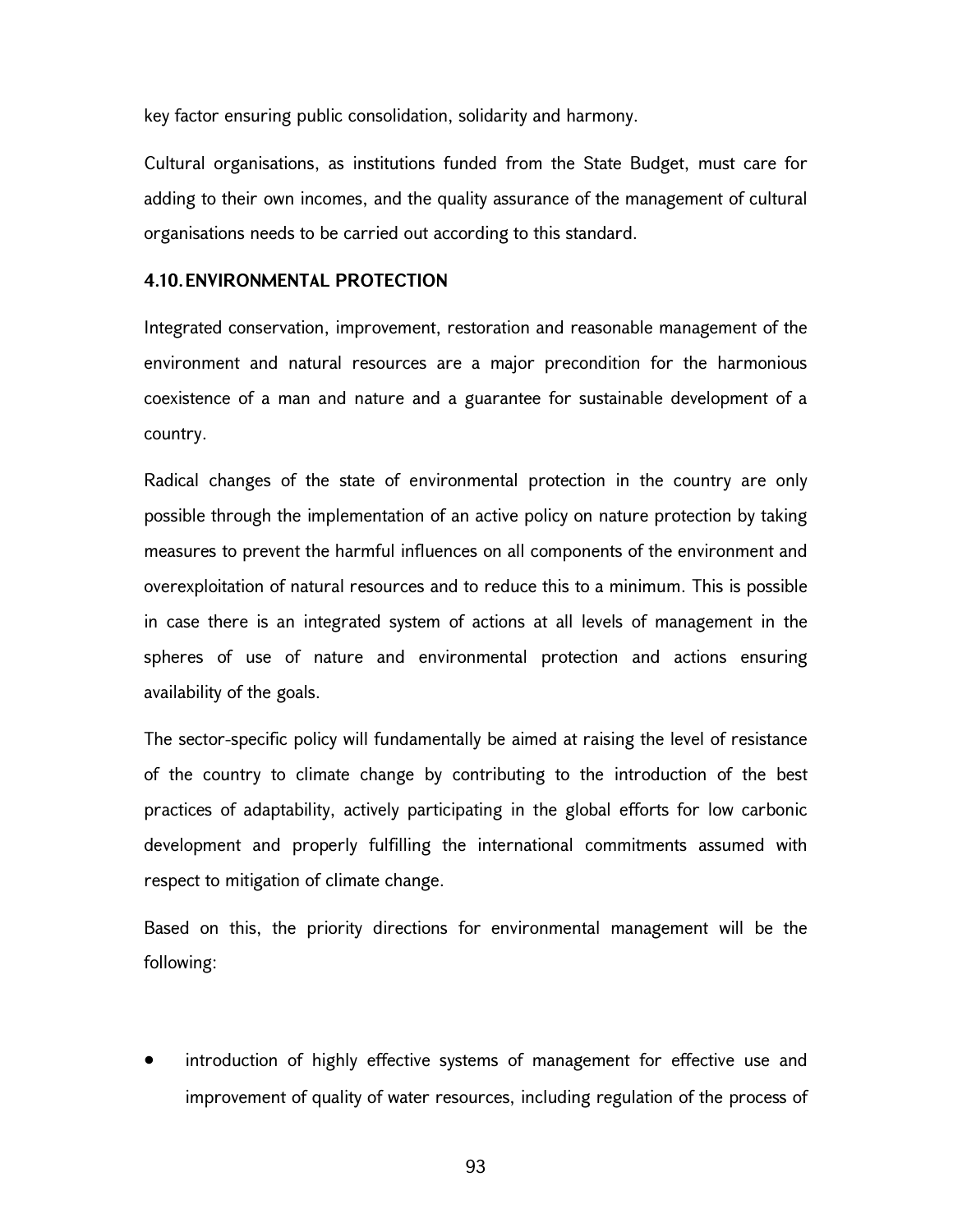key factor ensuring public consolidation, solidarity and harmony.

Cultural organisations, as institutions funded from the State Budget, must care for adding to their own incomes, and the quality assurance of the management of cultural organisations needs to be carried out according to this standard.

### 4.10. ENVIRONMENTAL PROTECTION

Integrated conservation, improvement, restoration and reasonable management of the environment and natural resources are a major precondition for the harmonious coexistence of a man and nature and a guarantee for sustainable development of a country.

Radical changes of the state of environmental protection in the country are only possible through the implementation of an active policy on nature protection by taking measures to prevent the harmful influences on all components of the environment and overexploitation of natural resources and to reduce this to a minimum. This is possible in case there is an integrated system of actions at all levels of management in the spheres of use of nature and environmental protection and actions ensuring availability of the goals.

The sector-specific policy will fundamentally be aimed at raising the level of resistance of the country to climate change by contributing to the introduction of the best practices of adaptability, actively participating in the global efforts for low carbonic development and properly fulfilling the international commitments assumed with respect to mitigation of climate change.

Based on this, the priority directions for environmental management will be the following:

- introduction of highly effective systems of management for effective use and improvement of quality of water resources, including regulation of the process of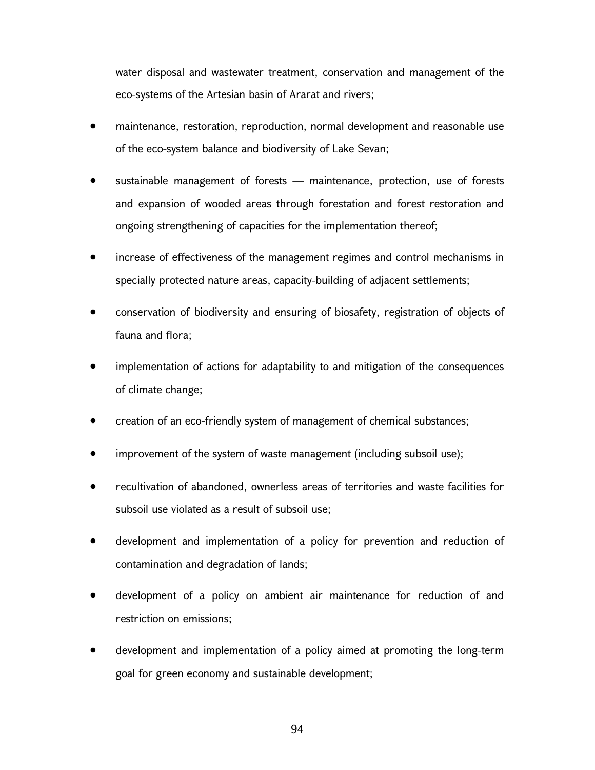water disposal and wastewater treatment, conservation and management of the eco-systems of the Artesian basin of Ararat and rivers;

- maintenance, restoration, reproduction, normal development and reasonable use of the eco-system balance and biodiversity of Lake Sevan;
- sustainable management of forests — maintenance, protection, use of forests and expansion of wooded areas through forestation and forest restoration and ongoing strengthening of capacities for the implementation thereof;
- increase of effectiveness of the management regimes and control mechanisms in specially protected nature areas, capacity-building of adjacent settlements;
- conservation of biodiversity and ensuring of biosafety, registration of objects of fauna and flora;
- implementation of actions for adaptability to and mitigation of the consequences of climate change;
- creation of an eco-friendly system of management of chemical substances;
- improvement of the system of waste management (including subsoil use);
- recultivation of abandoned, ownerless areas of territories and waste facilities for subsoil use violated as a result of subsoil use;
- development and implementation of a policy for prevention and reduction of contamination and degradation of lands;
- development of a policy on ambient air maintenance for reduction of and restriction on emissions;
- development and implementation of a policy aimed at promoting the long-term goal for green economy and sustainable development;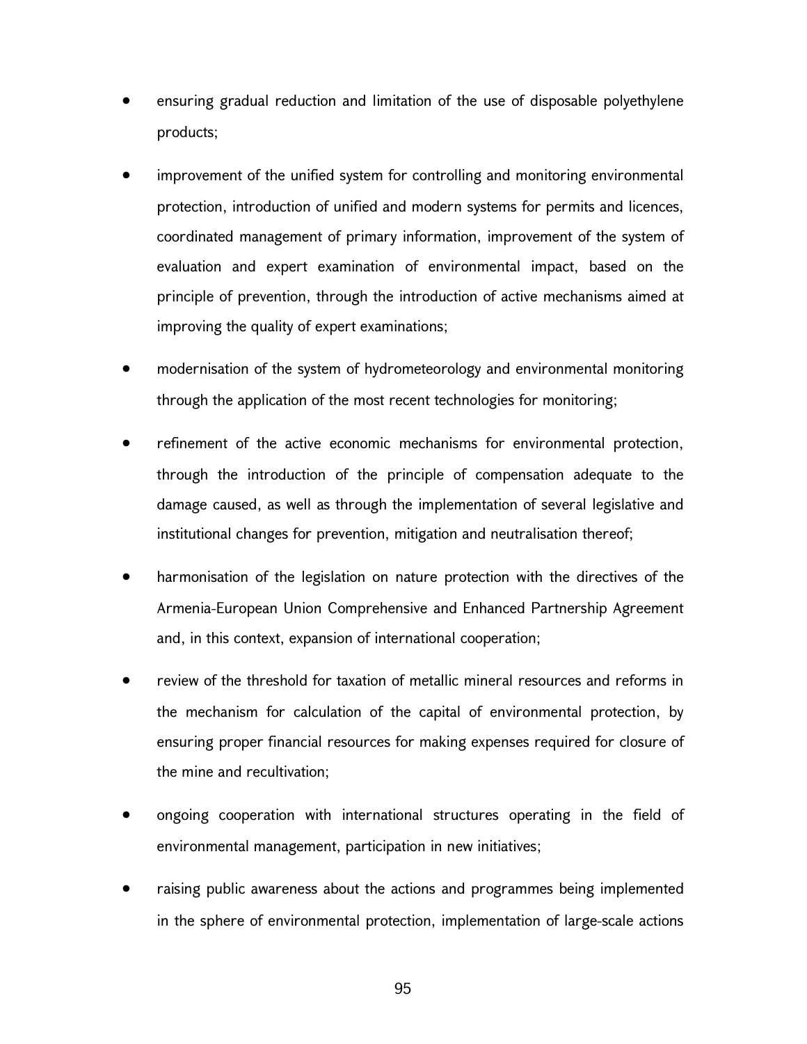- ensuring gradual reduction and limitation of the use of disposable polyethylene products;
- improvement of the unified system for controlling and monitoring environmental protection, introduction of unified and modern systems for permits and licences, coordinated management of primary information, improvement of the system of evaluation and expert examination of environmental impact, based on the principle of prevention, through the introduction of active mechanisms aimed at improving the quality of expert examinations;
- modernisation of the system of hydrometeorology and environmental monitoring through the application of the most recent technologies for monitoring;
- refinement of the active economic mechanisms for environmental protection, through the introduction of the principle of compensation adequate to the damage caused, as well as through the implementation of several legislative and institutional changes for prevention, mitigation and neutralisation thereof;
- harmonisation of the legislation on nature protection with the directives of the Armenia-European Union Comprehensive and Enhanced Partnership Agreement and, in this context, expansion of international cooperation;
- review of the threshold for taxation of metallic mineral resources and reforms in the mechanism for calculation of the capital of environmental protection, by ensuring proper financial resources for making expenses required for closure of the mine and recultivation;
- ongoing cooperation with international structures operating in the field of environmental management, participation in new initiatives;
- raising public awareness about the actions and programmes being implemented in the sphere of environmental protection, implementation of large-scale actions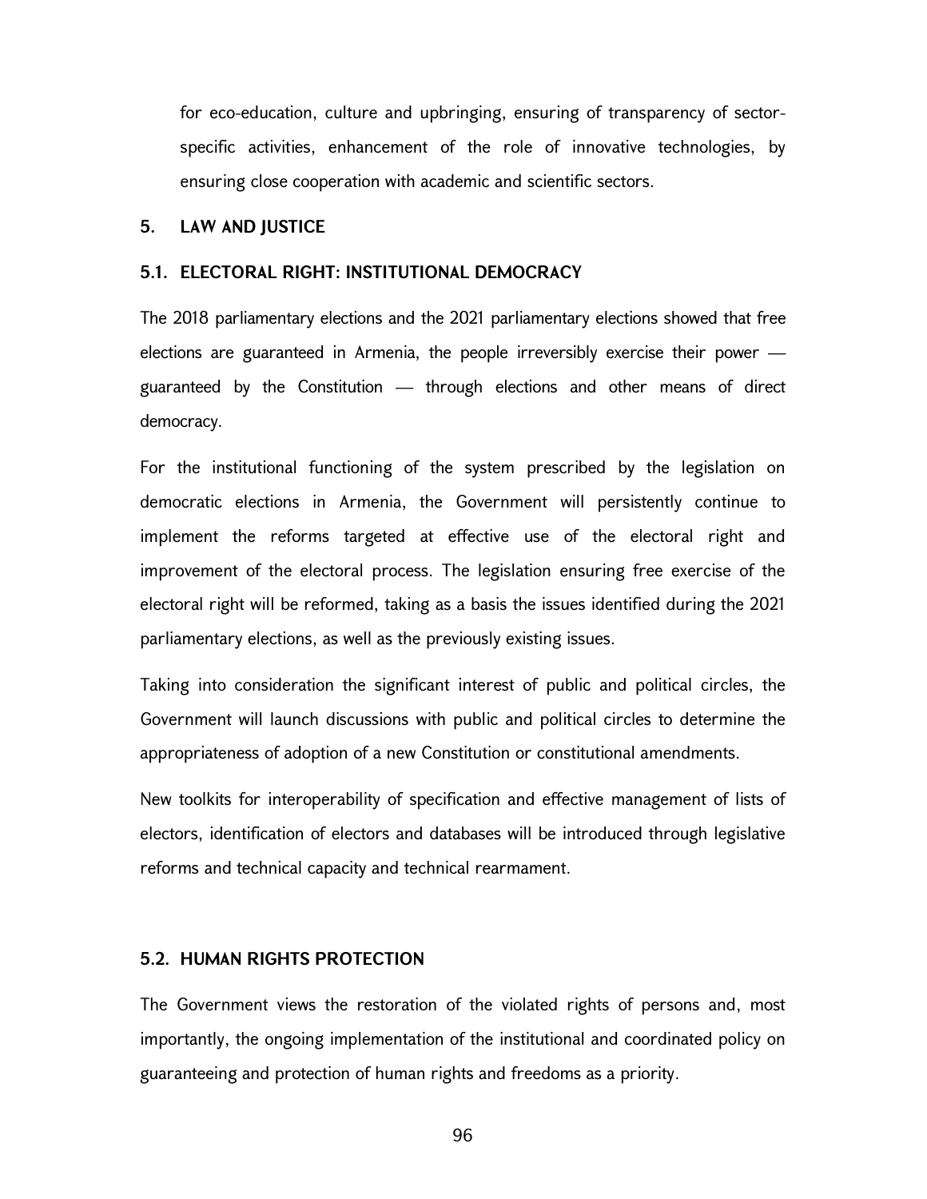for eco-education, culture and upbringing, ensuring of transparency of sector-specific activities, enhancement of the role of innovative technologies, by ensuring close cooperation with academic and scientific sectors.

## 5. LAW AND JUSTICE

### 5.1. ELECTORAL RIGHT: INSTITUTIONAL DEMOCRACY

The 2018 parliamentary elections and the 2021 parliamentary elections showed that free elections are guaranteed in Armenia, the people irreversibly exercise their power — guaranteed by the Constitution — through elections and other means of direct democracy.

For the institutional functioning of the system prescribed by the legislation on democratic elections in Armenia, the Government will persistently continue to implement the reforms targeted at effective use of the electoral right and improvement of the electoral process. The legislation ensuring free exercise of the electoral right will be reformed, taking as a basis the issues identified during the 2021 parliamentary elections, as well as the previously existing issues.

Taking into consideration the significant interest of public and political circles, the Government will launch discussions with public and political circles to determine the appropriateness of adoption of a new Constitution or constitutional amendments.

New toolkits for interoperability of specification and effective management of lists of electors, identification of electors and databases will be introduced through legislative reforms and technical capacity and technical rearmament.

### 5.2. HUMAN RIGHTS PROTECTION

The Government views the restoration of the violated rights of persons and, most importantly, the ongoing implementation of the institutional and coordinated policy on guaranteeing and protection of human rights and freedoms as a priority.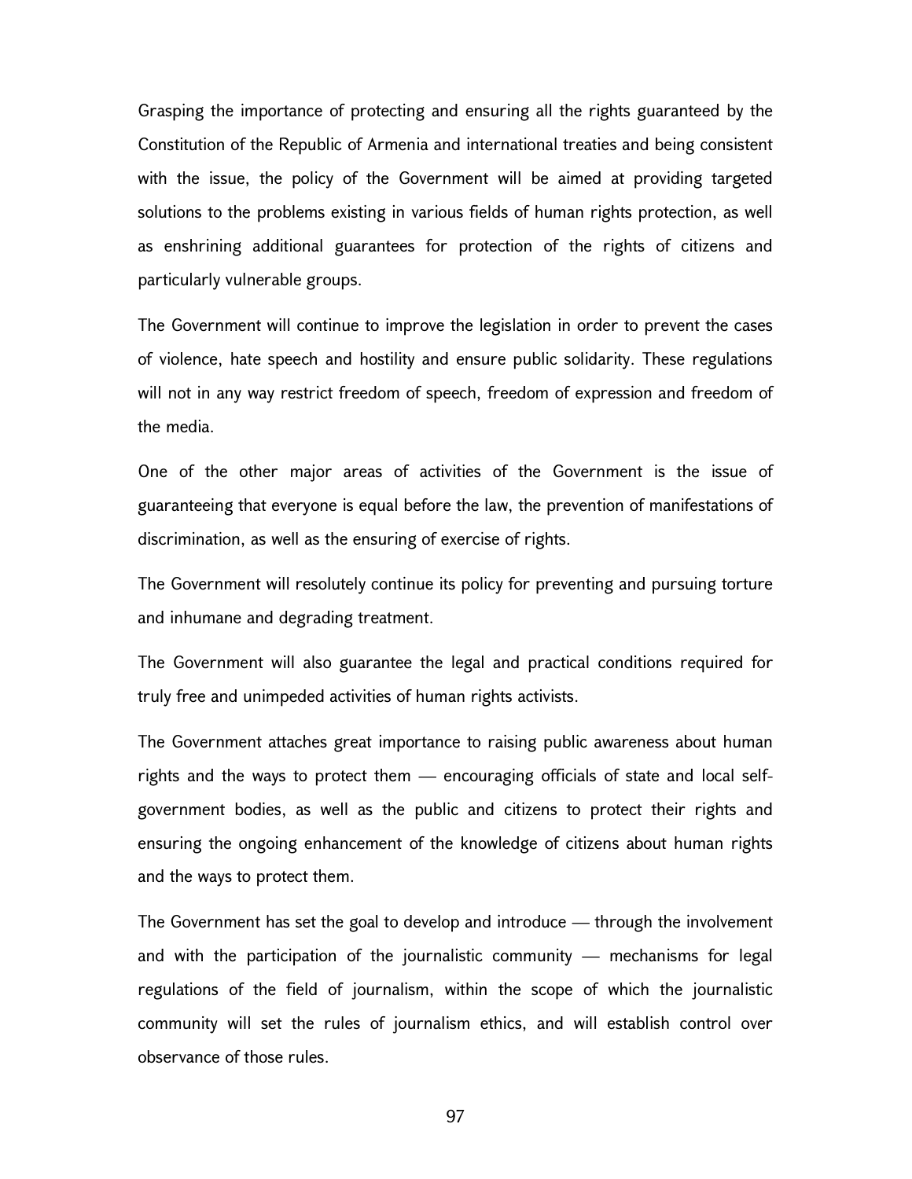Grasping the importance of protecting and ensuring all the rights guaranteed by the Constitution of the Republic of Armenia and international treaties and being consistent with the issue, the policy of the Government will be aimed at providing targeted solutions to the problems existing in various fields of human rights protection, as well as enshrining additional guarantees for protection of the rights of citizens and particularly vulnerable groups.

The Government will continue to improve the legislation in order to prevent the cases of violence, hate speech and hostility and ensure public solidarity. These regulations will not in any way restrict freedom of speech, freedom of expression and freedom of the media.

One of the other major areas of activities of the Government is the issue of guaranteeing that everyone is equal before the law, the prevention of manifestations of discrimination, as well as the ensuring of exercise of rights.

The Government will resolutely continue its policy for preventing and pursuing torture and inhumane and degrading treatment.

The Government will also guarantee the legal and practical conditions required for truly free and unimpeded activities of human rights activists.

The Government attaches great importance to raising public awareness about human rights and the ways to protect them — encouraging officials of state and local self-government bodies, as well as the public and citizens to protect their rights and ensuring the ongoing enhancement of the knowledge of citizens about human rights and the ways to protect them.

The Government has set the goal to develop and introduce — through the involvement and with the participation of the journalistic community — mechanisms for legal regulations of the field of journalism, within the scope of which the journalistic community will set the rules of journalism ethics, and will establish control over observance of those rules.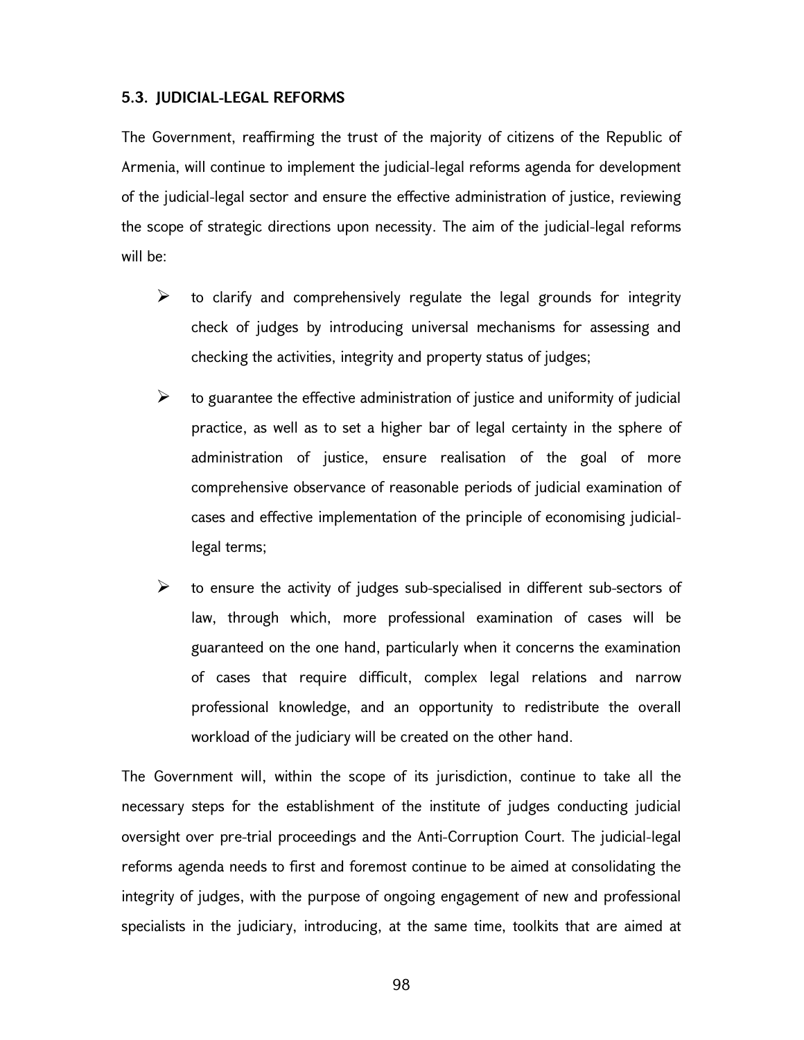### 5.3. JUDICIAL-LEGAL REFORMS

The Government, reaffirming the trust of the majority of citizens of the Republic of Armenia, will continue to implement the judicial-legal reforms agenda for development of the judicial-legal sector and ensure the effective administration of justice, reviewing the scope of strategic directions upon necessity. The aim of the judicial-legal reforms will be:

- to clarify and comprehensively regulate the legal grounds for integrity check of judges by introducing universal mechanisms for assessing and checking the activities, integrity and property status of judges;
- to guarantee the effective administration of justice and uniformity of judicial practice, as well as to set a higher bar of legal certainty in the sphere of administration of justice, ensure realisation of the goal of more comprehensive observance of reasonable periods of judicial examination of cases and effective implementation of the principle of economising judicial-legal terms;
- to ensure the activity of judges sub-specialised in different sub-sectors of law, through which, more professional examination of cases will be guaranteed on the one hand, particularly when it concerns the examination of cases that require difficult, complex legal relations and narrow professional knowledge, and an opportunity to redistribute the overall workload of the judiciary will be created on the other hand.

The Government will, within the scope of its jurisdiction, continue to take all the necessary steps for the establishment of the institute of judges conducting judicial oversight over pre-trial proceedings and the Anti-Corruption Court. The judicial-legal reforms agenda needs to first and foremost continue to be aimed at consolidating the integrity of judges, with the purpose of ongoing engagement of new and professional specialists in the judiciary, introducing, at the same time, toolkits that are aimed at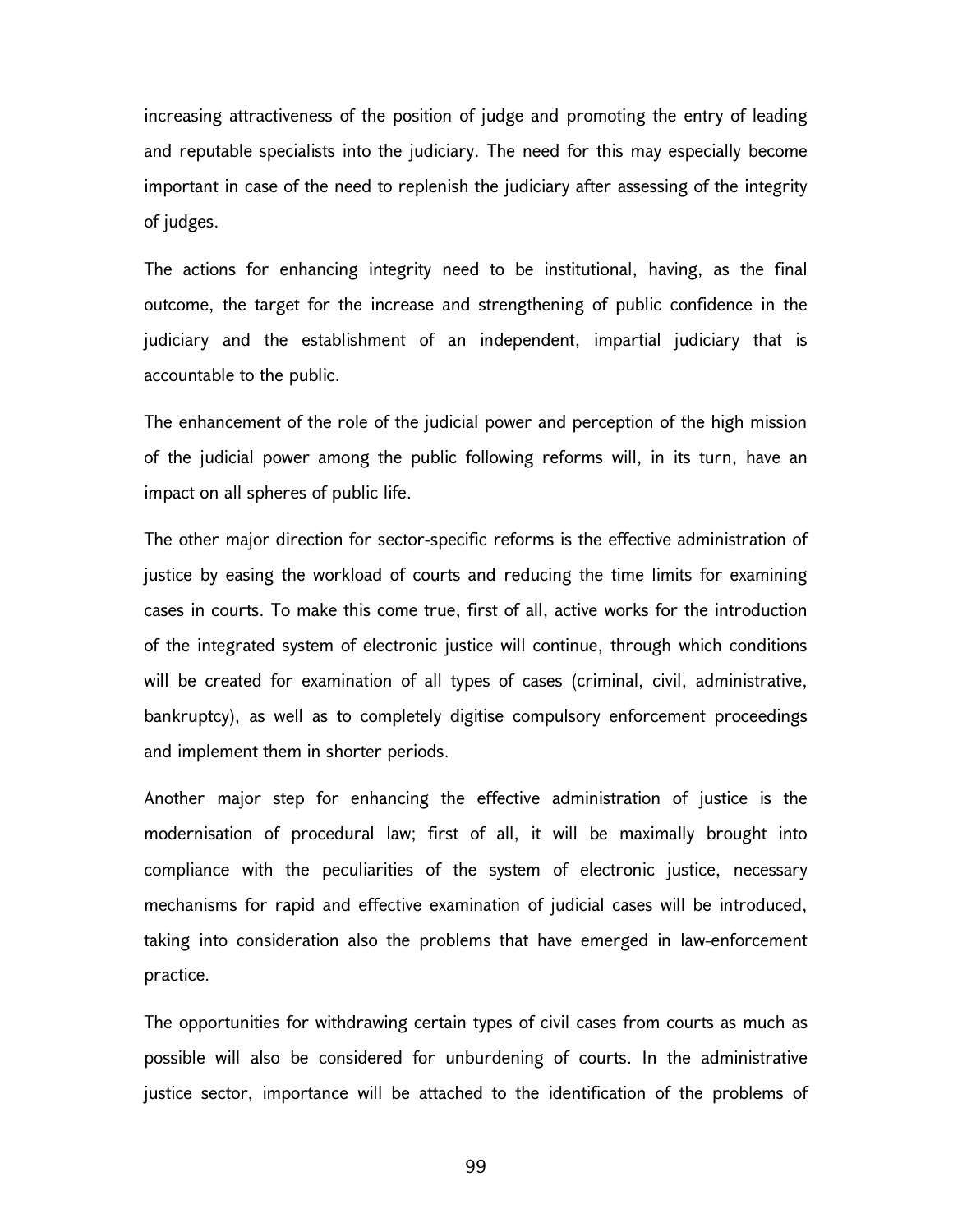increasing attractiveness of the position of judge and promoting the entry of leading and reputable specialists into the judiciary. The need for this may especially become important in case of the need to replenish the judiciary after assessing of the integrity of judges.

The actions for enhancing integrity need to be institutional, having, as the final outcome, the target for the increase and strengthening of public confidence in the judiciary and the establishment of an independent, impartial judiciary that is accountable to the public.

The enhancement of the role of the judicial power and perception of the high mission of the judicial power among the public following reforms will, in its turn, have an impact on all spheres of public life.

The other major direction for sector-specific reforms is the effective administration of justice by easing the workload of courts and reducing the time limits for examining cases in courts. To make this come true, first of all, active works for the introduction of the integrated system of electronic justice will continue, through which conditions will be created for examination of all types of cases (criminal, civil, administrative, bankruptcy), as well as to completely digitise compulsory enforcement proceedings and implement them in shorter periods.

Another major step for enhancing the effective administration of justice is the modernisation of procedural law; first of all, it will be maximally brought into compliance with the peculiarities of the system of electronic justice, necessary mechanisms for rapid and effective examination of judicial cases will be introduced, taking into consideration also the problems that have emerged in law-enforcement practice.

The opportunities for withdrawing certain types of civil cases from courts as much as possible will also be considered for unburdening of courts. In the administrative justice sector, importance will be attached to the identification of the problems of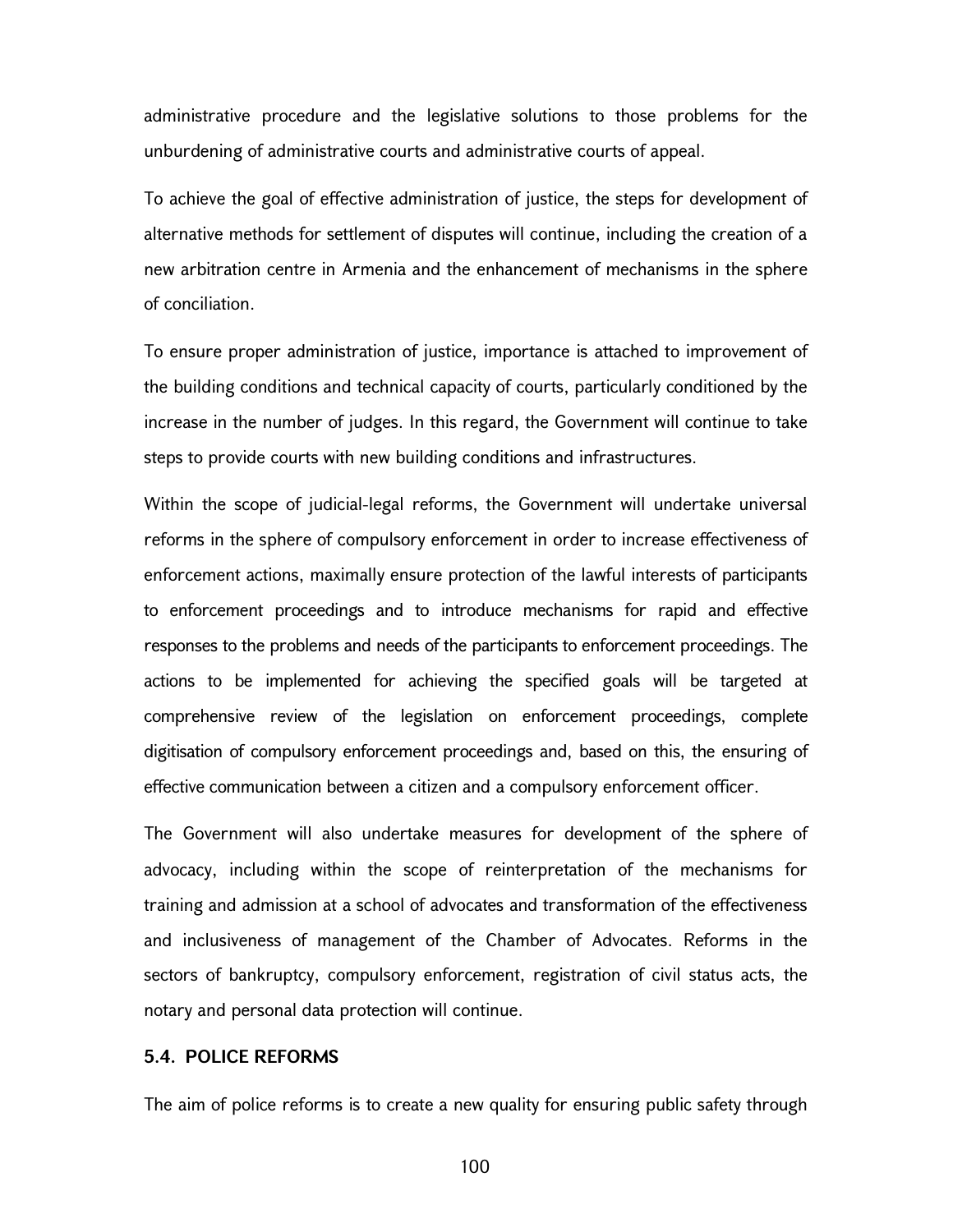administrative procedure and the legislative solutions to those problems for the unburdening of administrative courts and administrative courts of appeal.

To achieve the goal of effective administration of justice, the steps for development of alternative methods for settlement of disputes will continue, including the creation of a new arbitration centre in Armenia and the enhancement of mechanisms in the sphere of conciliation.

To ensure proper administration of justice, importance is attached to improvement of the building conditions and technical capacity of courts, particularly conditioned by the increase in the number of judges. In this regard, the Government will continue to take steps to provide courts with new building conditions and infrastructures.

Within the scope of judicial-legal reforms, the Government will undertake universal reforms in the sphere of compulsory enforcement in order to increase effectiveness of enforcement actions, maximally ensure protection of the lawful interests of participants to enforcement proceedings and to introduce mechanisms for rapid and effective responses to the problems and needs of the participants to enforcement proceedings. The actions to be implemented for achieving the specified goals will be targeted at comprehensive review of the legislation on enforcement proceedings, complete digitisation of compulsory enforcement proceedings and, based on this, the ensuring of effective communication between a citizen and a compulsory enforcement officer.

The Government will also undertake measures for development of the sphere of advocacy, including within the scope of reinterpretation of the mechanisms for training and admission at a school of advocates and transformation of the effectiveness and inclusiveness of management of the Chamber of Advocates. Reforms in the sectors of bankruptcy, compulsory enforcement, registration of civil status acts, the notary and personal data protection will continue.

### 5.4. POLICE REFORMS

The aim of police reforms is to create a new quality for ensuring public safety through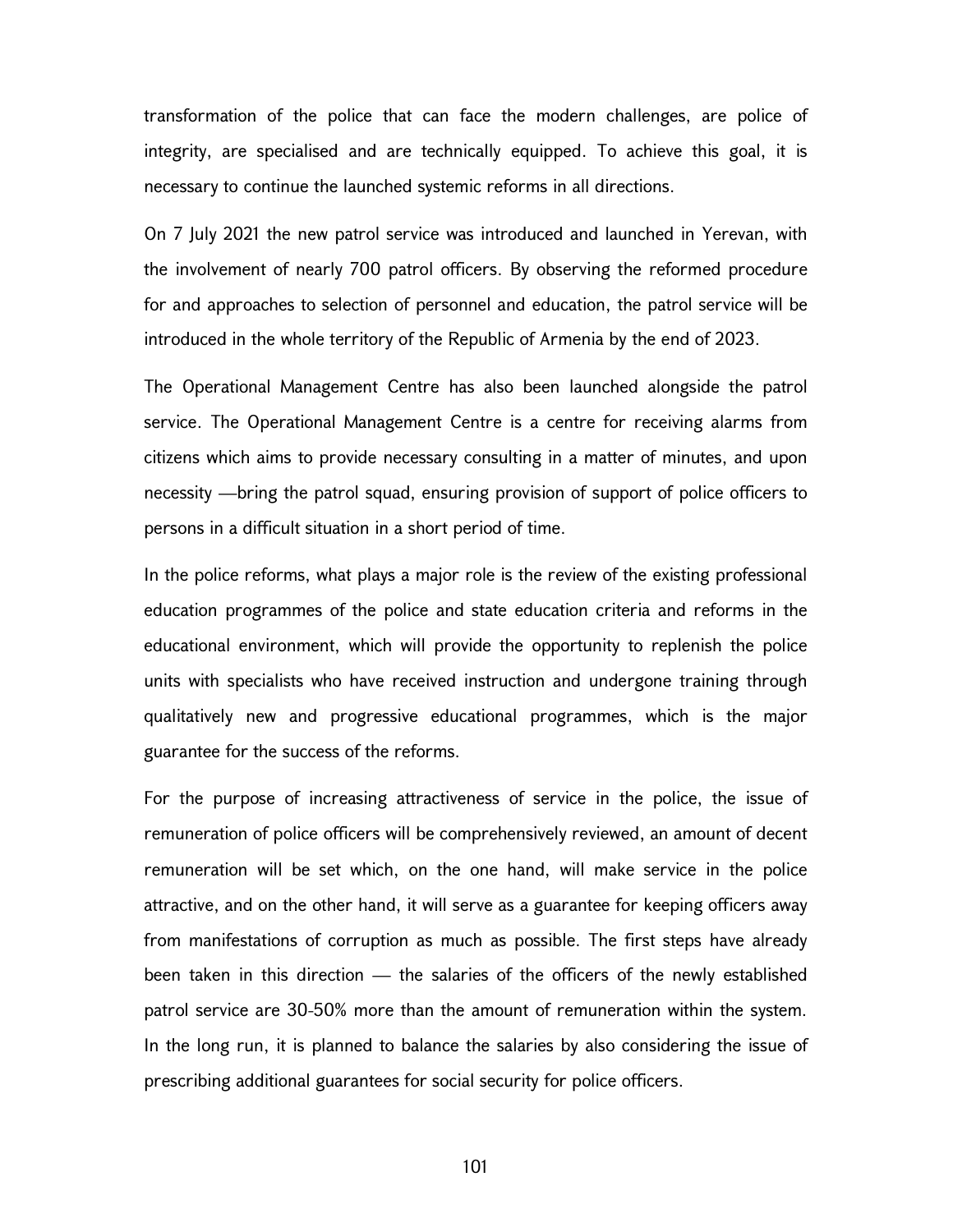transformation of the police that can face the modern challenges, are police of integrity, are specialised and are technically equipped. To achieve this goal, it is necessary to continue the launched systemic reforms in all directions.

On 7 July 2021 the new patrol service was introduced and launched in Yerevan, with the involvement of nearly 700 patrol officers. By observing the reformed procedure for and approaches to selection of personnel and education, the patrol service will be introduced in the whole territory of the Republic of Armenia by the end of 2023.

The Operational Management Centre has also been launched alongside the patrol service. The Operational Management Centre is a centre for receiving alarms from citizens which aims to provide necessary consulting in a matter of minutes, and upon necessity —bring the patrol squad, ensuring provision of support of police officers to persons in a difficult situation in a short period of time.

In the police reforms, what plays a major role is the review of the existing professional education programmes of the police and state education criteria and reforms in the educational environment, which will provide the opportunity to replenish the police units with specialists who have received instruction and undergone training through qualitatively new and progressive educational programmes, which is the major guarantee for the success of the reforms.

For the purpose of increasing attractiveness of service in the police, the issue of remuneration of police officers will be comprehensively reviewed, an amount of decent remuneration will be set which, on the one hand, will make service in the police attractive, and on the other hand, it will serve as a guarantee for keeping officers away from manifestations of corruption as much as possible. The first steps have already been taken in this direction — the salaries of the officers of the newly established patrol service are 30-50% more than the amount of remuneration within the system. In the long run, it is planned to balance the salaries by also considering the issue of prescribing additional guarantees for social security for police officers.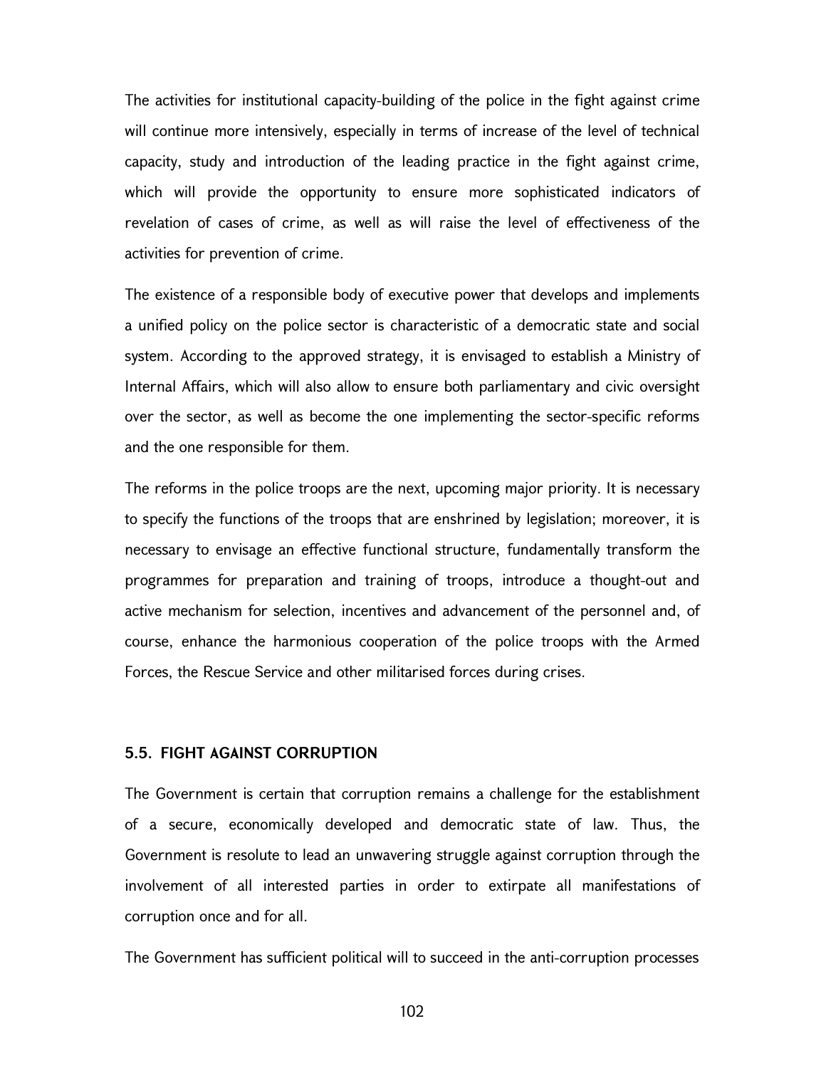The activities for institutional capacity-building of the police in the fight against crime will continue more intensively, especially in terms of increase of the level of technical capacity, study and introduction of the leading practice in the fight against crime, which will provide the opportunity to ensure more sophisticated indicators of revelation of cases of crime, as well as will raise the level of effectiveness of the activities for prevention of crime.

The existence of a responsible body of executive power that develops and implements a unified policy on the police sector is characteristic of a democratic state and social system. According to the approved strategy, it is envisaged to establish a Ministry of Internal Affairs, which will also allow to ensure both parliamentary and civic oversight over the sector, as well as become the one implementing the sector-specific reforms and the one responsible for them.

The reforms in the police troops are the next, upcoming major priority. It is necessary to specify the functions of the troops that are enshrined by legislation; moreover, it is necessary to envisage an effective functional structure, fundamentally transform the programmes for preparation and training of troops, introduce a thought-out and active mechanism for selection, incentives and advancement of the personnel and, of course, enhance the harmonious cooperation of the police troops with the Armed Forces, the Rescue Service and other militarised forces during crises.

### 5.5. FIGHT AGAINST CORRUPTION

The Government is certain that corruption remains a challenge for the establishment of a secure, economically developed and democratic state of law. Thus, the Government is resolute to lead an unwavering struggle against corruption through the involvement of all interested parties in order to extirpate all manifestations of corruption once and for all.

The Government has sufficient political will to succeed in the anti-corruption processes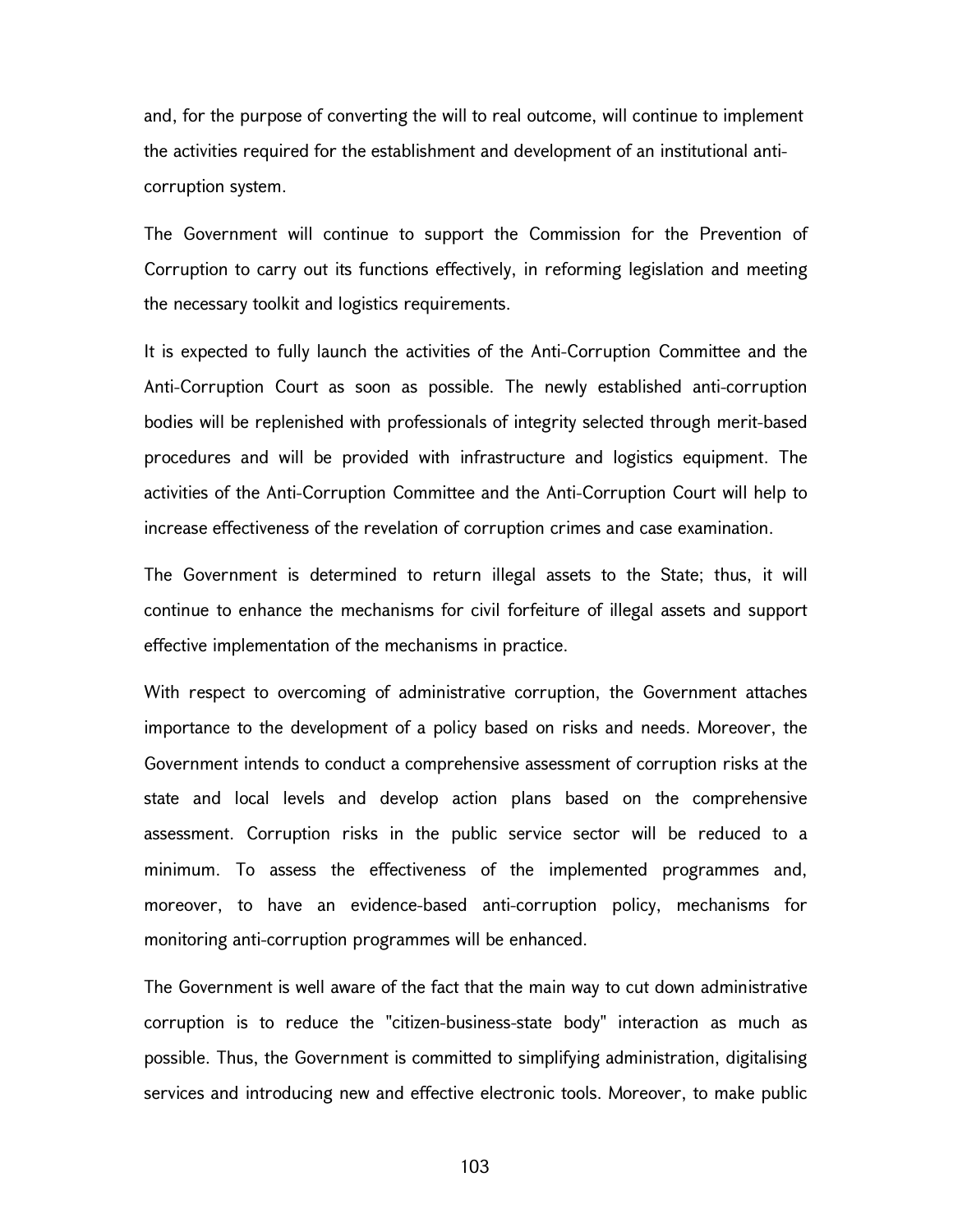and, for the purpose of converting the will to real outcome, will continue to implement the activities required for the establishment and development of an institutional anti-corruption system.

The Government will continue to support the Commission for the Prevention of Corruption to carry out its functions effectively, in reforming legislation and meeting the necessary toolkit and logistics requirements.

It is expected to fully launch the activities of the Anti-Corruption Committee and the Anti-Corruption Court as soon as possible. The newly established anti-corruption bodies will be replenished with professionals of integrity selected through merit-based procedures and will be provided with infrastructure and logistics equipment. The activities of the Anti-Corruption Committee and the Anti-Corruption Court will help to increase effectiveness of the revelation of corruption crimes and case examination.

The Government is determined to return illegal assets to the State; thus, it will continue to enhance the mechanisms for civil forfeiture of illegal assets and support effective implementation of the mechanisms in practice.

With respect to overcoming of administrative corruption, the Government attaches importance to the development of a policy based on risks and needs. Moreover, the Government intends to conduct a comprehensive assessment of corruption risks at the state and local levels and develop action plans based on the comprehensive assessment. Corruption risks in the public service sector will be reduced to a minimum. To assess the effectiveness of the implemented programmes and, moreover, to have an evidence-based anti-corruption policy, mechanisms for monitoring anti-corruption programmes will be enhanced.

The Government is well aware of the fact that the main way to cut down administrative corruption is to reduce the "citizen-business-state body" interaction as much as possible. Thus, the Government is committed to simplifying administration, digitalising services and introducing new and effective electronic tools. Moreover, to make public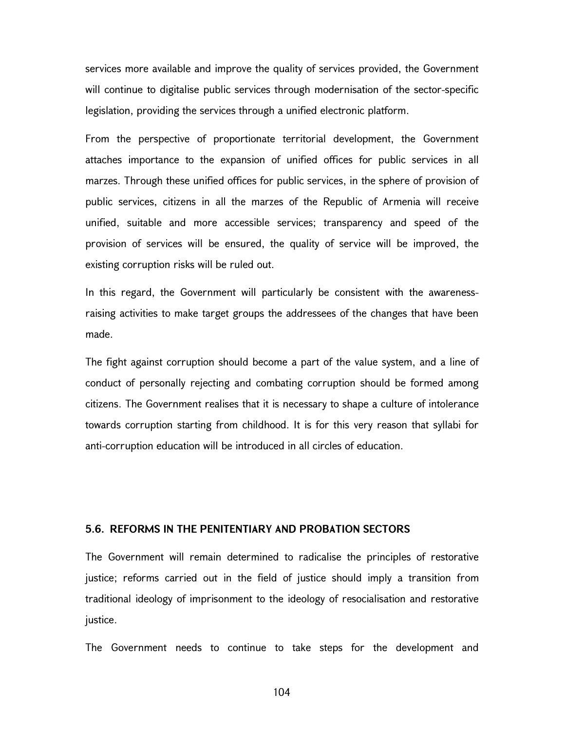services more available and improve the quality of services provided, the Government will continue to digitalise public services through modernisation of the sector-specific legislation, providing the services through a unified electronic platform.

From the perspective of proportionate territorial development, the Government attaches importance to the expansion of unified offices for public services in all marzes. Through these unified offices for public services, in the sphere of provision of public services, citizens in all the marzes of the Republic of Armenia will receive unified, suitable and more accessible services; transparency and speed of the provision of services will be ensured, the quality of service will be improved, the existing corruption risks will be ruled out.

In this regard, the Government will particularly be consistent with the awareness-raising activities to make target groups the addressees of the changes that have been made.

The fight against corruption should become a part of the value system, and a line of conduct of personally rejecting and combating corruption should be formed among citizens. The Government realises that it is necessary to shape a culture of intolerance towards corruption starting from childhood. It is for this very reason that syllabi for anti-corruption education will be introduced in all circles of education.

### 5.6. REFORMS IN THE PENITENTIARY AND PROBATION SECTORS

The Government will remain determined to radicalise the principles of restorative justice; reforms carried out in the field of justice should imply a transition from traditional ideology of imprisonment to the ideology of resocialisation and restorative justice.

The Government needs to continue to take steps for the development and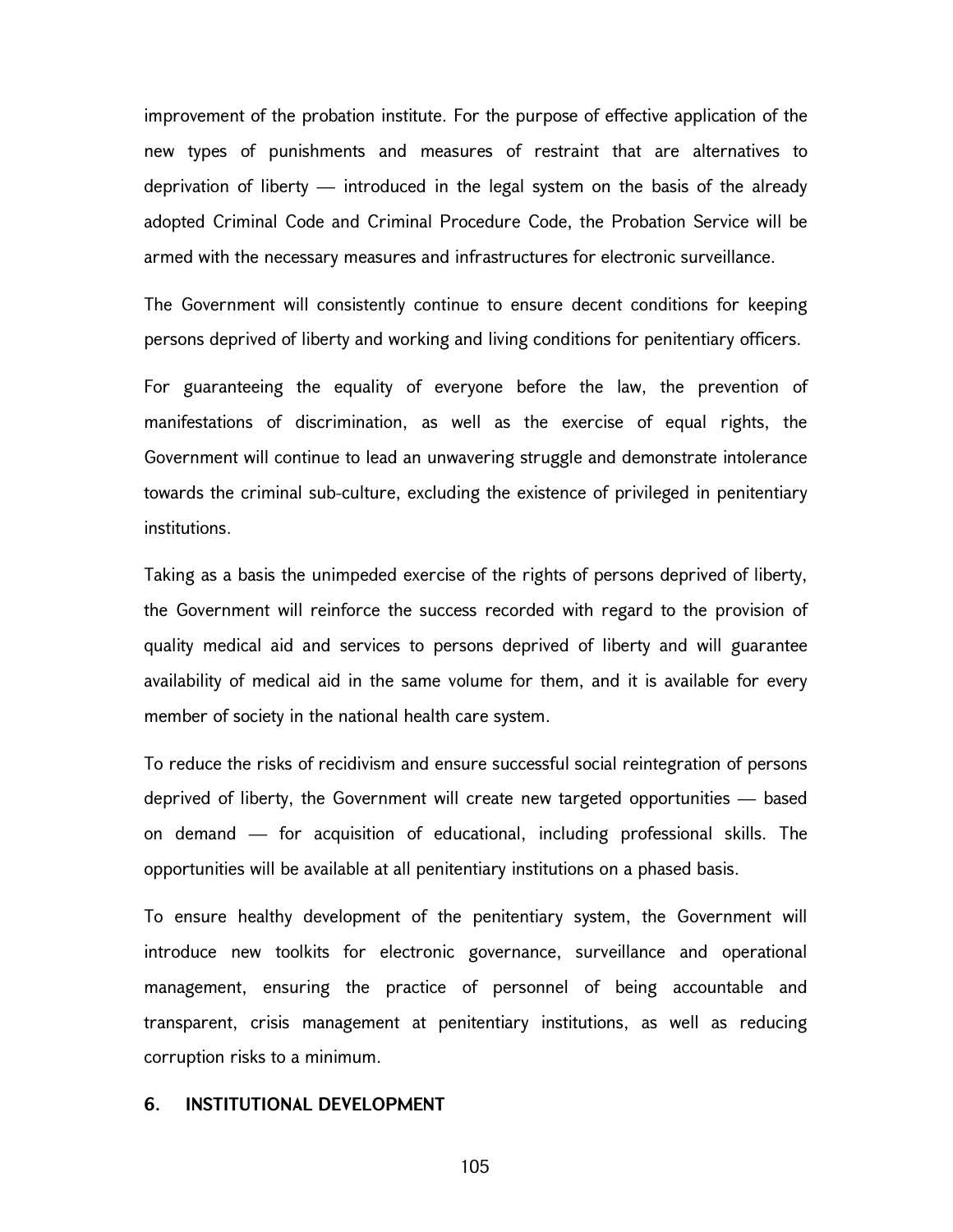improvement of the probation institute. For the purpose of effective application of the new types of punishments and measures of restraint that are alternatives to deprivation of liberty — introduced in the legal system on the basis of the already adopted Criminal Code and Criminal Procedure Code, the Probation Service will be armed with the necessary measures and infrastructures for electronic surveillance.

The Government will consistently continue to ensure decent conditions for keeping persons deprived of liberty and working and living conditions for penitentiary officers.

For guaranteeing the equality of everyone before the law, the prevention of manifestations of discrimination, as well as the exercise of equal rights, the Government will continue to lead an unwavering struggle and demonstrate intolerance towards the criminal sub-culture, excluding the existence of privileged in penitentiary institutions.

Taking as a basis the unimpeded exercise of the rights of persons deprived of liberty, the Government will reinforce the success recorded with regard to the provision of quality medical aid and services to persons deprived of liberty and will guarantee availability of medical aid in the same volume for them, and it is available for every member of society in the national health care system.

To reduce the risks of recidivism and ensure successful social reintegration of persons deprived of liberty, the Government will create new targeted opportunities — based on demand — for acquisition of educational, including professional skills. The opportunities will be available at all penitentiary institutions on a phased basis.

To ensure healthy development of the penitentiary system, the Government will introduce new toolkits for electronic governance, surveillance and operational management, ensuring the practice of personnel of being accountable and transparent, crisis management at penitentiary institutions, as well as reducing corruption risks to a minimum.

## 6. INSTITUTIONAL DEVELOPMENT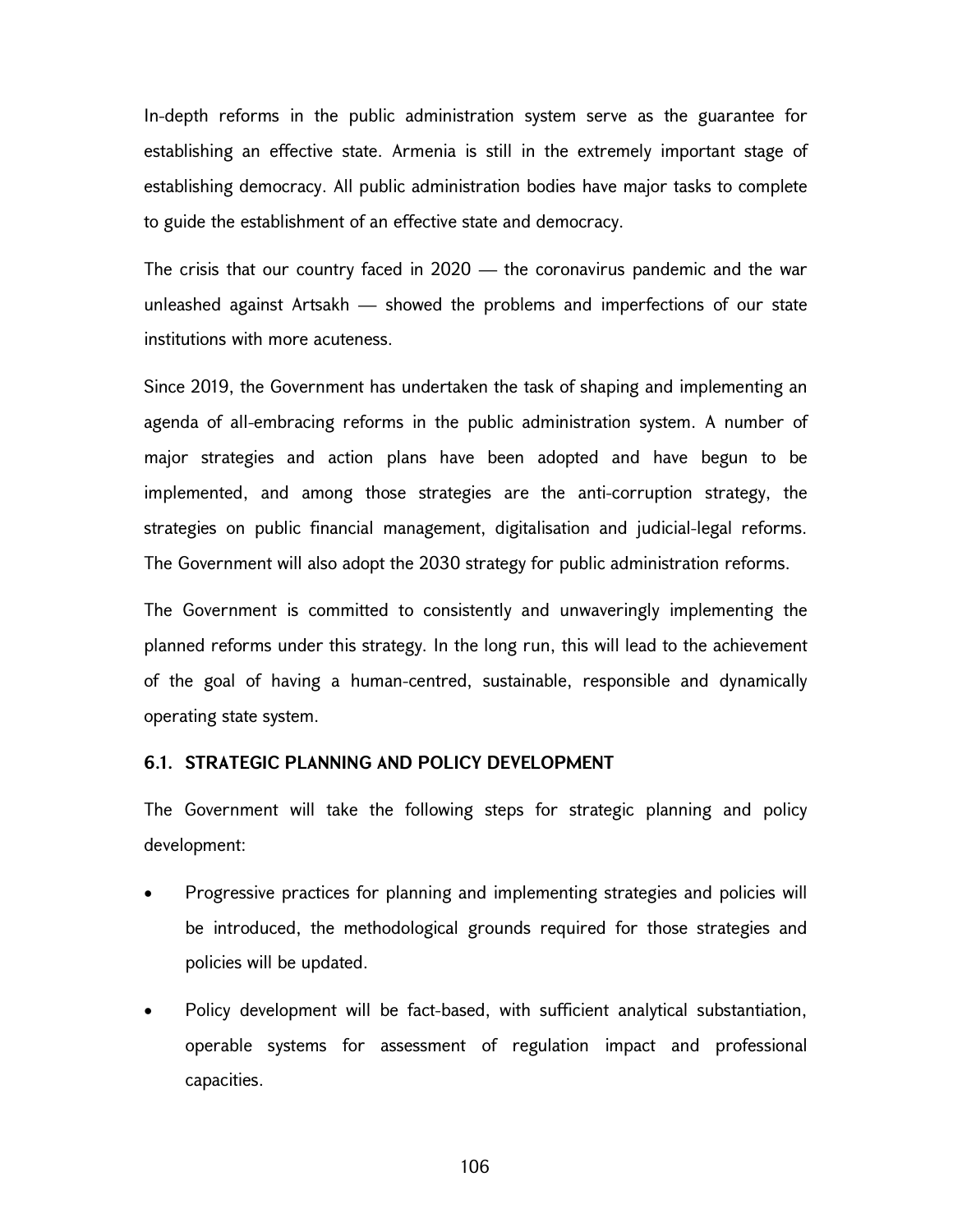In-depth reforms in the public administration system serve as the guarantee for establishing an effective state. Armenia is still in the extremely important stage of establishing democracy. All public administration bodies have major tasks to complete to guide the establishment of an effective state and democracy.

The crisis that our country faced in 2020 — the coronavirus pandemic and the war unleashed against Artsakh — showed the problems and imperfections of our state institutions with more acuteness.

Since 2019, the Government has undertaken the task of shaping and implementing an agenda of all-embracing reforms in the public administration system. A number of major strategies and action plans have been adopted and have begun to be implemented, and among those strategies are the anti-corruption strategy, the strategies on public financial management, digitalisation and judicial-legal reforms. The Government will also adopt the 2030 strategy for public administration reforms.

The Government is committed to consistently and unwaveringly implementing the planned reforms under this strategy. In the long run, this will lead to the achievement of the goal of having a human-centred, sustainable, responsible and dynamically operating state system.

### 6.1. STRATEGIC PLANNING AND POLICY DEVELOPMENT

The Government will take the following steps for strategic planning and policy development:

- Progressive practices for planning and implementing strategies and policies will be introduced, the methodological grounds required for those strategies and policies will be updated.
- Policy development will be fact-based, with sufficient analytical substantiation, operable systems for assessment of regulation impact and professional capacities.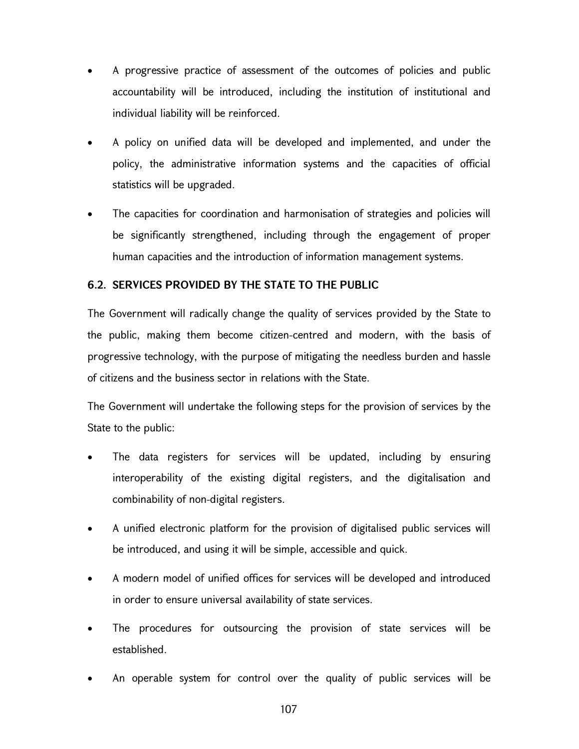- A progressive practice of assessment of the outcomes of policies and public accountability will be introduced, including the institution of institutional and individual liability will be reinforced.
- A policy on unified data will be developed and implemented, and under the policy, the administrative information systems and the capacities of official statistics will be upgraded.
- The capacities for coordination and harmonisation of strategies and policies will be significantly strengthened, including through the engagement of proper human capacities and the introduction of information management systems.

### 6.2. SERVICES PROVIDED BY THE STATE TO THE PUBLIC

The Government will radically change the quality of services provided by the State to the public, making them become citizen-centred and modern, with the basis of progressive technology, with the purpose of mitigating the needless burden and hassle of citizens and the business sector in relations with the State.

The Government will undertake the following steps for the provision of services by the State to the public:

- The data registers for services will be updated, including by ensuring interoperability of the existing digital registers, and the digitalisation and combinability of non-digital registers.
- A unified electronic platform for the provision of digitalised public services will be introduced, and using it will be simple, accessible and quick.
- A modern model of unified offices for services will be developed and introduced in order to ensure universal availability of state services.
- The procedures for outsourcing the provision of state services will be established.
- An operable system for control over the quality of public services will be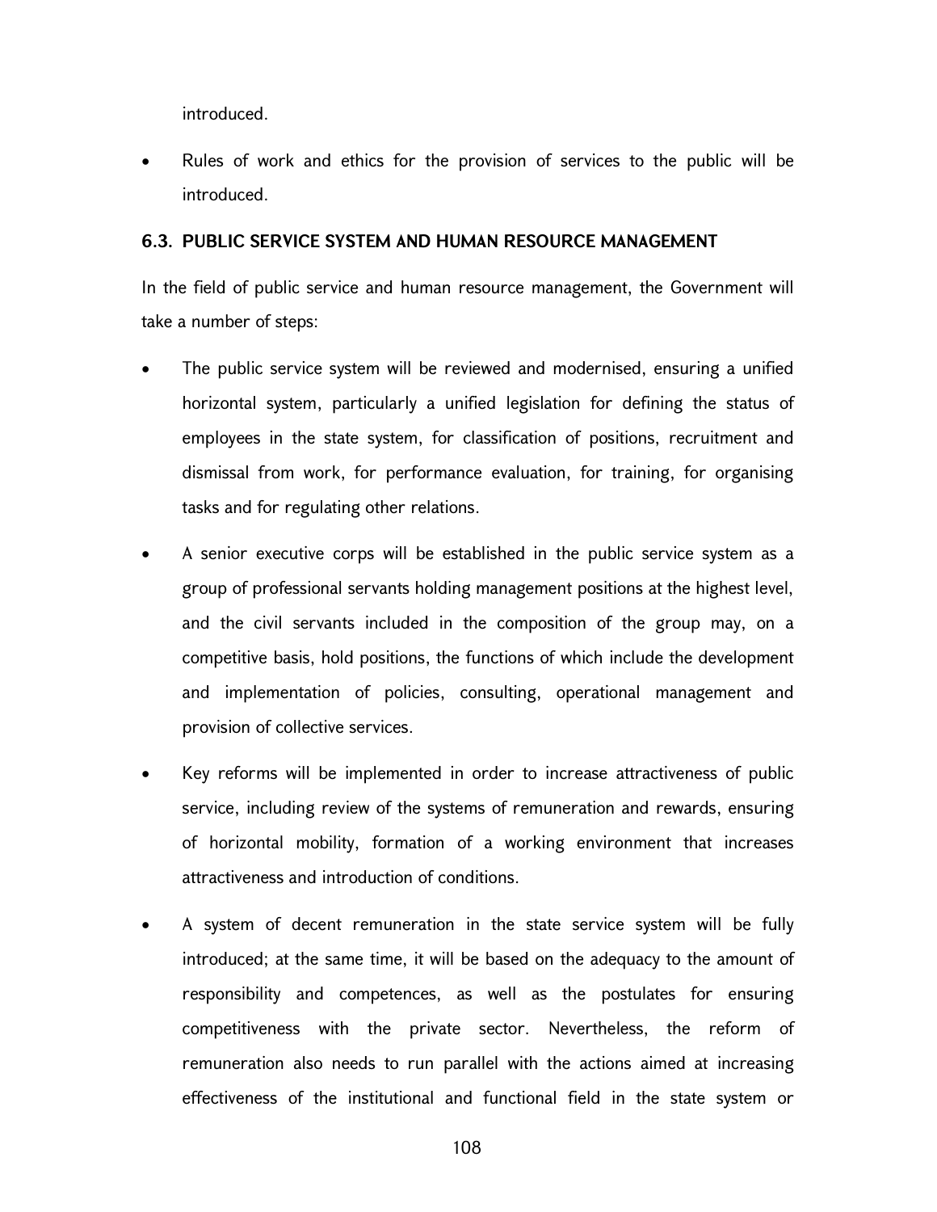introduced.

- Rules of work and ethics for the provision of services to the public will be introduced.

### 6.3. PUBLIC SERVICE SYSTEM AND HUMAN RESOURCE MANAGEMENT

In the field of public service and human resource management, the Government will take a number of steps:

- The public service system will be reviewed and modernised, ensuring a unified horizontal system, particularly a unified legislation for defining the status of employees in the state system, for classification of positions, recruitment and dismissal from work, for performance evaluation, for training, for organising tasks and for regulating other relations.
- A senior executive corps will be established in the public service system as a group of professional servants holding management positions at the highest level, and the civil servants included in the composition of the group may, on a competitive basis, hold positions, the functions of which include the development and implementation of policies, consulting, operational management and provision of collective services.
- Key reforms will be implemented in order to increase attractiveness of public service, including review of the systems of remuneration and rewards, ensuring of horizontal mobility, formation of a working environment that increases attractiveness and introduction of conditions.
- A system of decent remuneration in the state service system will be fully introduced; at the same time, it will be based on the adequacy to the amount of responsibility and competences, as well as the postulates for ensuring competitiveness with the private sector. Nevertheless, the reform of remuneration also needs to run parallel with the actions aimed at increasing effectiveness of the institutional and functional field in the state system or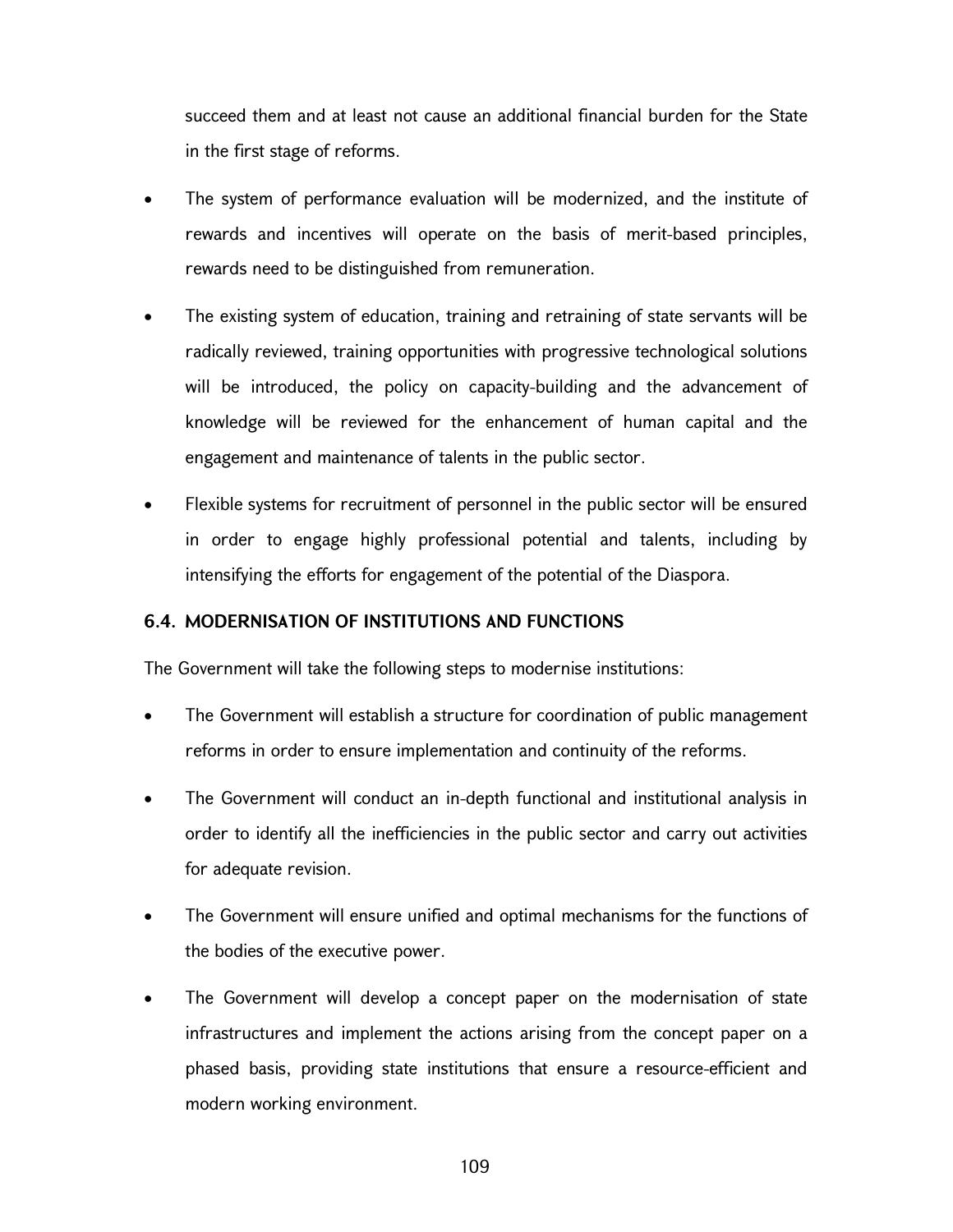succeed them and at least not cause an additional financial burden for the State in the first stage of reforms.

- The system of performance evaluation will be modernized, and the institute of rewards and incentives will operate on the basis of merit-based principles, rewards need to be distinguished from remuneration.
- The existing system of education, training and retraining of state servants will be radically reviewed, training opportunities with progressive technological solutions will be introduced, the policy on capacity-building and the advancement of knowledge will be reviewed for the enhancement of human capital and the engagement and maintenance of talents in the public sector.
- Flexible systems for recruitment of personnel in the public sector will be ensured in order to engage highly professional potential and talents, including by intensifying the efforts for engagement of the potential of the Diaspora.

### 6.4. MODERNISATION OF INSTITUTIONS AND FUNCTIONS

The Government will take the following steps to modernise institutions:

- The Government will establish a structure for coordination of public management reforms in order to ensure implementation and continuity of the reforms.
- The Government will conduct an in-depth functional and institutional analysis in order to identify all the inefficiencies in the public sector and carry out activities for adequate revision.
- The Government will ensure unified and optimal mechanisms for the functions of the bodies of the executive power.
- The Government will develop a concept paper on the modernisation of state infrastructures and implement the actions arising from the concept paper on a phased basis, providing state institutions that ensure a resource-efficient and modern working environment.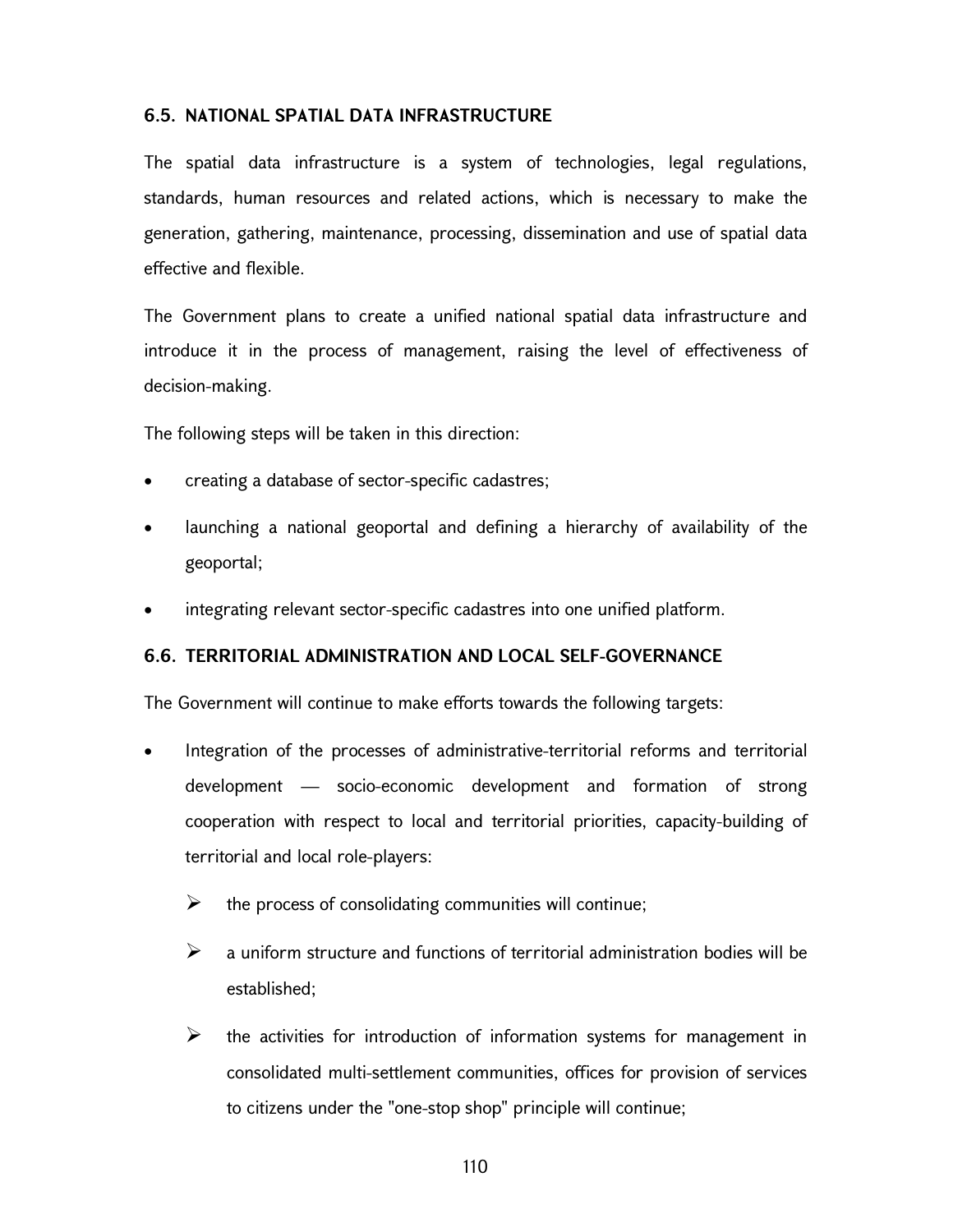### 6.5. NATIONAL SPATIAL DATA INFRASTRUCTURE

The spatial data infrastructure is a system of technologies, legal regulations, standards, human resources and related actions, which is necessary to make the generation, gathering, maintenance, processing, dissemination and use of spatial data effective and flexible.

The Government plans to create a unified national spatial data infrastructure and introduce it in the process of management, raising the level of effectiveness of decision-making.

The following steps will be taken in this direction:

- creating a database of sector-specific cadastres;
- launching a national geoportal and defining a hierarchy of availability of the geoportal;
- integrating relevant sector-specific cadastres into one unified platform.

### 6.6. TERRITORIAL ADMINISTRATION AND LOCAL SELF-GOVERNANCE

The Government will continue to make efforts towards the following targets:

- Integration of the processes of administrative-territorial reforms and territorial development — socio-economic development and formation of strong cooperation with respect to local and territorial priorities, capacity-building of territorial and local role-players:
  - the process of consolidating communities will continue;
  - a uniform structure and functions of territorial administration bodies will be established;
  - the activities for introduction of information systems for management in consolidated multi-settlement communities, offices for provision of services to citizens under the "one-stop shop" principle will continue;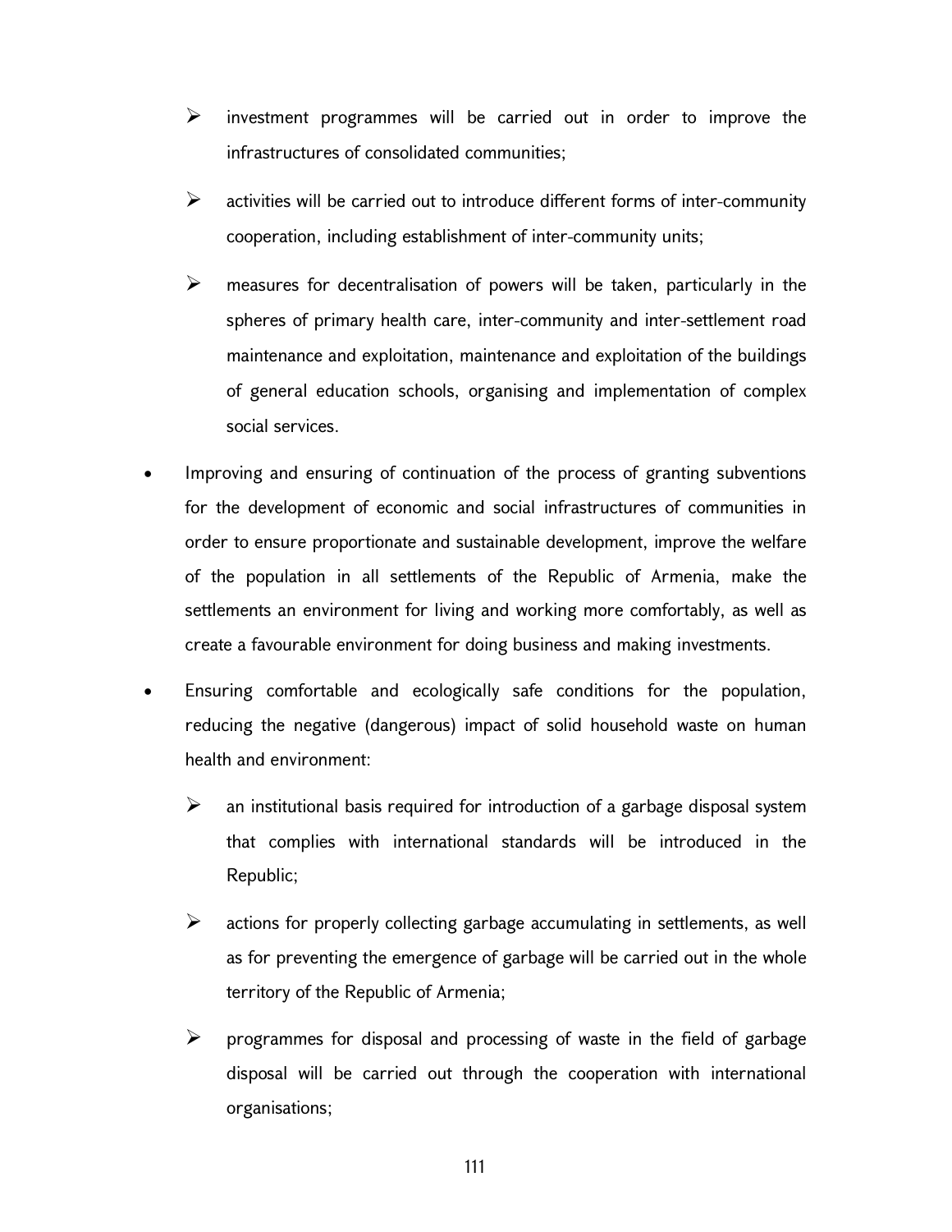- investment programmes will be carried out in order to improve the infrastructures of consolidated communities;
- activities will be carried out to introduce different forms of inter-community cooperation, including establishment of inter-community units;
- measures for decentralisation of powers will be taken, particularly in the spheres of primary health care, inter-community and inter-settlement road maintenance and exploitation, maintenance and exploitation of the buildings of general education schools, organising and implementation of complex social services.

* Improving and ensuring of continuation of the process of granting subventions for the development of economic and social infrastructures of communities in order to ensure proportionate and sustainable development, improve the welfare of the population in all settlements of the Republic of Armenia, make the settlements an environment for living and working more comfortably, as well as create a favourable environment for doing business and making investments.
* Ensuring comfortable and ecologically safe conditions for the population, reducing the negative (dangerous) impact of solid household waste on human health and environment:
  - an institutional basis required for introduction of a garbage disposal system that complies with international standards will be introduced in the Republic;
  - actions for properly collecting garbage accumulating in settlements, as well as for preventing the emergence of garbage will be carried out in the whole territory of the Republic of Armenia;
  - programmes for disposal and processing of waste in the field of garbage disposal will be carried out through the cooperation with international organisations;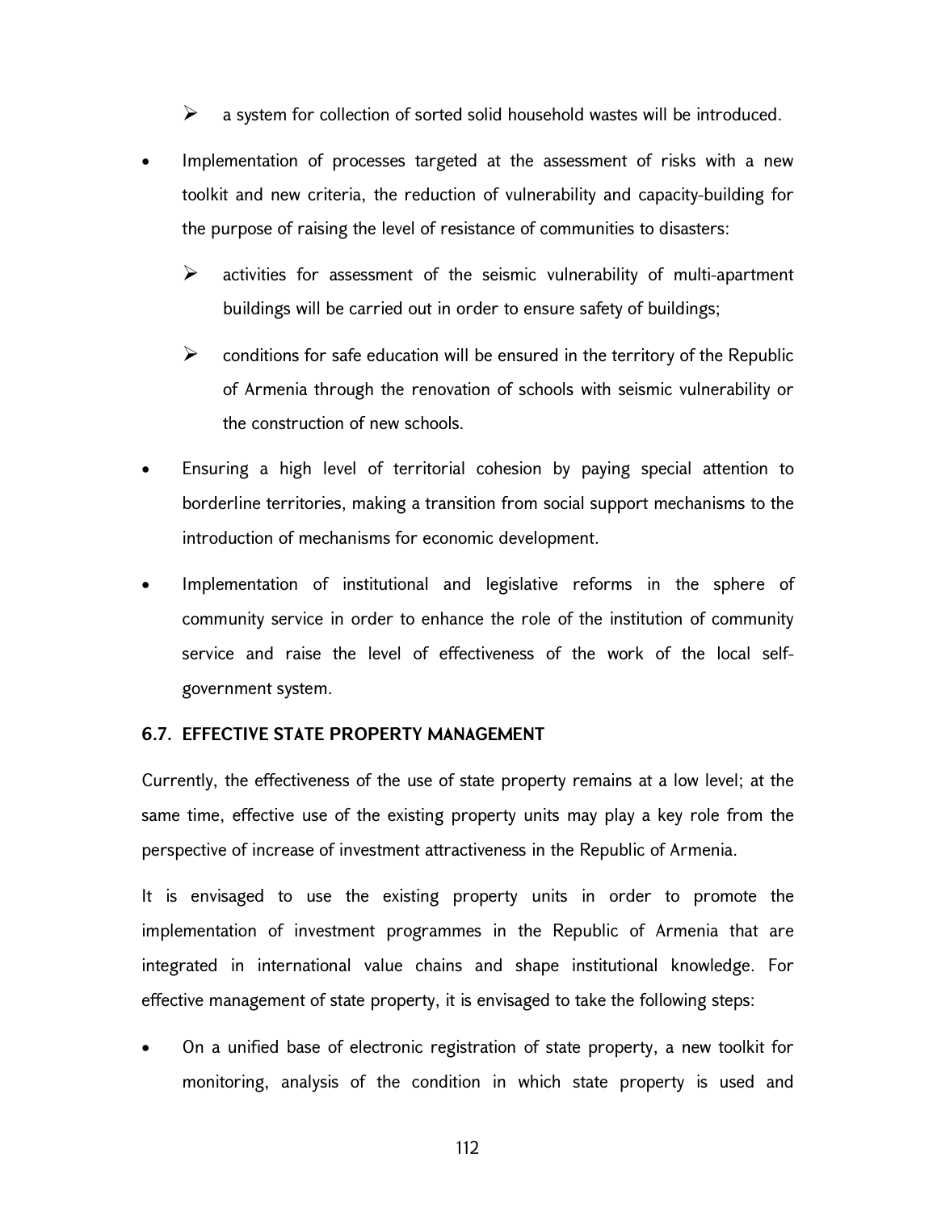- a system for collection of sorted solid household wastes will be introduced.

- Implementation of processes targeted at the assessment of risks with a new toolkit and new criteria, the reduction of vulnerability and capacity-building for the purpose of raising the level of resistance of communities to disasters:
  - activities for assessment of the seismic vulnerability of multi-apartment buildings will be carried out in order to ensure safety of buildings;
  - conditions for safe education will be ensured in the territory of the Republic of Armenia through the renovation of schools with seismic vulnerability or the construction of new schools.

- Ensuring a high level of territorial cohesion by paying special attention to borderline territories, making a transition from social support mechanisms to the introduction of mechanisms for economic development.

- Implementation of institutional and legislative reforms in the sphere of community service in order to enhance the role of the institution of community service and raise the level of effectiveness of the work of the local self-government system.

### 6.7. EFFECTIVE STATE PROPERTY MANAGEMENT

Currently, the effectiveness of the use of state property remains at a low level; at the same time, effective use of the existing property units may play a key role from the perspective of increase of investment attractiveness in the Republic of Armenia.

It is envisaged to use the existing property units in order to promote the implementation of investment programmes in the Republic of Armenia that are integrated in international value chains and shape institutional knowledge. For effective management of state property, it is envisaged to take the following steps:

- On a unified base of electronic registration of state property, a new toolkit for monitoring, analysis of the condition in which state property is used and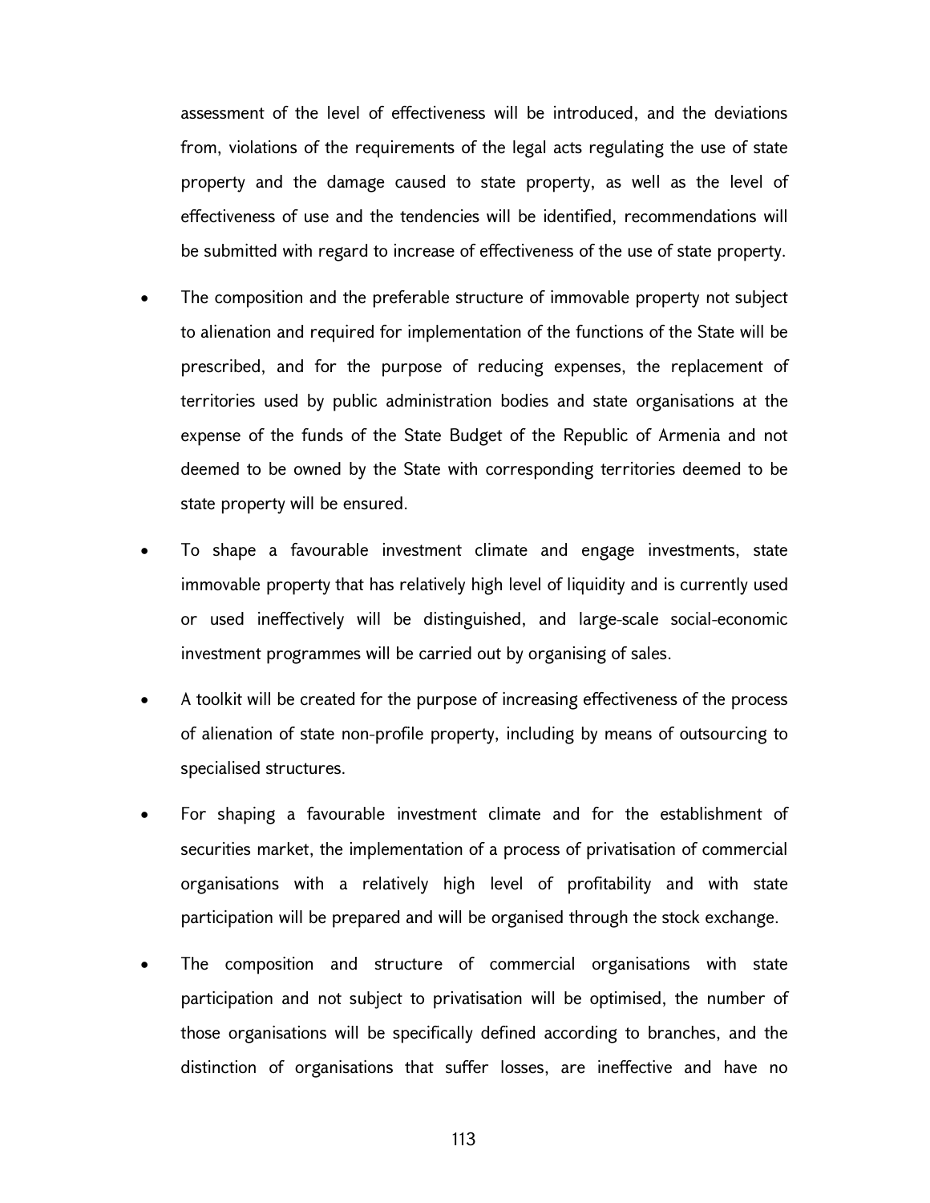assessment of the level of effectiveness will be introduced, and the deviations from, violations of the requirements of the legal acts regulating the use of state property and the damage caused to state property, as well as the level of effectiveness of use and the tendencies will be identified, recommendations will be submitted with regard to increase of effectiveness of the use of state property.

- The composition and the preferable structure of immovable property not subject to alienation and required for implementation of the functions of the State will be prescribed, and for the purpose of reducing expenses, the replacement of territories used by public administration bodies and state organisations at the expense of the funds of the State Budget of the Republic of Armenia and not deemed to be owned by the State with corresponding territories deemed to be state property will be ensured.
- To shape a favourable investment climate and engage investments, state immovable property that has relatively high level of liquidity and is currently used or used ineffectively will be distinguished, and large-scale social-economic investment programmes will be carried out by organising of sales.
- A toolkit will be created for the purpose of increasing effectiveness of the process of alienation of state non-profile property, including by means of outsourcing to specialised structures.
- For shaping a favourable investment climate and for the establishment of securities market, the implementation of a process of privatisation of commercial organisations with a relatively high level of profitability and with state participation will be prepared and will be organised through the stock exchange.
- The composition and structure of commercial organisations with state participation and not subject to privatisation will be optimised, the number of those organisations will be specifically defined according to branches, and the distinction of organisations that suffer losses, are ineffective and have no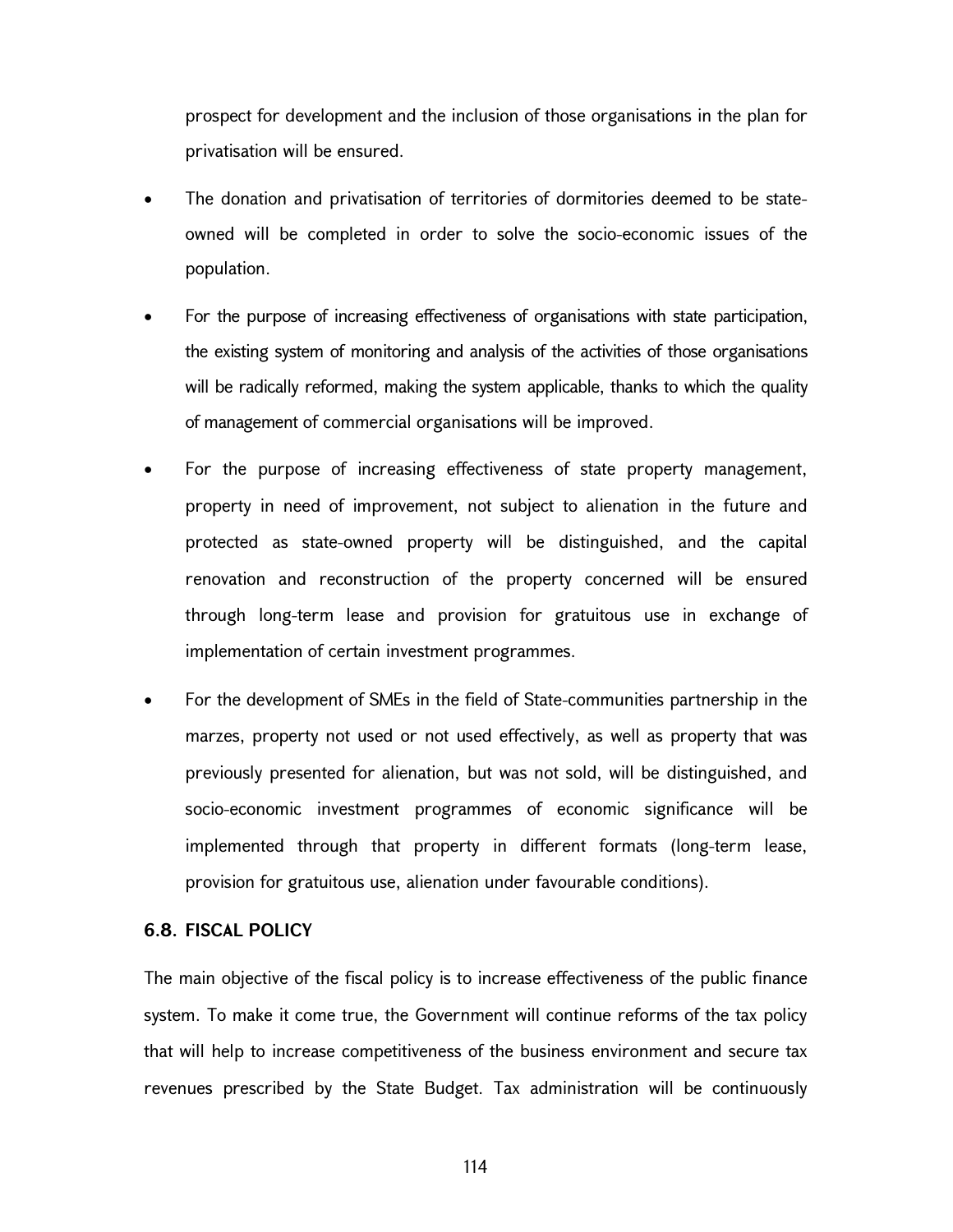prospect for development and the inclusion of those organisations in the plan for privatisation will be ensured.

- The donation and privatisation of territories of dormitories deemed to be state-owned will be completed in order to solve the socio-economic issues of the population.
- For the purpose of increasing effectiveness of organisations with state participation, the existing system of monitoring and analysis of the activities of those organisations will be radically reformed, making the system applicable, thanks to which the quality of management of commercial organisations will be improved.
- For the purpose of increasing effectiveness of state property management, property in need of improvement, not subject to alienation in the future and protected as state-owned property will be distinguished, and the capital renovation and reconstruction of the property concerned will be ensured through long-term lease and provision for gratuitous use in exchange of implementation of certain investment programmes.
- For the development of SMEs in the field of State-communities partnership in the marzes, property not used or not used effectively, as well as property that was previously presented for alienation, but was not sold, will be distinguished, and socio-economic investment programmes of economic significance will be implemented through that property in different formats (long-term lease, provision for gratuitous use, alienation under favourable conditions).

### 6.8. FISCAL POLICY

The main objective of the fiscal policy is to increase effectiveness of the public finance system. To make it come true, the Government will continue reforms of the tax policy that will help to increase competitiveness of the business environment and secure tax revenues prescribed by the State Budget. Tax administration will be continuously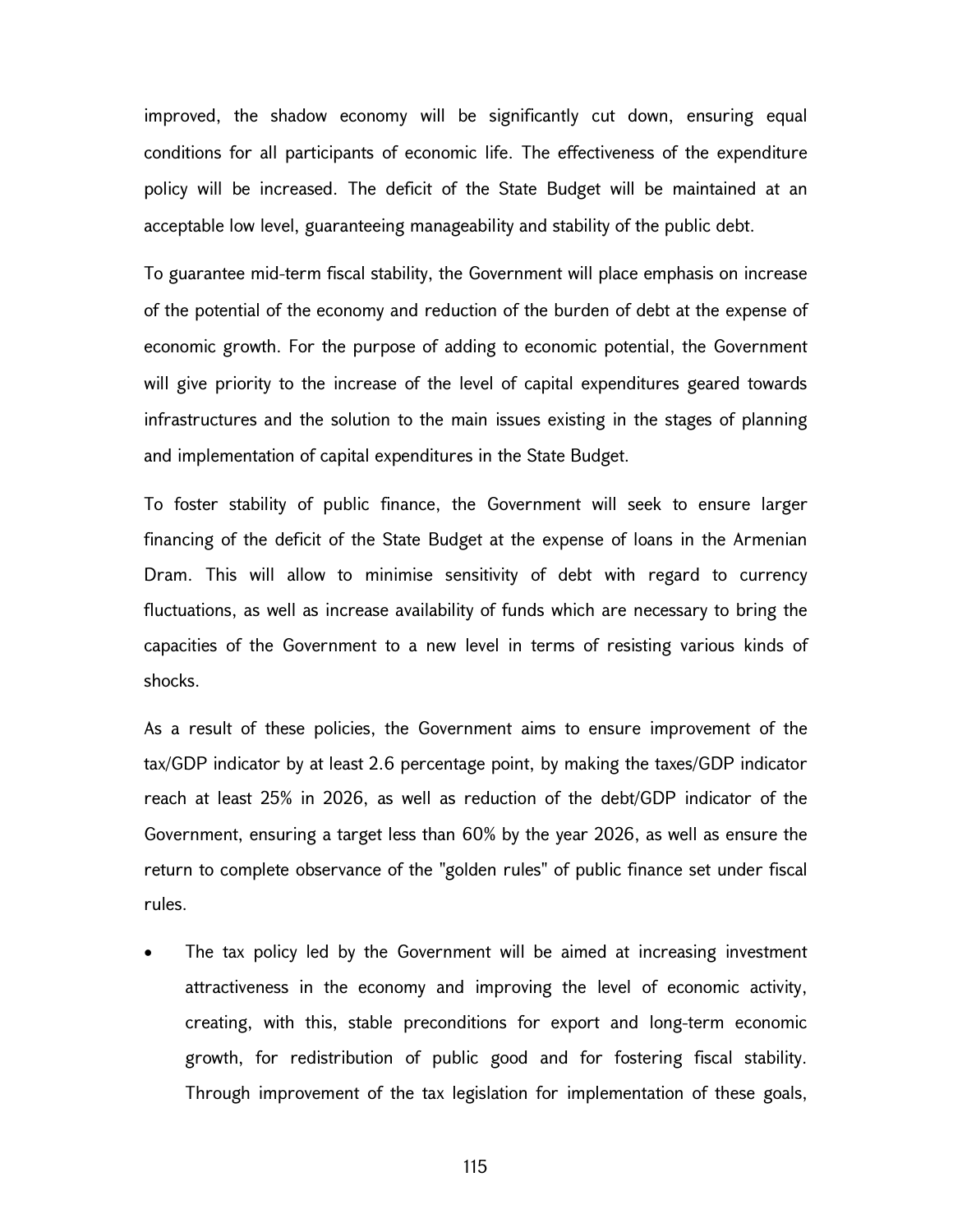improved, the shadow economy will be significantly cut down, ensuring equal conditions for all participants of economic life. The effectiveness of the expenditure policy will be increased. The deficit of the State Budget will be maintained at an acceptable low level, guaranteeing manageability and stability of the public debt.

To guarantee mid-term fiscal stability, the Government will place emphasis on increase of the potential of the economy and reduction of the burden of debt at the expense of economic growth. For the purpose of adding to economic potential, the Government will give priority to the increase of the level of capital expenditures geared towards infrastructures and the solution to the main issues existing in the stages of planning and implementation of capital expenditures in the State Budget.

To foster stability of public finance, the Government will seek to ensure larger financing of the deficit of the State Budget at the expense of loans in the Armenian Dram. This will allow to minimise sensitivity of debt with regard to currency fluctuations, as well as increase availability of funds which are necessary to bring the capacities of the Government to a new level in terms of resisting various kinds of shocks.

As a result of these policies, the Government aims to ensure improvement of the tax/GDP indicator by at least 2.6 percentage point, by making the taxes/GDP indicator reach at least 25% in 2026, as well as reduction of the debt/GDP indicator of the Government, ensuring a target less than 60% by the year 2026, as well as ensure the return to complete observance of the "golden rules" of public finance set under fiscal rules.

- The tax policy led by the Government will be aimed at increasing investment attractiveness in the economy and improving the level of economic activity, creating, with this, stable preconditions for export and long-term economic growth, for redistribution of public good and for fostering fiscal stability. Through improvement of the tax legislation for implementation of these goals,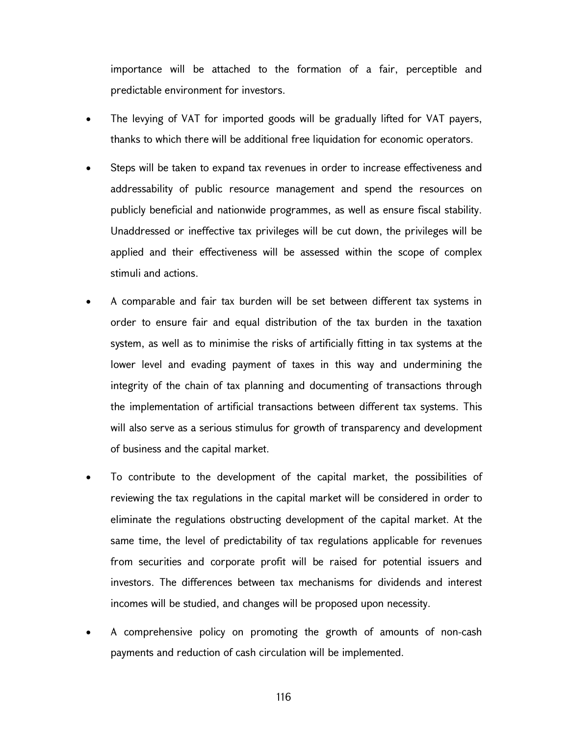importance will be attached to the formation of a fair, perceptible and predictable environment for investors.

- The levying of VAT for imported goods will be gradually lifted for VAT payers, thanks to which there will be additional free liquidation for economic operators.
- Steps will be taken to expand tax revenues in order to increase effectiveness and addressability of public resource management and spend the resources on publicly beneficial and nationwide programmes, as well as ensure fiscal stability. Unaddressed or ineffective tax privileges will be cut down, the privileges will be applied and their effectiveness will be assessed within the scope of complex stimuli and actions.
- A comparable and fair tax burden will be set between different tax systems in order to ensure fair and equal distribution of the tax burden in the taxation system, as well as to minimise the risks of artificially fitting in tax systems at the lower level and evading payment of taxes in this way and undermining the integrity of the chain of tax planning and documenting of transactions through the implementation of artificial transactions between different tax systems. This will also serve as a serious stimulus for growth of transparency and development of business and the capital market.
- To contribute to the development of the capital market, the possibilities of reviewing the tax regulations in the capital market will be considered in order to eliminate the regulations obstructing development of the capital market. At the same time, the level of predictability of tax regulations applicable for revenues from securities and corporate profit will be raised for potential issuers and investors. The differences between tax mechanisms for dividends and interest incomes will be studied, and changes will be proposed upon necessity.
- A comprehensive policy on promoting the growth of amounts of non-cash payments and reduction of cash circulation will be implemented.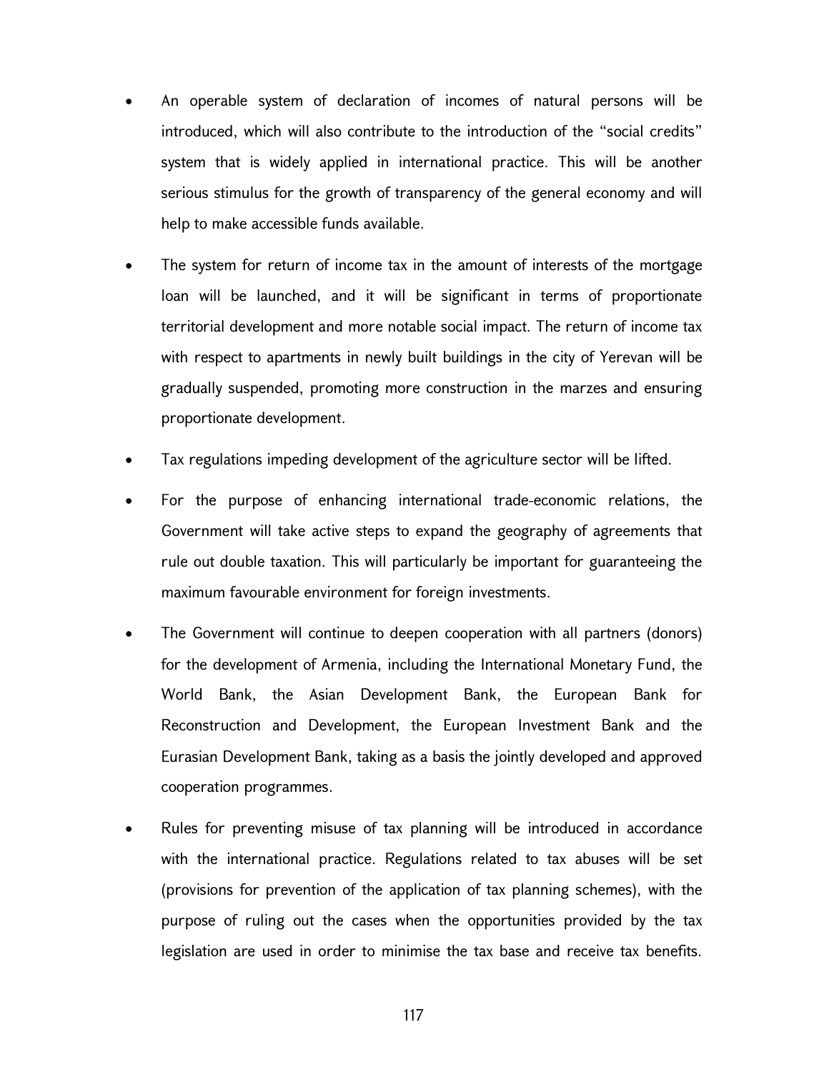- An operable system of declaration of incomes of natural persons will be introduced, which will also contribute to the introduction of the "social credits" system that is widely applied in international practice. This will be another serious stimulus for the growth of transparency of the general economy and will help to make accessible funds available.
- The system for return of income tax in the amount of interests of the mortgage loan will be launched, and it will be significant in terms of proportionate territorial development and more notable social impact. The return of income tax with respect to apartments in newly built buildings in the city of Yerevan will be gradually suspended, promoting more construction in the marzes and ensuring proportionate development.
- Tax regulations impeding development of the agriculture sector will be lifted.
- For the purpose of enhancing international trade-economic relations, the Government will take active steps to expand the geography of agreements that rule out double taxation. This will particularly be important for guaranteeing the maximum favourable environment for foreign investments.
- The Government will continue to deepen cooperation with all partners (donors) for the development of Armenia, including the International Monetary Fund, the World Bank, the Asian Development Bank, the European Bank for Reconstruction and Development, the European Investment Bank and the Eurasian Development Bank, taking as a basis the jointly developed and approved cooperation programmes.
- Rules for preventing misuse of tax planning will be introduced in accordance with the international practice. Regulations related to tax abuses will be set (provisions for prevention of the application of tax planning schemes), with the purpose of ruling out the cases when the opportunities provided by the tax legislation are used in order to minimise the tax base and receive tax benefits.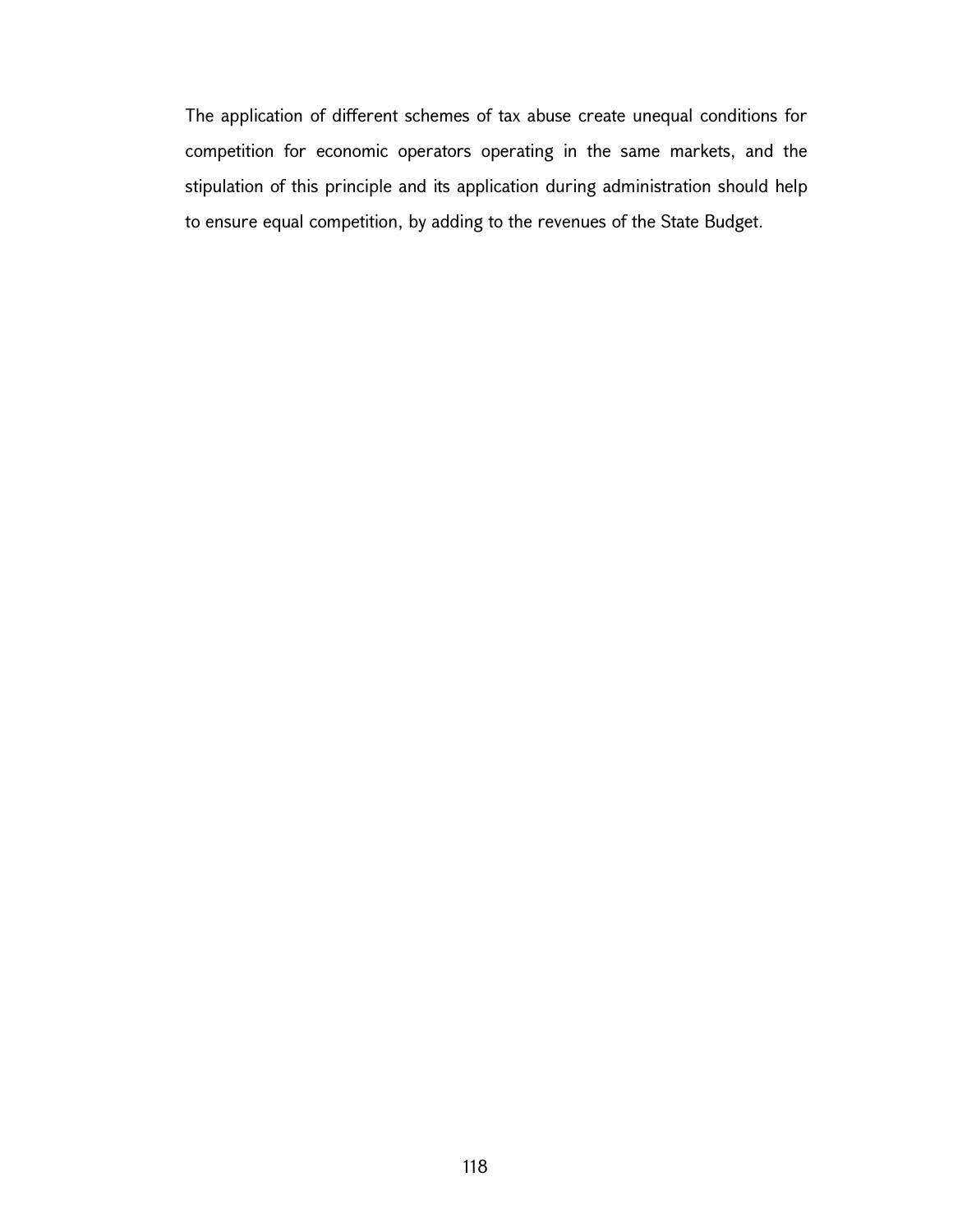The application of different schemes of tax abuse create unequal conditions for competition for economic operators operating in the same markets, and the stipulation of this principle and its application during administration should help to ensure equal competition, by adding to the revenues of the State Budget.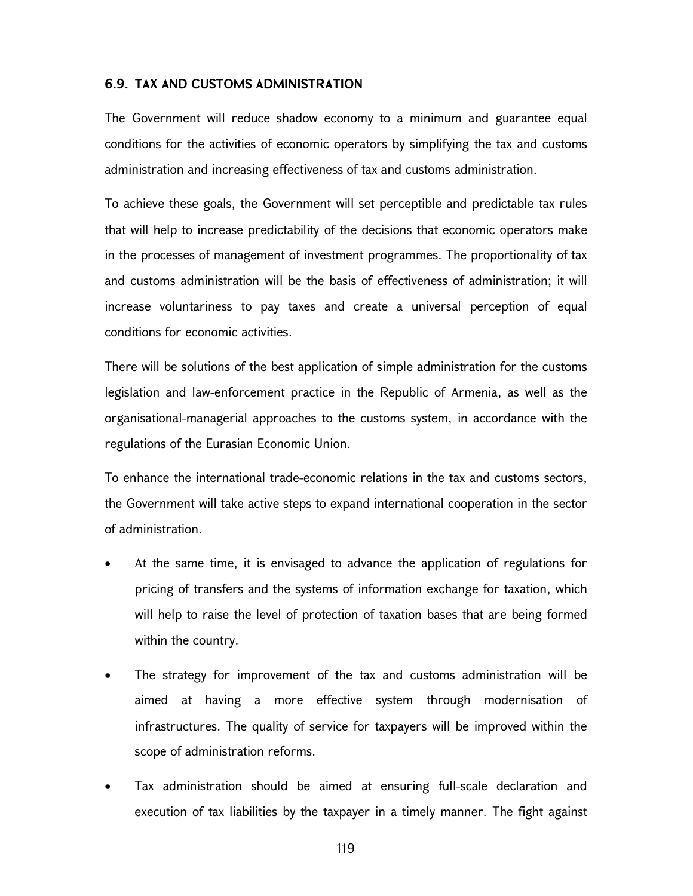### 6.9. TAX AND CUSTOMS ADMINISTRATION

The Government will reduce shadow economy to a minimum and guarantee equal conditions for the activities of economic operators by simplifying the tax and customs administration and increasing effectiveness of tax and customs administration.

To achieve these goals, the Government will set perceptible and predictable tax rules that will help to increase predictability of the decisions that economic operators make in the processes of management of investment programmes. The proportionality of tax and customs administration will be the basis of effectiveness of administration; it will increase voluntariness to pay taxes and create a universal perception of equal conditions for economic activities.

There will be solutions of the best application of simple administration for the customs legislation and law-enforcement practice in the Republic of Armenia, as well as the organisational-managerial approaches to the customs system, in accordance with the regulations of the Eurasian Economic Union.

To enhance the international trade-economic relations in the tax and customs sectors, the Government will take active steps to expand international cooperation in the sector of administration.

- At the same time, it is envisaged to advance the application of regulations for pricing of transfers and the systems of information exchange for taxation, which will help to raise the level of protection of taxation bases that are being formed within the country.
- The strategy for improvement of the tax and customs administration will be aimed at having a more effective system through modernisation of infrastructures. The quality of service for taxpayers will be improved within the scope of administration reforms.
- Tax administration should be aimed at ensuring full-scale declaration and execution of tax liabilities by the taxpayer in a timely manner. The fight against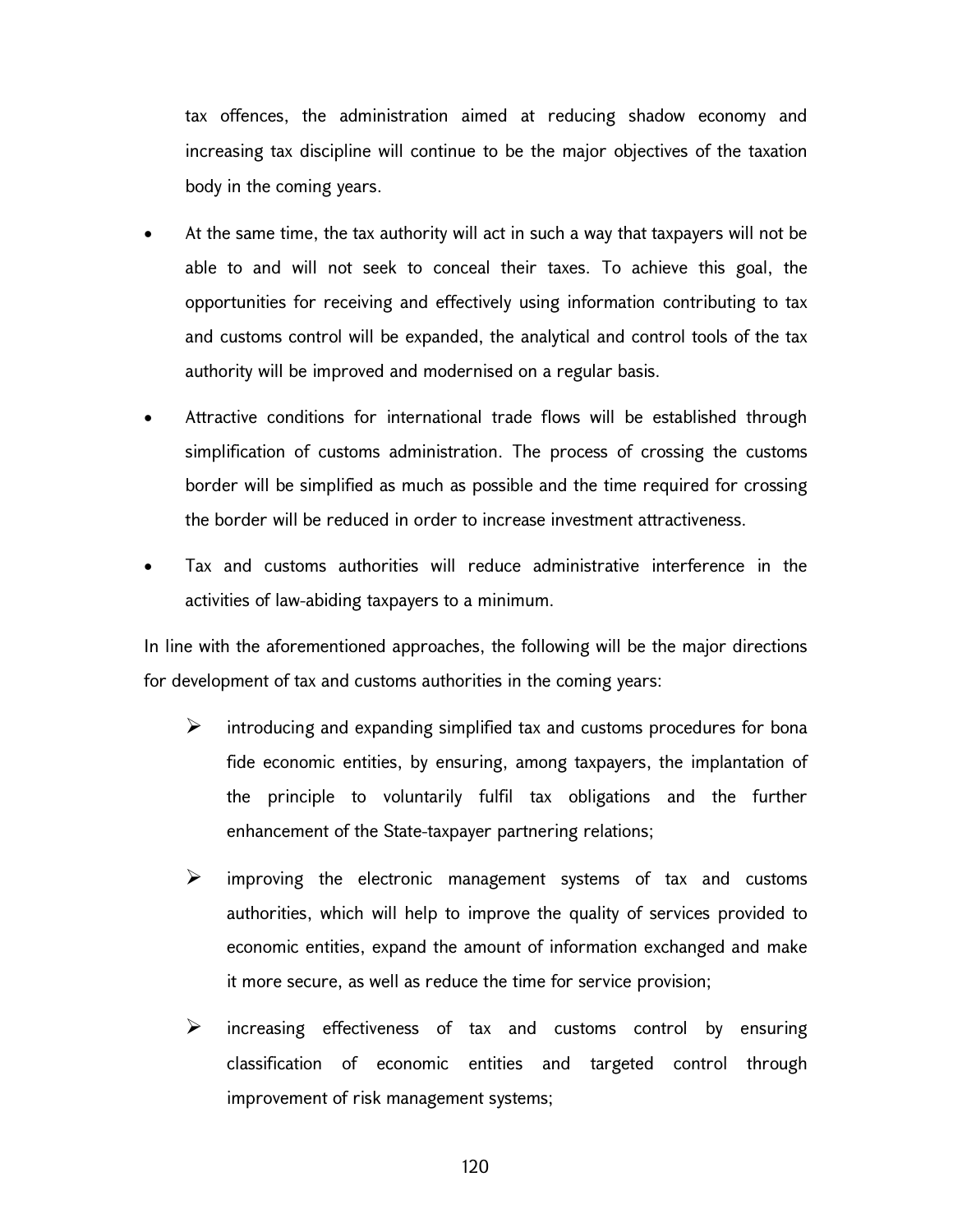tax offences, the administration aimed at reducing shadow economy and increasing tax discipline will continue to be the major objectives of the taxation body in the coming years.

- At the same time, the tax authority will act in such a way that taxpayers will not be able to and will not seek to conceal their taxes. To achieve this goal, the opportunities for receiving and effectively using information contributing to tax and customs control will be expanded, the analytical and control tools of the tax authority will be improved and modernised on a regular basis.
- Attractive conditions for international trade flows will be established through simplification of customs administration. The process of crossing the customs border will be simplified as much as possible and the time required for crossing the border will be reduced in order to increase investment attractiveness.
- Tax and customs authorities will reduce administrative interference in the activities of law-abiding taxpayers to a minimum.

In line with the aforementioned approaches, the following will be the major directions for development of tax and customs authorities in the coming years:

- introducing and expanding simplified tax and customs procedures for bona fide economic entities, by ensuring, among taxpayers, the implantation of the principle to voluntarily fulfil tax obligations and the further enhancement of the State-taxpayer partnering relations;
- improving the electronic management systems of tax and customs authorities, which will help to improve the quality of services provided to economic entities, expand the amount of information exchanged and make it more secure, as well as reduce the time for service provision;
- increasing effectiveness of tax and customs control by ensuring classification of economic entities and targeted control through improvement of risk management systems;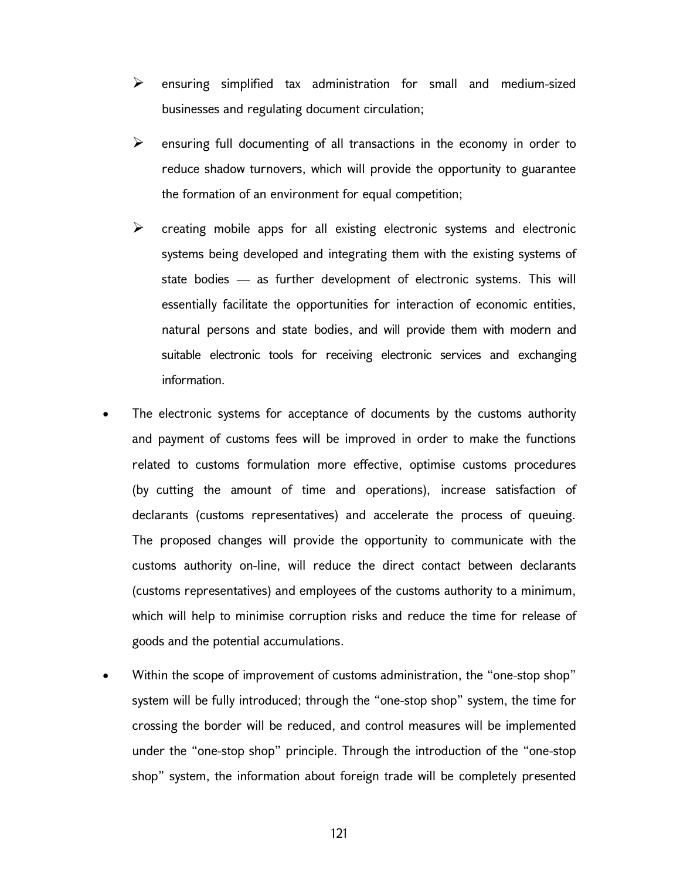- ensuring simplified tax administration for small and medium-sized businesses and regulating document circulation;

  - ensuring full documenting of all transactions in the economy in order to reduce shadow turnovers, which will provide the opportunity to guarantee the formation of an environment for equal competition;

  - creating mobile apps for all existing electronic systems and electronic systems being developed and integrating them with the existing systems of state bodies — as further development of electronic systems. This will essentially facilitate the opportunities for interaction of economic entities, natural persons and state bodies, and will provide them with modern and suitable electronic tools for receiving electronic services and exchanging information.

- The electronic systems for acceptance of documents by the customs authority and payment of customs fees will be improved in order to make the functions related to customs formulation more effective, optimise customs procedures (by cutting the amount of time and operations), increase satisfaction of declarants (customs representatives) and accelerate the process of queuing. The proposed changes will provide the opportunity to communicate with the customs authority on-line, will reduce the direct contact between declarants (customs representatives) and employees of the customs authority to a minimum, which will help to minimise corruption risks and reduce the time for release of goods and the potential accumulations.

- Within the scope of improvement of customs administration, the "one-stop shop" system will be fully introduced; through the "one-stop shop" system, the time for crossing the border will be reduced, and control measures will be implemented under the "one-stop shop" principle. Through the introduction of the "one-stop shop" system, the information about foreign trade will be completely presented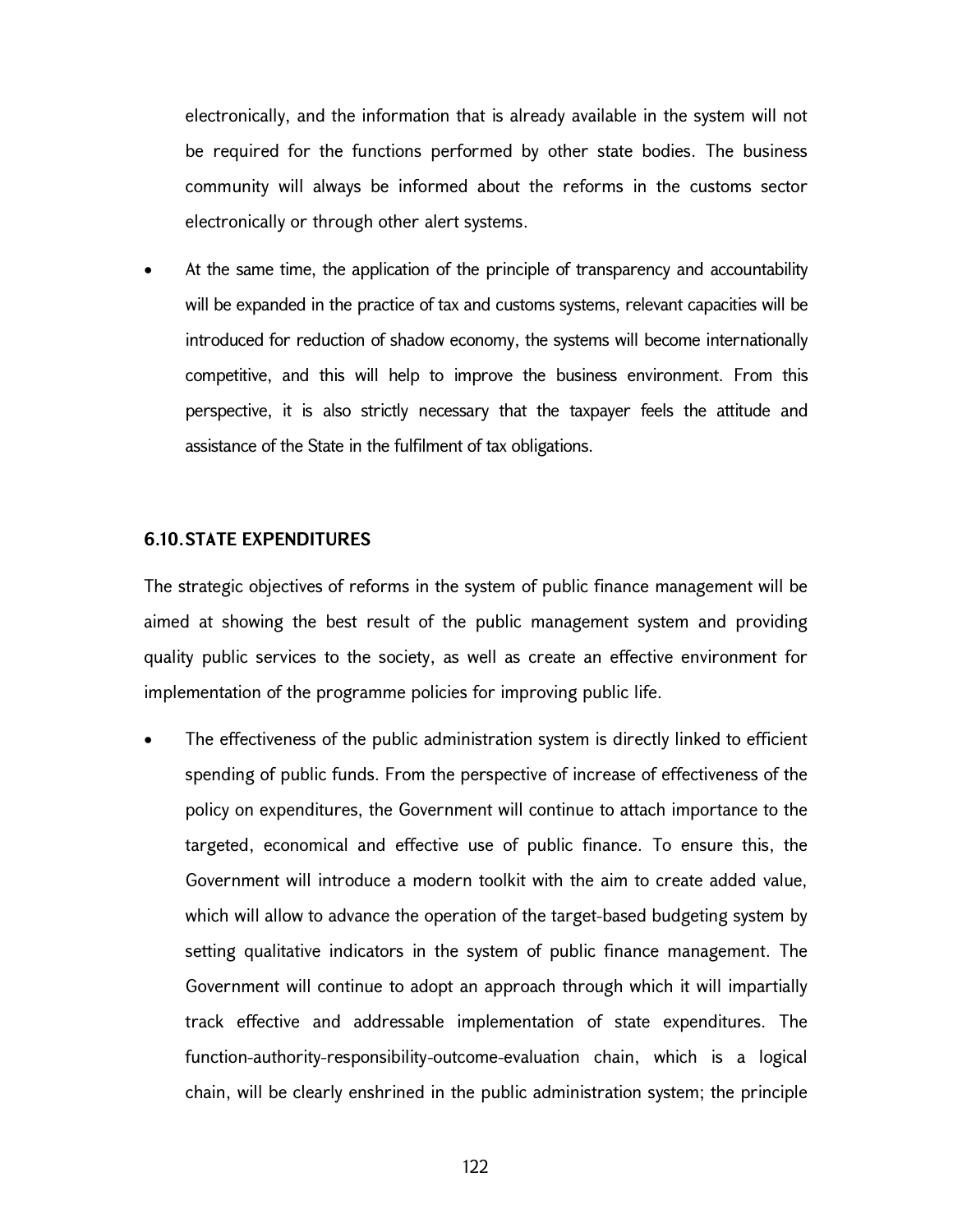electronically, and the information that is already available in the system will not be required for the functions performed by other state bodies. The business community will always be informed about the reforms in the customs sector electronically or through other alert systems.

- At the same time, the application of the principle of transparency and accountability will be expanded in the practice of tax and customs systems, relevant capacities will be introduced for reduction of shadow economy, the systems will become internationally competitive, and this will help to improve the business environment. From this perspective, it is also strictly necessary that the taxpayer feels the attitude and assistance of the State in the fulfilment of tax obligations.

### 6.10. STATE EXPENDITURES

The strategic objectives of reforms in the system of public finance management will be aimed at showing the best result of the public management system and providing quality public services to the society, as well as create an effective environment for implementation of the programme policies for improving public life.

- The effectiveness of the public administration system is directly linked to efficient spending of public funds. From the perspective of increase of effectiveness of the policy on expenditures, the Government will continue to attach importance to the targeted, economical and effective use of public finance. To ensure this, the Government will introduce a modern toolkit with the aim to create added value, which will allow to advance the operation of the target-based budgeting system by setting qualitative indicators in the system of public finance management. The Government will continue to adopt an approach through which it will impartially track effective and addressable implementation of state expenditures. The function-authority-responsibility-outcome-evaluation chain, which is a logical chain, will be clearly enshrined in the public administration system; the principle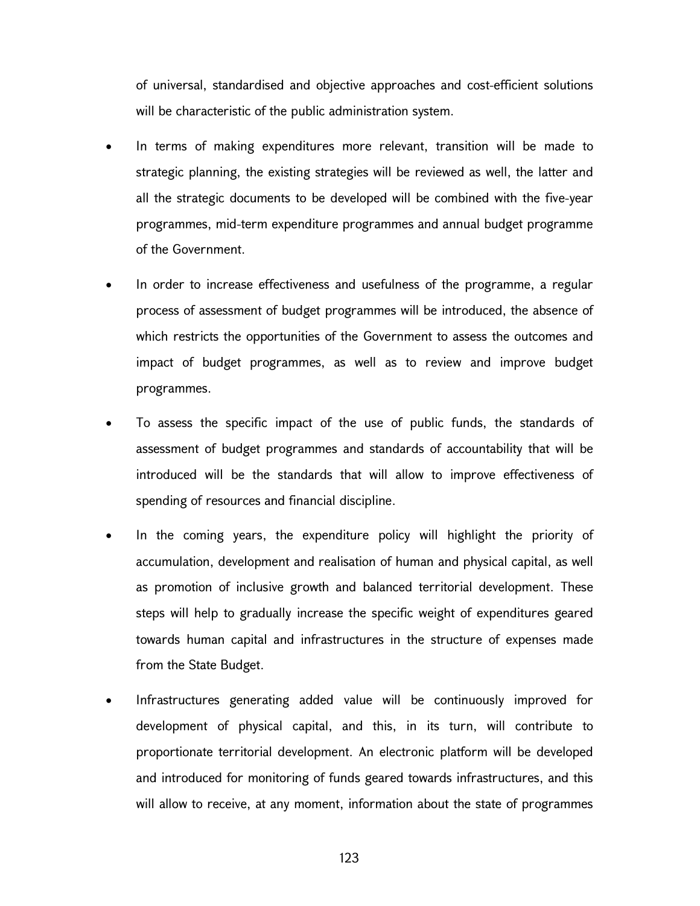of universal, standardised and objective approaches and cost-efficient solutions will be characteristic of the public administration system.

- In terms of making expenditures more relevant, transition will be made to strategic planning, the existing strategies will be reviewed as well, the latter and all the strategic documents to be developed will be combined with the five-year programmes, mid-term expenditure programmes and annual budget programme of the Government.
- In order to increase effectiveness and usefulness of the programme, a regular process of assessment of budget programmes will be introduced, the absence of which restricts the opportunities of the Government to assess the outcomes and impact of budget programmes, as well as to review and improve budget programmes.
- To assess the specific impact of the use of public funds, the standards of assessment of budget programmes and standards of accountability that will be introduced will be the standards that will allow to improve effectiveness of spending of resources and financial discipline.
- In the coming years, the expenditure policy will highlight the priority of accumulation, development and realisation of human and physical capital, as well as promotion of inclusive growth and balanced territorial development. These steps will help to gradually increase the specific weight of expenditures geared towards human capital and infrastructures in the structure of expenses made from the State Budget.
- Infrastructures generating added value will be continuously improved for development of physical capital, and this, in its turn, will contribute to proportionate territorial development. An electronic platform will be developed and introduced for monitoring of funds geared towards infrastructures, and this will allow to receive, at any moment, information about the state of programmes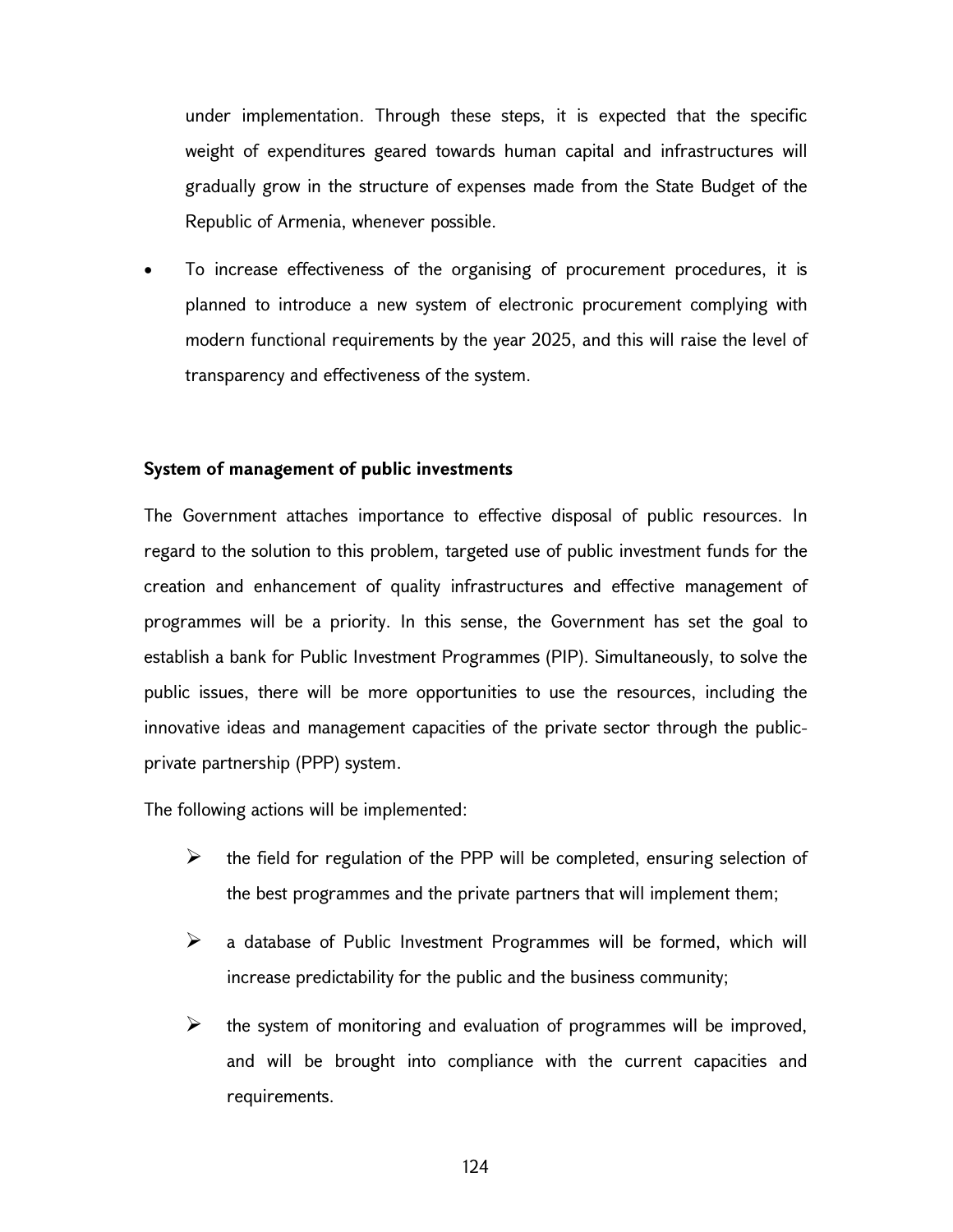under implementation. Through these steps, it is expected that the specific weight of expenditures geared towards human capital and infrastructures will gradually grow in the structure of expenses made from the State Budget of the Republic of Armenia, whenever possible.

- To increase effectiveness of the organising of procurement procedures, it is planned to introduce a new system of electronic procurement complying with modern functional requirements by the year 2025, and this will raise the level of transparency and effectiveness of the system.

**System of management of public investments**

The Government attaches importance to effective disposal of public resources. In regard to the solution to this problem, targeted use of public investment funds for the creation and enhancement of quality infrastructures and effective management of programmes will be a priority. In this sense, the Government has set the goal to establish a bank for Public Investment Programmes (PIP). Simultaneously, to solve the public issues, there will be more opportunities to use the resources, including the innovative ideas and management capacities of the private sector through the public-private partnership (PPP) system.

The following actions will be implemented:

- the field for regulation of the PPP will be completed, ensuring selection of the best programmes and the private partners that will implement them;
- a database of Public Investment Programmes will be formed, which will increase predictability for the public and the business community;
- the system of monitoring and evaluation of programmes will be improved, and will be brought into compliance with the current capacities and requirements.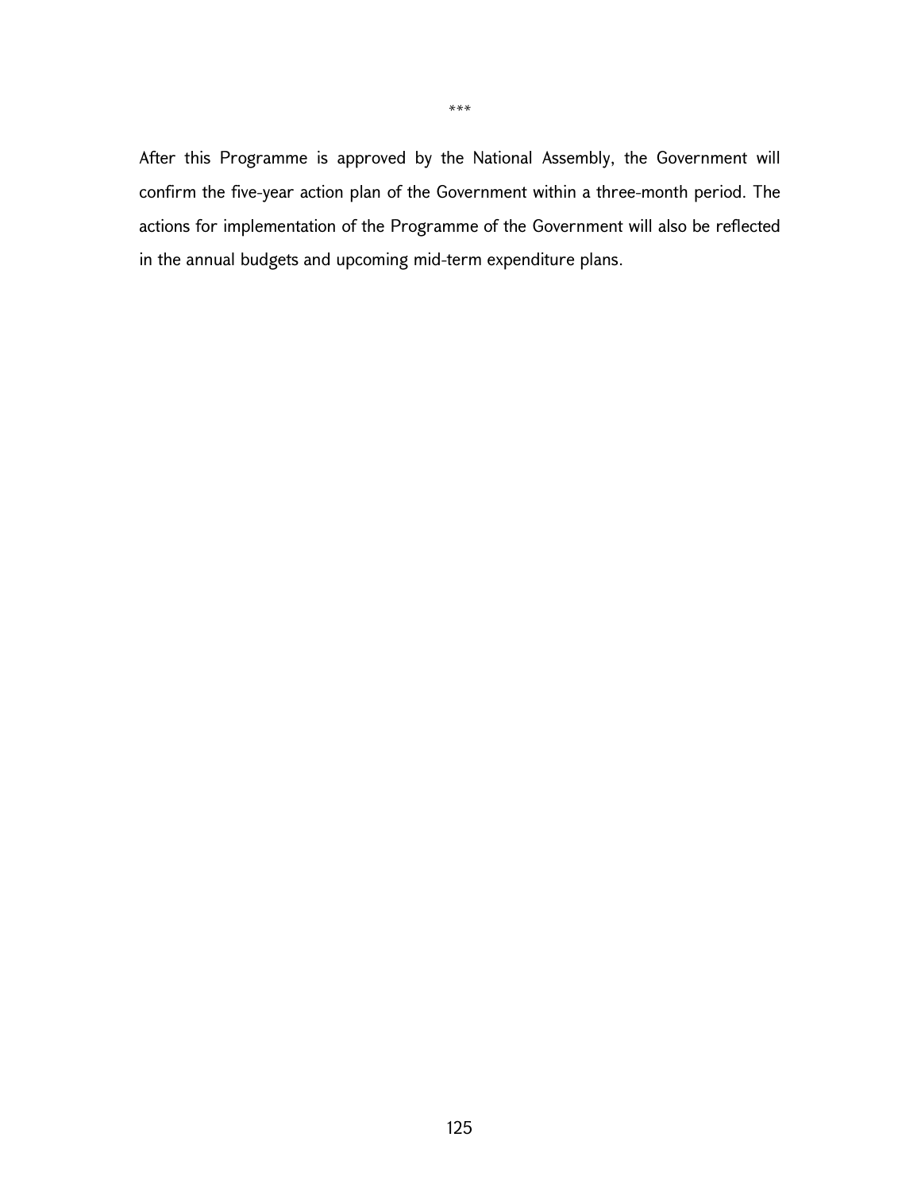***

After this Programme is approved by the National Assembly, the Government will confirm the five-year action plan of the Government within a three-month period. The actions for implementation of the Programme of the Government will also be reflected in the annual budgets and upcoming mid-term expenditure plans.